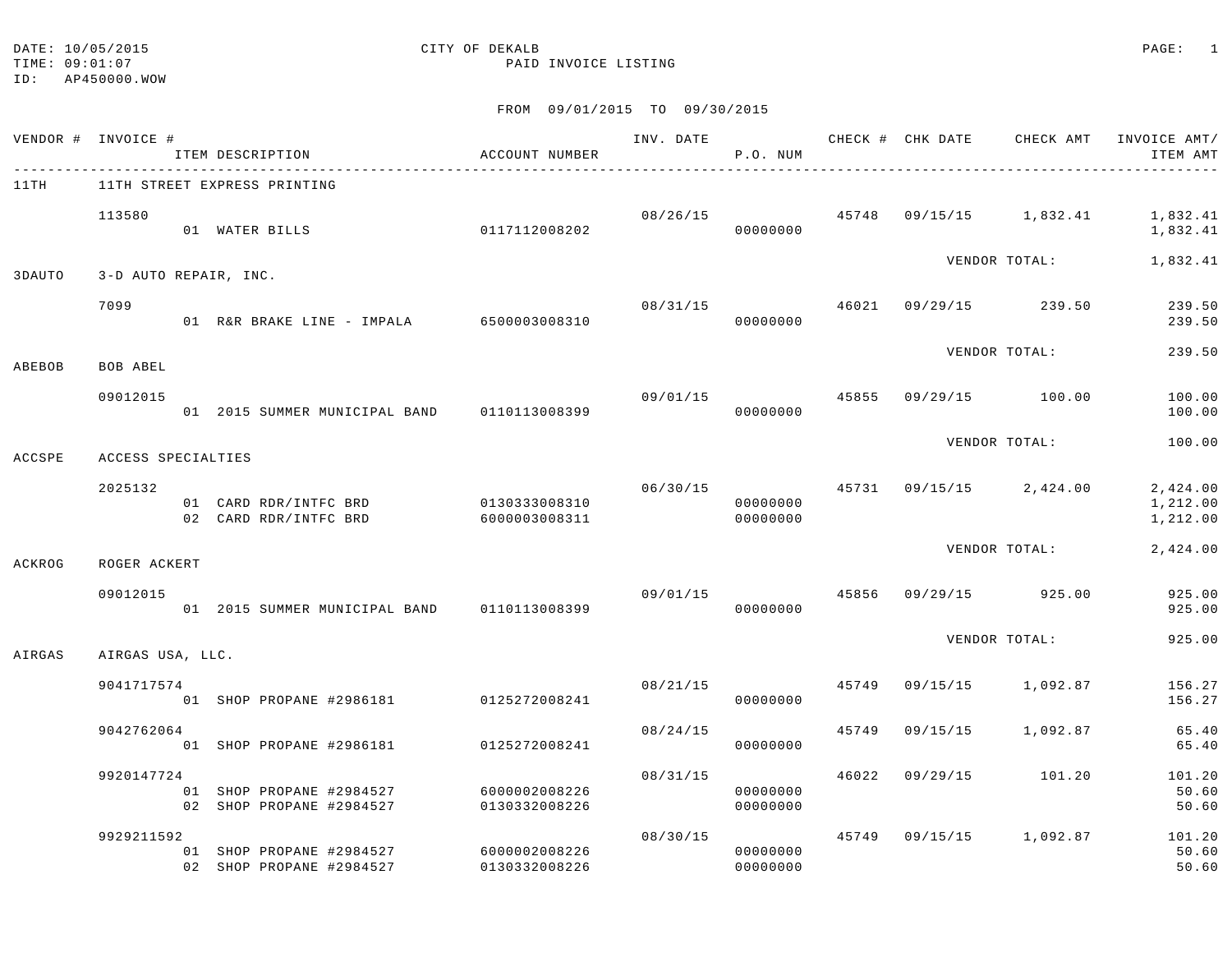DATE: 10/05/2015
TIME: 09:01:07
ID: AP450000.WOW

CITY OF DEKALB
PAID INVOICE LISTING

FROM 09/01/2015 TO 09/30/2015

| VENDOR # | INVOICE # / ITEM DESCRIPTION | ACCOUNT NUMBER | INV. DATE | P.O. NUM | CHECK # | CHK DATE | CHECK AMT | INVOICE AMT/ ITEM AMT |
|---|---|---|---|---|---|---|---|---|
| 11TH | 11TH STREET EXPRESS PRINTING | | | | | | | |
| | 113580 | | 08/26/15 | | 45748 | 09/15/15 | 1,832.41 | 1,832.41 |
| | 01 WATER BILLS | 0117112008202 | | 00000000 | | | | 1,832.41 |
| | | | | | | VENDOR TOTAL: | | 1,832.41 |
| 3DAUTO | 3-D AUTO REPAIR, INC. | | | | | | | |
| | 7099 | | 08/31/15 | | 46021 | 09/29/15 | 239.50 | 239.50 |
| | 01 R&R BRAKE LINE - IMPALA | 6500003008310 | | 00000000 | | | | 239.50 |
| | | | | | | VENDOR TOTAL: | | 239.50 |
| ABEBOB | BOB ABEL | | | | | | | |
| | 09012015 | | 09/01/15 | | 45855 | 09/29/15 | 100.00 | 100.00 |
| | 01 2015 SUMMER MUNICIPAL BAND | 0110113008399 | | 00000000 | | | | 100.00 |
| | | | | | | VENDOR TOTAL: | | 100.00 |
| ACCSPE | ACCESS SPECIALTIES | | | | | | | |
| | 2025132 | | 06/30/15 | | 45731 | 09/15/15 | 2,424.00 | 2,424.00 |
| | 01 CARD RDR/INTFC BRD | 0130333008310 | | 00000000 | | | | 1,212.00 |
| | 02 CARD RDR/INTFC BRD | 6000003008311 | | 00000000 | | | | 1,212.00 |
| | | | | | | VENDOR TOTAL: | | 2,424.00 |
| ACKROG | ROGER ACKERT | | | | | | | |
| | 09012015 | | 09/01/15 | | 45856 | 09/29/15 | 925.00 | 925.00 |
| | 01 2015 SUMMER MUNICIPAL BAND | 0110113008399 | | 00000000 | | | | 925.00 |
| | | | | | | VENDOR TOTAL: | | 925.00 |
| AIRGAS | AIRGAS USA, LLC. | | | | | | | |
| | 9041717574 | | 08/21/15 | | 45749 | 09/15/15 | 1,092.87 | 156.27 |
| | 01 SHOP PROPANE #2986181 | 0125272008241 | | 00000000 | | | | 156.27 |
| | 9042762064 | | 08/24/15 | | 45749 | 09/15/15 | 1,092.87 | 65.40 |
| | 01 SHOP PROPANE #2986181 | 0125272008241 | | 00000000 | | | | 65.40 |
| | 9920147724 | | 08/31/15 | | 46022 | 09/29/15 | 101.20 | 101.20 |
| | 01 SHOP PROPANE #2984527 | 6000002008226 | | 00000000 | | | | 50.60 |
| | 02 SHOP PROPANE #2984527 | 0130332008226 | | 00000000 | | | | 50.60 |
| | 9929211592 | | 08/30/15 | | 45749 | 09/15/15 | 1,092.87 | 101.20 |
| | 01 SHOP PROPANE #2984527 | 6000002008226 | | 00000000 | | | | 50.60 |
| | 02 SHOP PROPANE #2984527 | 0130332008226 | | 00000000 | | | | 50.60 |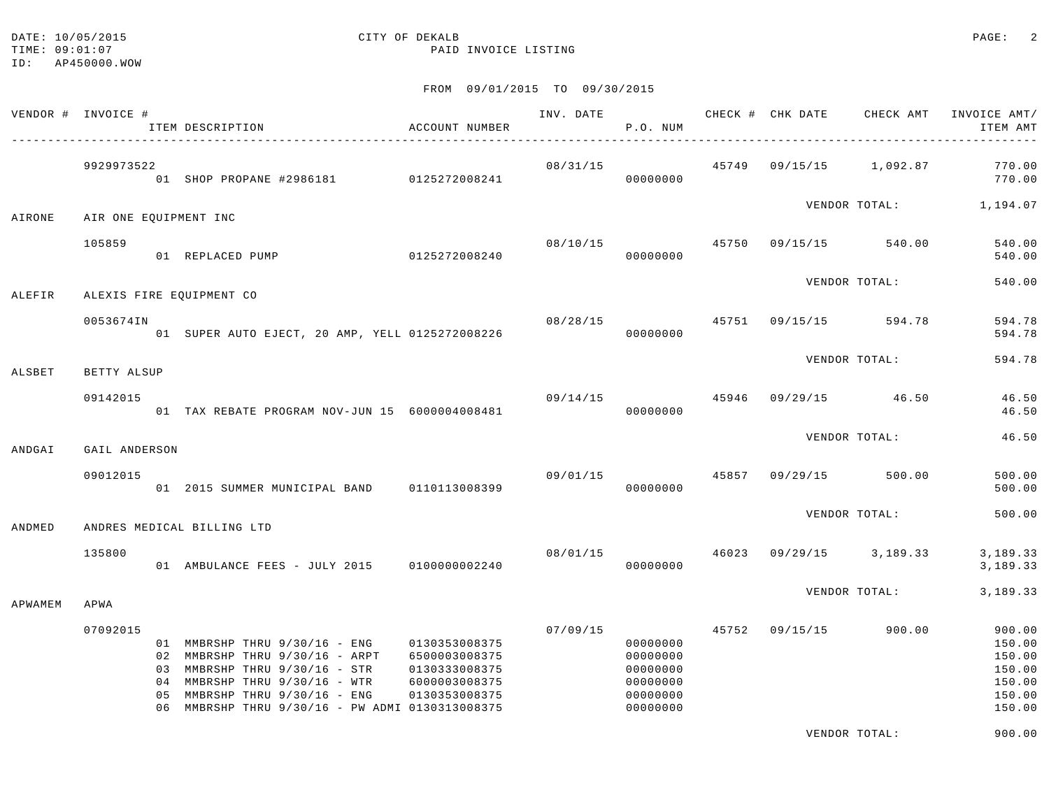DATE: 10/05/2015 CITY OF DEKALB
TIME: 09:01:07 PAID INVOICE LISTING
ID: AP450000.WOW

FROM 09/01/2015 TO 09/30/2015

| VENDOR # | INVOICE # / ITEM DESCRIPTION | ACCOUNT NUMBER | INV. DATE | P.O. NUM | CHECK # | CHK DATE | CHECK AMT | INVOICE AMT/ ITEM AMT |
|---|---|---|---|---|---|---|---|---|
| | 9929973522 | | 08/31/15 | | 45749 | 09/15/15 | 1,092.87 | 770.00 |
| | 01 SHOP PROPANE #2986181 | 0125272008241 | | 00000000 | | | | 770.00 |
| | | | | | | VENDOR TOTAL: | | 1,194.07 |
| AIRONE | AIR ONE EQUIPMENT INC | | | | | | | |
| | 105859 | | 08/10/15 | | 45750 | 09/15/15 | 540.00 | 540.00 |
| | 01 REPLACED PUMP | 0125272008240 | | 00000000 | | | | 540.00 |
| | | | | | | VENDOR TOTAL: | | 540.00 |
| ALEFIR | ALEXIS FIRE EQUIPMENT CO | | | | | | | |
| | 0053674IN | | 08/28/15 | | 45751 | 09/15/15 | 594.78 | 594.78 |
| | 01 SUPER AUTO EJECT, 20 AMP, YELL | 0125272008226 | | 00000000 | | | | 594.78 |
| | | | | | | VENDOR TOTAL: | | 594.78 |
| ALSBET | BETTY ALSUP | | | | | | | |
| | 09142015 | | 09/14/15 | | 45946 | 09/29/15 | 46.50 | 46.50 |
| | 01 TAX REBATE PROGRAM NOV-JUN 15 | 6000004008481 | | 00000000 | | | | 46.50 |
| | | | | | | VENDOR TOTAL: | | 46.50 |
| ANDGAI | GAIL ANDERSON | | | | | | | |
| | 09012015 | | 09/01/15 | | 45857 | 09/29/15 | 500.00 | 500.00 |
| | 01 2015 SUMMER MUNICIPAL BAND | 0110113008399 | | 00000000 | | | | 500.00 |
| | | | | | | VENDOR TOTAL: | | 500.00 |
| ANDMED | ANDRES MEDICAL BILLING LTD | | | | | | | |
| | 135800 | | 08/01/15 | | 46023 | 09/29/15 | 3,189.33 | 3,189.33 |
| | 01 AMBULANCE FEES - JULY 2015 | 0100000002240 | | 00000000 | | | | 3,189.33 |
| | | | | | | VENDOR TOTAL: | | 3,189.33 |
| APWAMEM | APWA | | | | | | | |
| | 07092015 | | 07/09/15 | | 45752 | 09/15/15 | 900.00 | 900.00 |
| | 01 MMBRSHP THRU 9/30/16 - ENG | 0130353008375 | | 00000000 | | | | 150.00 |
| | 02 MMBRSHP THRU 9/30/16 - ARPT | 6500003008375 | | 00000000 | | | | 150.00 |
| | 03 MMBRSHP THRU 9/30/16 - STR | 0130333008375 | | 00000000 | | | | 150.00 |
| | 04 MMBRSHP THRU 9/30/16 - WTR | 6000003008375 | | 00000000 | | | | 150.00 |
| | 05 MMBRSHP THRU 9/30/16 - ENG | 0130353008375 | | 00000000 | | | | 150.00 |
| | 06 MMBRSHP THRU 9/30/16 - PW ADMI | 0130313008375 | | 00000000 | | | | 150.00 |
| | | | | | | VENDOR TOTAL: | | 900.00 |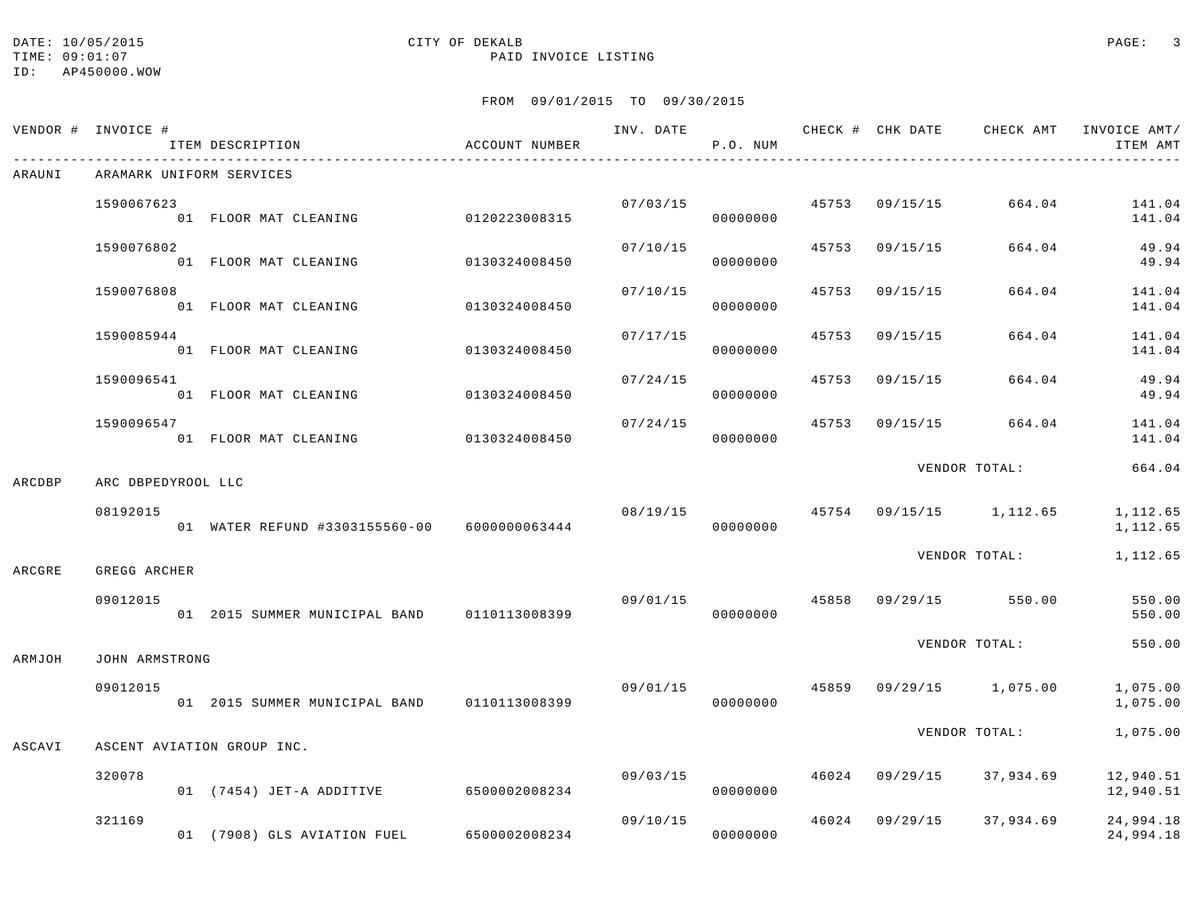DATE: 10/05/2015
TIME: 09:01:07
ID: AP450000.WOW

CITY OF DEKALB
PAID INVOICE LISTING

FROM 09/01/2015 TO 09/30/2015

| VENDOR # | INVOICE # / ITEM DESCRIPTION | ACCOUNT NUMBER | INV. DATE | P.O. NUM | CHECK # | CHK DATE | CHECK AMT | INVOICE AMT/ ITEM AMT |
|---|---|---|---|---|---|---|---|---|
| ARAUNI | ARAMARK UNIFORM SERVICES | | | | | | | |
| | 1590067623 | | 07/03/15 | | 45753 | 09/15/15 | 664.04 | 141.04 |
| | 01 FLOOR MAT CLEANING | 0120223008315 | | 00000000 | | | | 141.04 |
| | 1590076802 | | 07/10/15 | | 45753 | 09/15/15 | 664.04 | 49.94 |
| | 01 FLOOR MAT CLEANING | 0130324008450 | | 00000000 | | | | 49.94 |
| | 1590076808 | | 07/10/15 | | 45753 | 09/15/15 | 664.04 | 141.04 |
| | 01 FLOOR MAT CLEANING | 0130324008450 | | 00000000 | | | | 141.04 |
| | 1590085944 | | 07/17/15 | | 45753 | 09/15/15 | 664.04 | 141.04 |
| | 01 FLOOR MAT CLEANING | 0130324008450 | | 00000000 | | | | 141.04 |
| | 1590096541 | | 07/24/15 | | 45753 | 09/15/15 | 664.04 | 49.94 |
| | 01 FLOOR MAT CLEANING | 0130324008450 | | 00000000 | | | | 49.94 |
| | 1590096547 | | 07/24/15 | | 45753 | 09/15/15 | 664.04 | 141.04 |
| | 01 FLOOR MAT CLEANING | 0130324008450 | | 00000000 | | | | 141.04 |
| | | | | | | | VENDOR TOTAL: | 664.04 |
| ARCDBP | ARC DBPEDYROOL LLC | | | | | | | |
| | 08192015 | | 08/19/15 | | 45754 | 09/15/15 | 1,112.65 | 1,112.65 |
| | 01 WATER REFUND #3303155560-00 | 6000000063444 | | 00000000 | | | | 1,112.65 |
| | | | | | | | VENDOR TOTAL: | 1,112.65 |
| ARCGRE | GREGG ARCHER | | | | | | | |
| | 09012015 | | 09/01/15 | | 45858 | 09/29/15 | 550.00 | 550.00 |
| | 01 2015 SUMMER MUNICIPAL BAND | 0110113008399 | | 00000000 | | | | 550.00 |
| | | | | | | | VENDOR TOTAL: | 550.00 |
| ARMJOH | JOHN ARMSTRONG | | | | | | | |
| | 09012015 | | 09/01/15 | | 45859 | 09/29/15 | 1,075.00 | 1,075.00 |
| | 01 2015 SUMMER MUNICIPAL BAND | 0110113008399 | | 00000000 | | | | 1,075.00 |
| | | | | | | | VENDOR TOTAL: | 1,075.00 |
| ASCAVI | ASCENT AVIATION GROUP INC. | | | | | | | |
| | 320078 | | 09/03/15 | | 46024 | 09/29/15 | 37,934.69 | 12,940.51 |
| | 01 (7454) JET-A ADDITIVE | 6500002008234 | | 00000000 | | | | 12,940.51 |
| | 321169 | | 09/10/15 | | 46024 | 09/29/15 | 37,934.69 | 24,994.18 |
| | 01 (7908) GLS AVIATION FUEL | 6500002008234 | | 00000000 | | | | 24,994.18 |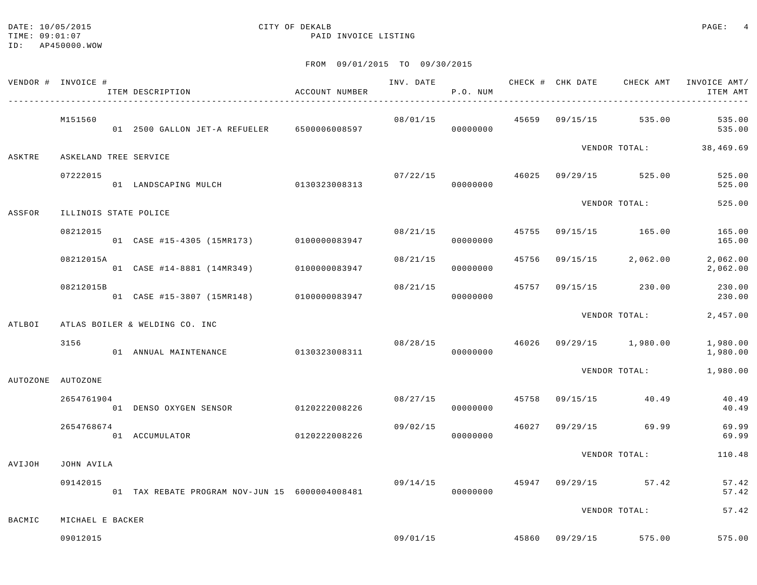DATE: 10/05/2015
TIME: 09:01:07
ID: AP450000.WOW

CITY OF DEKALB
PAID INVOICE LISTING

FROM 09/01/2015 TO 09/30/2015

| VENDOR # | INVOICE # / ITEM DESCRIPTION | ACCOUNT NUMBER | INV. DATE | P.O. NUM | CHECK # | CHK DATE | CHECK AMT | INVOICE AMT/ ITEM AMT |
|---|---|---|---|---|---|---|---|---|
| | M151560 | | 08/01/15 | | 45659 | 09/15/15 | 535.00 | 535.00 |
| | 01 2500 GALLON JET-A REFUELER | 6500006008597 | | 00000000 | | | | 535.00 |
| | | | | | | VENDOR TOTAL: | | 38,469.69 |
| ASKTRE | ASKELAND TREE SERVICE | | | | | | | |
| | 07222015 | | 07/22/15 | | 46025 | 09/29/15 | 525.00 | 525.00 |
| | 01 LANDSCAPING MULCH | 0130323008313 | | 00000000 | | | | 525.00 |
| | | | | | | VENDOR TOTAL: | | 525.00 |
| ASSFOR | ILLINOIS STATE POLICE | | | | | | | |
| | 08212015 | | 08/21/15 | | 45755 | 09/15/15 | 165.00 | 165.00 |
| | 01 CASE #15-4305 (15MR173) | 0100000083947 | | 00000000 | | | | 165.00 |
| | 08212015A | | 08/21/15 | | 45756 | 09/15/15 | 2,062.00 | 2,062.00 |
| | 01 CASE #14-8881 (14MR349) | 0100000083947 | | 00000000 | | | | 2,062.00 |
| | 08212015B | | 08/21/15 | | 45757 | 09/15/15 | 230.00 | 230.00 |
| | 01 CASE #15-3807 (15MR148) | 0100000083947 | | 00000000 | | | | 230.00 |
| | | | | | | VENDOR TOTAL: | | 2,457.00 |
| ATLBOI | ATLAS BOILER & WELDING CO. INC | | | | | | | |
| | 3156 | | 08/28/15 | | 46026 | 09/29/15 | 1,980.00 | 1,980.00 |
| | 01 ANNUAL MAINTENANCE | 0130323008311 | | 00000000 | | | | 1,980.00 |
| | | | | | | VENDOR TOTAL: | | 1,980.00 |
| AUTOZONE | AUTOZONE | | | | | | | |
| | 2654761904 | | 08/27/15 | | 45758 | 09/15/15 | 40.49 | 40.49 |
| | 01 DENSO OXYGEN SENSOR | 0120222008226 | | 00000000 | | | | 40.49 |
| | 2654768674 | | 09/02/15 | | 46027 | 09/29/15 | 69.99 | 69.99 |
| | 01 ACCUMULATOR | 0120222008226 | | 00000000 | | | | 69.99 |
| | | | | | | VENDOR TOTAL: | | 110.48 |
| AVIJOH | JOHN AVILA | | | | | | | |
| | 09142015 | | 09/14/15 | | 45947 | 09/29/15 | 57.42 | 57.42 |
| | 01 TAX REBATE PROGRAM NOV-JUN 15 | 6000004008481 | | 00000000 | | | | 57.42 |
| | | | | | | VENDOR TOTAL: | | 57.42 |
| BACMIC | MICHAEL E BACKER | | | | | | | |
| | 09012015 | | 09/01/15 | | 45860 | 09/29/15 | 575.00 | 575.00 |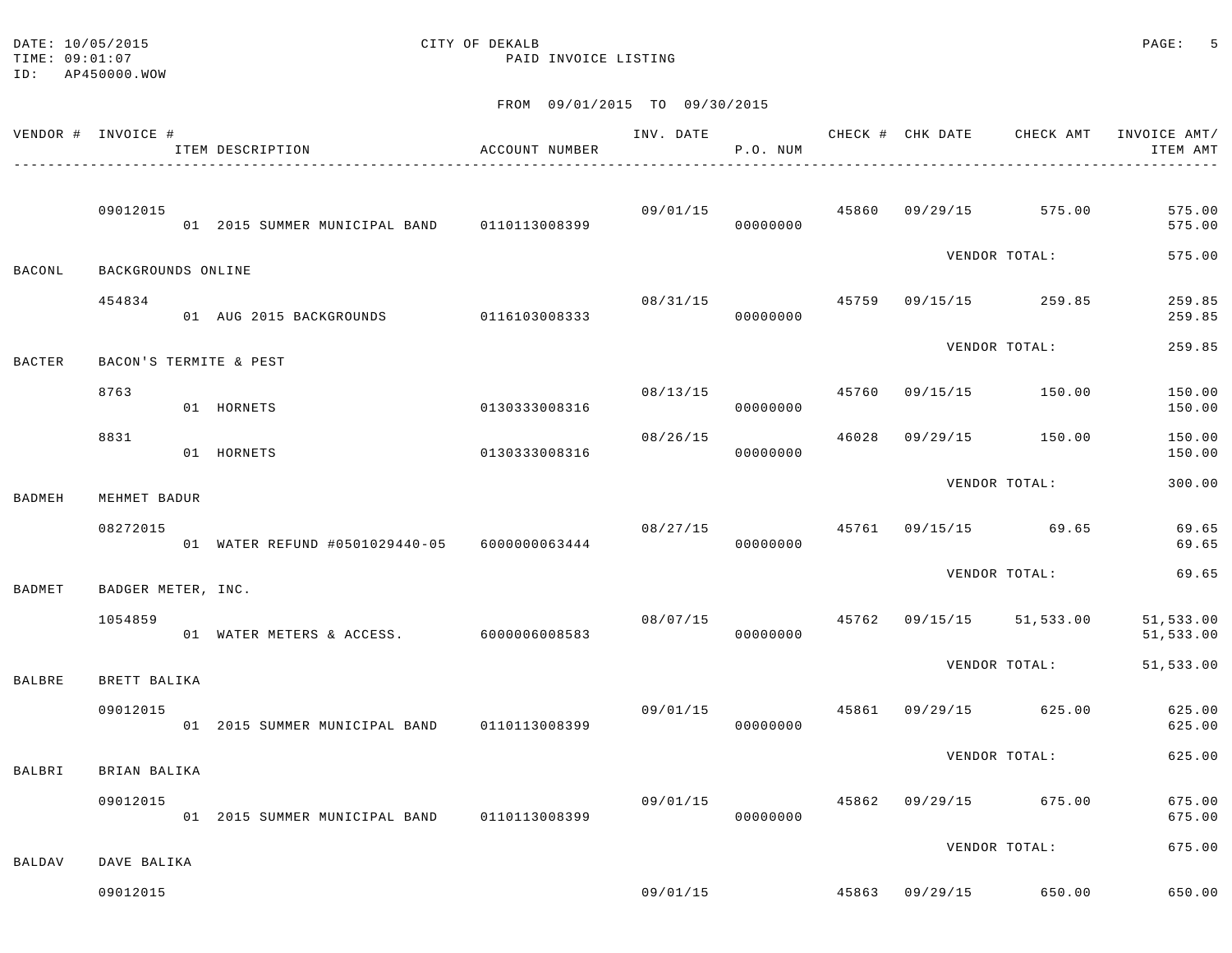DATE: 10/05/2015
TIME: 09:01:07
ID: AP450000.WOW

CITY OF DEKALB
PAID INVOICE LISTING

FROM 09/01/2015 TO 09/30/2015

| VENDOR # | INVOICE # / ITEM DESCRIPTION | ACCOUNT NUMBER | INV. DATE | P.O. NUM | CHECK # | CHK DATE | CHECK AMT | INVOICE AMT/ ITEM AMT |
|---|---|---|---|---|---|---|---|---|
| | 09012015 | | 09/01/15 | | 45860 | 09/29/15 | 575.00 | 575.00 |
| | 01 2015 SUMMER MUNICIPAL BAND | 0110113008399 | | 00000000 | | | | 575.00 |
| | | | | | | VENDOR TOTAL: | | 575.00 |
| BACONL | BACKGROUNDS ONLINE | | | | | | | |
| | 454834 | | 08/31/15 | | 45759 | 09/15/15 | 259.85 | 259.85 |
| | 01 AUG 2015 BACKGROUNDS | 0116103008333 | | 00000000 | | | | 259.85 |
| | | | | | | VENDOR TOTAL: | | 259.85 |
| BACTER | BACON'S TERMITE & PEST | | | | | | | |
| | 8763 | | 08/13/15 | | 45760 | 09/15/15 | 150.00 | 150.00 |
| | 01 HORNETS | 0130333008316 | | 00000000 | | | | 150.00 |
| | 8831 | | 08/26/15 | | 46028 | 09/29/15 | 150.00 | 150.00 |
| | 01 HORNETS | 0130333008316 | | 00000000 | | | | 150.00 |
| | | | | | | VENDOR TOTAL: | | 300.00 |
| BADMEH | MEHMET BADUR | | | | | | | |
| | 08272015 | | 08/27/15 | | 45761 | 09/15/15 | 69.65 | 69.65 |
| | 01 WATER REFUND #0501029440-05 | 6000000063444 | | 00000000 | | | | 69.65 |
| | | | | | | VENDOR TOTAL: | | 69.65 |
| BADMET | BADGER METER, INC. | | | | | | | |
| | 1054859 | | 08/07/15 | | 45762 | 09/15/15 | 51,533.00 | 51,533.00 |
| | 01 WATER METERS & ACCESS. | 6000006008583 | | 00000000 | | | | 51,533.00 |
| | | | | | | VENDOR TOTAL: | | 51,533.00 |
| BALBRE | BRETT BALIKA | | | | | | | |
| | 09012015 | | 09/01/15 | | 45861 | 09/29/15 | 625.00 | 625.00 |
| | 01 2015 SUMMER MUNICIPAL BAND | 0110113008399 | | 00000000 | | | | 625.00 |
| | | | | | | VENDOR TOTAL: | | 625.00 |
| BALBRI | BRIAN BALIKA | | | | | | | |
| | 09012015 | | 09/01/15 | | 45862 | 09/29/15 | 675.00 | 675.00 |
| | 01 2015 SUMMER MUNICIPAL BAND | 0110113008399 | | 00000000 | | | | 675.00 |
| | | | | | | VENDOR TOTAL: | | 675.00 |
| BALDAV | DAVE BALIKA | | | | | | | |
| | 09012015 | | 09/01/15 | | 45863 | 09/29/15 | 650.00 | 650.00 |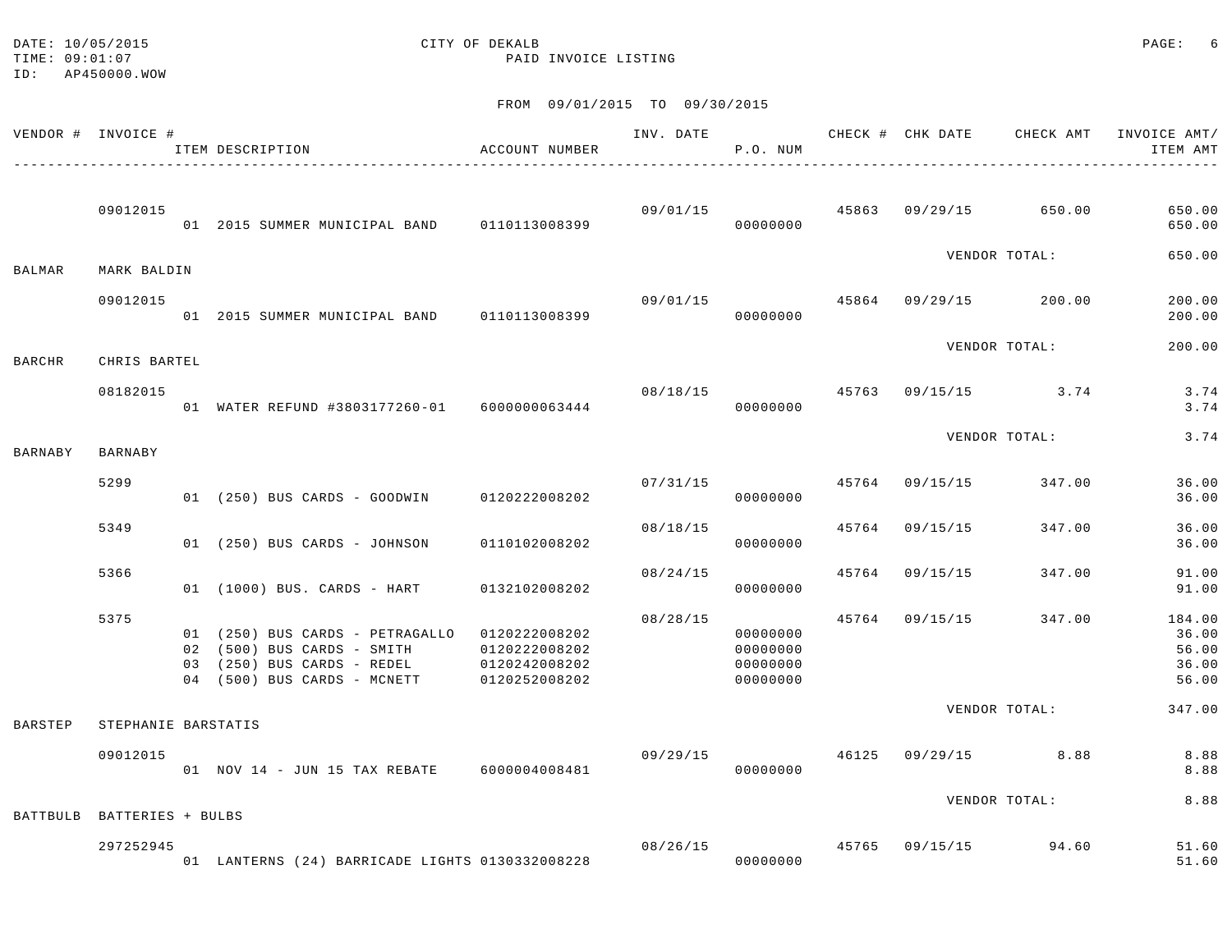DATE: 10/05/2015 CITY OF DEKALB
TIME: 09:01:07 PAID INVOICE LISTING
ID: AP450000.WOW

FROM 09/01/2015 TO 09/30/2015

| VENDOR # | INVOICE # / ITEM DESCRIPTION | ACCOUNT NUMBER | INV. DATE | P.O. NUM | CHECK # | CHK DATE | CHECK AMT | INVOICE AMT/ ITEM AMT |
|---|---|---|---|---|---|---|---|---|
| | 09012015 | | 09/01/15 | | 45863 | 09/29/15 | 650.00 | 650.00 |
| | 01 2015 SUMMER MUNICIPAL BAND | 0110113008399 | | 00000000 | | | | 650.00 |
| | | | | | | VENDOR TOTAL: | | 650.00 |
| BALMAR | MARK BALDIN | | | | | | | |
| | 09012015 | | 09/01/15 | | 45864 | 09/29/15 | 200.00 | 200.00 |
| | 01 2015 SUMMER MUNICIPAL BAND | 0110113008399 | | 00000000 | | | | 200.00 |
| | | | | | | VENDOR TOTAL: | | 200.00 |
| BARCHR | CHRIS BARTEL | | | | | | | |
| | 08182015 | | 08/18/15 | | 45763 | 09/15/15 | 3.74 | 3.74 |
| | 01 WATER REFUND #3803177260-01 | 6000000063444 | | 00000000 | | | | 3.74 |
| | | | | | | VENDOR TOTAL: | | 3.74 |
| BARNABY | BARNABY | | | | | | | |
| | 5299 | | 07/31/15 | | 45764 | 09/15/15 | 347.00 | 36.00 |
| | 01 (250) BUS CARDS - GOODWIN | 0120222008202 | | 00000000 | | | | 36.00 |
| | 5349 | | 08/18/15 | | 45764 | 09/15/15 | 347.00 | 36.00 |
| | 01 (250) BUS CARDS - JOHNSON | 0110102008202 | | 00000000 | | | | 36.00 |
| | 5366 | | 08/24/15 | | 45764 | 09/15/15 | 347.00 | 91.00 |
| | 01 (1000) BUS. CARDS - HART | 0132102008202 | | 00000000 | | | | 91.00 |
| | 5375 | | 08/28/15 | | 45764 | 09/15/15 | 347.00 | 184.00 |
| | 01 (250) BUS CARDS - PETRAGALLO | 0120222008202 | | 00000000 | | | | 36.00 |
| | 02 (500) BUS CARDS - SMITH | 0120222008202 | | 00000000 | | | | 56.00 |
| | 03 (250) BUS CARDS - REDEL | 0120242008202 | | 00000000 | | | | 36.00 |
| | 04 (500) BUS CARDS - MCNETT | 0120252008202 | | 00000000 | | | | 56.00 |
| | | | | | | VENDOR TOTAL: | | 347.00 |
| BARSTEP | STEPHANIE BARSTATIS | | | | | | | |
| | 09012015 | | 09/29/15 | | 46125 | 09/29/15 | 8.88 | 8.88 |
| | 01 NOV 14 - JUN 15 TAX REBATE | 6000004008481 | | 00000000 | | | | 8.88 |
| | | | | | | VENDOR TOTAL: | | 8.88 |
| BATTBULB | BATTERIES + BULBS | | | | | | | |
| | 297252945 | | 08/26/15 | | 45765 | 09/15/15 | 94.60 | 51.60 |
| | 01 LANTERNS (24) BARRICADE LIGHTS | 0130332008228 | | 00000000 | | | | 51.60 |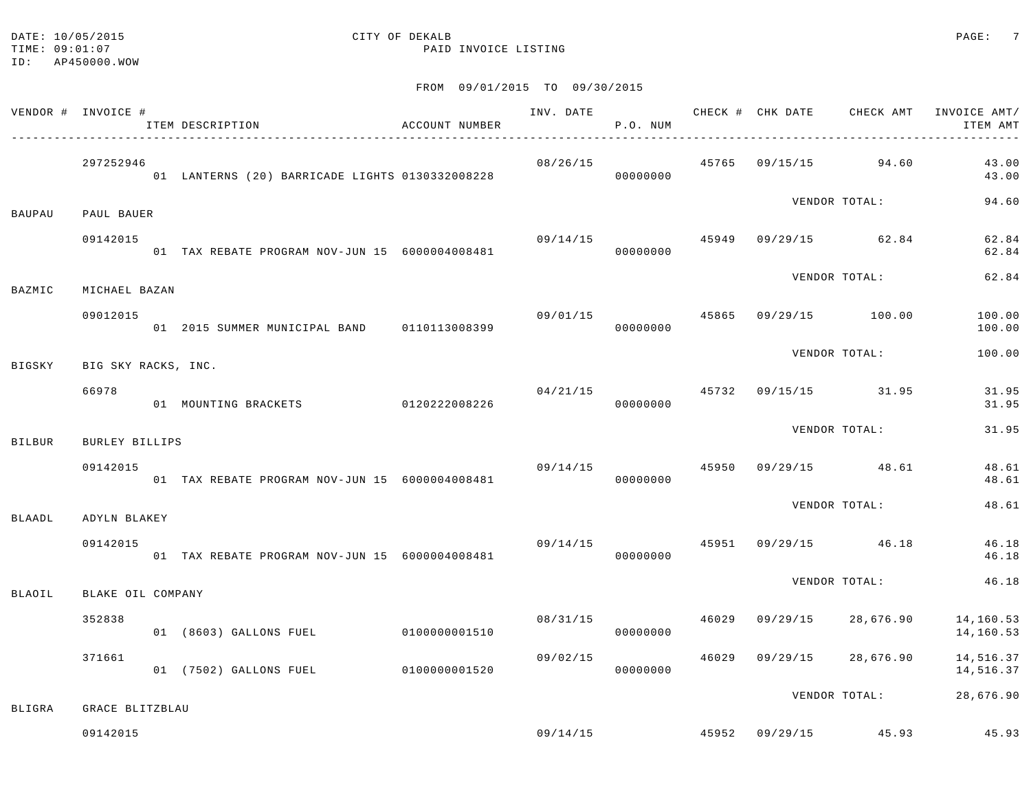DATE: 10/05/2015
TIME: 09:01:07
ID: AP450000.WOW

CITY OF DEKALB
PAID INVOICE LISTING

FROM 09/01/2015 TO 09/30/2015

| VENDOR # | INVOICE # / ITEM DESCRIPTION | ACCOUNT NUMBER | INV. DATE | P.O. NUM | CHECK # | CHK DATE | CHECK AMT | INVOICE AMT/ ITEM AMT |
|---|---|---|---|---|---|---|---|---|
| | 297252946 | | 08/26/15 | | 45765 | 09/15/15 | 94.60 | 43.00 |
| | 01 LANTERNS (20) BARRICADE LIGHTS | 0130332008228 | | 00000000 | | | | 43.00 |
| | | | | | | VENDOR TOTAL: | | 94.60 |
| BAUPAU | PAUL BAUER | | | | | | | |
| | 09142015 | | 09/14/15 | | 45949 | 09/29/15 | 62.84 | 62.84 |
| | 01 TAX REBATE PROGRAM NOV-JUN 15 | 6000004008481 | | 00000000 | | | | 62.84 |
| | | | | | | VENDOR TOTAL: | | 62.84 |
| BAZMIC | MICHAEL BAZAN | | | | | | | |
| | 09012015 | | 09/01/15 | | 45865 | 09/29/15 | 100.00 | 100.00 |
| | 01 2015 SUMMER MUNICIPAL BAND | 0110113008399 | | 00000000 | | | | 100.00 |
| | | | | | | VENDOR TOTAL: | | 100.00 |
| BIGSKY | BIG SKY RACKS, INC. | | | | | | | |
| | 66978 | | 04/21/15 | | 45732 | 09/15/15 | 31.95 | 31.95 |
| | 01 MOUNTING BRACKETS | 0120222008226 | | 00000000 | | | | 31.95 |
| | | | | | | VENDOR TOTAL: | | 31.95 |
| BILBUR | BURLEY BILLIPS | | | | | | | |
| | 09142015 | | 09/14/15 | | 45950 | 09/29/15 | 48.61 | 48.61 |
| | 01 TAX REBATE PROGRAM NOV-JUN 15 | 6000004008481 | | 00000000 | | | | 48.61 |
| | | | | | | VENDOR TOTAL: | | 48.61 |
| BLAADL | ADYLN BLAKEY | | | | | | | |
| | 09142015 | | 09/14/15 | | 45951 | 09/29/15 | 46.18 | 46.18 |
| | 01 TAX REBATE PROGRAM NOV-JUN 15 | 6000004008481 | | 00000000 | | | | 46.18 |
| | | | | | | VENDOR TOTAL: | | 46.18 |
| BLAOIL | BLAKE OIL COMPANY | | | | | | | |
| | 352838 | | 08/31/15 | | 46029 | 09/29/15 | 28,676.90 | 14,160.53 |
| | 01 (8603) GALLONS FUEL | 0100000001510 | | 00000000 | | | | 14,160.53 |
| | 371661 | | 09/02/15 | | 46029 | 09/29/15 | 28,676.90 | 14,516.37 |
| | 01 (7502) GALLONS FUEL | 0100000001520 | | 00000000 | | | | 14,516.37 |
| | | | | | | VENDOR TOTAL: | | 28,676.90 |
| BLIGRA | GRACE BLITZBLAU | | | | | | | |
| | 09142015 | | 09/14/15 | | 45952 | 09/29/15 | 45.93 | 45.93 |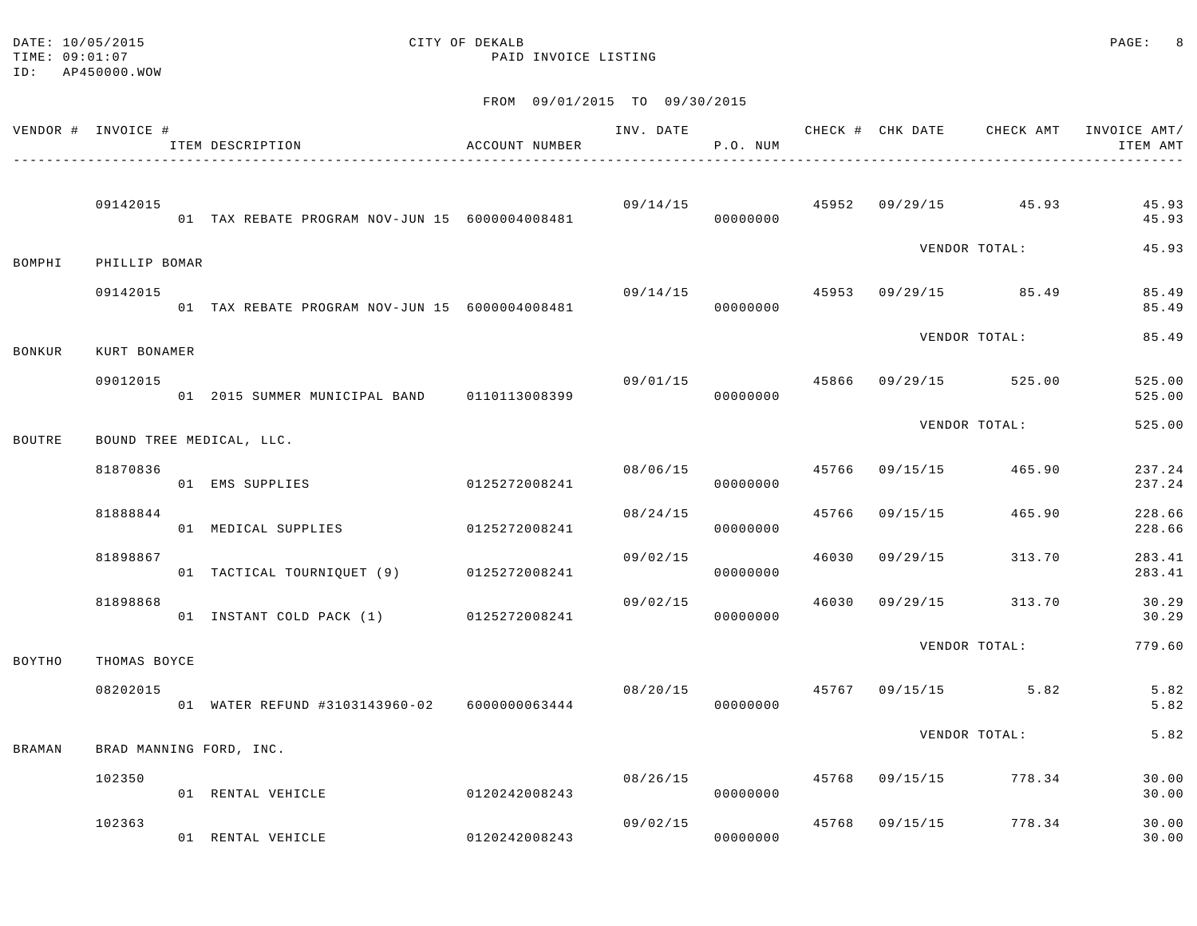CITY OF DEKALB
PAID INVOICE LISTING

DATE: 10/05/2015
TIME: 09:01:07
ID: AP450000.WOW

FROM 09/01/2015 TO 09/30/2015

| VENDOR # | INVOICE # / ITEM DESCRIPTION | ACCOUNT NUMBER | INV. DATE | P.O. NUM | CHECK # | CHK DATE | CHECK AMT | INVOICE AMT/ ITEM AMT |
|---|---|---|---|---|---|---|---|---|
| | 09142015 | | 09/14/15 | | 45952 | 09/29/15 | 45.93 | 45.93 |
| | 01 TAX REBATE PROGRAM NOV-JUN 15 | 6000004008481 | | 00000000 | | | | 45.93 |
| | | | | | | VENDOR TOTAL: | | 45.93 |
| BOMPHI | PHILLIP BOMAR | | | | | | | |
| | 09142015 | | 09/14/15 | | 45953 | 09/29/15 | 85.49 | 85.49 |
| | 01 TAX REBATE PROGRAM NOV-JUN 15 | 6000004008481 | | 00000000 | | | | 85.49 |
| | | | | | | VENDOR TOTAL: | | 85.49 |
| BONKUR | KURT BONAMER | | | | | | | |
| | 09012015 | | 09/01/15 | | 45866 | 09/29/15 | 525.00 | 525.00 |
| | 01 2015 SUMMER MUNICIPAL BAND | 0110113008399 | | 00000000 | | | | 525.00 |
| | | | | | | VENDOR TOTAL: | | 525.00 |
| BOUTRE | BOUND TREE MEDICAL, LLC. | | | | | | | |
| | 81870836 | | 08/06/15 | | 45766 | 09/15/15 | 465.90 | 237.24 |
| | 01 EMS SUPPLIES | 0125272008241 | | 00000000 | | | | 237.24 |
| | 81888844 | | 08/24/15 | | 45766 | 09/15/15 | 465.90 | 228.66 |
| | 01 MEDICAL SUPPLIES | 0125272008241 | | 00000000 | | | | 228.66 |
| | 81898867 | | 09/02/15 | | 46030 | 09/29/15 | 313.70 | 283.41 |
| | 01 TACTICAL TOURNIQUET (9) | 0125272008241 | | 00000000 | | | | 283.41 |
| | 81898868 | | 09/02/15 | | 46030 | 09/29/15 | 313.70 | 30.29 |
| | 01 INSTANT COLD PACK (1) | 0125272008241 | | 00000000 | | | | 30.29 |
| | | | | | | VENDOR TOTAL: | | 779.60 |
| BOYTHO | THOMAS BOYCE | | | | | | | |
| | 08202015 | | 08/20/15 | | 45767 | 09/15/15 | 5.82 | 5.82 |
| | 01 WATER REFUND #3103143960-02 | 6000000063444 | | 00000000 | | | | 5.82 |
| | | | | | | VENDOR TOTAL: | | 5.82 |
| BRAMAN | BRAD MANNING FORD, INC. | | | | | | | |
| | 102350 | | 08/26/15 | | 45768 | 09/15/15 | 778.34 | 30.00 |
| | 01 RENTAL VEHICLE | 0120242008243 | | 00000000 | | | | 30.00 |
| | 102363 | | 09/02/15 | | 45768 | 09/15/15 | 778.34 | 30.00 |
| | 01 RENTAL VEHICLE | 0120242008243 | | 00000000 | | | | 30.00 |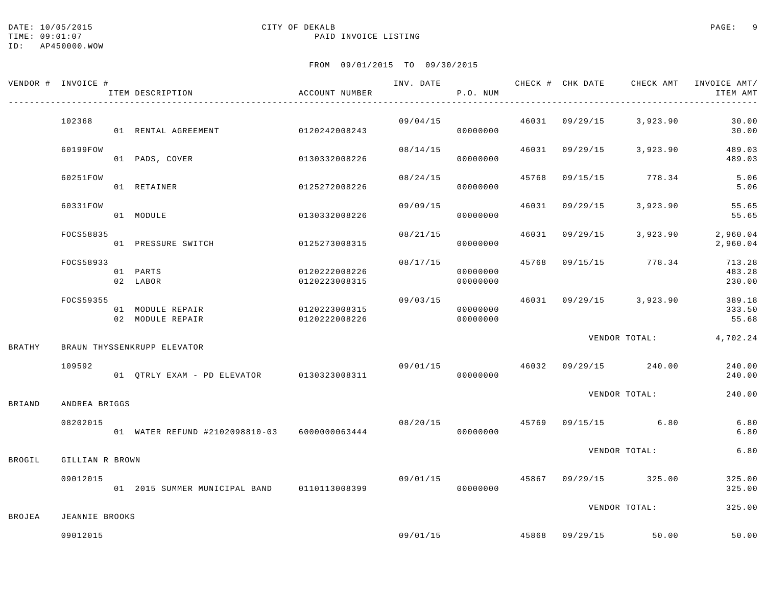DATE: 10/05/2015
TIME: 09:01:07
ID: AP450000.WOW

CITY OF DEKALB
PAID INVOICE LISTING

FROM 09/01/2015 TO 09/30/2015

| VENDOR # | INVOICE # / ITEM DESCRIPTION | ACCOUNT NUMBER | INV. DATE | P.O. NUM | CHECK # | CHK DATE | CHECK AMT | INVOICE AMT/ ITEM AMT |
|---|---|---|---|---|---|---|---|---|
| | 102368 | | 09/04/15 | | 46031 | 09/29/15 | 3,923.90 | 30.00 |
| | 01 RENTAL AGREEMENT | 0120242008243 | | 00000000 | | | | 30.00 |
| | 60199FOW | | 08/14/15 | | 46031 | 09/29/15 | 3,923.90 | 489.03 |
| | 01 PADS, COVER | 0130332008226 | | 00000000 | | | | 489.03 |
| | 60251FOW | | 08/24/15 | | 45768 | 09/15/15 | 778.34 | 5.06 |
| | 01 RETAINER | 0125272008226 | | 00000000 | | | | 5.06 |
| | 60331FOW | | 09/09/15 | | 46031 | 09/29/15 | 3,923.90 | 55.65 |
| | 01 MODULE | 0130332008226 | | 00000000 | | | | 55.65 |
| | FOCS58835 | | 08/21/15 | | 46031 | 09/29/15 | 3,923.90 | 2,960.04 |
| | 01 PRESSURE SWITCH | 0125273008315 | | 00000000 | | | | 2,960.04 |
| | FOCS58933 | | 08/17/15 | | 45768 | 09/15/15 | 778.34 | 713.28 |
| | 01 PARTS | 0120222008226 | | 00000000 | | | | 483.28 |
| | 02 LABOR | 0120223008315 | | 00000000 | | | | 230.00 |
| | FOCS59355 | | 09/03/15 | | 46031 | 09/29/15 | 3,923.90 | 389.18 |
| | 01 MODULE REPAIR | 0120223008315 | | 00000000 | | | | 333.50 |
| | 02 MODULE REPAIR | 0120222008226 | | 00000000 | | | | 55.68 |
| | | | | | | VENDOR TOTAL: | | 4,702.24 |
| BRATHY | BRAUN THYSSENKRUPP ELEVATOR | | | | | | | |
| | 109592 | | 09/01/15 | | 46032 | 09/29/15 | 240.00 | 240.00 |
| | 01 QTRLY EXAM - PD ELEVATOR | 0130323008311 | | 00000000 | | | | 240.00 |
| | | | | | | VENDOR TOTAL: | | 240.00 |
| BRIAND | ANDREA BRIGGS | | | | | | | |
| | 08202015 | | 08/20/15 | | 45769 | 09/15/15 | 6.80 | 6.80 |
| | 01 WATER REFUND #2102098810-03 | 6000000063444 | | 00000000 | | | | 6.80 |
| | | | | | | VENDOR TOTAL: | | 6.80 |
| BROGIL | GILLIAN R BROWN | | | | | | | |
| | 09012015 | | 09/01/15 | | 45867 | 09/29/15 | 325.00 | 325.00 |
| | 01 2015 SUMMER MUNICIPAL BAND | 0110113008399 | | 00000000 | | | | 325.00 |
| | | | | | | VENDOR TOTAL: | | 325.00 |
| BROJEA | JEANNIE BROOKS | | | | | | | |
| | 09012015 | | 09/01/15 | | 45868 | 09/29/15 | 50.00 | 50.00 |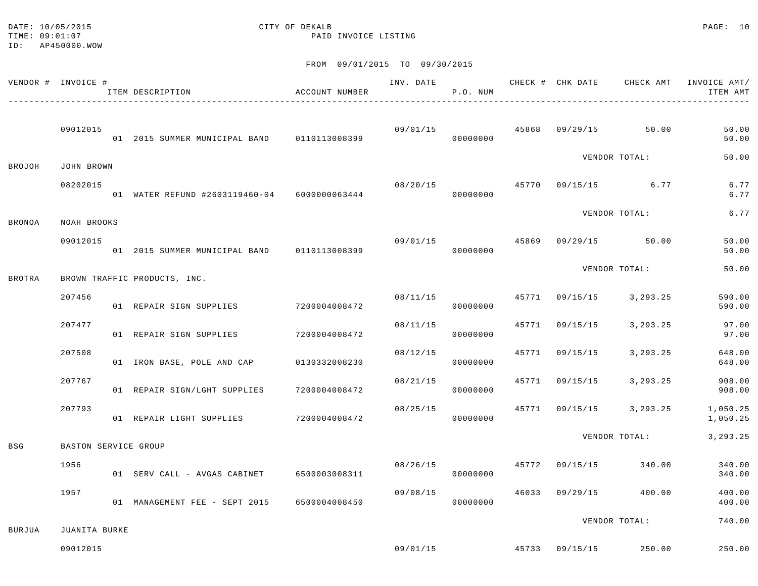DATE: 10/05/2015 CITY OF DEKALB
TIME: 09:01:07 PAID INVOICE LISTING
ID: AP450000.WOW

FROM 09/01/2015 TO 09/30/2015

| VENDOR # | INVOICE # / ITEM DESCRIPTION | ACCOUNT NUMBER | INV. DATE | P.O. NUM | CHECK # | CHK DATE | CHECK AMT | INVOICE AMT/ ITEM AMT |
|---|---|---|---|---|---|---|---|---|
| | 09012015 | | 09/01/15 | | 45868 | 09/29/15 | 50.00 | 50.00 |
| | 01 2015 SUMMER MUNICIPAL BAND | 0110113008399 | | 00000000 | | | | 50.00 |
| | | | | | | VENDOR TOTAL: | | 50.00 |
| BROJOH | JOHN BROWN | | | | | | | |
| | 08202015 | | 08/20/15 | | 45770 | 09/15/15 | 6.77 | 6.77 |
| | 01 WATER REFUND #2603119460-04 | 6000000063444 | | 00000000 | | | | 6.77 |
| | | | | | | VENDOR TOTAL: | | 6.77 |
| BRONOA | NOAH BROOKS | | | | | | | |
| | 09012015 | | 09/01/15 | | 45869 | 09/29/15 | 50.00 | 50.00 |
| | 01 2015 SUMMER MUNICIPAL BAND | 0110113008399 | | 00000000 | | | | 50.00 |
| | | | | | | VENDOR TOTAL: | | 50.00 |
| BROTRA | BROWN TRAFFIC PRODUCTS, INC. | | | | | | | |
| | 207456 | | 08/11/15 | | 45771 | 09/15/15 | 3,293.25 | 590.00 |
| | 01 REPAIR SIGN SUPPLIES | 7200004008472 | | 00000000 | | | | 590.00 |
| | 207477 | | 08/11/15 | | 45771 | 09/15/15 | 3,293.25 | 97.00 |
| | 01 REPAIR SIGN SUPPLIES | 7200004008472 | | 00000000 | | | | 97.00 |
| | 207508 | | 08/12/15 | | 45771 | 09/15/15 | 3,293.25 | 648.00 |
| | 01 IRON BASE, POLE AND CAP | 0130332008230 | | 00000000 | | | | 648.00 |
| | 207767 | | 08/21/15 | | 45771 | 09/15/15 | 3,293.25 | 908.00 |
| | 01 REPAIR SIGN/LGHT SUPPLIES | 7200004008472 | | 00000000 | | | | 908.00 |
| | 207793 | | 08/25/15 | | 45771 | 09/15/15 | 3,293.25 | 1,050.25 |
| | 01 REPAIR LIGHT SUPPLIES | 7200004008472 | | 00000000 | | | | 1,050.25 |
| | | | | | | VENDOR TOTAL: | | 3,293.25 |
| BSG | BASTON SERVICE GROUP | | | | | | | |
| | 1956 | | 08/26/15 | | 45772 | 09/15/15 | 340.00 | 340.00 |
| | 01 SERV CALL - AVGAS CABINET | 6500003008311 | | 00000000 | | | | 340.00 |
| | 1957 | | 09/08/15 | | 46033 | 09/29/15 | 400.00 | 400.00 |
| | 01 MANAGEMENT FEE - SEPT 2015 | 6500004008450 | | 00000000 | | | | 400.00 |
| | | | | | | VENDOR TOTAL: | | 740.00 |
| BURJUA | JUANITA BURKE | | | | | | | |
| | 09012015 | | 09/01/15 | | 45733 | 09/15/15 | 250.00 | 250.00 |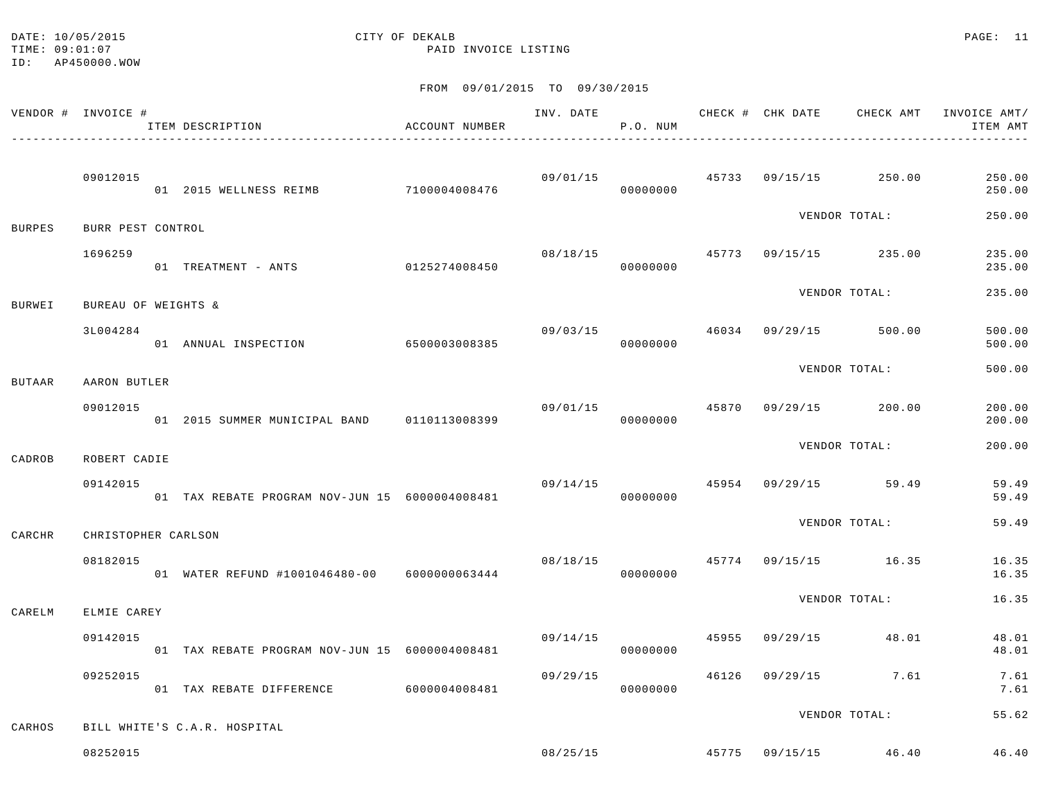DATE: 10/05/2015 CITY OF DEKALB
TIME: 09:01:07 PAID INVOICE LISTING
ID: AP450000.WOW

FROM 09/01/2015 TO 09/30/2015

| VENDOR # | INVOICE # / ITEM DESCRIPTION | ACCOUNT NUMBER | INV. DATE | P.O. NUM | CHECK # | CHK DATE | CHECK AMT | INVOICE AMT/ ITEM AMT |
|---|---|---|---|---|---|---|---|---|
| | 09012015 | | 09/01/15 | | 45733 | 09/15/15 | 250.00 | 250.00 |
| | 01 2015 WELLNESS REIMB | 7100004008476 | | 00000000 | | | | 250.00 |
| | | | | | | VENDOR TOTAL: | | 250.00 |
| BURPES | BURR PEST CONTROL | | | | | | | |
| | 1696259 | | 08/18/15 | | 45773 | 09/15/15 | 235.00 | 235.00 |
| | 01 TREATMENT - ANTS | 0125274008450 | | 00000000 | | | | 235.00 |
| | | | | | | VENDOR TOTAL: | | 235.00 |
| BURWEI | BUREAU OF WEIGHTS & | | | | | | | |
| | 3L004284 | | 09/03/15 | | 46034 | 09/29/15 | 500.00 | 500.00 |
| | 01 ANNUAL INSPECTION | 6500003008385 | | 00000000 | | | | 500.00 |
| | | | | | | VENDOR TOTAL: | | 500.00 |
| BUTAAR | AARON BUTLER | | | | | | | |
| | 09012015 | | 09/01/15 | | 45870 | 09/29/15 | 200.00 | 200.00 |
| | 01 2015 SUMMER MUNICIPAL BAND | 0110113008399 | | 00000000 | | | | 200.00 |
| | | | | | | VENDOR TOTAL: | | 200.00 |
| CADROB | ROBERT CADIE | | | | | | | |
| | 09142015 | | 09/14/15 | | 45954 | 09/29/15 | 59.49 | 59.49 |
| | 01 TAX REBATE PROGRAM NOV-JUN 15 | 6000004008481 | | 00000000 | | | | 59.49 |
| | | | | | | VENDOR TOTAL: | | 59.49 |
| CARCHR | CHRISTOPHER CARLSON | | | | | | | |
| | 08182015 | | 08/18/15 | | 45774 | 09/15/15 | 16.35 | 16.35 |
| | 01 WATER REFUND #1001046480-00 | 6000000063444 | | 00000000 | | | | 16.35 |
| | | | | | | VENDOR TOTAL: | | 16.35 |
| CARELM | ELMIE CAREY | | | | | | | |
| | 09142015 | | 09/14/15 | | 45955 | 09/29/15 | 48.01 | 48.01 |
| | 01 TAX REBATE PROGRAM NOV-JUN 15 | 6000004008481 | | 00000000 | | | | 48.01 |
| | 09252015 | | 09/29/15 | | 46126 | 09/29/15 | 7.61 | 7.61 |
| | 01 TAX REBATE DIFFERENCE | 6000004008481 | | 00000000 | | | | 7.61 |
| | | | | | | VENDOR TOTAL: | | 55.62 |
| CARHOS | BILL WHITE'S C.A.R. HOSPITAL | | | | | | | |
| | 08252015 | | 08/25/15 | | 45775 | 09/15/15 | 46.40 | 46.40 |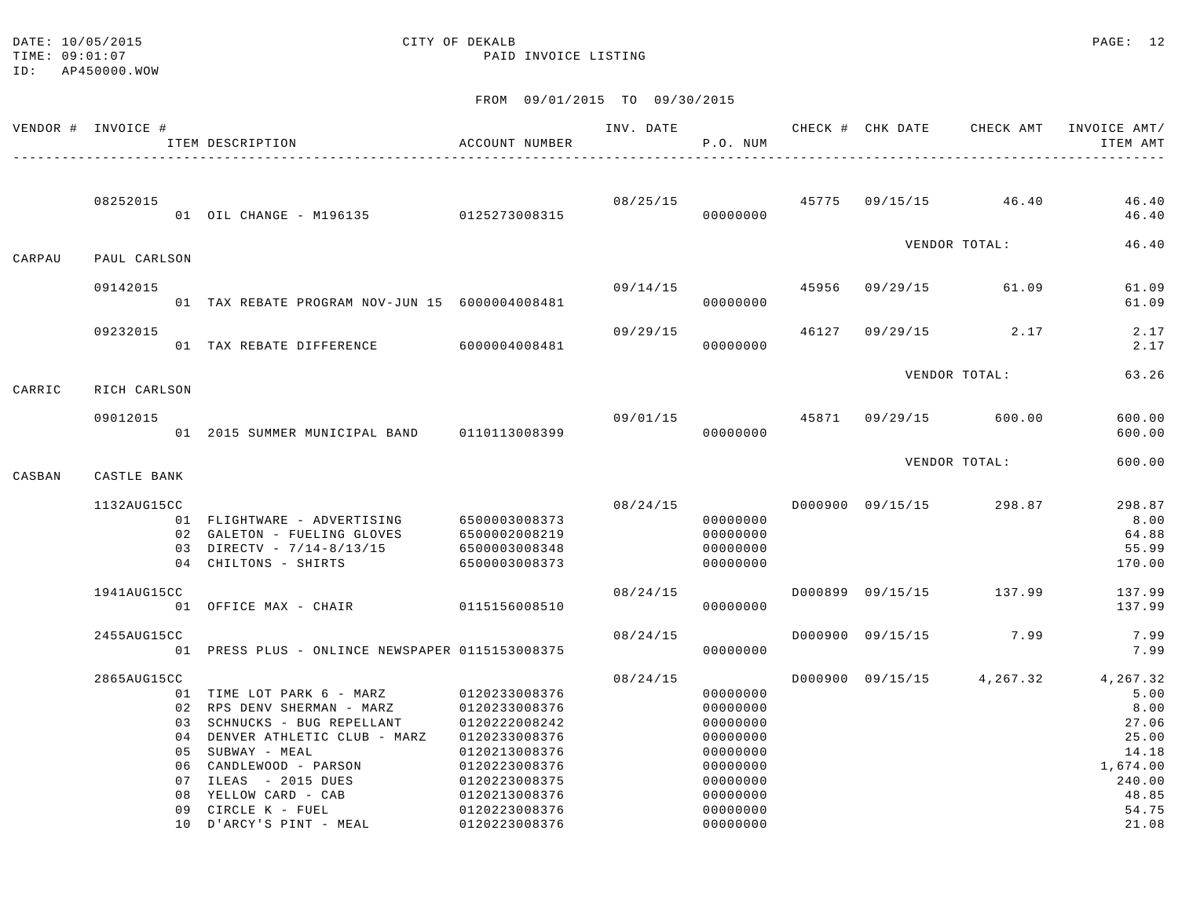DATE: 10/05/2015 CITY OF DEKALB
TIME: 09:01:07 PAID INVOICE LISTING
ID: AP450000.WOW

FROM 09/01/2015 TO 09/30/2015

| VENDOR # | INVOICE # | ITEM DESCRIPTION | ACCOUNT NUMBER | INV. DATE | P.O. NUM | CHECK # | CHK DATE | CHECK AMT | INVOICE AMT/ ITEM AMT |
|---|---|---|---|---|---|---|---|---|---|
| | 08252015 | | | 08/25/15 | | 45775 | 09/15/15 | 46.40 | 46.40 |
| | | 01 OIL CHANGE - M196135 | 0125273008315 | | 00000000 | | | | 46.40 |
| | | | | | | | VENDOR TOTAL: | | 46.40 |
| CARPAU | PAUL CARLSON | | | | | | | | |
| | 09142015 | | | 09/14/15 | | 45956 | 09/29/15 | 61.09 | 61.09 |
| | | 01 TAX REBATE PROGRAM NOV-JUN 15 | 6000004008481 | | 00000000 | | | | 61.09 |
| | 09232015 | | | 09/29/15 | | 46127 | 09/29/15 | 2.17 | 2.17 |
| | | 01 TAX REBATE DIFFERENCE | 6000004008481 | | 00000000 | | | | 2.17 |
| | | | | | | | VENDOR TOTAL: | | 63.26 |
| CARRIC | RICH CARLSON | | | | | | | | |
| | 09012015 | | | 09/01/15 | | 45871 | 09/29/15 | 600.00 | 600.00 |
| | | 01 2015 SUMMER MUNICIPAL BAND | 0110113008399 | | 00000000 | | | | 600.00 |
| | | | | | | | VENDOR TOTAL: | | 600.00 |
| CASBAN | CASTLE BANK | | | | | | | | |
| | 1132AUG15CC | | | 08/24/15 | | D000900 | 09/15/15 | 298.87 | 298.87 |
| | | 01 FLIGHTWARE - ADVERTISING | 6500003008373 | | 00000000 | | | | 8.00 |
| | | 02 GALETON - FUELING GLOVES | 6500002008219 | | 00000000 | | | | 64.88 |
| | | 03 DIRECTV - 7/14-8/13/15 | 6500003008348 | | 00000000 | | | | 55.99 |
| | | 04 CHILTONS - SHIRTS | 6500003008373 | | 00000000 | | | | 170.00 |
| | 1941AUG15CC | | | 08/24/15 | | D000899 | 09/15/15 | 137.99 | 137.99 |
| | | 01 OFFICE MAX - CHAIR | 0115156008510 | | 00000000 | | | | 137.99 |
| | 2455AUG15CC | | | 08/24/15 | | D000900 | 09/15/15 | 7.99 | 7.99 |
| | | 01 PRESS PLUS - ONLINCE NEWSPAPER | 0115153008375 | | 00000000 | | | | 7.99 |
| | 2865AUG15CC | | | 08/24/15 | | D000900 | 09/15/15 | 4,267.32 | 4,267.32 |
| | | 01 TIME LOT PARK 6 - MARZ | 0120233008376 | | 00000000 | | | | 5.00 |
| | | 02 RPS DENV SHERMAN - MARZ | 0120233008376 | | 00000000 | | | | 8.00 |
| | | 03 SCHNUCKS - BUG REPELLANT | 0120222008242 | | 00000000 | | | | 27.06 |
| | | 04 DENVER ATHLETIC CLUB - MARZ | 0120233008376 | | 00000000 | | | | 25.00 |
| | | 05 SUBWAY - MEAL | 0120213008376 | | 00000000 | | | | 14.18 |
| | | 06 CANDLEWOOD - PARSON | 0120223008376 | | 00000000 | | | | 1,674.00 |
| | | 07 ILEAS - 2015 DUES | 0120223008375 | | 00000000 | | | | 240.00 |
| | | 08 YELLOW CARD - CAB | 0120213008376 | | 00000000 | | | | 48.85 |
| | | 09 CIRCLE K - FUEL | 0120223008376 | | 00000000 | | | | 54.75 |
| | | 10 D'ARCY'S PINT - MEAL | 0120223008376 | | 00000000 | | | | 21.08 |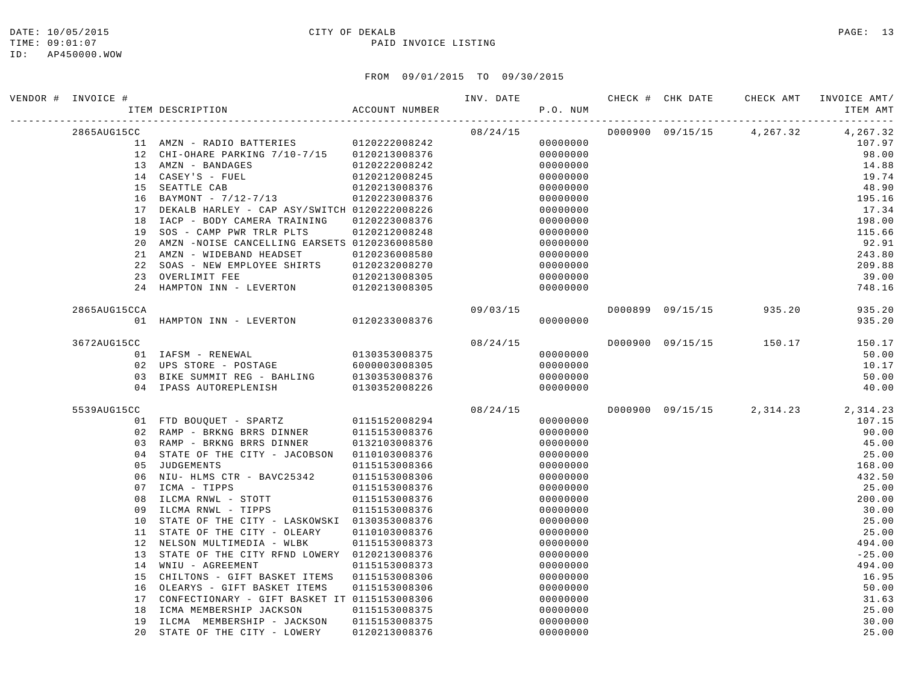DATE: 10/05/2015 CITY OF DEKALB
TIME: 09:01:07 PAID INVOICE LISTING
ID: AP450000.WOW

FROM 09/01/2015 TO 09/30/2015

| VENDOR # | INVOICE # | ITEM DESCRIPTION | ACCOUNT NUMBER | INV. DATE | P.O. NUM | CHECK # | CHK DATE | CHECK AMT | INVOICE AMT/ ITEM AMT |
|---|---|---|---|---|---|---|---|---|---|
| | 2865AUG15CC | | | 08/24/15 | | D000900 | 09/15/15 | 4,267.32 | 4,267.32 |
| | 11 | AMZN - RADIO BATTERIES | 0120222008242 | | 00000000 | | | | 107.97 |
| | 12 | CHI-OHARE PARKING 7/10-7/15 | 0120213008376 | | 00000000 | | | | 98.00 |
| | 13 | AMZN - BANDAGES | 0120222008242 | | 00000000 | | | | 14.88 |
| | 14 | CASEY'S - FUEL | 0120212008245 | | 00000000 | | | | 19.74 |
| | 15 | SEATTLE CAB | 0120213008376 | | 00000000 | | | | 48.90 |
| | 16 | BAYMONT - 7/12-7/13 | 0120223008376 | | 00000000 | | | | 195.16 |
| | 17 | DEKALB HARLEY - CAP ASY/SWITCH | 0120222008226 | | 00000000 | | | | 17.34 |
| | 18 | IACP - BODY CAMERA TRAINING | 0120223008376 | | 00000000 | | | | 198.00 |
| | 19 | SOS - CAMP PWR TRLR PLTS | 0120212008248 | | 00000000 | | | | 115.66 |
| | 20 | AMZN -NOISE CANCELLING EARSETS | 0120236008580 | | 00000000 | | | | 92.91 |
| | 21 | AMZN - WIDEBAND HEADSET | 0120236008580 | | 00000000 | | | | 243.80 |
| | 22 | SOAS - NEW EMPLOYEE SHIRTS | 0120232008270 | | 00000000 | | | | 209.88 |
| | 23 | OVERLIMIT FEE | 0120213008305 | | 00000000 | | | | 39.00 |
| | 24 | HAMPTON INN - LEVERTON | 0120213008305 | | 00000000 | | | | 748.16 |
| | 2865AUG15CCA | | | 09/03/15 | | D000899 | 09/15/15 | 935.20 | 935.20 |
| | 01 | HAMPTON INN - LEVERTON | 0120233008376 | | 00000000 | | | | 935.20 |
| | 3672AUG15CC | | | 08/24/15 | | D000900 | 09/15/15 | 150.17 | 150.17 |
| | 01 | IAFSM - RENEWAL | 0130353008375 | | 00000000 | | | | 50.00 |
| | 02 | UPS STORE - POSTAGE | 6000003008305 | | 00000000 | | | | 10.17 |
| | 03 | BIKE SUMMIT REG - BAHLING | 0130353008376 | | 00000000 | | | | 50.00 |
| | 04 | IPASS AUTOREPLENISH | 0130352008226 | | 00000000 | | | | 40.00 |
| | 5539AUG15CC | | | 08/24/15 | | D000900 | 09/15/15 | 2,314.23 | 2,314.23 |
| | 01 | FTD BOUQUET - SPARTZ | 0115152008294 | | 00000000 | | | | 107.15 |
| | 02 | RAMP - BRKNG BRRS DINNER | 0115153008376 | | 00000000 | | | | 90.00 |
| | 03 | RAMP - BRKNG BRRS DINNER | 0132103008376 | | 00000000 | | | | 45.00 |
| | 04 | STATE OF THE CITY - JACOBSON | 0110103008376 | | 00000000 | | | | 25.00 |
| | 05 | JUDGEMENTS | 0115153008366 | | 00000000 | | | | 168.00 |
| | 06 | NIU- HLMS CTR - BAVC25342 | 0115153008306 | | 00000000 | | | | 432.50 |
| | 07 | ICMA - TIPPS | 0115153008376 | | 00000000 | | | | 25.00 |
| | 08 | ILCMA RNWL - STOTT | 0115153008376 | | 00000000 | | | | 200.00 |
| | 09 | ILCMA RNWL - TIPPS | 0115153008376 | | 00000000 | | | | 30.00 |
| | 10 | STATE OF THE CITY - LASKOWSKI | 0130353008376 | | 00000000 | | | | 25.00 |
| | 11 | STATE OF THE CITY - OLEARY | 0110103008376 | | 00000000 | | | | 25.00 |
| | 12 | NELSON MULTIMEDIA - WLBK | 0115153008373 | | 00000000 | | | | 494.00 |
| | 13 | STATE OF THE CITY RFND LOWERY | 0120213008376 | | 00000000 | | | | -25.00 |
| | 14 | WNIU - AGREEMENT | 0115153008373 | | 00000000 | | | | 494.00 |
| | 15 | CHILTONS - GIFT BASKET ITEMS | 0115153008306 | | 00000000 | | | | 16.95 |
| | 16 | OLEARYS - GIFT BASKET ITEMS | 0115153008306 | | 00000000 | | | | 50.00 |
| | 17 | CONFECTIONARY - GIFT BASKET IT | 0115153008306 | | 00000000 | | | | 31.63 |
| | 18 | ICMA MEMBERSHIP JACKSON | 0115153008375 | | 00000000 | | | | 25.00 |
| | 19 | ILCMA MEMBERSHIP - JACKSON | 0115153008375 | | 00000000 | | | | 30.00 |
| | 20 | STATE OF THE CITY - LOWERY | 0120213008376 | | 00000000 | | | | 25.00 |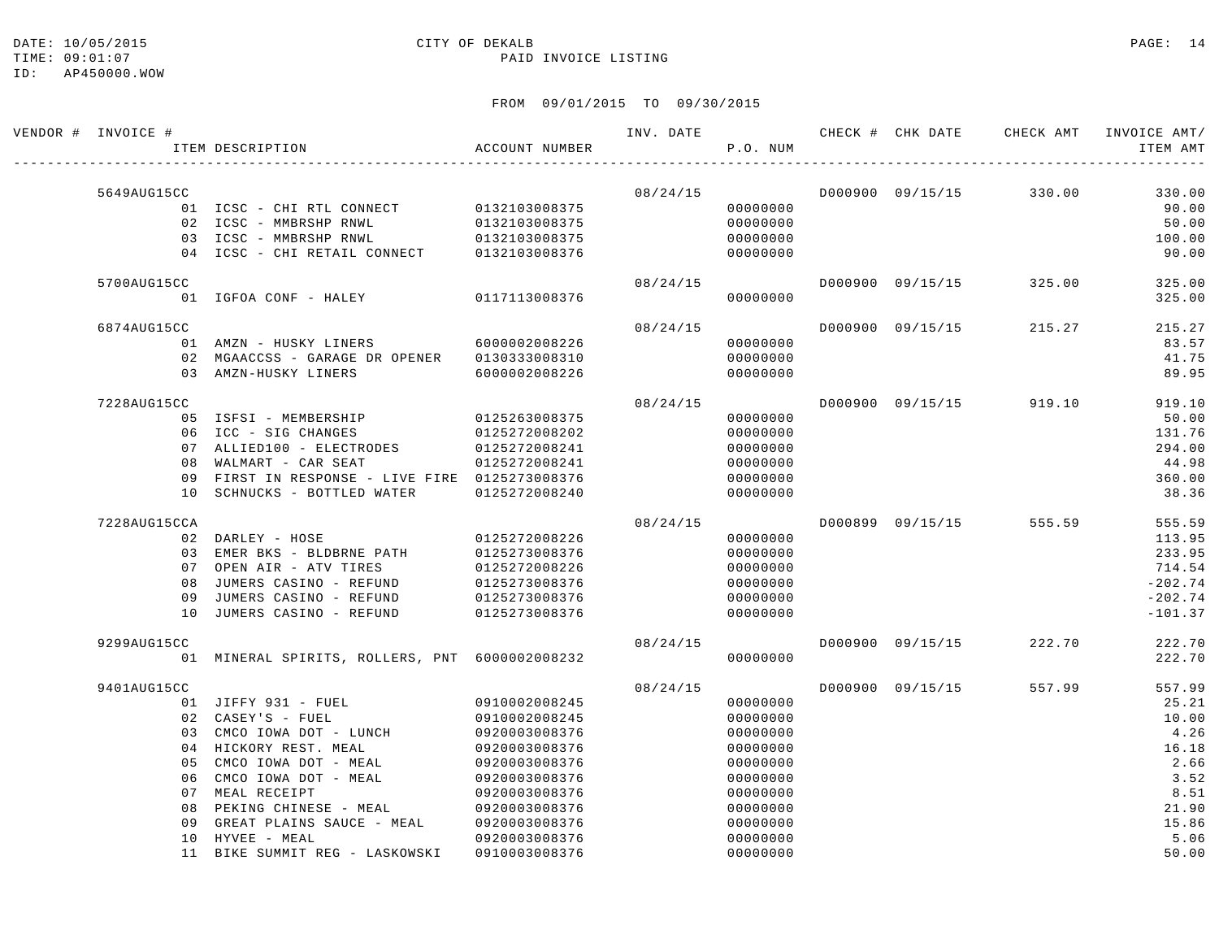CITY OF DEKALB

PAID INVOICE LISTING

FROM 09/01/2015 TO 09/30/2015

| VENDOR # | INVOICE # / ITEM DESCRIPTION | ACCOUNT NUMBER | INV. DATE | P.O. NUM | CHECK # | CHK DATE | CHECK AMT | INVOICE AMT/ ITEM AMT |
|---|---|---|---|---|---|---|---|---|
| | 5649AUG15CC | | 08/24/15 | | D000900 | 09/15/15 | 330.00 | 330.00 |
| | 01 ICSC - CHI RTL CONNECT | 0132103008375 | | 00000000 | | | | 90.00 |
| | 02 ICSC - MMBRSHP RNWL | 0132103008375 | | 00000000 | | | | 50.00 |
| | 03 ICSC - MMBRSHP RNWL | 0132103008375 | | 00000000 | | | | 100.00 |
| | 04 ICSC - CHI RETAIL CONNECT | 0132103008376 | | 00000000 | | | | 90.00 |
| | 5700AUG15CC | | 08/24/15 | | D000900 | 09/15/15 | 325.00 | 325.00 |
| | 01 IGFOA CONF - HALEY | 0117113008376 | | 00000000 | | | | 325.00 |
| | 6874AUG15CC | | 08/24/15 | | D000900 | 09/15/15 | 215.27 | 215.27 |
| | 01 AMZN - HUSKY LINERS | 6000002008226 | | 00000000 | | | | 83.57 |
| | 02 MGAACCSS - GARAGE DR OPENER | 0130333008310 | | 00000000 | | | | 41.75 |
| | 03 AMZN-HUSKY LINERS | 6000002008226 | | 00000000 | | | | 89.95 |
| | 7228AUG15CC | | 08/24/15 | | D000900 | 09/15/15 | 919.10 | 919.10 |
| | 05 ISFSI - MEMBERSHIP | 0125263008375 | | 00000000 | | | | 50.00 |
| | 06 ICC - SIG CHANGES | 0125272008202 | | 00000000 | | | | 131.76 |
| | 07 ALLIED100 - ELECTRODES | 0125272008241 | | 00000000 | | | | 294.00 |
| | 08 WALMART - CAR SEAT | 0125272008241 | | 00000000 | | | | 44.98 |
| | 09 FIRST IN RESPONSE - LIVE FIRE | 0125273008376 | | 00000000 | | | | 360.00 |
| | 10 SCHNUCKS - BOTTLED WATER | 0125272008240 | | 00000000 | | | | 38.36 |
| | 7228AUG15CCA | | 08/24/15 | | D000899 | 09/15/15 | 555.59 | 555.59 |
| | 02 DARLEY - HOSE | 0125272008226 | | 00000000 | | | | 113.95 |
| | 03 EMER BKS - BLDBRNE PATH | 0125273008376 | | 00000000 | | | | 233.95 |
| | 07 OPEN AIR - ATV TIRES | 0125272008226 | | 00000000 | | | | 714.54 |
| | 08 JUMERS CASINO - REFUND | 0125273008376 | | 00000000 | | | | -202.74 |
| | 09 JUMERS CASINO - REFUND | 0125273008376 | | 00000000 | | | | -202.74 |
| | 10 JUMERS CASINO - REFUND | 0125273008376 | | 00000000 | | | | -101.37 |
| | 9299AUG15CC | | 08/24/15 | | D000900 | 09/15/15 | 222.70 | 222.70 |
| | 01 MINERAL SPIRITS, ROLLERS, PNT | 6000002008232 | | 00000000 | | | | 222.70 |
| | 9401AUG15CC | | 08/24/15 | | D000900 | 09/15/15 | 557.99 | 557.99 |
| | 01 JIFFY 931 - FUEL | 0910002008245 | | 00000000 | | | | 25.21 |
| | 02 CASEY'S - FUEL | 0910002008245 | | 00000000 | | | | 10.00 |
| | 03 CMCO IOWA DOT - LUNCH | 0920003008376 | | 00000000 | | | | 4.26 |
| | 04 HICKORY REST. MEAL | 0920003008376 | | 00000000 | | | | 16.18 |
| | 05 CMCO IOWA DOT - MEAL | 0920003008376 | | 00000000 | | | | 2.66 |
| | 06 CMCO IOWA DOT - MEAL | 0920003008376 | | 00000000 | | | | 3.52 |
| | 07 MEAL RECEIPT | 0920003008376 | | 00000000 | | | | 8.51 |
| | 08 PEKING CHINESE - MEAL | 0920003008376 | | 00000000 | | | | 21.90 |
| | 09 GREAT PLAINS SAUCE - MEAL | 0920003008376 | | 00000000 | | | | 15.86 |
| | 10 HYVEE - MEAL | 0920003008376 | | 00000000 | | | | 5.06 |
| | 11 BIKE SUMMIT REG - LASKOWSKI | 0910003008376 | | 00000000 | | | | 50.00 |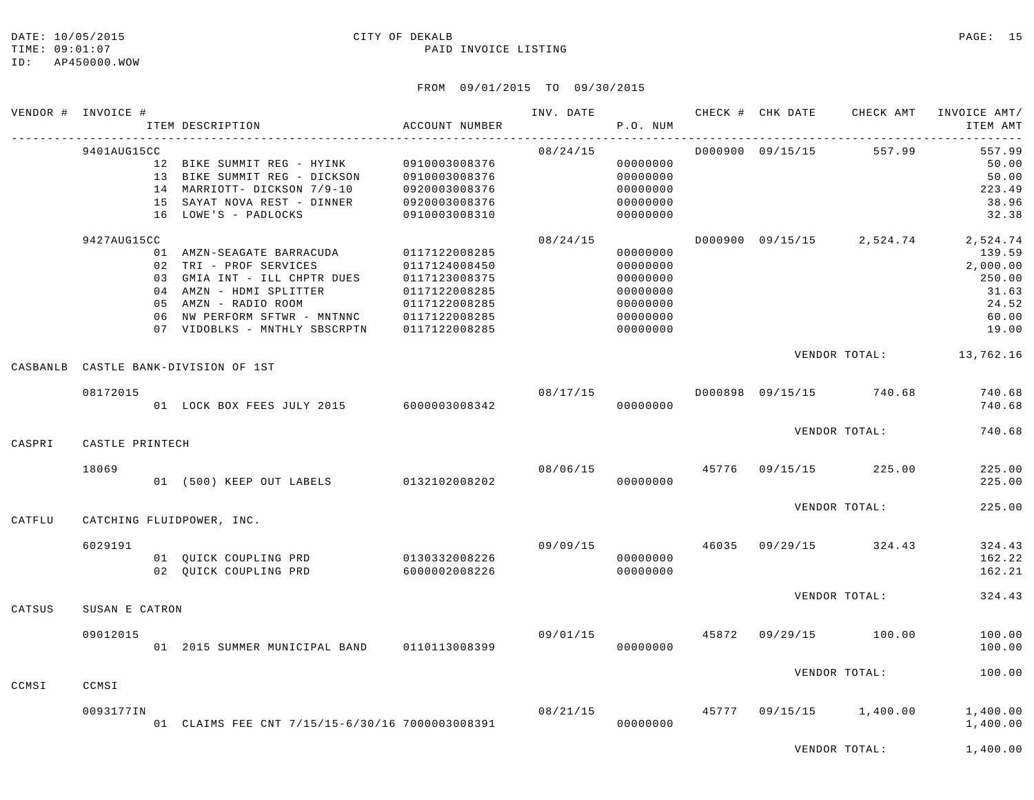DATE: 10/05/2015 CITY OF DEKALB
TIME: 09:01:07 PAID INVOICE LISTING
ID: AP450000.WOW

FROM 09/01/2015 TO 09/30/2015

| VENDOR # | INVOICE # / ITEM DESCRIPTION | ACCOUNT NUMBER | INV. DATE | P.O. NUM | CHECK # | CHK DATE | CHECK AMT | INVOICE AMT/ ITEM AMT |
|---|---|---|---|---|---|---|---|---|
| | 9401AUG15CC | | 08/24/15 | | D000900 | 09/15/15 | 557.99 | 557.99 |
| | 12 BIKE SUMMIT REG - HYINK | 0910003008376 | | 00000000 | | | | 50.00 |
| | 13 BIKE SUMMIT REG - DICKSON | 0910003008376 | | 00000000 | | | | 50.00 |
| | 14 MARRIOTT- DICKSON 7/9-10 | 0920003008376 | | 00000000 | | | | 223.49 |
| | 15 SAYAT NOVA REST - DINNER | 0920003008376 | | 00000000 | | | | 38.96 |
| | 16 LOWE'S - PADLOCKS | 0910003008310 | | 00000000 | | | | 32.38 |
| | 9427AUG15CC | | 08/24/15 | | D000900 | 09/15/15 | 2,524.74 | 2,524.74 |
| | 01 AMZN-SEAGATE BARRACUDA | 0117122008285 | | 00000000 | | | | 139.59 |
| | 02 TRI - PROF SERVICES | 0117124008450 | | 00000000 | | | | 2,000.00 |
| | 03 GMIA INT - ILL CHPTR DUES | 0117123008375 | | 00000000 | | | | 250.00 |
| | 04 AMZN - HDMI SPLITTER | 0117122008285 | | 00000000 | | | | 31.63 |
| | 05 AMZN - RADIO ROOM | 0117122008285 | | 00000000 | | | | 24.52 |
| | 06 NW PERFORM SFTWR - MNTNNC | 0117122008285 | | 00000000 | | | | 60.00 |
| | 07 VIDOBLKS - MNTHLY SBSCRPTN | 0117122008285 | | 00000000 | | | | 19.00 |
| | | | | | | | VENDOR TOTAL: | 13,762.16 |
| CASBANLB | CASTLE BANK-DIVISION OF 1ST | | | | | | | |
| | 08172015 | | 08/17/15 | | D000898 | 09/15/15 | 740.68 | 740.68 |
| | 01 LOCK BOX FEES JULY 2015 | 6000003008342 | | 00000000 | | | | 740.68 |
| | | | | | | | VENDOR TOTAL: | 740.68 |
| CASPRI | CASTLE PRINTECH | | | | | | | |
| | 18069 | | 08/06/15 | | 45776 | 09/15/15 | 225.00 | 225.00 |
| | 01 (500) KEEP OUT LABELS | 0132102008202 | | 00000000 | | | | 225.00 |
| | | | | | | | VENDOR TOTAL: | 225.00 |
| CATFLU | CATCHING FLUIDPOWER, INC. | | | | | | | |
| | 6029191 | | 09/09/15 | | 46035 | 09/29/15 | 324.43 | 324.43 |
| | 01 QUICK COUPLING PRD | 0130332008226 | | 00000000 | | | | 162.22 |
| | 02 QUICK COUPLING PRD | 6000002008226 | | 00000000 | | | | 162.21 |
| | | | | | | | VENDOR TOTAL: | 324.43 |
| CATSUS | SUSAN E CATRON | | | | | | | |
| | 09012015 | | 09/01/15 | | 45872 | 09/29/15 | 100.00 | 100.00 |
| | 01 2015 SUMMER MUNICIPAL BAND | 0110113008399 | | 00000000 | | | | 100.00 |
| | | | | | | | VENDOR TOTAL: | 100.00 |
| CCMSI | CCMSI | | | | | | | |
| | 0093177IN | | 08/21/15 | | 45777 | 09/15/15 | 1,400.00 | 1,400.00 |
| | 01 CLAIMS FEE CNT 7/15/15-6/30/16 | 7000003008391 | | 00000000 | | | | 1,400.00 |
| | | | | | | | VENDOR TOTAL: | 1,400.00 |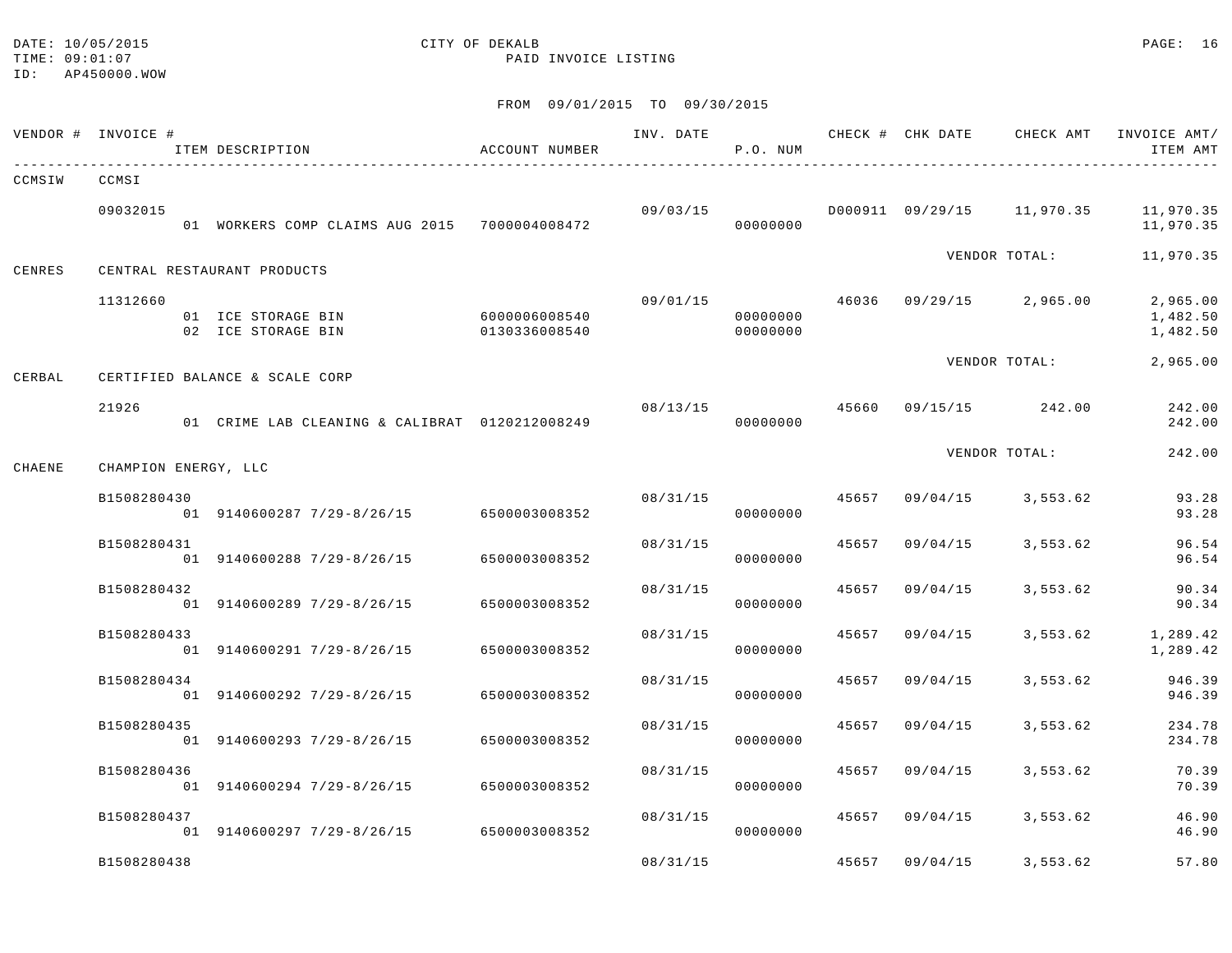DATE: 10/05/2015 CITY OF DEKALB
TIME: 09:01:07 PAID INVOICE LISTING
ID: AP450000.WOW

FROM 09/01/2015 TO 09/30/2015

| VENDOR # | INVOICE # / ITEM DESCRIPTION | ACCOUNT NUMBER | INV. DATE | P.O. NUM | CHECK # | CHK DATE | CHECK AMT | INVOICE AMT/ ITEM AMT |
|---|---|---|---|---|---|---|---|---|
| CCMSIW | CCMSI | | | | | | | |
| | 09032015 | | 09/03/15 | | D000911 | 09/29/15 | 11,970.35 | 11,970.35 |
| | 01 WORKERS COMP CLAIMS AUG 2015 | 7000004008472 | | 00000000 | | | | 11,970.35 |
| | | | | | | VENDOR TOTAL: | | 11,970.35 |
| CENRES | CENTRAL RESTAURANT PRODUCTS | | | | | | | |
| | 11312660 | | 09/01/15 | | 46036 | 09/29/15 | 2,965.00 | 2,965.00 |
| | 01 ICE STORAGE BIN | 6000006008540 | | 00000000 | | | | 1,482.50 |
| | 02 ICE STORAGE BIN | 0130336008540 | | 00000000 | | | | 1,482.50 |
| | | | | | | VENDOR TOTAL: | | 2,965.00 |
| CERBAL | CERTIFIED BALANCE & SCALE CORP | | | | | | | |
| | 21926 | | 08/13/15 | | 45660 | 09/15/15 | 242.00 | 242.00 |
| | 01 CRIME LAB CLEANING & CALIBRAT | 0120212008249 | | 00000000 | | | | 242.00 |
| | | | | | | VENDOR TOTAL: | | 242.00 |
| CHAENE | CHAMPION ENERGY, LLC | | | | | | | |
| | B1508280430 | | 08/31/15 | | 45657 | 09/04/15 | 3,553.62 | 93.28 |
| | 01 9140600287 7/29-8/26/15 | 6500003008352 | | 00000000 | | | | 93.28 |
| | B1508280431 | | 08/31/15 | | 45657 | 09/04/15 | 3,553.62 | 96.54 |
| | 01 9140600288 7/29-8/26/15 | 6500003008352 | | 00000000 | | | | 96.54 |
| | B1508280432 | | 08/31/15 | | 45657 | 09/04/15 | 3,553.62 | 90.34 |
| | 01 9140600289 7/29-8/26/15 | 6500003008352 | | 00000000 | | | | 90.34 |
| | B1508280433 | | 08/31/15 | | 45657 | 09/04/15 | 3,553.62 | 1,289.42 |
| | 01 9140600291 7/29-8/26/15 | 6500003008352 | | 00000000 | | | | 1,289.42 |
| | B1508280434 | | 08/31/15 | | 45657 | 09/04/15 | 3,553.62 | 946.39 |
| | 01 9140600292 7/29-8/26/15 | 6500003008352 | | 00000000 | | | | 946.39 |
| | B1508280435 | | 08/31/15 | | 45657 | 09/04/15 | 3,553.62 | 234.78 |
| | 01 9140600293 7/29-8/26/15 | 6500003008352 | | 00000000 | | | | 234.78 |
| | B1508280436 | | 08/31/15 | | 45657 | 09/04/15 | 3,553.62 | 70.39 |
| | 01 9140600294 7/29-8/26/15 | 6500003008352 | | 00000000 | | | | 70.39 |
| | B1508280437 | | 08/31/15 | | 45657 | 09/04/15 | 3,553.62 | 46.90 |
| | 01 9140600297 7/29-8/26/15 | 6500003008352 | | 00000000 | | | | 46.90 |
| | B1508280438 | | 08/31/15 | | 45657 | 09/04/15 | 3,553.62 | 57.80 |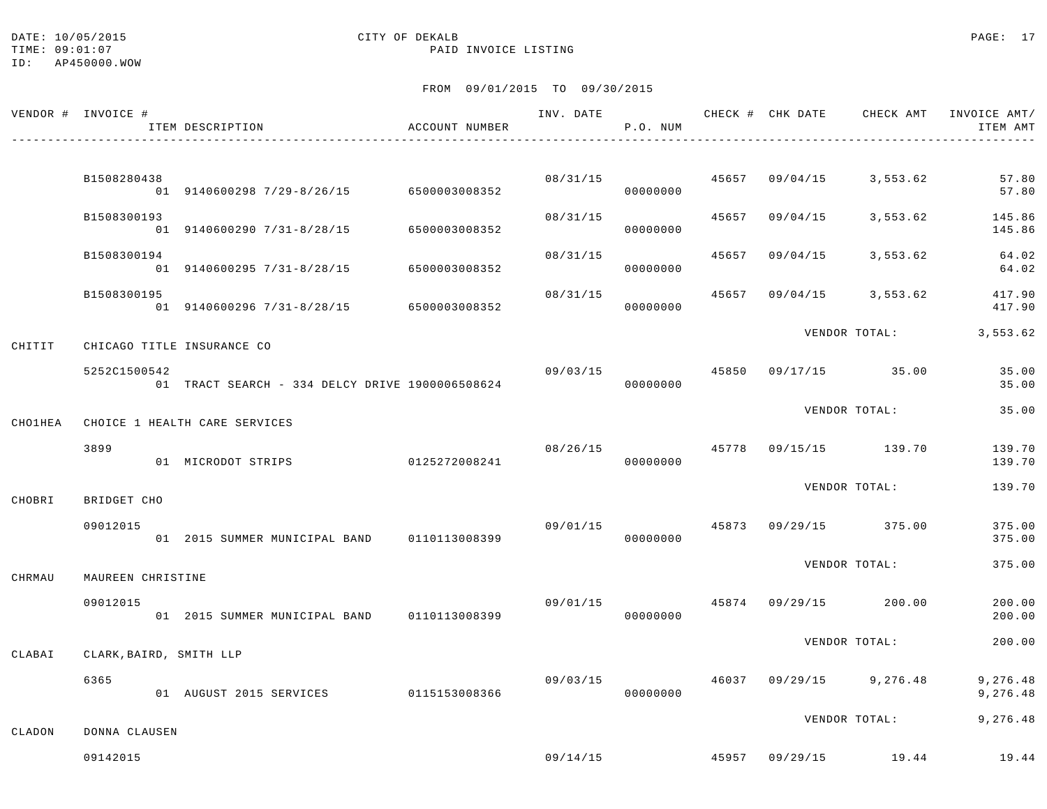DATE: 10/05/2015
TIME: 09:01:07
ID: AP450000.WOW

CITY OF DEKALB
PAID INVOICE LISTING

FROM 09/01/2015 TO 09/30/2015

| VENDOR # | INVOICE # / ITEM DESCRIPTION | ACCOUNT NUMBER | INV. DATE | P.O. NUM | CHECK # | CHK DATE | CHECK AMT | INVOICE AMT/ ITEM AMT |
|---|---|---|---|---|---|---|---|---|
| | B1508280438 | | 08/31/15 | | 45657 | 09/04/15 | 3,553.62 | 57.80 |
| | 01 9140600298 7/29-8/26/15 | 6500003008352 | | 00000000 | | | | 57.80 |
| | B1508300193 | | 08/31/15 | | 45657 | 09/04/15 | 3,553.62 | 145.86 |
| | 01 9140600290 7/31-8/28/15 | 6500003008352 | | 00000000 | | | | 145.86 |
| | B1508300194 | | 08/31/15 | | 45657 | 09/04/15 | 3,553.62 | 64.02 |
| | 01 9140600295 7/31-8/28/15 | 6500003008352 | | 00000000 | | | | 64.02 |
| | B1508300195 | | 08/31/15 | | 45657 | 09/04/15 | 3,553.62 | 417.90 |
| | 01 9140600296 7/31-8/28/15 | 6500003008352 | | 00000000 | | | | 417.90 |
| | | | | | | VENDOR TOTAL: | | 3,553.62 |
| CHITIT | CHICAGO TITLE INSURANCE CO | | | | | | | |
| | 5252C1500542 | | 09/03/15 | | 45850 | 09/17/15 | 35.00 | 35.00 |
| | 01 TRACT SEARCH - 334 DELCY DRIVE | 1900006508624 | | 00000000 | | | | 35.00 |
| | | | | | | VENDOR TOTAL: | | 35.00 |
| CHO1HEA | CHOICE 1 HEALTH CARE SERVICES | | | | | | | |
| | 3899 | | 08/26/15 | | 45778 | 09/15/15 | 139.70 | 139.70 |
| | 01 MICRODOT STRIPS | 0125272008241 | | 00000000 | | | | 139.70 |
| | | | | | | VENDOR TOTAL: | | 139.70 |
| CHOBRI | BRIDGET CHO | | | | | | | |
| | 09012015 | | 09/01/15 | | 45873 | 09/29/15 | 375.00 | 375.00 |
| | 01 2015 SUMMER MUNICIPAL BAND | 0110113008399 | | 00000000 | | | | 375.00 |
| | | | | | | VENDOR TOTAL: | | 375.00 |
| CHRMAU | MAUREEN CHRISTINE | | | | | | | |
| | 09012015 | | 09/01/15 | | 45874 | 09/29/15 | 200.00 | 200.00 |
| | 01 2015 SUMMER MUNICIPAL BAND | 0110113008399 | | 00000000 | | | | 200.00 |
| | | | | | | VENDOR TOTAL: | | 200.00 |
| CLABAI | CLARK,BAIRD, SMITH LLP | | | | | | | |
| | 6365 | | 09/03/15 | | 46037 | 09/29/15 | 9,276.48 | 9,276.48 |
| | 01 AUGUST 2015 SERVICES | 0115153008366 | | 00000000 | | | | 9,276.48 |
| | | | | | | VENDOR TOTAL: | | 9,276.48 |
| CLADON | DONNA CLAUSEN | | | | | | | |
| | 09142015 | | 09/14/15 | | 45957 | 09/29/15 | 19.44 | 19.44 |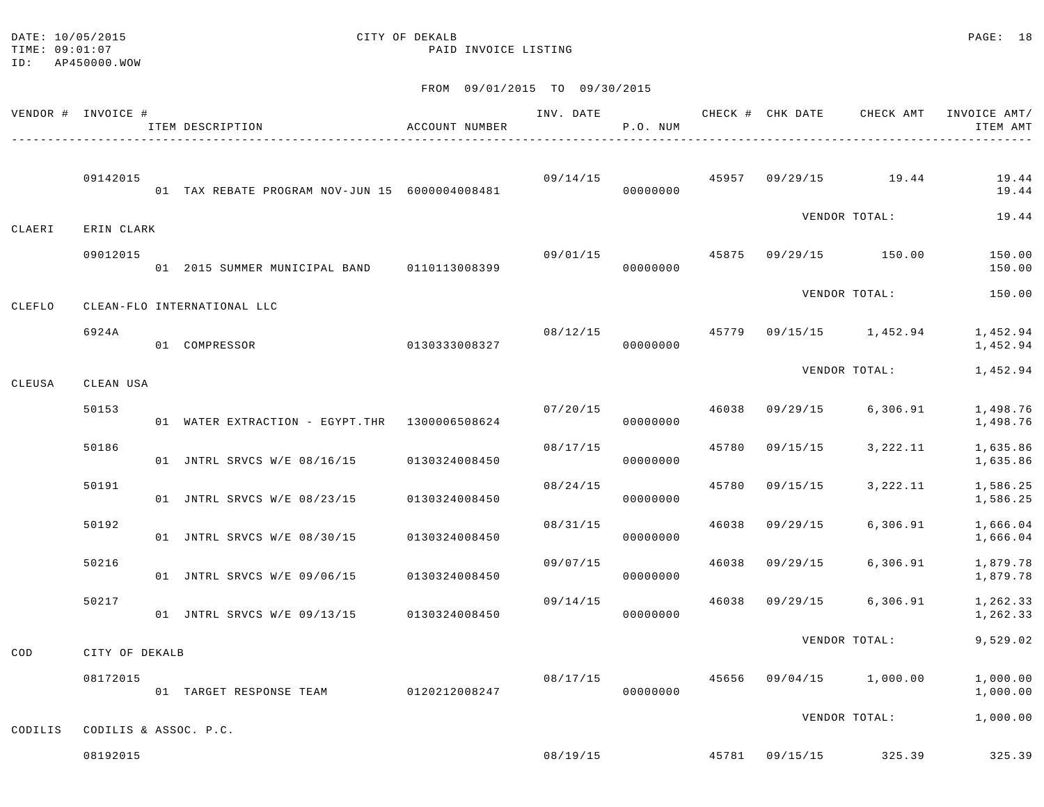DATE: 10/05/2015
TIME: 09:01:07
ID: AP450000.WOW

CITY OF DEKALB
PAID INVOICE LISTING

FROM 09/01/2015 TO 09/30/2015

| VENDOR # | INVOICE # / ITEM DESCRIPTION | ACCOUNT NUMBER | INV. DATE | P.O. NUM | CHECK # | CHK DATE | CHECK AMT | INVOICE AMT/ ITEM AMT |
|---|---|---|---|---|---|---|---|---|
| | 09142015 | | 09/14/15 | | 45957 | 09/29/15 | 19.44 | 19.44 |
| | 01 TAX REBATE PROGRAM NOV-JUN 15 | 6000004008481 | | 00000000 | | | | 19.44 |
| | | | | | | VENDOR TOTAL: | | 19.44 |
| CLAERI | ERIN CLARK | | | | | | | |
| | 09012015 | | 09/01/15 | | 45875 | 09/29/15 | 150.00 | 150.00 |
| | 01 2015 SUMMER MUNICIPAL BAND | 0110113008399 | | 00000000 | | | | 150.00 |
| | | | | | | VENDOR TOTAL: | | 150.00 |
| CLEFLO | CLEAN-FLO INTERNATIONAL LLC | | | | | | | |
| | 6924A | | 08/12/15 | | 45779 | 09/15/15 | 1,452.94 | 1,452.94 |
| | 01 COMPRESSOR | 0130333008327 | | 00000000 | | | | 1,452.94 |
| | | | | | | VENDOR TOTAL: | | 1,452.94 |
| CLEUSA | CLEAN USA | | | | | | | |
| | 50153 | | 07/20/15 | | 46038 | 09/29/15 | 6,306.91 | 1,498.76 |
| | 01 WATER EXTRACTION - EGYPT.THR | 1300006508624 | | 00000000 | | | | 1,498.76 |
| | 50186 | | 08/17/15 | | 45780 | 09/15/15 | 3,222.11 | 1,635.86 |
| | 01 JNTRL SRVCS W/E 08/16/15 | 0130324008450 | | 00000000 | | | | 1,635.86 |
| | 50191 | | 08/24/15 | | 45780 | 09/15/15 | 3,222.11 | 1,586.25 |
| | 01 JNTRL SRVCS W/E 08/23/15 | 0130324008450 | | 00000000 | | | | 1,586.25 |
| | 50192 | | 08/31/15 | | 46038 | 09/29/15 | 6,306.91 | 1,666.04 |
| | 01 JNTRL SRVCS W/E 08/30/15 | 0130324008450 | | 00000000 | | | | 1,666.04 |
| | 50216 | | 09/07/15 | | 46038 | 09/29/15 | 6,306.91 | 1,879.78 |
| | 01 JNTRL SRVCS W/E 09/06/15 | 0130324008450 | | 00000000 | | | | 1,879.78 |
| | 50217 | | 09/14/15 | | 46038 | 09/29/15 | 6,306.91 | 1,262.33 |
| | 01 JNTRL SRVCS W/E 09/13/15 | 0130324008450 | | 00000000 | | | | 1,262.33 |
| | | | | | | VENDOR TOTAL: | | 9,529.02 |
| COD | CITY OF DEKALB | | | | | | | |
| | 08172015 | | 08/17/15 | | 45656 | 09/04/15 | 1,000.00 | 1,000.00 |
| | 01 TARGET RESPONSE TEAM | 0120212008247 | | 00000000 | | | | 1,000.00 |
| | | | | | | VENDOR TOTAL: | | 1,000.00 |
| CODILIS | CODILIS & ASSOC. P.C. | | | | | | | |
| | 08192015 | | 08/19/15 | | 45781 | 09/15/15 | 325.39 | 325.39 |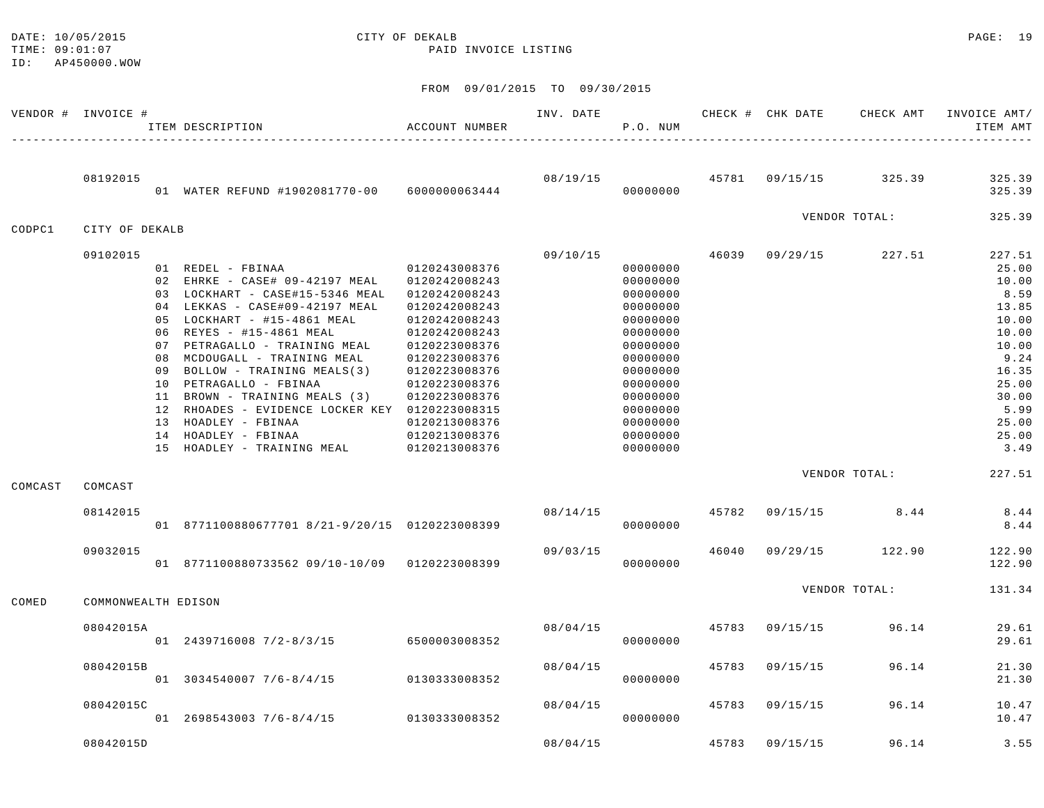DATE: 10/05/2015
TIME: 09:01:07
ID: AP450000.WOW

CITY OF DEKALB
PAID INVOICE LISTING

FROM 09/01/2015 TO 09/30/2015

| VENDOR # | INVOICE # | ITEM DESCRIPTION | ACCOUNT NUMBER | INV. DATE | P.O. NUM | CHECK # | CHK DATE | CHECK AMT | INVOICE AMT/ ITEM AMT |
|---|---|---|---|---|---|---|---|---|---|
| | 08192015 | | | 08/19/15 | | 45781 | 09/15/15 | 325.39 | 325.39 |
| | | 01 WATER REFUND #1902081770-00 | 6000000063444 | | 00000000 | | | | 325.39 |
| | | | | | | | VENDOR TOTAL: | | 325.39 |
| CODPC1 | CITY OF DEKALB | | | | | | | | |
| | 09102015 | | | 09/10/15 | | 46039 | 09/29/15 | 227.51 | 227.51 |
| | | 01 REDEL - FBINAA | 0120243008376 | | 00000000 | | | | 25.00 |
| | | 02 EHRKE - CASE# 09-42197 MEAL | 0120242008243 | | 00000000 | | | | 10.00 |
| | | 03 LOCKHART - CASE#15-5346 MEAL | 0120242008243 | | 00000000 | | | | 8.59 |
| | | 04 LEKKAS - CASE#09-42197 MEAL | 0120242008243 | | 00000000 | | | | 13.85 |
| | | 05 LOCKHART - #15-4861 MEAL | 0120242008243 | | 00000000 | | | | 10.00 |
| | | 06 REYES - #15-4861 MEAL | 0120242008243 | | 00000000 | | | | 10.00 |
| | | 07 PETRAGALLO - TRAINING MEAL | 0120223008376 | | 00000000 | | | | 10.00 |
| | | 08 MCDOUGALL - TRAINING MEAL | 0120223008376 | | 00000000 | | | | 9.24 |
| | | 09 BOLLOW - TRAINING MEALS(3) | 0120223008376 | | 00000000 | | | | 16.35 |
| | | 10 PETRAGALLO - FBINAA | 0120223008376 | | 00000000 | | | | 25.00 |
| | | 11 BROWN - TRAINING MEALS (3) | 0120223008376 | | 00000000 | | | | 30.00 |
| | | 12 RHOADES - EVIDENCE LOCKER KEY | 0120223008315 | | 00000000 | | | | 5.99 |
| | | 13 HOADLEY - FBINAA | 0120213008376 | | 00000000 | | | | 25.00 |
| | | 14 HOADLEY - FBINAA | 0120213008376 | | 00000000 | | | | 25.00 |
| | | 15 HOADLEY - TRAINING MEAL | 0120213008376 | | 00000000 | | | | 3.49 |
| | | | | | | | VENDOR TOTAL: | | 227.51 |
| COMCAST | COMCAST | | | | | | | | |
| | 08142015 | | | 08/14/15 | | 45782 | 09/15/15 | 8.44 | 8.44 |
| | | 01 8771100880677701 8/21-9/20/15 | 0120223008399 | | 00000000 | | | | 8.44 |
| | 09032015 | | | 09/03/15 | | 46040 | 09/29/15 | 122.90 | 122.90 |
| | | 01 8771100880733562 09/10-10/09 | 0120223008399 | | 00000000 | | | | 122.90 |
| | | | | | | | VENDOR TOTAL: | | 131.34 |
| COMED | COMMONWEALTH EDISON | | | | | | | | |
| | 08042015A | | | 08/04/15 | | 45783 | 09/15/15 | 96.14 | 29.61 |
| | | 01 2439716008 7/2-8/3/15 | 6500003008352 | | 00000000 | | | | 29.61 |
| | 08042015B | | | 08/04/15 | | 45783 | 09/15/15 | 96.14 | 21.30 |
| | | 01 3034540007 7/6-8/4/15 | 0130333008352 | | 00000000 | | | | 21.30 |
| | 08042015C | | | 08/04/15 | | 45783 | 09/15/15 | 96.14 | 10.47 |
| | | 01 2698543003 7/6-8/4/15 | 0130333008352 | | 00000000 | | | | 10.47 |
| | 08042015D | | | 08/04/15 | | 45783 | 09/15/15 | 96.14 | 3.55 |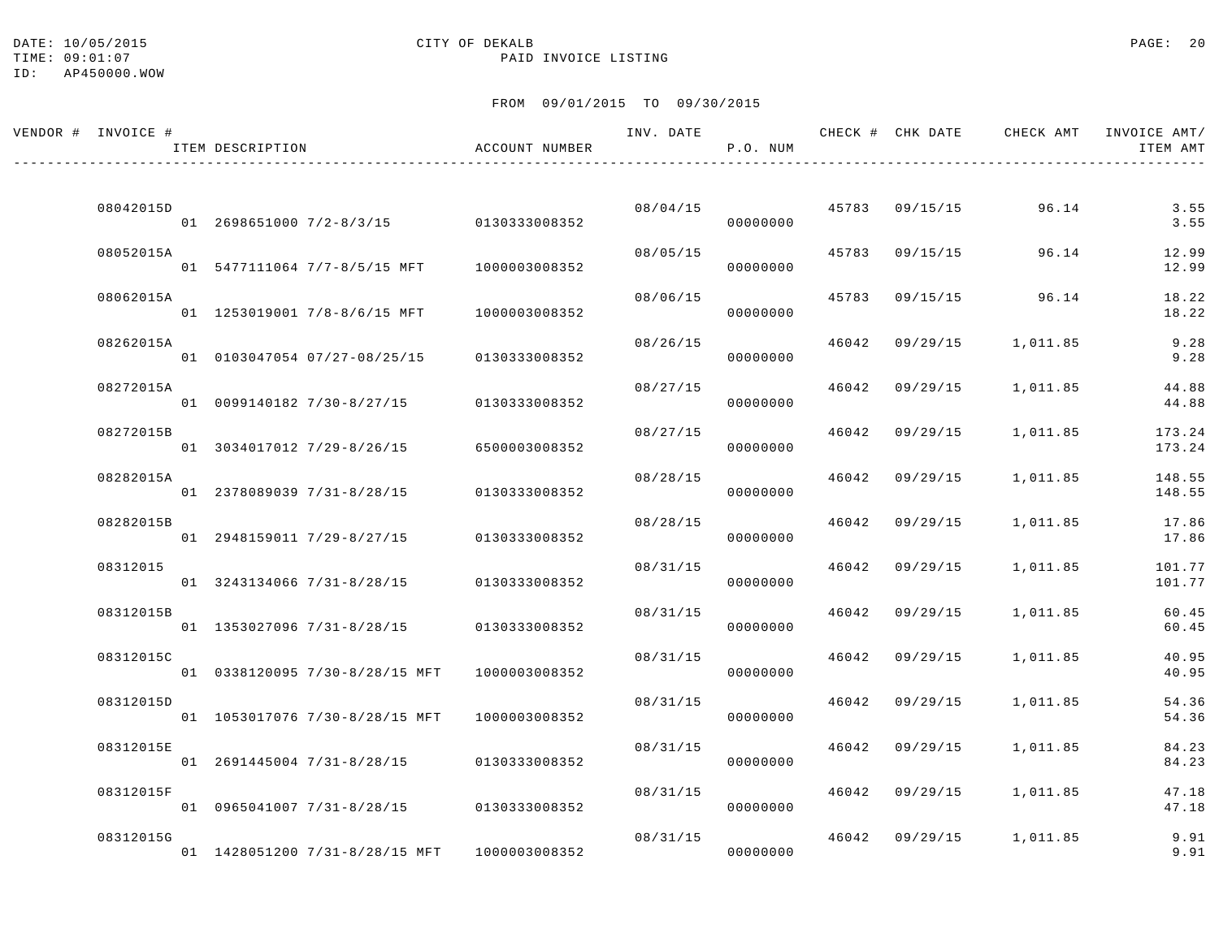DATE: 10/05/2015
TIME: 09:01:07
ID: AP450000.WOW

CITY OF DEKALB
PAID INVOICE LISTING

FROM 09/01/2015 TO 09/30/2015

| VENDOR # | INVOICE # / ITEM DESCRIPTION | ACCOUNT NUMBER | INV. DATE | P.O. NUM | CHECK # | CHK DATE | CHECK AMT | INVOICE AMT/ ITEM AMT |
|---|---|---|---|---|---|---|---|---|
| | 08042015D | | 08/04/15 | | 45783 | 09/15/15 | 96.14 | 3.55 |
| | 01 2698651000 7/2-8/3/15 | 0130333008352 | | 00000000 | | | | 3.55 |
| | 08052015A | | 08/05/15 | | 45783 | 09/15/15 | 96.14 | 12.99 |
| | 01 5477111064 7/7-8/5/15 MFT | 1000003008352 | | 00000000 | | | | 12.99 |
| | 08062015A | | 08/06/15 | | 45783 | 09/15/15 | 96.14 | 18.22 |
| | 01 1253019001 7/8-8/6/15 MFT | 1000003008352 | | 00000000 | | | | 18.22 |
| | 08262015A | | 08/26/15 | | 46042 | 09/29/15 | 1,011.85 | 9.28 |
| | 01 0103047054 07/27-08/25/15 | 0130333008352 | | 00000000 | | | | 9.28 |
| | 08272015A | | 08/27/15 | | 46042 | 09/29/15 | 1,011.85 | 44.88 |
| | 01 0099140182 7/30-8/27/15 | 0130333008352 | | 00000000 | | | | 44.88 |
| | 08272015B | | 08/27/15 | | 46042 | 09/29/15 | 1,011.85 | 173.24 |
| | 01 3034017012 7/29-8/26/15 | 6500003008352 | | 00000000 | | | | 173.24 |
| | 08282015A | | 08/28/15 | | 46042 | 09/29/15 | 1,011.85 | 148.55 |
| | 01 2378089039 7/31-8/28/15 | 0130333008352 | | 00000000 | | | | 148.55 |
| | 08282015B | | 08/28/15 | | 46042 | 09/29/15 | 1,011.85 | 17.86 |
| | 01 2948159011 7/29-8/27/15 | 0130333008352 | | 00000000 | | | | 17.86 |
| | 08312015 | | 08/31/15 | | 46042 | 09/29/15 | 1,011.85 | 101.77 |
| | 01 3243134066 7/31-8/28/15 | 0130333008352 | | 00000000 | | | | 101.77 |
| | 08312015B | | 08/31/15 | | 46042 | 09/29/15 | 1,011.85 | 60.45 |
| | 01 1353027096 7/31-8/28/15 | 0130333008352 | | 00000000 | | | | 60.45 |
| | 08312015C | | 08/31/15 | | 46042 | 09/29/15 | 1,011.85 | 40.95 |
| | 01 0338120095 7/30-8/28/15 MFT | 1000003008352 | | 00000000 | | | | 40.95 |
| | 08312015D | | 08/31/15 | | 46042 | 09/29/15 | 1,011.85 | 54.36 |
| | 01 1053017076 7/30-8/28/15 MFT | 1000003008352 | | 00000000 | | | | 54.36 |
| | 08312015E | | 08/31/15 | | 46042 | 09/29/15 | 1,011.85 | 84.23 |
| | 01 2691445004 7/31-8/28/15 | 0130333008352 | | 00000000 | | | | 84.23 |
| | 08312015F | | 08/31/15 | | 46042 | 09/29/15 | 1,011.85 | 47.18 |
| | 01 0965041007 7/31-8/28/15 | 0130333008352 | | 00000000 | | | | 47.18 |
| | 08312015G | | 08/31/15 | | 46042 | 09/29/15 | 1,011.85 | 9.91 |
| | 01 1428051200 7/31-8/28/15 MFT | 1000003008352 | | 00000000 | | | | 9.91 |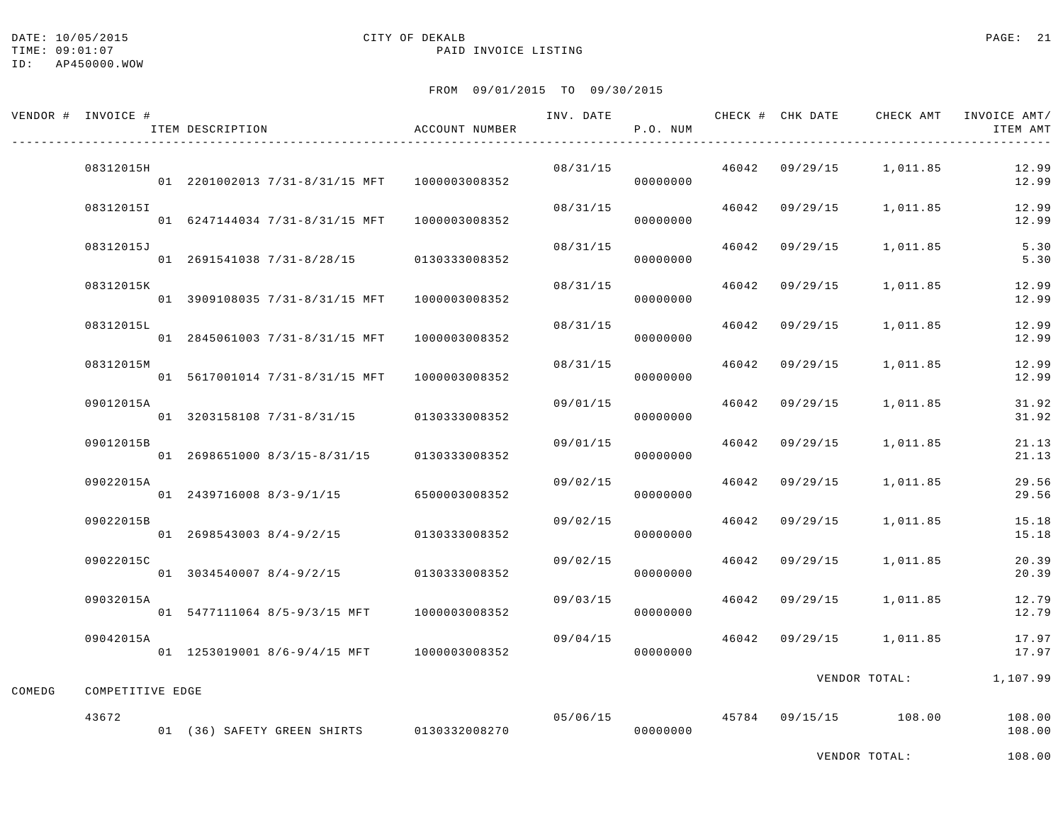DATE: 10/05/2015
TIME: 09:01:07
ID: AP450000.WOW

CITY OF DEKALB
PAID INVOICE LISTING

FROM 09/01/2015 TO 09/30/2015

| VENDOR # | INVOICE # / ITEM DESCRIPTION | ACCOUNT NUMBER | INV. DATE | P.O. NUM | CHECK # | CHK DATE | CHECK AMT | INVOICE AMT/ ITEM AMT |
|---|---|---|---|---|---|---|---|---|
| | 08312015H | | 08/31/15 | | 46042 | 09/29/15 | 1,011.85 | 12.99 |
| | 01 2201002013 7/31-8/31/15 MFT | 1000003008352 | | 00000000 | | | | 12.99 |
| | 08312015I | | 08/31/15 | | 46042 | 09/29/15 | 1,011.85 | 12.99 |
| | 01 6247144034 7/31-8/31/15 MFT | 1000003008352 | | 00000000 | | | | 12.99 |
| | 08312015J | | 08/31/15 | | 46042 | 09/29/15 | 1,011.85 | 5.30 |
| | 01 2691541038 7/31-8/28/15 | 0130333008352 | | 00000000 | | | | 5.30 |
| | 08312015K | | 08/31/15 | | 46042 | 09/29/15 | 1,011.85 | 12.99 |
| | 01 3909108035 7/31-8/31/15 MFT | 1000003008352 | | 00000000 | | | | 12.99 |
| | 08312015L | | 08/31/15 | | 46042 | 09/29/15 | 1,011.85 | 12.99 |
| | 01 2845061003 7/31-8/31/15 MFT | 1000003008352 | | 00000000 | | | | 12.99 |
| | 08312015M | | 08/31/15 | | 46042 | 09/29/15 | 1,011.85 | 12.99 |
| | 01 5617001014 7/31-8/31/15 MFT | 1000003008352 | | 00000000 | | | | 12.99 |
| | 09012015A | | 09/01/15 | | 46042 | 09/29/15 | 1,011.85 | 31.92 |
| | 01 3203158108 7/31-8/31/15 | 0130333008352 | | 00000000 | | | | 31.92 |
| | 09012015B | | 09/01/15 | | 46042 | 09/29/15 | 1,011.85 | 21.13 |
| | 01 2698651000 8/3/15-8/31/15 | 0130333008352 | | 00000000 | | | | 21.13 |
| | 09022015A | | 09/02/15 | | 46042 | 09/29/15 | 1,011.85 | 29.56 |
| | 01 2439716008 8/3-9/1/15 | 6500003008352 | | 00000000 | | | | 29.56 |
| | 09022015B | | 09/02/15 | | 46042 | 09/29/15 | 1,011.85 | 15.18 |
| | 01 2698543003 8/4-9/2/15 | 0130333008352 | | 00000000 | | | | 15.18 |
| | 09022015C | | 09/02/15 | | 46042 | 09/29/15 | 1,011.85 | 20.39 |
| | 01 3034540007 8/4-9/2/15 | 0130333008352 | | 00000000 | | | | 20.39 |
| | 09032015A | | 09/03/15 | | 46042 | 09/29/15 | 1,011.85 | 12.79 |
| | 01 5477111064 8/5-9/3/15 MFT | 1000003008352 | | 00000000 | | | | 12.79 |
| | 09042015A | | 09/04/15 | | 46042 | 09/29/15 | 1,011.85 | 17.97 |
| | 01 1253019001 8/6-9/4/15 MFT | 1000003008352 | | 00000000 | | | | 17.97 |
| | | | | | | | VENDOR TOTAL: | 1,107.99 |
| COMEDG | COMPETITIVE EDGE | | | | | | | |
| | 43672 | | 05/06/15 | | 45784 | 09/15/15 | 108.00 | 108.00 |
| | 01 (36) SAFETY GREEN SHIRTS | 0130332008270 | | 00000000 | | | | 108.00 |
| | | | | | | | VENDOR TOTAL: | 108.00 |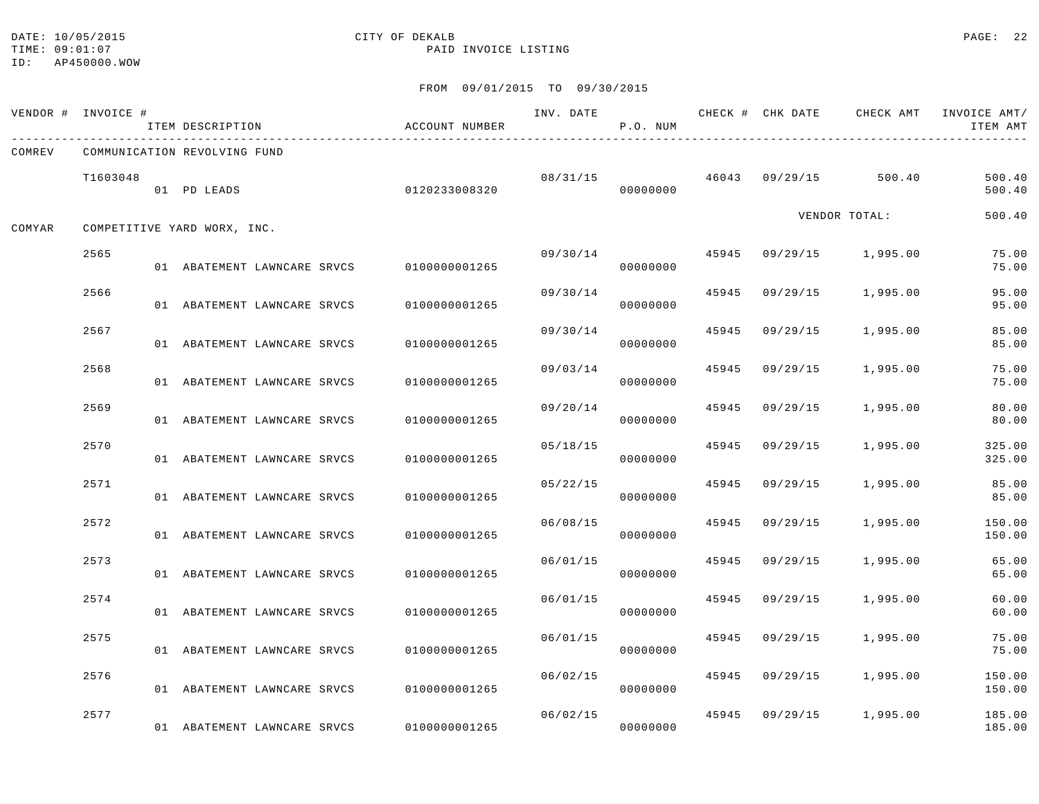DATE: 10/05/2015
TIME: 09:01:07
ID: AP450000.WOW

CITY OF DEKALB
PAID INVOICE LISTING

FROM 09/01/2015 TO 09/30/2015

| VENDOR # | INVOICE # / ITEM DESCRIPTION | ACCOUNT NUMBER | INV. DATE | P.O. NUM | CHECK # | CHK DATE | CHECK AMT | INVOICE AMT/ ITEM AMT |
|---|---|---|---|---|---|---|---|---|
| COMREV | COMMUNICATION REVOLVING FUND | | | | | | | |
| | T1603048 | | 08/31/15 | | 46043 | 09/29/15 | 500.40 | 500.40 |
| | 01 PD LEADS | 0120233008320 | | 00000000 | | | | 500.40 |
| | | | | | | VENDOR TOTAL: | | 500.40 |
| COMYAR | COMPETITIVE YARD WORX, INC. | | | | | | | |
| | 2565 | | 09/30/14 | | 45945 | 09/29/15 | 1,995.00 | 75.00 |
| | 01 ABATEMENT LAWNCARE SRVCS | 0100000001265 | | 00000000 | | | | 75.00 |
| | 2566 | | 09/30/14 | | 45945 | 09/29/15 | 1,995.00 | 95.00 |
| | 01 ABATEMENT LAWNCARE SRVCS | 0100000001265 | | 00000000 | | | | 95.00 |
| | 2567 | | 09/30/14 | | 45945 | 09/29/15 | 1,995.00 | 85.00 |
| | 01 ABATEMENT LAWNCARE SRVCS | 0100000001265 | | 00000000 | | | | 85.00 |
| | 2568 | | 09/03/14 | | 45945 | 09/29/15 | 1,995.00 | 75.00 |
| | 01 ABATEMENT LAWNCARE SRVCS | 0100000001265 | | 00000000 | | | | 75.00 |
| | 2569 | | 09/20/14 | | 45945 | 09/29/15 | 1,995.00 | 80.00 |
| | 01 ABATEMENT LAWNCARE SRVCS | 0100000001265 | | 00000000 | | | | 80.00 |
| | 2570 | | 05/18/15 | | 45945 | 09/29/15 | 1,995.00 | 325.00 |
| | 01 ABATEMENT LAWNCARE SRVCS | 0100000001265 | | 00000000 | | | | 325.00 |
| | 2571 | | 05/22/15 | | 45945 | 09/29/15 | 1,995.00 | 85.00 |
| | 01 ABATEMENT LAWNCARE SRVCS | 0100000001265 | | 00000000 | | | | 85.00 |
| | 2572 | | 06/08/15 | | 45945 | 09/29/15 | 1,995.00 | 150.00 |
| | 01 ABATEMENT LAWNCARE SRVCS | 0100000001265 | | 00000000 | | | | 150.00 |
| | 2573 | | 06/01/15 | | 45945 | 09/29/15 | 1,995.00 | 65.00 |
| | 01 ABATEMENT LAWNCARE SRVCS | 0100000001265 | | 00000000 | | | | 65.00 |
| | 2574 | | 06/01/15 | | 45945 | 09/29/15 | 1,995.00 | 60.00 |
| | 01 ABATEMENT LAWNCARE SRVCS | 0100000001265 | | 00000000 | | | | 60.00 |
| | 2575 | | 06/01/15 | | 45945 | 09/29/15 | 1,995.00 | 75.00 |
| | 01 ABATEMENT LAWNCARE SRVCS | 0100000001265 | | 00000000 | | | | 75.00 |
| | 2576 | | 06/02/15 | | 45945 | 09/29/15 | 1,995.00 | 150.00 |
| | 01 ABATEMENT LAWNCARE SRVCS | 0100000001265 | | 00000000 | | | | 150.00 |
| | 2577 | | 06/02/15 | | 45945 | 09/29/15 | 1,995.00 | 185.00 |
| | 01 ABATEMENT LAWNCARE SRVCS | 0100000001265 | | 00000000 | | | | 185.00 |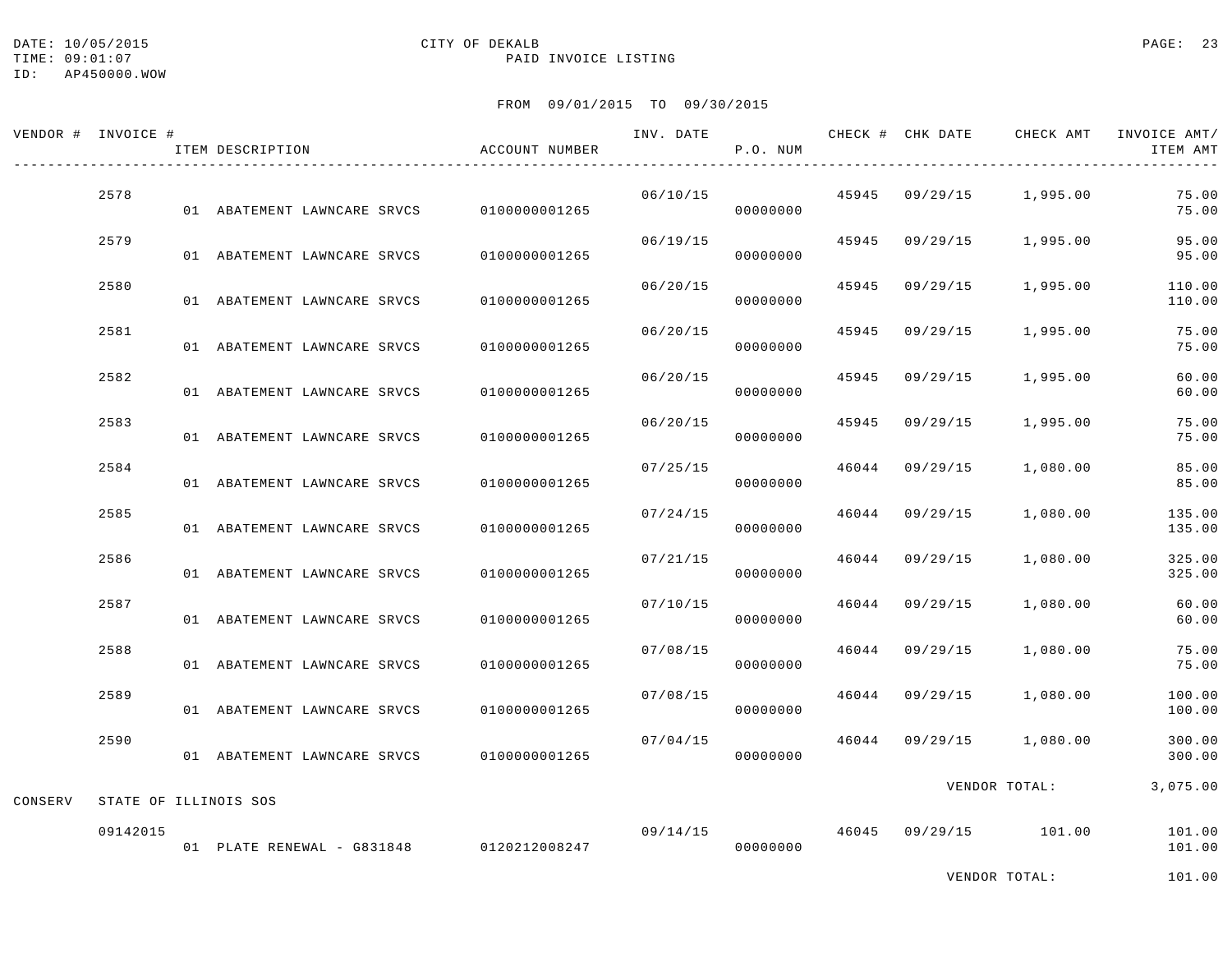DATE: 10/05/2015
TIME: 09:01:07
ID: AP450000.WOW

CITY OF DEKALB
PAID INVOICE LISTING

FROM 09/01/2015 TO 09/30/2015

| VENDOR # | INVOICE # / ITEM DESCRIPTION | ACCOUNT NUMBER | INV. DATE | P.O. NUM | CHECK # | CHK DATE | CHECK AMT | INVOICE AMT/ ITEM AMT |
|---|---|---|---|---|---|---|---|---|
| | 2578 | | 06/10/15 | | 45945 | 09/29/15 | 1,995.00 | 75.00 |
| | 01 ABATEMENT LAWNCARE SRVCS | 0100000001265 | | 00000000 | | | | 75.00 |
| | 2579 | | 06/19/15 | | 45945 | 09/29/15 | 1,995.00 | 95.00 |
| | 01 ABATEMENT LAWNCARE SRVCS | 0100000001265 | | 00000000 | | | | 95.00 |
| | 2580 | | 06/20/15 | | 45945 | 09/29/15 | 1,995.00 | 110.00 |
| | 01 ABATEMENT LAWNCARE SRVCS | 0100000001265 | | 00000000 | | | | 110.00 |
| | 2581 | | 06/20/15 | | 45945 | 09/29/15 | 1,995.00 | 75.00 |
| | 01 ABATEMENT LAWNCARE SRVCS | 0100000001265 | | 00000000 | | | | 75.00 |
| | 2582 | | 06/20/15 | | 45945 | 09/29/15 | 1,995.00 | 60.00 |
| | 01 ABATEMENT LAWNCARE SRVCS | 0100000001265 | | 00000000 | | | | 60.00 |
| | 2583 | | 06/20/15 | | 45945 | 09/29/15 | 1,995.00 | 75.00 |
| | 01 ABATEMENT LAWNCARE SRVCS | 0100000001265 | | 00000000 | | | | 75.00 |
| | 2584 | | 07/25/15 | | 46044 | 09/29/15 | 1,080.00 | 85.00 |
| | 01 ABATEMENT LAWNCARE SRVCS | 0100000001265 | | 00000000 | | | | 85.00 |
| | 2585 | | 07/24/15 | | 46044 | 09/29/15 | 1,080.00 | 135.00 |
| | 01 ABATEMENT LAWNCARE SRVCS | 0100000001265 | | 00000000 | | | | 135.00 |
| | 2586 | | 07/21/15 | | 46044 | 09/29/15 | 1,080.00 | 325.00 |
| | 01 ABATEMENT LAWNCARE SRVCS | 0100000001265 | | 00000000 | | | | 325.00 |
| | 2587 | | 07/10/15 | | 46044 | 09/29/15 | 1,080.00 | 60.00 |
| | 01 ABATEMENT LAWNCARE SRVCS | 0100000001265 | | 00000000 | | | | 60.00 |
| | 2588 | | 07/08/15 | | 46044 | 09/29/15 | 1,080.00 | 75.00 |
| | 01 ABATEMENT LAWNCARE SRVCS | 0100000001265 | | 00000000 | | | | 75.00 |
| | 2589 | | 07/08/15 | | 46044 | 09/29/15 | 1,080.00 | 100.00 |
| | 01 ABATEMENT LAWNCARE SRVCS | 0100000001265 | | 00000000 | | | | 100.00 |
| | 2590 | | 07/04/15 | | 46044 | 09/29/15 | 1,080.00 | 300.00 |
| | 01 ABATEMENT LAWNCARE SRVCS | 0100000001265 | | 00000000 | | | | 300.00 |
| | | | | | | | VENDOR TOTAL: | 3,075.00 |
| CONSERV | STATE OF ILLINOIS SOS | | | | | | | |
| | 09142015 | | 09/14/15 | | 46045 | 09/29/15 | 101.00 | 101.00 |
| | 01 PLATE RENEWAL - G831848 | 0120212008247 | | 00000000 | | | | 101.00 |
| | | | | | | | VENDOR TOTAL: | 101.00 |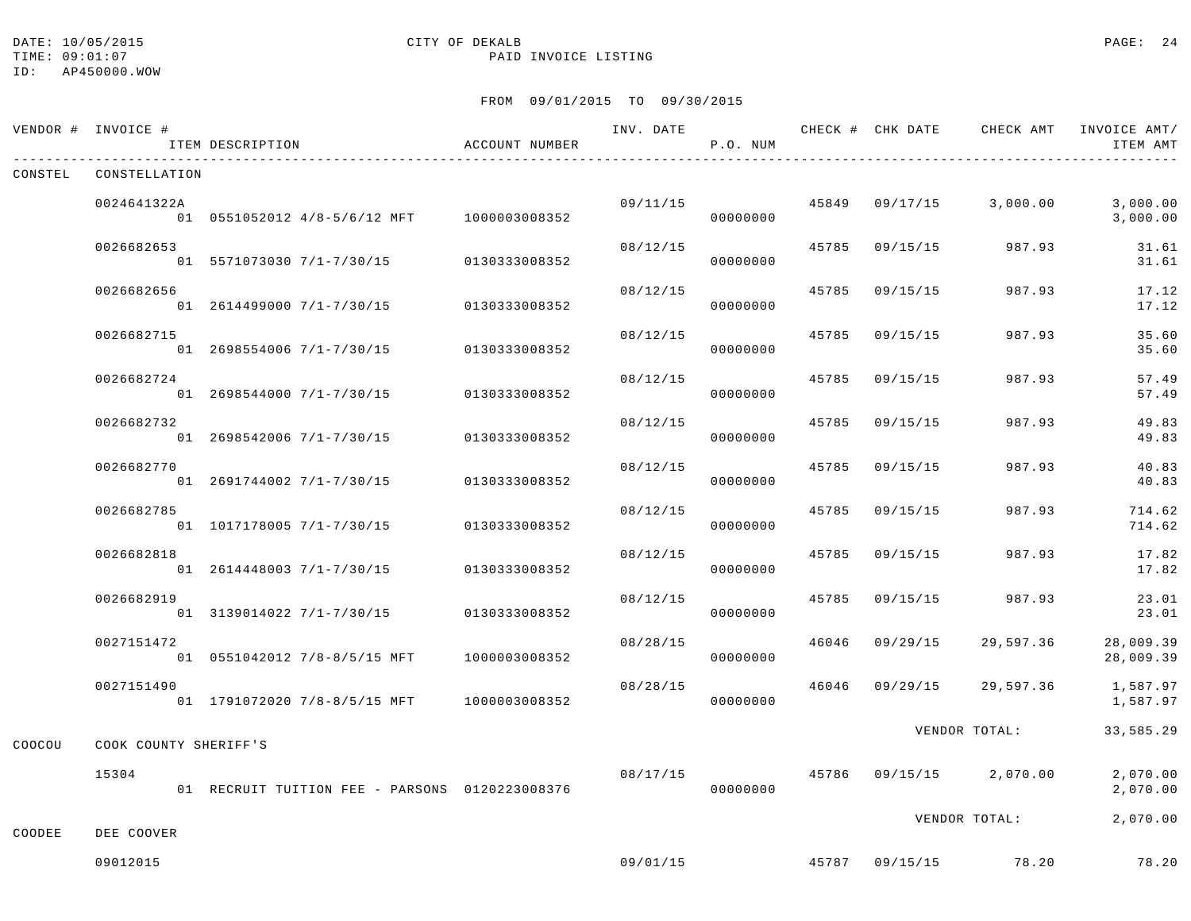DATE: 10/05/2015
TIME: 09:01:07
ID: AP450000.WOW

CITY OF DEKALB
PAID INVOICE LISTING

FROM 09/01/2015 TO 09/30/2015

| VENDOR # | INVOICE # / ITEM DESCRIPTION | ACCOUNT NUMBER | INV. DATE | P.O. NUM | CHECK # | CHK DATE | CHECK AMT | INVOICE AMT/ ITEM AMT |
|---|---|---|---|---|---|---|---|---|
| CONSTEL | CONSTELLATION | | | | | | | |
| | 0024641322A | | 09/11/15 | | 45849 | 09/17/15 | 3,000.00 | 3,000.00 |
| | 01 0551052012 4/8-5/6/12 MFT | 1000003008352 | | 00000000 | | | | 3,000.00 |
| | 0026682653 | | 08/12/15 | | 45785 | 09/15/15 | 987.93 | 31.61 |
| | 01 5571073030 7/1-7/30/15 | 0130333008352 | | 00000000 | | | | 31.61 |
| | 0026682656 | | 08/12/15 | | 45785 | 09/15/15 | 987.93 | 17.12 |
| | 01 2614499000 7/1-7/30/15 | 0130333008352 | | 00000000 | | | | 17.12 |
| | 0026682715 | | 08/12/15 | | 45785 | 09/15/15 | 987.93 | 35.60 |
| | 01 2698554006 7/1-7/30/15 | 0130333008352 | | 00000000 | | | | 35.60 |
| | 0026682724 | | 08/12/15 | | 45785 | 09/15/15 | 987.93 | 57.49 |
| | 01 2698544000 7/1-7/30/15 | 0130333008352 | | 00000000 | | | | 57.49 |
| | 0026682732 | | 08/12/15 | | 45785 | 09/15/15 | 987.93 | 49.83 |
| | 01 2698542006 7/1-7/30/15 | 0130333008352 | | 00000000 | | | | 49.83 |
| | 0026682770 | | 08/12/15 | | 45785 | 09/15/15 | 987.93 | 40.83 |
| | 01 2691744002 7/1-7/30/15 | 0130333008352 | | 00000000 | | | | 40.83 |
| | 0026682785 | | 08/12/15 | | 45785 | 09/15/15 | 987.93 | 714.62 |
| | 01 1017178005 7/1-7/30/15 | 0130333008352 | | 00000000 | | | | 714.62 |
| | 0026682818 | | 08/12/15 | | 45785 | 09/15/15 | 987.93 | 17.82 |
| | 01 2614448003 7/1-7/30/15 | 0130333008352 | | 00000000 | | | | 17.82 |
| | 0026682919 | | 08/12/15 | | 45785 | 09/15/15 | 987.93 | 23.01 |
| | 01 3139014022 7/1-7/30/15 | 0130333008352 | | 00000000 | | | | 23.01 |
| | 0027151472 | | 08/28/15 | | 46046 | 09/29/15 | 29,597.36 | 28,009.39 |
| | 01 0551042012 7/8-8/5/15 MFT | 1000003008352 | | 00000000 | | | | 28,009.39 |
| | 0027151490 | | 08/28/15 | | 46046 | 09/29/15 | 29,597.36 | 1,587.97 |
| | 01 1791072020 7/8-8/5/15 MFT | 1000003008352 | | 00000000 | | | | 1,587.97 |
| | | | | | | | VENDOR TOTAL: | 33,585.29 |
| COOCOU | COOK COUNTY SHERIFF'S | | | | | | | |
| | 15304 | | 08/17/15 | | 45786 | 09/15/15 | 2,070.00 | 2,070.00 |
| | 01 RECRUIT TUITION FEE - PARSONS | 0120223008376 | | 00000000 | | | | 2,070.00 |
| | | | | | | | VENDOR TOTAL: | 2,070.00 |
| COODEE | DEE COOVER | | | | | | | |
| | 09012015 | | 09/01/15 | | 45787 | 09/15/15 | 78.20 | 78.20 |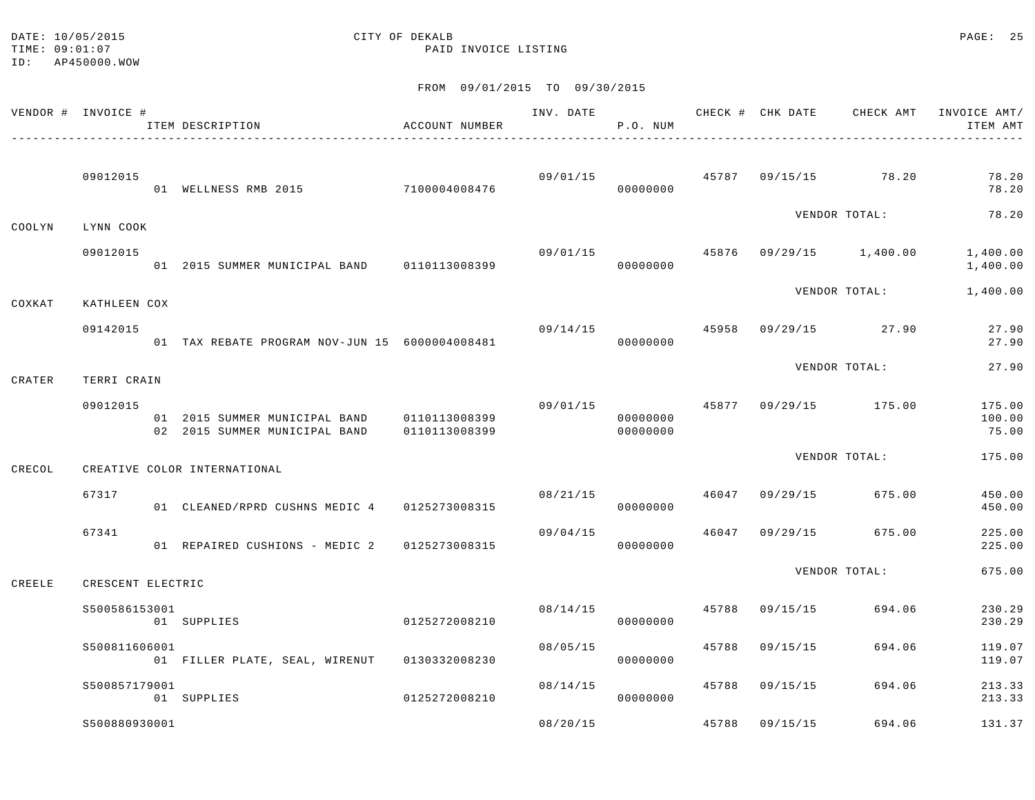DATE: 10/05/2015
TIME: 09:01:07
ID: AP450000.WOW

CITY OF DEKALB
PAID INVOICE LISTING

FROM 09/01/2015 TO 09/30/2015

| VENDOR # | INVOICE # / ITEM DESCRIPTION | ACCOUNT NUMBER | INV. DATE | P.O. NUM | CHECK # | CHK DATE | CHECK AMT | INVOICE AMT/ ITEM AMT |
|---|---|---|---|---|---|---|---|---|
| | 09012015 | | 09/01/15 | | 45787 | 09/15/15 | 78.20 | 78.20 |
| | 01 WELLNESS RMB 2015 | 7100004008476 | | 00000000 | | | | 78.20 |
| | | | | | | VENDOR TOTAL: | | 78.20 |
| COOLYN | LYNN COOK | | | | | | | |
| | 09012015 | | 09/01/15 | | 45876 | 09/29/15 | 1,400.00 | 1,400.00 |
| | 01 2015 SUMMER MUNICIPAL BAND | 0110113008399 | | 00000000 | | | | 1,400.00 |
| | | | | | | VENDOR TOTAL: | | 1,400.00 |
| COXKAT | KATHLEEN COX | | | | | | | |
| | 09142015 | | 09/14/15 | | 45958 | 09/29/15 | 27.90 | 27.90 |
| | 01 TAX REBATE PROGRAM NOV-JUN 15 | 6000004008481 | | 00000000 | | | | 27.90 |
| | | | | | | VENDOR TOTAL: | | 27.90 |
| CRATER | TERRI CRAIN | | | | | | | |
| | 09012015 | | 09/01/15 | | 45877 | 09/29/15 | 175.00 | 175.00 |
| | 01 2015 SUMMER MUNICIPAL BAND | 0110113008399 | | 00000000 | | | | 100.00 |
| | 02 2015 SUMMER MUNICIPAL BAND | 0110113008399 | | 00000000 | | | | 75.00 |
| | | | | | | VENDOR TOTAL: | | 175.00 |
| CRECOL | CREATIVE COLOR INTERNATIONAL | | | | | | | |
| | 67317 | | 08/21/15 | | 46047 | 09/29/15 | 675.00 | 450.00 |
| | 01 CLEANED/RPRD CUSHNS MEDIC 4 | 0125273008315 | | 00000000 | | | | 450.00 |
| | 67341 | | 09/04/15 | | 46047 | 09/29/15 | 675.00 | 225.00 |
| | 01 REPAIRED CUSHIONS - MEDIC 2 | 0125273008315 | | 00000000 | | | | 225.00 |
| | | | | | | VENDOR TOTAL: | | 675.00 |
| CREELE | CRESCENT ELECTRIC | | | | | | | |
| | S500586153001 | | 08/14/15 | | 45788 | 09/15/15 | 694.06 | 230.29 |
| | 01 SUPPLIES | 0125272008210 | | 00000000 | | | | 230.29 |
| | S500811606001 | | 08/05/15 | | 45788 | 09/15/15 | 694.06 | 119.07 |
| | 01 FILLER PLATE, SEAL, WIRENUT | 0130332008230 | | 00000000 | | | | 119.07 |
| | S500857179001 | | 08/14/15 | | 45788 | 09/15/15 | 694.06 | 213.33 |
| | 01 SUPPLIES | 0125272008210 | | 00000000 | | | | 213.33 |
| | S500880930001 | | 08/20/15 | | 45788 | 09/15/15 | 694.06 | 131.37 |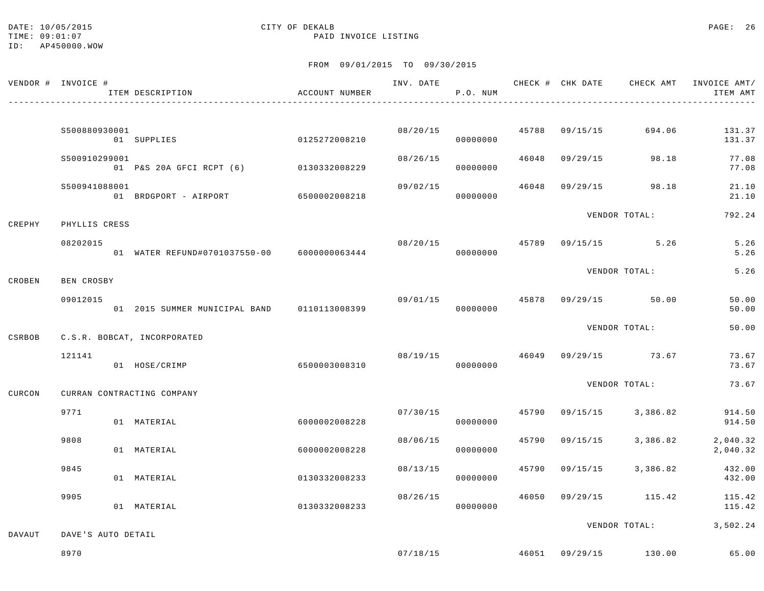DATE: 10/05/2015
TIME: 09:01:07
ID: AP450000.WOW

CITY OF DEKALB
PAID INVOICE LISTING

FROM 09/01/2015 TO 09/30/2015

| VENDOR # | INVOICE # / ITEM DESCRIPTION | ACCOUNT NUMBER | INV. DATE | P.O. NUM | CHECK # | CHK DATE | CHECK AMT | INVOICE AMT/ ITEM AMT |
|---|---|---|---|---|---|---|---|---|
| | S500880930001 | | 08/20/15 | | 45788 | 09/15/15 | 694.06 | 131.37 |
| | 01 SUPPLIES | 0125272008210 | | 00000000 | | | | 131.37 |
| | S500910299001 | | 08/26/15 | | 46048 | 09/29/15 | 98.18 | 77.08 |
| | 01 P&S 20A GFCI RCPT (6) | 0130332008229 | | 00000000 | | | | 77.08 |
| | S500941088001 | | 09/02/15 | | 46048 | 09/29/15 | 98.18 | 21.10 |
| | 01 BRDGPORT - AIRPORT | 6500002008218 | | 00000000 | | | | 21.10 |
| | | | | | | VENDOR TOTAL: | | 792.24 |
| CREPHY | PHYLLIS CRESS | | | | | | | |
| | 08202015 | | 08/20/15 | | 45789 | 09/15/15 | 5.26 | 5.26 |
| | 01 WATER REFUND#0701037550-00 | 6000000063444 | | 00000000 | | | | 5.26 |
| | | | | | | VENDOR TOTAL: | | 5.26 |
| CROBEN | BEN CROSBY | | | | | | | |
| | 09012015 | | 09/01/15 | | 45878 | 09/29/15 | 50.00 | 50.00 |
| | 01 2015 SUMMER MUNICIPAL BAND | 0110113008399 | | 00000000 | | | | 50.00 |
| | | | | | | VENDOR TOTAL: | | 50.00 |
| CSRBOB | C.S.R. BOBCAT, INCORPORATED | | | | | | | |
| | 121141 | | 08/19/15 | | 46049 | 09/29/15 | 73.67 | 73.67 |
| | 01 HOSE/CRIMP | 6500003008310 | | 00000000 | | | | 73.67 |
| | | | | | | VENDOR TOTAL: | | 73.67 |
| CURCON | CURRAN CONTRACTING COMPANY | | | | | | | |
| | 9771 | | 07/30/15 | | 45790 | 09/15/15 | 3,386.82 | 914.50 |
| | 01 MATERIAL | 6000002008228 | | 00000000 | | | | 914.50 |
| | 9808 | | 08/06/15 | | 45790 | 09/15/15 | 3,386.82 | 2,040.32 |
| | 01 MATERIAL | 6000002008228 | | 00000000 | | | | 2,040.32 |
| | 9845 | | 08/13/15 | | 45790 | 09/15/15 | 3,386.82 | 432.00 |
| | 01 MATERIAL | 0130332008233 | | 00000000 | | | | 432.00 |
| | 9905 | | 08/26/15 | | 46050 | 09/29/15 | 115.42 | 115.42 |
| | 01 MATERIAL | 0130332008233 | | 00000000 | | | | 115.42 |
| | | | | | | VENDOR TOTAL: | | 3,502.24 |
| DAVAUT | DAVE'S AUTO DETAIL | | | | | | | |
| | 8970 | | 07/18/15 | | 46051 | 09/29/15 | 130.00 | 65.00 |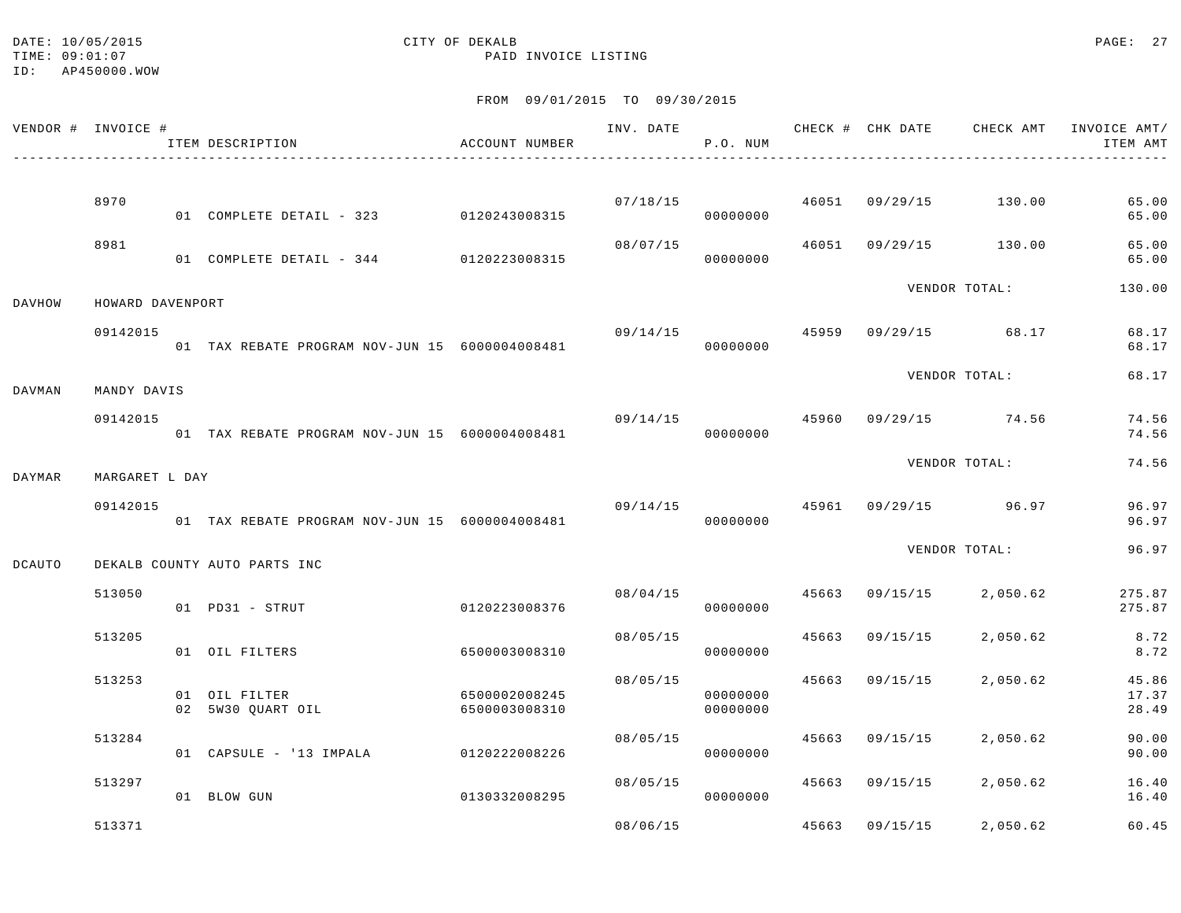DATE: 10/05/2015
TIME: 09:01:07
ID: AP450000.WOW

CITY OF DEKALB
PAID INVOICE LISTING

FROM 09/01/2015 TO 09/30/2015

| VENDOR # | INVOICE # | ITEM DESCRIPTION | ACCOUNT NUMBER | INV. DATE | P.O. NUM | CHECK # | CHK DATE | CHECK AMT | INVOICE AMT/ ITEM AMT |
|---|---|---|---|---|---|---|---|---|---|
| | 8970 | | | 07/18/15 | | 46051 | 09/29/15 | 130.00 | 65.00 |
| | | 01 COMPLETE DETAIL - 323 | 0120243008315 | | 00000000 | | | | 65.00 |
| | 8981 | | | 08/07/15 | | 46051 | 09/29/15 | 130.00 | 65.00 |
| | | 01 COMPLETE DETAIL - 344 | 0120223008315 | | 00000000 | | | | 65.00 |
| | | | | | | | VENDOR TOTAL: | | 130.00 |
| DAVHOW | HOWARD DAVENPORT | | | | | | | | |
| | 09142015 | | | 09/14/15 | | 45959 | 09/29/15 | 68.17 | 68.17 |
| | | 01 TAX REBATE PROGRAM NOV-JUN 15 | 6000004008481 | | 00000000 | | | | 68.17 |
| | | | | | | | VENDOR TOTAL: | | 68.17 |
| DAVMAN | MANDY DAVIS | | | | | | | | |
| | 09142015 | | | 09/14/15 | | 45960 | 09/29/15 | 74.56 | 74.56 |
| | | 01 TAX REBATE PROGRAM NOV-JUN 15 | 6000004008481 | | 00000000 | | | | 74.56 |
| | | | | | | | VENDOR TOTAL: | | 74.56 |
| DAYMAR | MARGARET L DAY | | | | | | | | |
| | 09142015 | | | 09/14/15 | | 45961 | 09/29/15 | 96.97 | 96.97 |
| | | 01 TAX REBATE PROGRAM NOV-JUN 15 | 6000004008481 | | 00000000 | | | | 96.97 |
| | | | | | | | VENDOR TOTAL: | | 96.97 |
| DCAUTO | DEKALB COUNTY AUTO PARTS INC | | | | | | | | |
| | 513050 | | | 08/04/15 | | 45663 | 09/15/15 | 2,050.62 | 275.87 |
| | | 01 PD31 - STRUT | 0120223008376 | | 00000000 | | | | 275.87 |
| | 513205 | | | 08/05/15 | | 45663 | 09/15/15 | 2,050.62 | 8.72 |
| | | 01 OIL FILTERS | 6500003008310 | | 00000000 | | | | 8.72 |
| | 513253 | | | 08/05/15 | | 45663 | 09/15/15 | 2,050.62 | 45.86 |
| | | 01 OIL FILTER | 6500002008245 | | 00000000 | | | | 17.37 |
| | | 02 5W30 QUART OIL | 6500003008310 | | 00000000 | | | | 28.49 |
| | 513284 | | | 08/05/15 | | 45663 | 09/15/15 | 2,050.62 | 90.00 |
| | | 01 CAPSULE - '13 IMPALA | 0120222008226 | | 00000000 | | | | 90.00 |
| | 513297 | | | 08/05/15 | | 45663 | 09/15/15 | 2,050.62 | 16.40 |
| | | 01 BLOW GUN | 0130332008295 | | 00000000 | | | | 16.40 |
| | 513371 | | | 08/06/15 | | 45663 | 09/15/15 | 2,050.62 | 60.45 |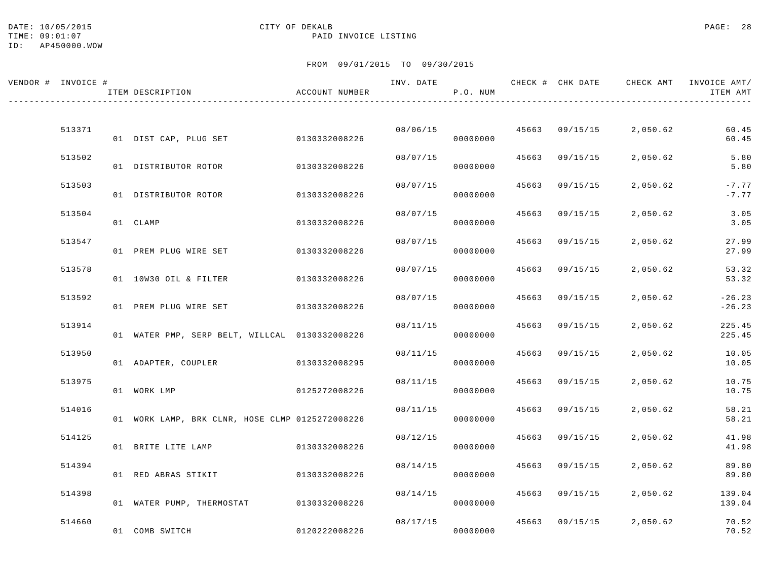CITY OF DEKALB

PAID INVOICE LISTING

FROM 09/01/2015 TO 09/30/2015

| VENDOR # | INVOICE # | ITEM DESCRIPTION | ACCOUNT NUMBER | INV. DATE | P.O. NUM | CHECK # | CHK DATE | CHECK AMT | INVOICE AMT/ ITEM AMT |
|---|---|---|---|---|---|---|---|---|---|
| | 513371 | | | 08/06/15 | | 45663 | 09/15/15 | 2,050.62 | 60.45 |
| | | 01 DIST CAP, PLUG SET | 0130332008226 | | 00000000 | | | | 60.45 |
| | 513502 | | | 08/07/15 | | 45663 | 09/15/15 | 2,050.62 | 5.80 |
| | | 01 DISTRIBUTOR ROTOR | 0130332008226 | | 00000000 | | | | 5.80 |
| | 513503 | | | 08/07/15 | | 45663 | 09/15/15 | 2,050.62 | -7.77 |
| | | 01 DISTRIBUTOR ROTOR | 0130332008226 | | 00000000 | | | | -7.77 |
| | 513504 | | | 08/07/15 | | 45663 | 09/15/15 | 2,050.62 | 3.05 |
| | | 01 CLAMP | 0130332008226 | | 00000000 | | | | 3.05 |
| | 513547 | | | 08/07/15 | | 45663 | 09/15/15 | 2,050.62 | 27.99 |
| | | 01 PREM PLUG WIRE SET | 0130332008226 | | 00000000 | | | | 27.99 |
| | 513578 | | | 08/07/15 | | 45663 | 09/15/15 | 2,050.62 | 53.32 |
| | | 01 10W30 OIL & FILTER | 0130332008226 | | 00000000 | | | | 53.32 |
| | 513592 | | | 08/07/15 | | 45663 | 09/15/15 | 2,050.62 | -26.23 |
| | | 01 PREM PLUG WIRE SET | 0130332008226 | | 00000000 | | | | -26.23 |
| | 513914 | | | 08/11/15 | | 45663 | 09/15/15 | 2,050.62 | 225.45 |
| | | 01 WATER PMP, SERP BELT, WILLCAL | 0130332008226 | | 00000000 | | | | 225.45 |
| | 513950 | | | 08/11/15 | | 45663 | 09/15/15 | 2,050.62 | 10.05 |
| | | 01 ADAPTER, COUPLER | 0130332008295 | | 00000000 | | | | 10.05 |
| | 513975 | | | 08/11/15 | | 45663 | 09/15/15 | 2,050.62 | 10.75 |
| | | 01 WORK LMP | 0125272008226 | | 00000000 | | | | 10.75 |
| | 514016 | | | 08/11/15 | | 45663 | 09/15/15 | 2,050.62 | 58.21 |
| | | 01 WORK LAMP, BRK CLNR, HOSE CLMP | 0125272008226 | | 00000000 | | | | 58.21 |
| | 514125 | | | 08/12/15 | | 45663 | 09/15/15 | 2,050.62 | 41.98 |
| | | 01 BRITE LITE LAMP | 0130332008226 | | 00000000 | | | | 41.98 |
| | 514394 | | | 08/14/15 | | 45663 | 09/15/15 | 2,050.62 | 89.80 |
| | | 01 RED ABRAS STIKIT | 0130332008226 | | 00000000 | | | | 89.80 |
| | 514398 | | | 08/14/15 | | 45663 | 09/15/15 | 2,050.62 | 139.04 |
| | | 01 WATER PUMP, THERMOSTAT | 0130332008226 | | 00000000 | | | | 139.04 |
| | 514660 | | | 08/17/15 | | 45663 | 09/15/15 | 2,050.62 | 70.52 |
| | | 01 COMB SWITCH | 0120222008226 | | 00000000 | | | | 70.52 |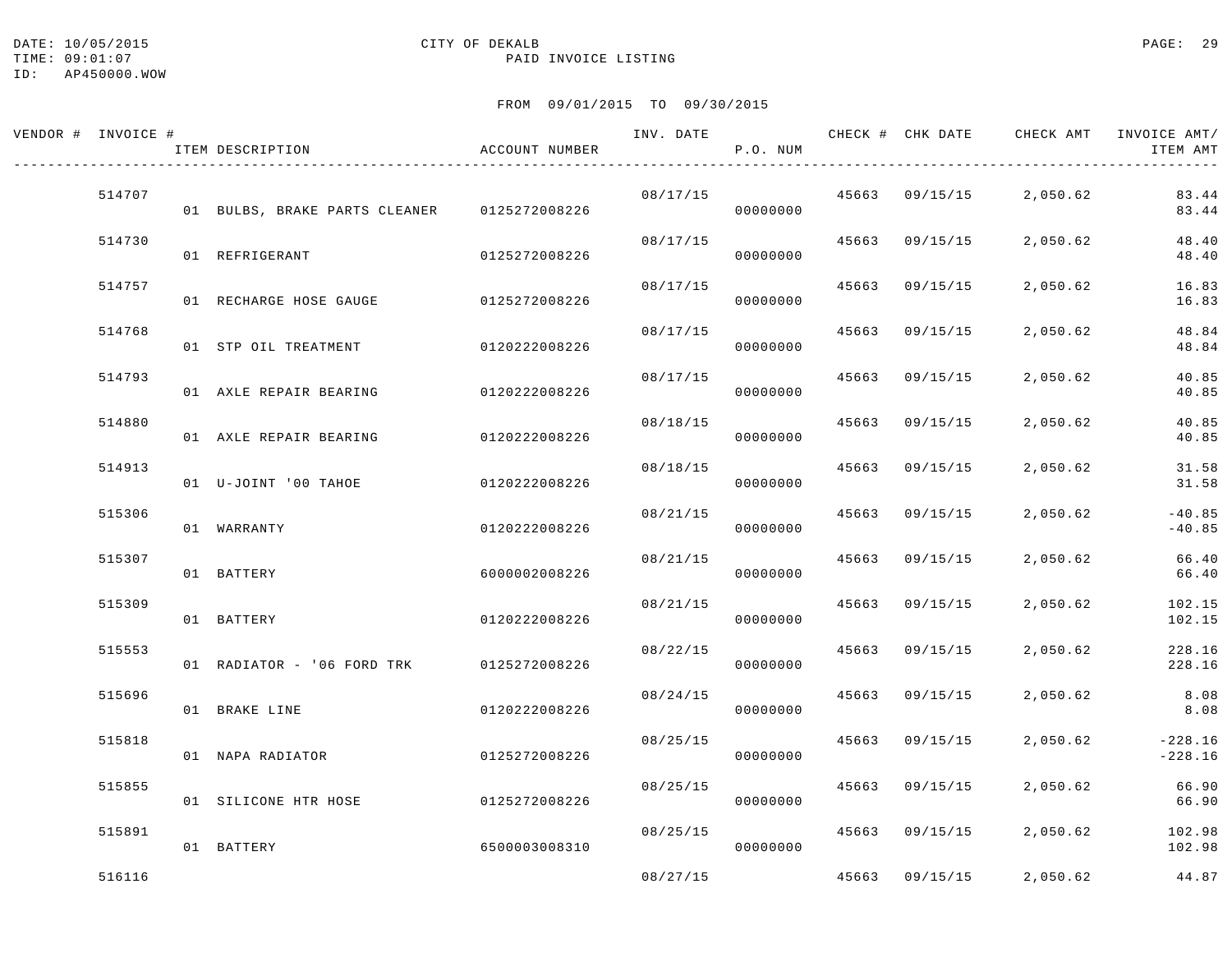DATE: 10/05/2015
TIME: 09:01:07
ID: AP450000.WOW

CITY OF DEKALB
PAID INVOICE LISTING

FROM 09/01/2015 TO 09/30/2015

| VENDOR # | INVOICE # | ITEM DESCRIPTION | ACCOUNT NUMBER | INV. DATE | P.O. NUM | CHECK # | CHK DATE | CHECK AMT | INVOICE AMT/ ITEM AMT |
|---|---|---|---|---|---|---|---|---|---|
| | 514707 | | | 08/17/15 | | 45663 | 09/15/15 | 2,050.62 | 83.44 |
| | | 01 BULBS, BRAKE PARTS CLEANER | 0125272008226 | | 00000000 | | | | 83.44 |
| | 514730 | | | 08/17/15 | | 45663 | 09/15/15 | 2,050.62 | 48.40 |
| | | 01 REFRIGERANT | 0125272008226 | | 00000000 | | | | 48.40 |
| | 514757 | | | 08/17/15 | | 45663 | 09/15/15 | 2,050.62 | 16.83 |
| | | 01 RECHARGE HOSE GAUGE | 0125272008226 | | 00000000 | | | | 16.83 |
| | 514768 | | | 08/17/15 | | 45663 | 09/15/15 | 2,050.62 | 48.84 |
| | | 01 STP OIL TREATMENT | 0120222008226 | | 00000000 | | | | 48.84 |
| | 514793 | | | 08/17/15 | | 45663 | 09/15/15 | 2,050.62 | 40.85 |
| | | 01 AXLE REPAIR BEARING | 0120222008226 | | 00000000 | | | | 40.85 |
| | 514880 | | | 08/18/15 | | 45663 | 09/15/15 | 2,050.62 | 40.85 |
| | | 01 AXLE REPAIR BEARING | 0120222008226 | | 00000000 | | | | 40.85 |
| | 514913 | | | 08/18/15 | | 45663 | 09/15/15 | 2,050.62 | 31.58 |
| | | 01 U-JOINT '00 TAHOE | 0120222008226 | | 00000000 | | | | 31.58 |
| | 515306 | | | 08/21/15 | | 45663 | 09/15/15 | 2,050.62 | -40.85 |
| | | 01 WARRANTY | 0120222008226 | | 00000000 | | | | -40.85 |
| | 515307 | | | 08/21/15 | | 45663 | 09/15/15 | 2,050.62 | 66.40 |
| | | 01 BATTERY | 6000002008226 | | 00000000 | | | | 66.40 |
| | 515309 | | | 08/21/15 | | 45663 | 09/15/15 | 2,050.62 | 102.15 |
| | | 01 BATTERY | 0120222008226 | | 00000000 | | | | 102.15 |
| | 515553 | | | 08/22/15 | | 45663 | 09/15/15 | 2,050.62 | 228.16 |
| | | 01 RADIATOR - '06 FORD TRK | 0125272008226 | | 00000000 | | | | 228.16 |
| | 515696 | | | 08/24/15 | | 45663 | 09/15/15 | 2,050.62 | 8.08 |
| | | 01 BRAKE LINE | 0120222008226 | | 00000000 | | | | 8.08 |
| | 515818 | | | 08/25/15 | | 45663 | 09/15/15 | 2,050.62 | -228.16 |
| | | 01 NAPA RADIATOR | 0125272008226 | | 00000000 | | | | -228.16 |
| | 515855 | | | 08/25/15 | | 45663 | 09/15/15 | 2,050.62 | 66.90 |
| | | 01 SILICONE HTR HOSE | 0125272008226 | | 00000000 | | | | 66.90 |
| | 515891 | | | 08/25/15 | | 45663 | 09/15/15 | 2,050.62 | 102.98 |
| | | 01 BATTERY | 6500003008310 | | 00000000 | | | | 102.98 |
| | 516116 | | | 08/27/15 | | 45663 | 09/15/15 | 2,050.62 | 44.87 |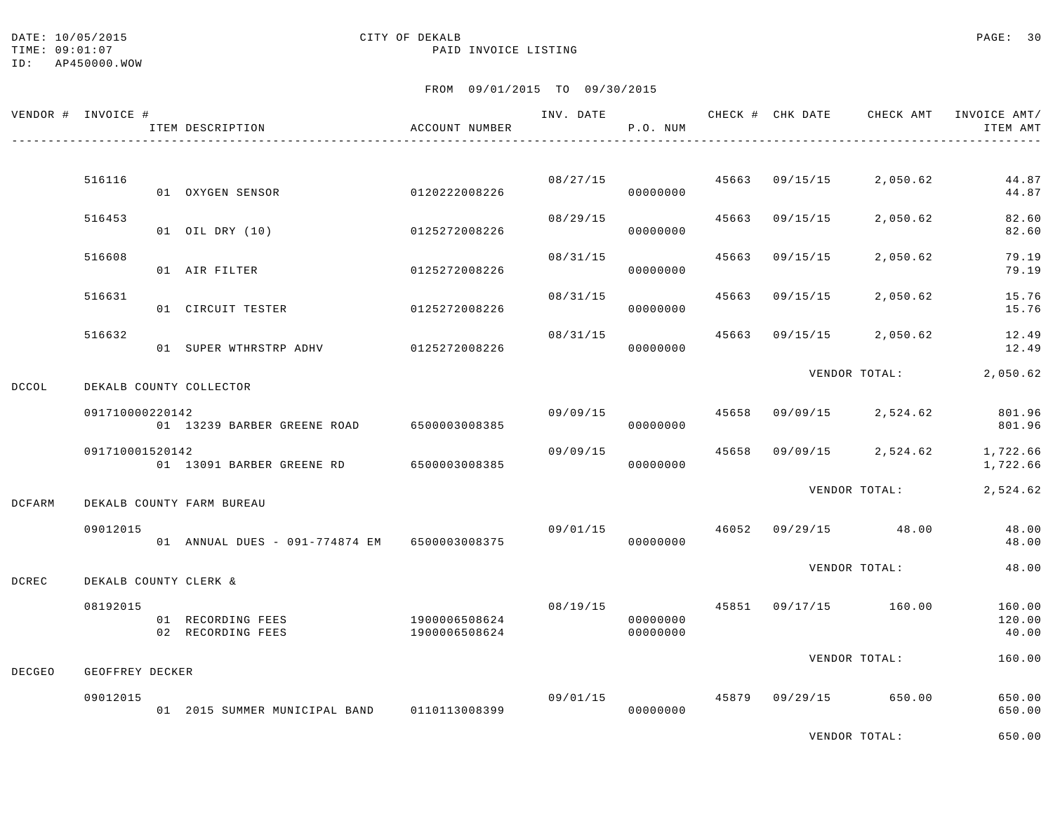DATE: 10/05/2015 CITY OF DEKALB
TIME: 09:01:07 PAID INVOICE LISTING
ID: AP450000.WOW

FROM 09/01/2015 TO 09/30/2015

| VENDOR # | INVOICE # / ITEM DESCRIPTION | ACCOUNT NUMBER | INV. DATE | P.O. NUM | CHECK # | CHK DATE | CHECK AMT | INVOICE AMT/ ITEM AMT |
|---|---|---|---|---|---|---|---|---|
| | 516116 | | 08/27/15 | | 45663 | 09/15/15 | 2,050.62 | 44.87 |
| | 01 OXYGEN SENSOR | 0120222008226 | | 00000000 | | | | 44.87 |
| | 516453 | | 08/29/15 | | 45663 | 09/15/15 | 2,050.62 | 82.60 |
| | 01 OIL DRY (10) | 0125272008226 | | 00000000 | | | | 82.60 |
| | 516608 | | 08/31/15 | | 45663 | 09/15/15 | 2,050.62 | 79.19 |
| | 01 AIR FILTER | 0125272008226 | | 00000000 | | | | 79.19 |
| | 516631 | | 08/31/15 | | 45663 | 09/15/15 | 2,050.62 | 15.76 |
| | 01 CIRCUIT TESTER | 0125272008226 | | 00000000 | | | | 15.76 |
| | 516632 | | 08/31/15 | | 45663 | 09/15/15 | 2,050.62 | 12.49 |
| | 01 SUPER WTHRSTRP ADHV | 0125272008226 | | 00000000 | | | | 12.49 |
| | | | | | | VENDOR TOTAL: | | 2,050.62 |
| DCCOL | DEKALB COUNTY COLLECTOR | | | | | | | |
| | 091710000220142 | | 09/09/15 | | 45658 | 09/09/15 | 2,524.62 | 801.96 |
| | 01 13239 BARBER GREENE ROAD | 6500003008385 | | 00000000 | | | | 801.96 |
| | 091710001520142 | | 09/09/15 | | 45658 | 09/09/15 | 2,524.62 | 1,722.66 |
| | 01 13091 BARBER GREENE RD | 6500003008385 | | 00000000 | | | | 1,722.66 |
| | | | | | | VENDOR TOTAL: | | 2,524.62 |
| DCFARM | DEKALB COUNTY FARM BUREAU | | | | | | | |
| | 09012015 | | 09/01/15 | | 46052 | 09/29/15 | 48.00 | 48.00 |
| | 01 ANNUAL DUES - 091-774874 EM | 6500003008375 | | 00000000 | | | | 48.00 |
| | | | | | | VENDOR TOTAL: | | 48.00 |
| DCREC | DEKALB COUNTY CLERK & | | | | | | | |
| | 08192015 | | 08/19/15 | | 45851 | 09/17/15 | 160.00 | 160.00 |
| | 01 RECORDING FEES | 1900006508624 | | 00000000 | | | | 120.00 |
| | 02 RECORDING FEES | 1900006508624 | | 00000000 | | | | 40.00 |
| | | | | | | VENDOR TOTAL: | | 160.00 |
| DECGEO | GEOFFREY DECKER | | | | | | | |
| | 09012015 | | 09/01/15 | | 45879 | 09/29/15 | 650.00 | 650.00 |
| | 01 2015 SUMMER MUNICIPAL BAND | 0110113008399 | | 00000000 | | | | 650.00 |
| | | | | | | VENDOR TOTAL: | | 650.00 |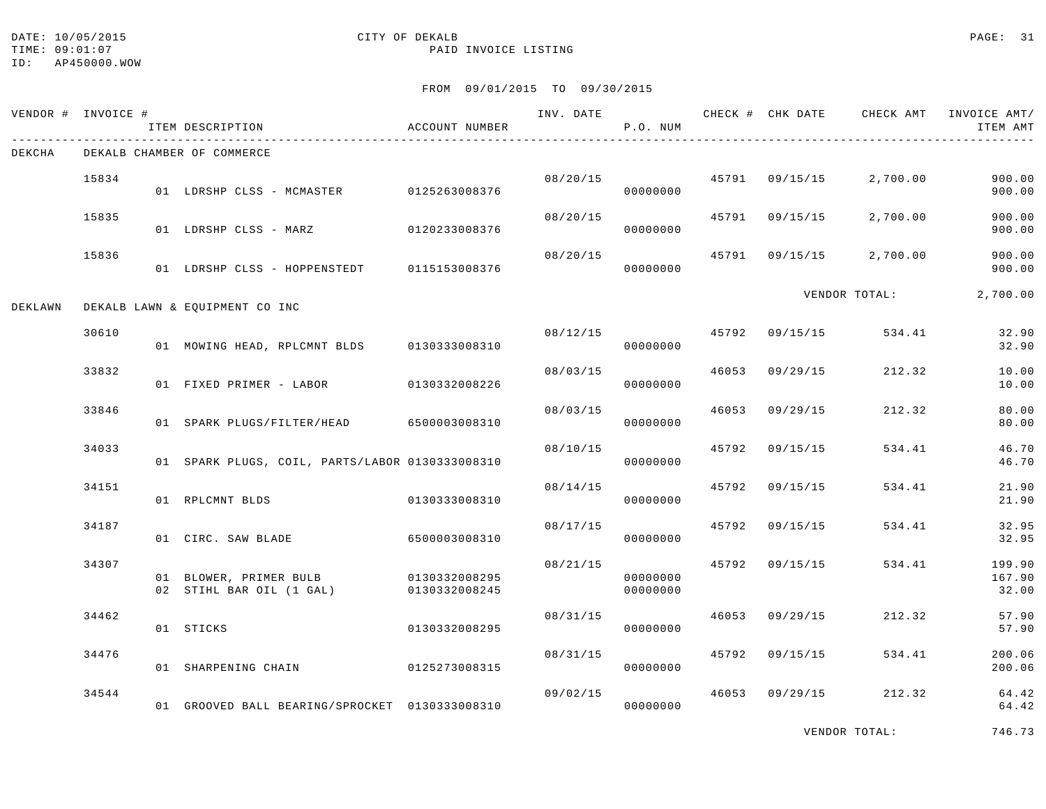DATE: 10/05/2015 CITY OF DEKALB
TIME: 09:01:07 PAID INVOICE LISTING
ID: AP450000.WOW

FROM 09/01/2015 TO 09/30/2015

| VENDOR # | INVOICE # | ITEM DESCRIPTION | ACCOUNT NUMBER | INV. DATE | P.O. NUM | CHECK # | CHK DATE | CHECK AMT | INVOICE AMT/ ITEM AMT |
|---|---|---|---|---|---|---|---|---|---|
| DEKCHA | DEKALB CHAMBER OF COMMERCE | | | | | | | | |
| | 15834 | | | 08/20/15 | | 45791 | 09/15/15 | 2,700.00 | 900.00 |
| | | 01 LDRSHP CLSS - MCMASTER | 0125263008376 | | 00000000 | | | | 900.00 |
| | 15835 | | | 08/20/15 | | 45791 | 09/15/15 | 2,700.00 | 900.00 |
| | | 01 LDRSHP CLSS - MARZ | 0120233008376 | | 00000000 | | | | 900.00 |
| | 15836 | | | 08/20/15 | | 45791 | 09/15/15 | 2,700.00 | 900.00 |
| | | 01 LDRSHP CLSS - HOPPENSTEDT | 0115153008376 | | 00000000 | | | | 900.00 |
| | | | | | | | VENDOR TOTAL: | | 2,700.00 |
| DEKLAWN | DEKALB LAWN & EQUIPMENT CO INC | | | | | | | | |
| | 30610 | | | 08/12/15 | | 45792 | 09/15/15 | 534.41 | 32.90 |
| | | 01 MOWING HEAD, RPLCMNT BLDS | 0130333008310 | | 00000000 | | | | 32.90 |
| | 33832 | | | 08/03/15 | | 46053 | 09/29/15 | 212.32 | 10.00 |
| | | 01 FIXED PRIMER - LABOR | 0130332008226 | | 00000000 | | | | 10.00 |
| | 33846 | | | 08/03/15 | | 46053 | 09/29/15 | 212.32 | 80.00 |
| | | 01 SPARK PLUGS/FILTER/HEAD | 6500003008310 | | 00000000 | | | | 80.00 |
| | 34033 | | | 08/10/15 | | 45792 | 09/15/15 | 534.41 | 46.70 |
| | | 01 SPARK PLUGS, COIL, PARTS/LABOR | 0130333008310 | | 00000000 | | | | 46.70 |
| | 34151 | | | 08/14/15 | | 45792 | 09/15/15 | 534.41 | 21.90 |
| | | 01 RPLCMNT BLDS | 0130333008310 | | 00000000 | | | | 21.90 |
| | 34187 | | | 08/17/15 | | 45792 | 09/15/15 | 534.41 | 32.95 |
| | | 01 CIRC. SAW BLADE | 6500003008310 | | 00000000 | | | | 32.95 |
| | 34307 | | | 08/21/15 | | 45792 | 09/15/15 | 534.41 | 199.90 |
| | | 01 BLOWER, PRIMER BULB | 0130332008295 | | 00000000 | | | | 167.90 |
| | | 02 STIHL BAR OIL (1 GAL) | 0130332008245 | | 00000000 | | | | 32.00 |
| | 34462 | | | 08/31/15 | | 46053 | 09/29/15 | 212.32 | 57.90 |
| | | 01 STICKS | 0130332008295 | | 00000000 | | | | 57.90 |
| | 34476 | | | 08/31/15 | | 45792 | 09/15/15 | 534.41 | 200.06 |
| | | 01 SHARPENING CHAIN | 0125273008315 | | 00000000 | | | | 200.06 |
| | 34544 | | | 09/02/15 | | 46053 | 09/29/15 | 212.32 | 64.42 |
| | | 01 GROOVED BALL BEARING/SPROCKET | 0130333008310 | | 00000000 | | | | 64.42 |
| | | | | | | | VENDOR TOTAL: | | 746.73 |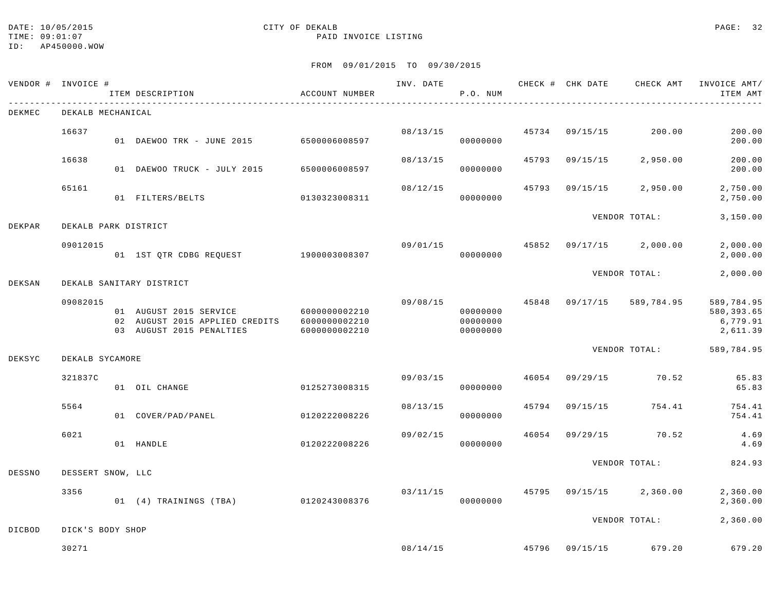DATE: 10/05/2015
TIME: 09:01:07
ID: AP450000.WOW

CITY OF DEKALB
PAID INVOICE LISTING

FROM 09/01/2015 TO 09/30/2015

| VENDOR # | INVOICE # / ITEM DESCRIPTION | ACCOUNT NUMBER | INV. DATE | P.O. NUM | CHECK # | CHK DATE | CHECK AMT | INVOICE AMT/ ITEM AMT |
|---|---|---|---|---|---|---|---|---|
| DEKMEC | DEKALB MECHANICAL | | | | | | | |
| | 16637 | | 08/13/15 | | 45734 | 09/15/15 | 200.00 | 200.00 |
| | 01 DAEWOO TRK - JUNE 2015 | 6500006008597 | | 00000000 | | | | 200.00 |
| | 16638 | | 08/13/15 | | 45793 | 09/15/15 | 2,950.00 | 200.00 |
| | 01 DAEWOO TRUCK - JULY 2015 | 6500006008597 | | 00000000 | | | | 200.00 |
| | 65161 | | 08/12/15 | | 45793 | 09/15/15 | 2,950.00 | 2,750.00 |
| | 01 FILTERS/BELTS | 0130323008311 | | 00000000 | | | | 2,750.00 |
| | | | | | | VENDOR TOTAL: | | 3,150.00 |
| DEKPAR | DEKALB PARK DISTRICT | | | | | | | |
| | 09012015 | | 09/01/15 | | 45852 | 09/17/15 | 2,000.00 | 2,000.00 |
| | 01 1ST QTR CDBG REQUEST | 1900003008307 | | 00000000 | | | | 2,000.00 |
| | | | | | | VENDOR TOTAL: | | 2,000.00 |
| DEKSAN | DEKALB SANITARY DISTRICT | | | | | | | |
| | 09082015 | | 09/08/15 | | 45848 | 09/17/15 | 589,784.95 | 589,784.95 |
| | 01 AUGUST 2015 SERVICE | 6000000002210 | | 00000000 | | | | 580,393.65 |
| | 02 AUGUST 2015 APPLIED CREDITS | 6000000002210 | | 00000000 | | | | 6,779.91 |
| | 03 AUGUST 2015 PENALTIES | 6000000002210 | | 00000000 | | | | 2,611.39 |
| | | | | | | VENDOR TOTAL: | | 589,784.95 |
| DEKSYC | DEKALB SYCAMORE | | | | | | | |
| | 321837C | | 09/03/15 | | 46054 | 09/29/15 | 70.52 | 65.83 |
| | 01 OIL CHANGE | 0125273008315 | | 00000000 | | | | 65.83 |
| | 5564 | | 08/13/15 | | 45794 | 09/15/15 | 754.41 | 754.41 |
| | 01 COVER/PAD/PANEL | 0120222008226 | | 00000000 | | | | 754.41 |
| | 6021 | | 09/02/15 | | 46054 | 09/29/15 | 70.52 | 4.69 |
| | 01 HANDLE | 0120222008226 | | 00000000 | | | | 4.69 |
| | | | | | | VENDOR TOTAL: | | 824.93 |
| DESSNO | DESSERT SNOW, LLC | | | | | | | |
| | 3356 | | 03/11/15 | | 45795 | 09/15/15 | 2,360.00 | 2,360.00 |
| | 01 (4) TRAININGS (TBA) | 0120243008376 | | 00000000 | | | | 2,360.00 |
| | | | | | | VENDOR TOTAL: | | 2,360.00 |
| DICBOD | DICK'S BODY SHOP | | | | | | | |
| | 30271 | | 08/14/15 | | 45796 | 09/15/15 | 679.20 | 679.20 |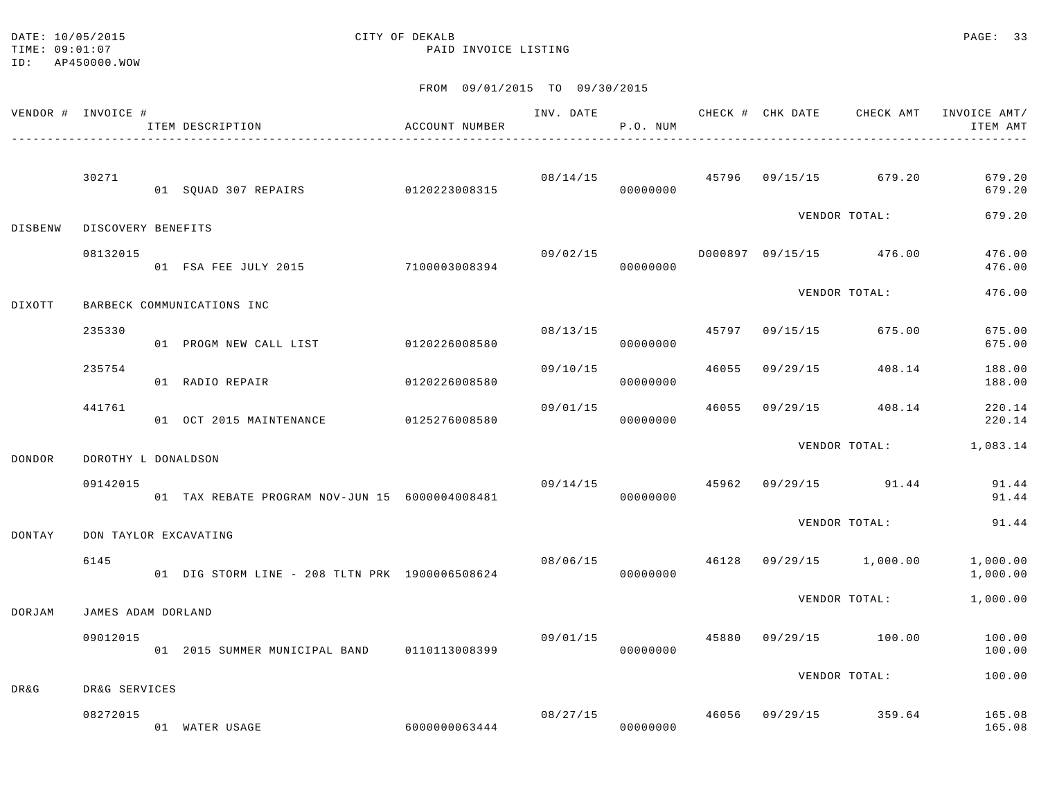DATE: 10/05/2015 CITY OF DEKALB
TIME: 09:01:07 PAID INVOICE LISTING
ID: AP450000.WOW

FROM 09/01/2015 TO 09/30/2015

| VENDOR # | INVOICE # / ITEM DESCRIPTION | ACCOUNT NUMBER | INV. DATE | P.O. NUM | CHECK # | CHK DATE | CHECK AMT | INVOICE AMT/ ITEM AMT |
|---|---|---|---|---|---|---|---|---|
| | 30271 | | 08/14/15 | | 45796 | 09/15/15 | 679.20 | 679.20 |
| | 01 SQUAD 307 REPAIRS | 0120223008315 | | 00000000 | | | | 679.20 |
| | | | | | | VENDOR TOTAL: | | 679.20 |
| DISBENW | DISCOVERY BENEFITS | | | | | | | |
| | 08132015 | | 09/02/15 | | D000897 | 09/15/15 | 476.00 | 476.00 |
| | 01 FSA FEE JULY 2015 | 7100003008394 | | 00000000 | | | | 476.00 |
| | | | | | | VENDOR TOTAL: | | 476.00 |
| DIXOTT | BARBECK COMMUNICATIONS INC | | | | | | | |
| | 235330 | | 08/13/15 | | 45797 | 09/15/15 | 675.00 | 675.00 |
| | 01 PROGM NEW CALL LIST | 0120226008580 | | 00000000 | | | | 675.00 |
| | 235754 | | 09/10/15 | | 46055 | 09/29/15 | 408.14 | 188.00 |
| | 01 RADIO REPAIR | 0120226008580 | | 00000000 | | | | 188.00 |
| | 441761 | | 09/01/15 | | 46055 | 09/29/15 | 408.14 | 220.14 |
| | 01 OCT 2015 MAINTENANCE | 0125276008580 | | 00000000 | | | | 220.14 |
| | | | | | | VENDOR TOTAL: | | 1,083.14 |
| DONDOR | DOROTHY L DONALDSON | | | | | | | |
| | 09142015 | | 09/14/15 | | 45962 | 09/29/15 | 91.44 | 91.44 |
| | 01 TAX REBATE PROGRAM NOV-JUN 15 | 6000004008481 | | 00000000 | | | | 91.44 |
| | | | | | | VENDOR TOTAL: | | 91.44 |
| DONTAY | DON TAYLOR EXCAVATING | | | | | | | |
| | 6145 | | 08/06/15 | | 46128 | 09/29/15 | 1,000.00 | 1,000.00 |
| | 01 DIG STORM LINE - 208 TLTN PRK | 1900006508624 | | 00000000 | | | | 1,000.00 |
| | | | | | | VENDOR TOTAL: | | 1,000.00 |
| DORJAM | JAMES ADAM DORLAND | | | | | | | |
| | 09012015 | | 09/01/15 | | 45880 | 09/29/15 | 100.00 | 100.00 |
| | 01 2015 SUMMER MUNICIPAL BAND | 0110113008399 | | 00000000 | | | | 100.00 |
| | | | | | | VENDOR TOTAL: | | 100.00 |
| DR&G | DR&G SERVICES | | | | | | | |
| | 08272015 | | 08/27/15 | | 46056 | 09/29/15 | 359.64 | 165.08 |
| | 01 WATER USAGE | 6000000063444 | | 00000000 | | | | 165.08 |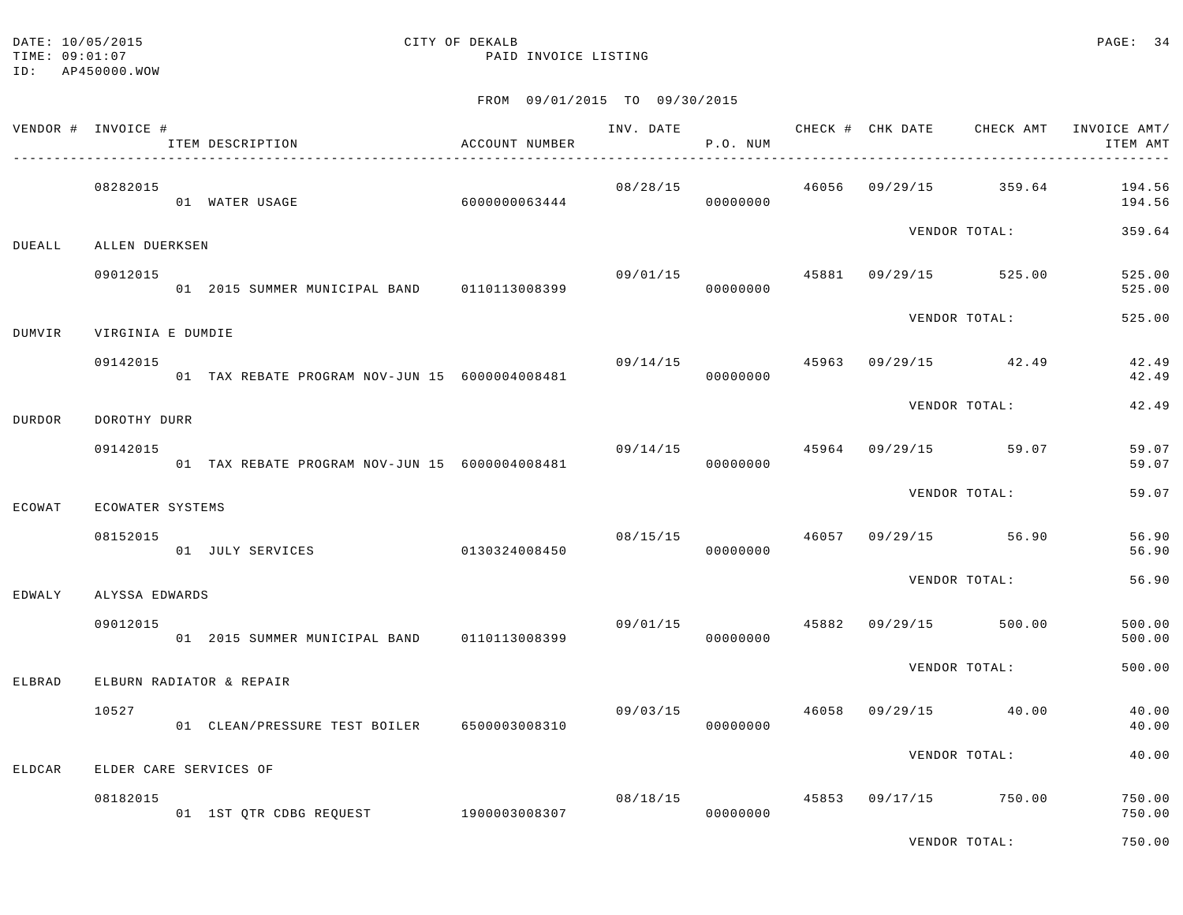CITY OF DEKALB

PAID INVOICE LISTING

DATE: 10/05/2015
TIME: 09:01:07
ID: AP450000.WOW

FROM 09/01/2015 TO 09/30/2015

| VENDOR # | INVOICE # / ITEM DESCRIPTION | ACCOUNT NUMBER | INV. DATE | P.O. NUM | CHECK # | CHK DATE | CHECK AMT | INVOICE AMT/ ITEM AMT |
|---|---|---|---|---|---|---|---|---|
| | 08282015 | | 08/28/15 | | 46056 | 09/29/15 | 359.64 | 194.56 |
| | 01 WATER USAGE | 6000000063444 | | 00000000 | | | | 194.56 |
| | | | | | | VENDOR TOTAL: | | 359.64 |
| DUEALL | ALLEN DUERKSEN | | | | | | | |
| | 09012015 | | 09/01/15 | | 45881 | 09/29/15 | 525.00 | 525.00 |
| | 01 2015 SUMMER MUNICIPAL BAND | 0110113008399 | | 00000000 | | | | 525.00 |
| | | | | | | VENDOR TOTAL: | | 525.00 |
| DUMVIR | VIRGINIA E DUMDIE | | | | | | | |
| | 09142015 | | 09/14/15 | | 45963 | 09/29/15 | 42.49 | 42.49 |
| | 01 TAX REBATE PROGRAM NOV-JUN 15 | 6000004008481 | | 00000000 | | | | 42.49 |
| | | | | | | VENDOR TOTAL: | | 42.49 |
| DURDOR | DOROTHY DURR | | | | | | | |
| | 09142015 | | 09/14/15 | | 45964 | 09/29/15 | 59.07 | 59.07 |
| | 01 TAX REBATE PROGRAM NOV-JUN 15 | 6000004008481 | | 00000000 | | | | 59.07 |
| | | | | | | VENDOR TOTAL: | | 59.07 |
| ECOWAT | ECOWATER SYSTEMS | | | | | | | |
| | 08152015 | | 08/15/15 | | 46057 | 09/29/15 | 56.90 | 56.90 |
| | 01 JULY SERVICES | 0130324008450 | | 00000000 | | | | 56.90 |
| | | | | | | VENDOR TOTAL: | | 56.90 |
| EDWALY | ALYSSA EDWARDS | | | | | | | |
| | 09012015 | | 09/01/15 | | 45882 | 09/29/15 | 500.00 | 500.00 |
| | 01 2015 SUMMER MUNICIPAL BAND | 0110113008399 | | 00000000 | | | | 500.00 |
| | | | | | | VENDOR TOTAL: | | 500.00 |
| ELBRAD | ELBURN RADIATOR & REPAIR | | | | | | | |
| | 10527 | | 09/03/15 | | 46058 | 09/29/15 | 40.00 | 40.00 |
| | 01 CLEAN/PRESSURE TEST BOILER | 6500003008310 | | 00000000 | | | | 40.00 |
| | | | | | | VENDOR TOTAL: | | 40.00 |
| ELDCAR | ELDER CARE SERVICES OF | | | | | | | |
| | 08182015 | | 08/18/15 | | 45853 | 09/17/15 | 750.00 | 750.00 |
| | 01 1ST QTR CDBG REQUEST | 1900003008307 | | 00000000 | | | | 750.00 |
| | | | | | | VENDOR TOTAL: | | 750.00 |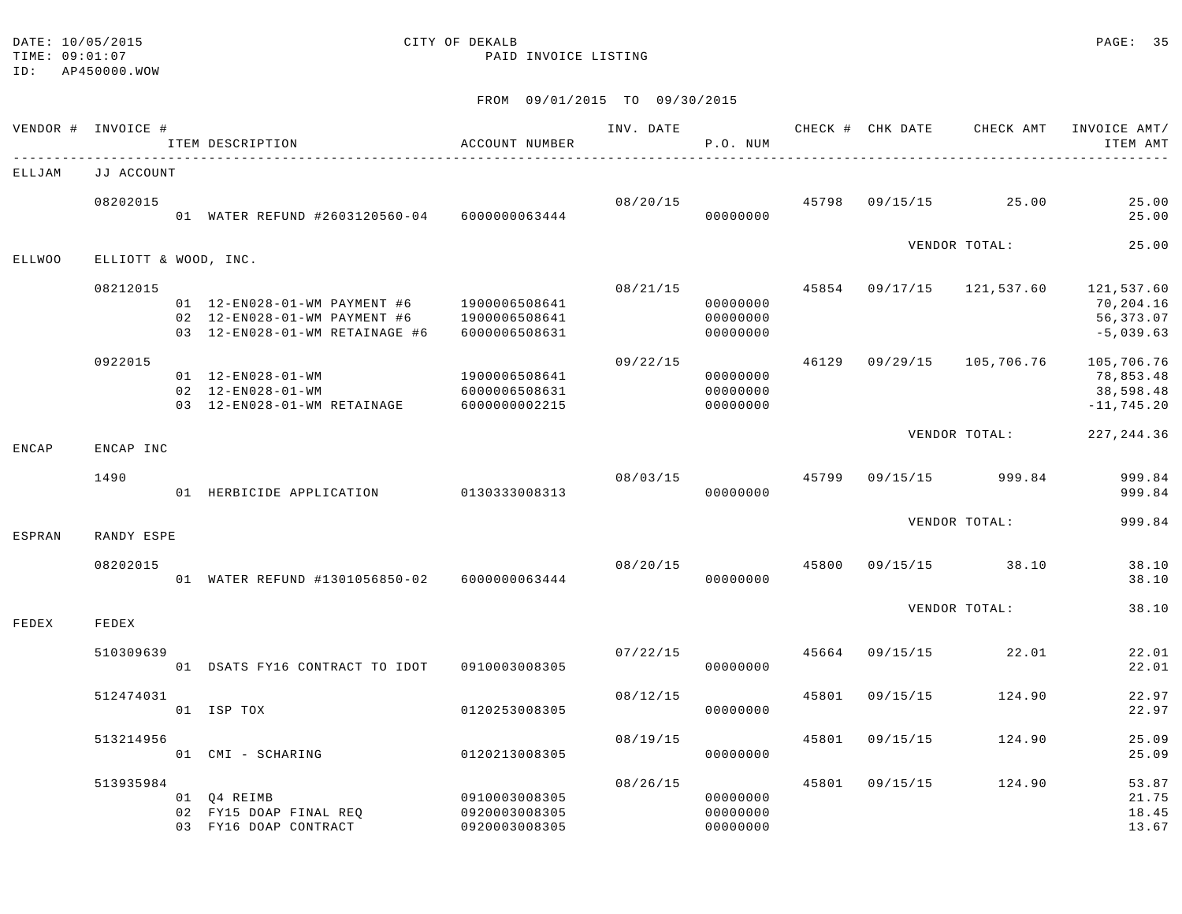DATE: 10/05/2015 CITY OF DEKALB
TIME: 09:01:07 PAID INVOICE LISTING
ID: AP450000.WOW

FROM 09/01/2015 TO 09/30/2015

| VENDOR # | INVOICE # | ITEM DESCRIPTION | ACCOUNT NUMBER | INV. DATE | P.O. NUM | CHECK # | CHK DATE | CHECK AMT | INVOICE AMT/ ITEM AMT |
|---|---|---|---|---|---|---|---|---|---|
| ELLJAM | JJ ACCOUNT | | | | | | | | |
| | 08202015 | | | 08/20/15 | | 45798 | 09/15/15 | 25.00 | 25.00 |
| | | 01 WATER REFUND #2603120560-04 | 6000000063444 | | 00000000 | | | | 25.00 |
| | | | | | | | VENDOR TOTAL: | | 25.00 |
| ELLWOO | ELLIOTT & WOOD, INC. | | | | | | | | |
| | 08212015 | | | 08/21/15 | | 45854 | 09/17/15 | 121,537.60 | 121,537.60 |
| | | 01 12-EN028-01-WM PAYMENT #6 | 1900006508641 | | 00000000 | | | | 70,204.16 |
| | | 02 12-EN028-01-WM PAYMENT #6 | 1900006508641 | | 00000000 | | | | 56,373.07 |
| | | 03 12-EN028-01-WM RETAINAGE #6 | 6000006508631 | | 00000000 | | | | -5,039.63 |
| | 0922015 | | | 09/22/15 | | 46129 | 09/29/15 | 105,706.76 | 105,706.76 |
| | | 01 12-EN028-01-WM | 1900006508641 | | 00000000 | | | | 78,853.48 |
| | | 02 12-EN028-01-WM | 6000006508631 | | 00000000 | | | | 38,598.48 |
| | | 03 12-EN028-01-WM RETAINAGE | 6000000002215 | | 00000000 | | | | -11,745.20 |
| | | | | | | | VENDOR TOTAL: | | 227,244.36 |
| ENCAP | ENCAP INC | | | | | | | | |
| | 1490 | | | 08/03/15 | | 45799 | 09/15/15 | 999.84 | 999.84 |
| | | 01 HERBICIDE APPLICATION | 0130333008313 | | 00000000 | | | | 999.84 |
| | | | | | | | VENDOR TOTAL: | | 999.84 |
| ESPRAN | RANDY ESPE | | | | | | | | |
| | 08202015 | | | 08/20/15 | | 45800 | 09/15/15 | 38.10 | 38.10 |
| | | 01 WATER REFUND #1301056850-02 | 6000000063444 | | 00000000 | | | | 38.10 |
| | | | | | | | VENDOR TOTAL: | | 38.10 |
| FEDEX | FEDEX | | | | | | | | |
| | 510309639 | | | 07/22/15 | | 45664 | 09/15/15 | 22.01 | 22.01 |
| | | 01 DSATS FY16 CONTRACT TO IDOT | 0910003008305 | | 00000000 | | | | 22.01 |
| | 512474031 | | | 08/12/15 | | 45801 | 09/15/15 | 124.90 | 22.97 |
| | | 01 ISP TOX | 0120253008305 | | 00000000 | | | | 22.97 |
| | 513214956 | | | 08/19/15 | | 45801 | 09/15/15 | 124.90 | 25.09 |
| | | 01 CMI - SCHARING | 0120213008305 | | 00000000 | | | | 25.09 |
| | 513935984 | | | 08/26/15 | | 45801 | 09/15/15 | 124.90 | 53.87 |
| | | 01 Q4 REIMB | 0910003008305 | | 00000000 | | | | 21.75 |
| | | 02 FY15 DOAP FINAL REQ | 0920003008305 | | 00000000 | | | | 18.45 |
| | | 03 FY16 DOAP CONTRACT | 0920003008305 | | 00000000 | | | | 13.67 |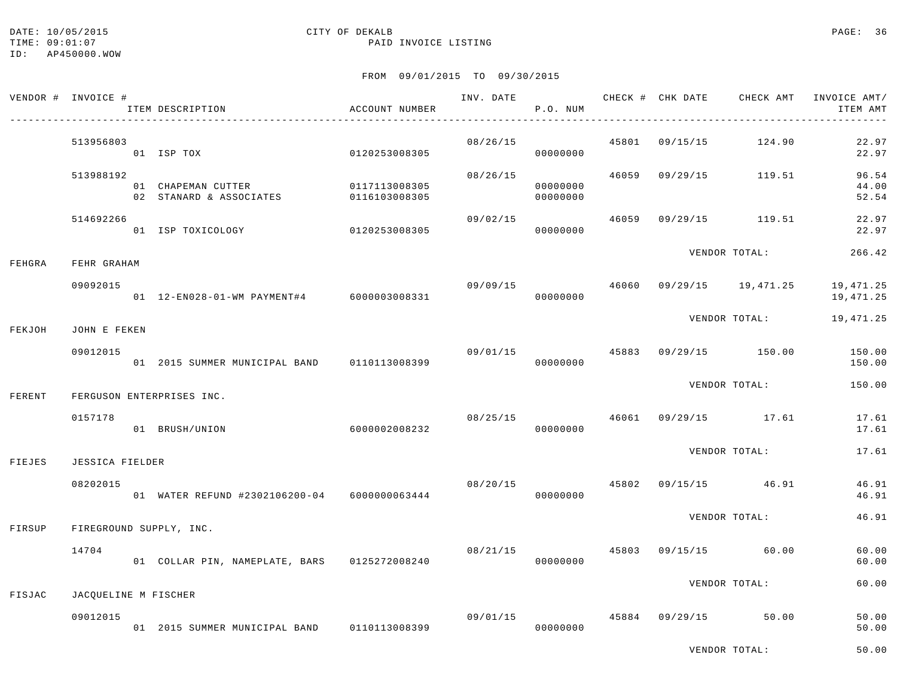DATE: 10/05/2015
TIME: 09:01:07
ID: AP450000.WOW

CITY OF DEKALB
PAID INVOICE LISTING

FROM 09/01/2015 TO 09/30/2015

| VENDOR # | INVOICE # | ITEM DESCRIPTION | ACCOUNT NUMBER | INV. DATE | P.O. NUM | CHECK # | CHK DATE | CHECK AMT | INVOICE AMT/ ITEM AMT |
|---|---|---|---|---|---|---|---|---|---|
| | 513956803 | | | 08/26/15 | | 45801 | 09/15/15 | 124.90 | 22.97 |
| | | 01 ISP TOX | 0120253008305 | | 00000000 | | | | 22.97 |
| | 513988192 | | | 08/26/15 | | 46059 | 09/29/15 | 119.51 | 96.54 |
| | | 01 CHAPEMAN CUTTER | 0117113008305 | | 00000000 | | | | 44.00 |
| | | 02 STANARD & ASSOCIATES | 0116103008305 | | 00000000 | | | | 52.54 |
| | 514692266 | | | 09/02/15 | | 46059 | 09/29/15 | 119.51 | 22.97 |
| | | 01 ISP TOXICOLOGY | 0120253008305 | | 00000000 | | | | 22.97 |
| | | | | | | | VENDOR TOTAL: | | 266.42 |
| FEHGRA | FEHR GRAHAM | | | | | | | | |
| | 09092015 | | | 09/09/15 | | 46060 | 09/29/15 | 19,471.25 | 19,471.25 |
| | | 01 12-EN028-01-WM PAYMENT#4 | 6000003008331 | | 00000000 | | | | 19,471.25 |
| | | | | | | | VENDOR TOTAL: | | 19,471.25 |
| FEKJOH | JOHN E FEKEN | | | | | | | | |
| | 09012015 | | | 09/01/15 | | 45883 | 09/29/15 | 150.00 | 150.00 |
| | | 01 2015 SUMMER MUNICIPAL BAND | 0110113008399 | | 00000000 | | | | 150.00 |
| | | | | | | | VENDOR TOTAL: | | 150.00 |
| FERENT | FERGUSON ENTERPRISES INC. | | | | | | | | |
| | 0157178 | | | 08/25/15 | | 46061 | 09/29/15 | 17.61 | 17.61 |
| | | 01 BRUSH/UNION | 6000002008232 | | 00000000 | | | | 17.61 |
| | | | | | | | VENDOR TOTAL: | | 17.61 |
| FIEJES | JESSICA FIELDER | | | | | | | | |
| | 08202015 | | | 08/20/15 | | 45802 | 09/15/15 | 46.91 | 46.91 |
| | | 01 WATER REFUND #2302106200-04 | 6000000063444 | | 00000000 | | | | 46.91 |
| | | | | | | | VENDOR TOTAL: | | 46.91 |
| FIRSUP | FIREGROUND SUPPLY, INC. | | | | | | | | |
| | 14704 | | | 08/21/15 | | 45803 | 09/15/15 | 60.00 | 60.00 |
| | | 01 COLLAR PIN, NAMEPLATE, BARS | 0125272008240 | | 00000000 | | | | 60.00 |
| | | | | | | | VENDOR TOTAL: | | 60.00 |
| FISJAC | JACQUELINE M FISCHER | | | | | | | | |
| | 09012015 | | | 09/01/15 | | 45884 | 09/29/15 | 50.00 | 50.00 |
| | | 01 2015 SUMMER MUNICIPAL BAND | 0110113008399 | | 00000000 | | | | 50.00 |
| | | | | | | | VENDOR TOTAL: | | 50.00 |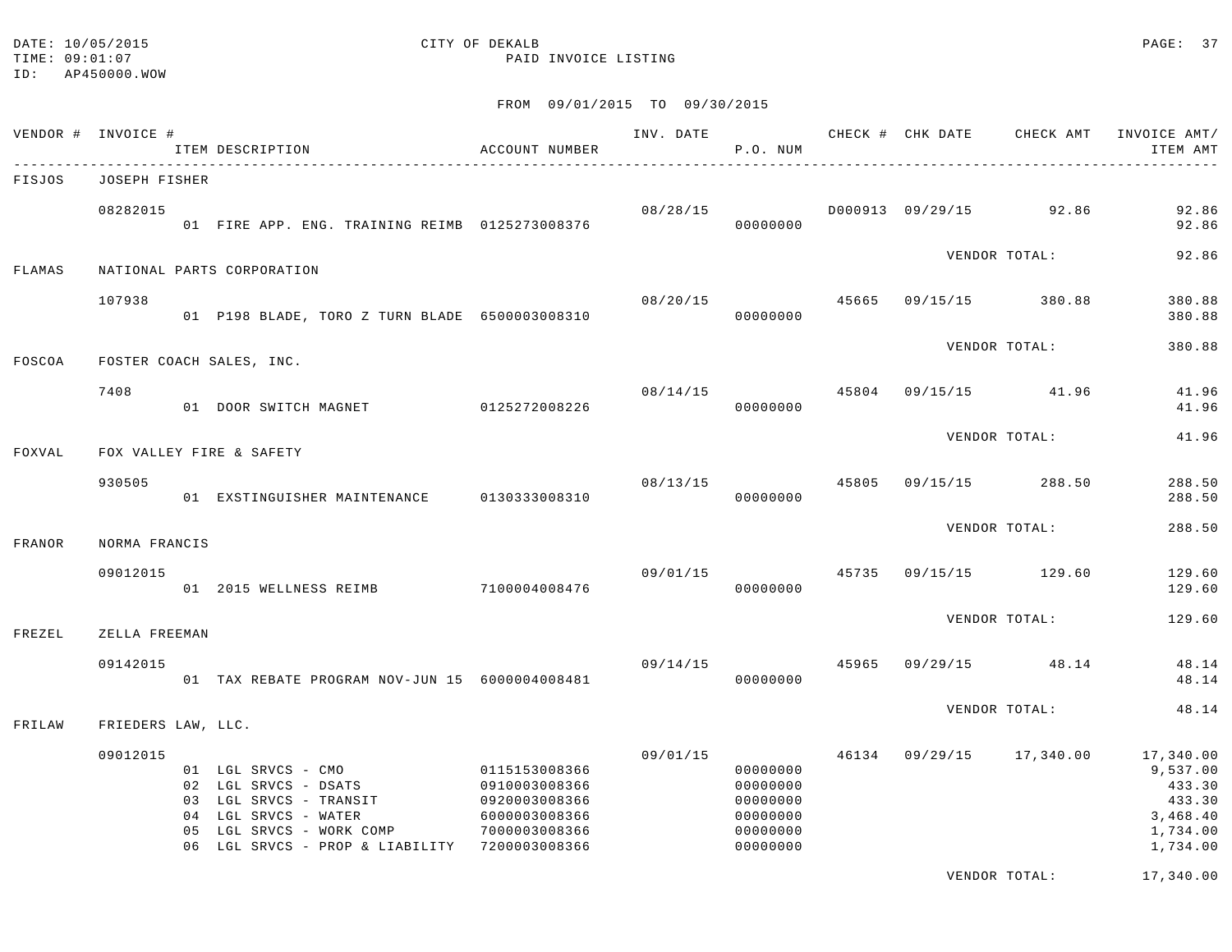DATE: 10/05/2015 CITY OF DEKALB
TIME: 09:01:07 PAID INVOICE LISTING
ID: AP450000.WOW

FROM 09/01/2015 TO 09/30/2015

| VENDOR # | INVOICE # / ITEM DESCRIPTION | ACCOUNT NUMBER | INV. DATE | P.O. NUM | CHECK # | CHK DATE | CHECK AMT | INVOICE AMT/ ITEM AMT |
|---|---|---|---|---|---|---|---|---|
| FISJOS | JOSEPH FISHER | | | | | | | |
| | 08282015 | | 08/28/15 | | D000913 | 09/29/15 | 92.86 | 92.86 |
| | 01 FIRE APP. ENG. TRAINING REIMB | 0125273008376 | | 00000000 | | | | 92.86 |
| | | | | | | VENDOR TOTAL: | | 92.86 |
| FLAMAS | NATIONAL PARTS CORPORATION | | | | | | | |
| | 107938 | | 08/20/15 | | 45665 | 09/15/15 | 380.88 | 380.88 |
| | 01 P198 BLADE, TORO Z TURN BLADE | 6500003008310 | | 00000000 | | | | 380.88 |
| | | | | | | VENDOR TOTAL: | | 380.88 |
| FOSCOA | FOSTER COACH SALES, INC. | | | | | | | |
| | 7408 | | 08/14/15 | | 45804 | 09/15/15 | 41.96 | 41.96 |
| | 01 DOOR SWITCH MAGNET | 0125272008226 | | 00000000 | | | | 41.96 |
| | | | | | | VENDOR TOTAL: | | 41.96 |
| FOXVAL | FOX VALLEY FIRE & SAFETY | | | | | | | |
| | 930505 | | 08/13/15 | | 45805 | 09/15/15 | 288.50 | 288.50 |
| | 01 EXSTINGUISHER MAINTENANCE | 0130333008310 | | 00000000 | | | | 288.50 |
| | | | | | | VENDOR TOTAL: | | 288.50 |
| FRANOR | NORMA FRANCIS | | | | | | | |
| | 09012015 | | 09/01/15 | | 45735 | 09/15/15 | 129.60 | 129.60 |
| | 01 2015 WELLNESS REIMB | 7100004008476 | | 00000000 | | | | 129.60 |
| | | | | | | VENDOR TOTAL: | | 129.60 |
| FREZEL | ZELLA FREEMAN | | | | | | | |
| | 09142015 | | 09/14/15 | | 45965 | 09/29/15 | 48.14 | 48.14 |
| | 01 TAX REBATE PROGRAM NOV-JUN 15 | 6000004008481 | | 00000000 | | | | 48.14 |
| | | | | | | VENDOR TOTAL: | | 48.14 |
| FRILAW | FRIEDERS LAW, LLC. | | | | | | | |
| | 09012015 | | 09/01/15 | | 46134 | 09/29/15 | 17,340.00 | 17,340.00 |
| | 01 LGL SRVCS - CMO | 0115153008366 | | 00000000 | | | | 9,537.00 |
| | 02 LGL SRVCS - DSATS | 0910003008366 | | 00000000 | | | | 433.30 |
| | 03 LGL SRVCS - TRANSIT | 0920003008366 | | 00000000 | | | | 433.30 |
| | 04 LGL SRVCS - WATER | 6000003008366 | | 00000000 | | | | 3,468.40 |
| | 05 LGL SRVCS - WORK COMP | 7000003008366 | | 00000000 | | | | 1,734.00 |
| | 06 LGL SRVCS - PROP & LIABILITY | 7200003008366 | | 00000000 | | | | 1,734.00 |
| | | | | | | VENDOR TOTAL: | | 17,340.00 |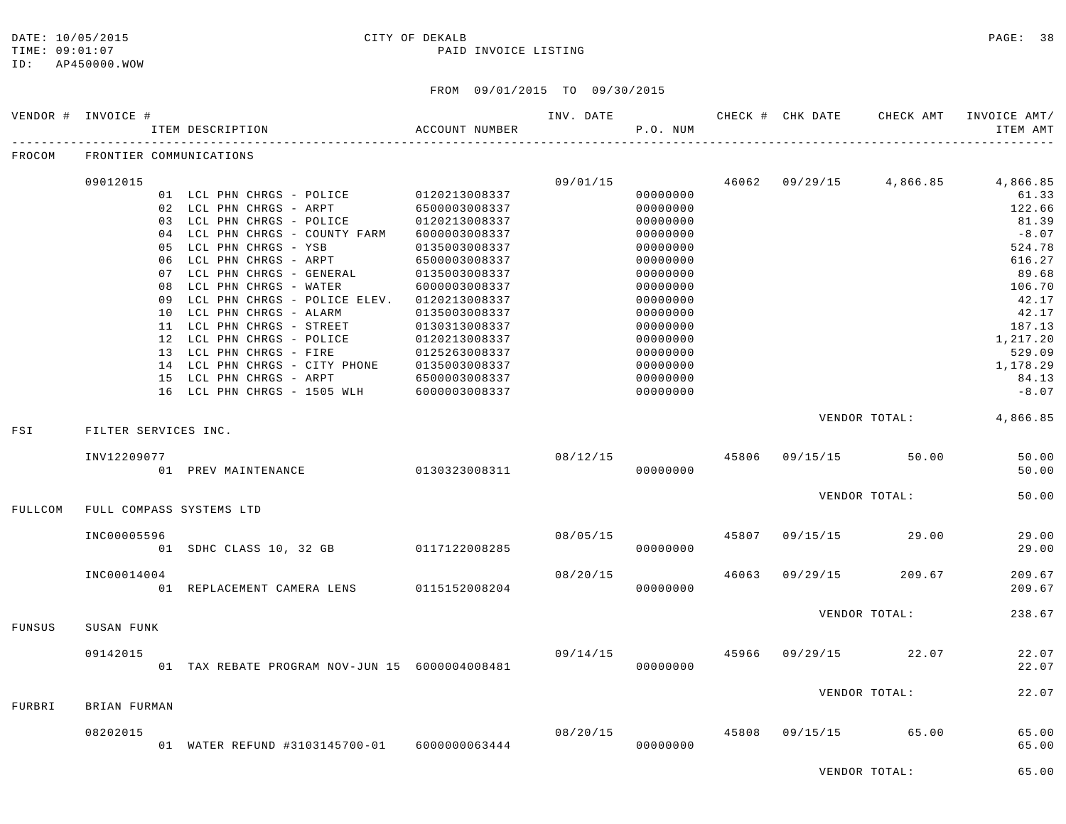DATE: 10/05/2015 CITY OF DEKALB
TIME: 09:01:07 PAID INVOICE LISTING
ID: AP450000.WOW

FROM 09/01/2015 TO 09/30/2015

| VENDOR # | INVOICE # / ITEM DESCRIPTION | ACCOUNT NUMBER | INV. DATE | P.O. NUM | CHECK # | CHK DATE | CHECK AMT | INVOICE AMT/ ITEM AMT |
|---|---|---|---|---|---|---|---|---|
| FROCOM | FRONTIER COMMUNICATIONS | | | | | | | |
| | 09012015 | | 09/01/15 | | 46062 | 09/29/15 | 4,866.85 | 4,866.85 |
| | 01 LCL PHN CHRGS - POLICE | 0120213008337 | | 00000000 | | | | 61.33 |
| | 02 LCL PHN CHRGS - ARPT | 6500003008337 | | 00000000 | | | | 122.66 |
| | 03 LCL PHN CHRGS - POLICE | 0120213008337 | | 00000000 | | | | 81.39 |
| | 04 LCL PHN CHRGS - COUNTY FARM | 6000003008337 | | 00000000 | | | | -8.07 |
| | 05 LCL PHN CHRGS - YSB | 0135003008337 | | 00000000 | | | | 524.78 |
| | 06 LCL PHN CHRGS - ARPT | 6500003008337 | | 00000000 | | | | 616.27 |
| | 07 LCL PHN CHRGS - GENERAL | 0135003008337 | | 00000000 | | | | 89.68 |
| | 08 LCL PHN CHRGS - WATER | 6000003008337 | | 00000000 | | | | 106.70 |
| | 09 LCL PHN CHRGS - POLICE ELEV. | 0120213008337 | | 00000000 | | | | 42.17 |
| | 10 LCL PHN CHRGS - ALARM | 0135003008337 | | 00000000 | | | | 42.17 |
| | 11 LCL PHN CHRGS - STREET | 0130313008337 | | 00000000 | | | | 187.13 |
| | 12 LCL PHN CHRGS - POLICE | 0120213008337 | | 00000000 | | | | 1,217.20 |
| | 13 LCL PHN CHRGS - FIRE | 0125263008337 | | 00000000 | | | | 529.09 |
| | 14 LCL PHN CHRGS - CITY PHONE | 0135003008337 | | 00000000 | | | | 1,178.29 |
| | 15 LCL PHN CHRGS - ARPT | 6500003008337 | | 00000000 | | | | 84.13 |
| | 16 LCL PHN CHRGS - 1505 WLH | 6000003008337 | | 00000000 | | | | -8.07 |
| | | | | | | VENDOR TOTAL: | | 4,866.85 |
| FSI | FILTER SERVICES INC. | | | | | | | |
| | INV12209077 | | 08/12/15 | | 45806 | 09/15/15 | 50.00 | 50.00 |
| | 01 PREV MAINTENANCE | 0130323008311 | | 00000000 | | | | 50.00 |
| | | | | | | VENDOR TOTAL: | | 50.00 |
| FULLCOM | FULL COMPASS SYSTEMS LTD | | | | | | | |
| | INC00005596 | | 08/05/15 | | 45807 | 09/15/15 | 29.00 | 29.00 |
| | 01 SDHC CLASS 10, 32 GB | 0117122008285 | | 00000000 | | | | 29.00 |
| | INC00014004 | | 08/20/15 | | 46063 | 09/29/15 | 209.67 | 209.67 |
| | 01 REPLACEMENT CAMERA LENS | 0115152008204 | | 00000000 | | | | 209.67 |
| | | | | | | VENDOR TOTAL: | | 238.67 |
| FUNSUS | SUSAN FUNK | | | | | | | |
| | 09142015 | | 09/14/15 | | 45966 | 09/29/15 | 22.07 | 22.07 |
| | 01 TAX REBATE PROGRAM NOV-JUN 15 | 6000004008481 | | 00000000 | | | | 22.07 |
| | | | | | | VENDOR TOTAL: | | 22.07 |
| FURBRI | BRIAN FURMAN | | | | | | | |
| | 08202015 | | 08/20/15 | | 45808 | 09/15/15 | 65.00 | 65.00 |
| | 01 WATER REFUND #3103145700-01 | 6000000063444 | | 00000000 | | | | 65.00 |
| | | | | | | VENDOR TOTAL: | | 65.00 |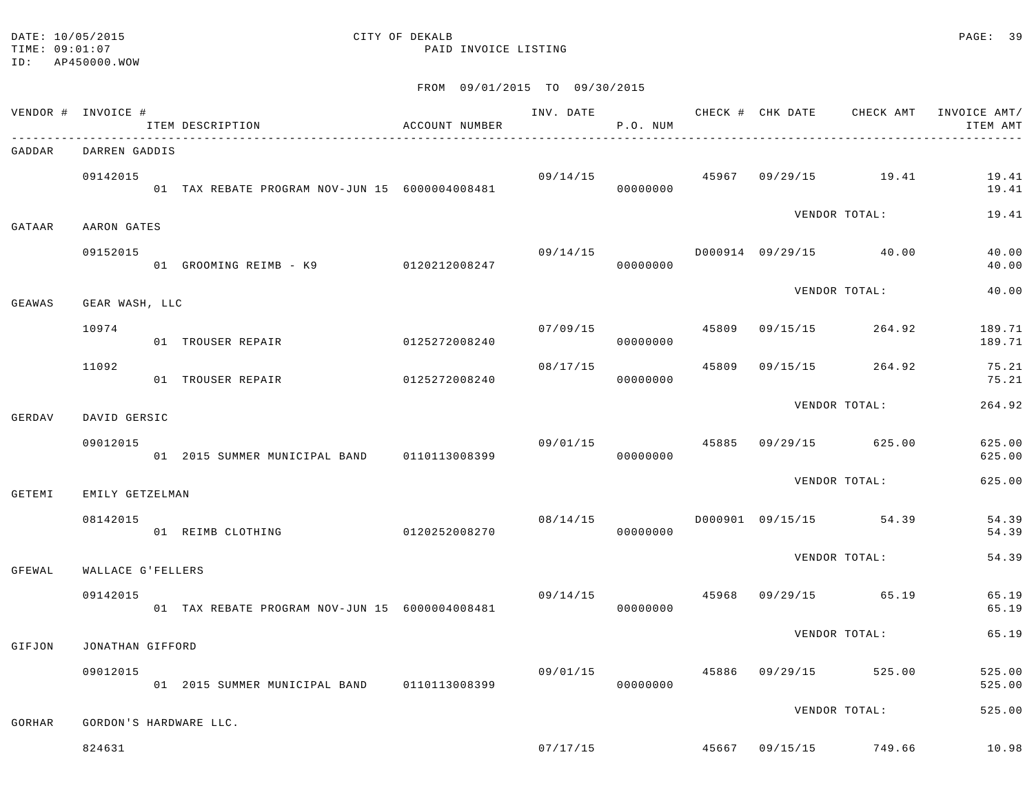DATE: 10/05/2015 CITY OF DEKALB
TIME: 09:01:07 PAID INVOICE LISTING
ID: AP450000.WOW

FROM 09/01/2015 TO 09/30/2015

| VENDOR # | INVOICE # / ITEM DESCRIPTION | ACCOUNT NUMBER | INV. DATE | P.O. NUM | CHECK # | CHK DATE | CHECK AMT | INVOICE AMT/ ITEM AMT |
|---|---|---|---|---|---|---|---|---|
| GADDAR | DARREN GADDIS | | | | | | | |
| | 09142015 | | 09/14/15 | | 45967 | 09/29/15 | 19.41 | 19.41 |
| | 01 TAX REBATE PROGRAM NOV-JUN 15 | 6000004008481 | | 00000000 | | | | 19.41 |
| | | | | | | VENDOR TOTAL: | | 19.41 |
| GATAAR | AARON GATES | | | | | | | |
| | 09152015 | | 09/14/15 | | D000914 | 09/29/15 | 40.00 | 40.00 |
| | 01 GROOMING REIMB - K9 | 0120212008247 | | 00000000 | | | | 40.00 |
| | | | | | | VENDOR TOTAL: | | 40.00 |
| GEAWAS | GEAR WASH, LLC | | | | | | | |
| | 10974 | | 07/09/15 | | 45809 | 09/15/15 | 264.92 | 189.71 |
| | 01 TROUSER REPAIR | 0125272008240 | | 00000000 | | | | 189.71 |
| | 11092 | | 08/17/15 | | 45809 | 09/15/15 | 264.92 | 75.21 |
| | 01 TROUSER REPAIR | 0125272008240 | | 00000000 | | | | 75.21 |
| | | | | | | VENDOR TOTAL: | | 264.92 |
| GERDAV | DAVID GERSIC | | | | | | | |
| | 09012015 | | 09/01/15 | | 45885 | 09/29/15 | 625.00 | 625.00 |
| | 01 2015 SUMMER MUNICIPAL BAND | 0110113008399 | | 00000000 | | | | 625.00 |
| | | | | | | VENDOR TOTAL: | | 625.00 |
| GETEMI | EMILY GETZELMAN | | | | | | | |
| | 08142015 | | 08/14/15 | | D000901 | 09/15/15 | 54.39 | 54.39 |
| | 01 REIMB CLOTHING | 0120252008270 | | 00000000 | | | | 54.39 |
| | | | | | | VENDOR TOTAL: | | 54.39 |
| GFEWAL | WALLACE G'FELLERS | | | | | | | |
| | 09142015 | | 09/14/15 | | 45968 | 09/29/15 | 65.19 | 65.19 |
| | 01 TAX REBATE PROGRAM NOV-JUN 15 | 6000004008481 | | 00000000 | | | | 65.19 |
| | | | | | | VENDOR TOTAL: | | 65.19 |
| GIFJON | JONATHAN GIFFORD | | | | | | | |
| | 09012015 | | 09/01/15 | | 45886 | 09/29/15 | 525.00 | 525.00 |
| | 01 2015 SUMMER MUNICIPAL BAND | 0110113008399 | | 00000000 | | | | 525.00 |
| | | | | | | VENDOR TOTAL: | | 525.00 |
| GORHAR | GORDON'S HARDWARE LLC. | | | | | | | |
| | 824631 | | 07/17/15 | | 45667 | 09/15/15 | 749.66 | 10.98 |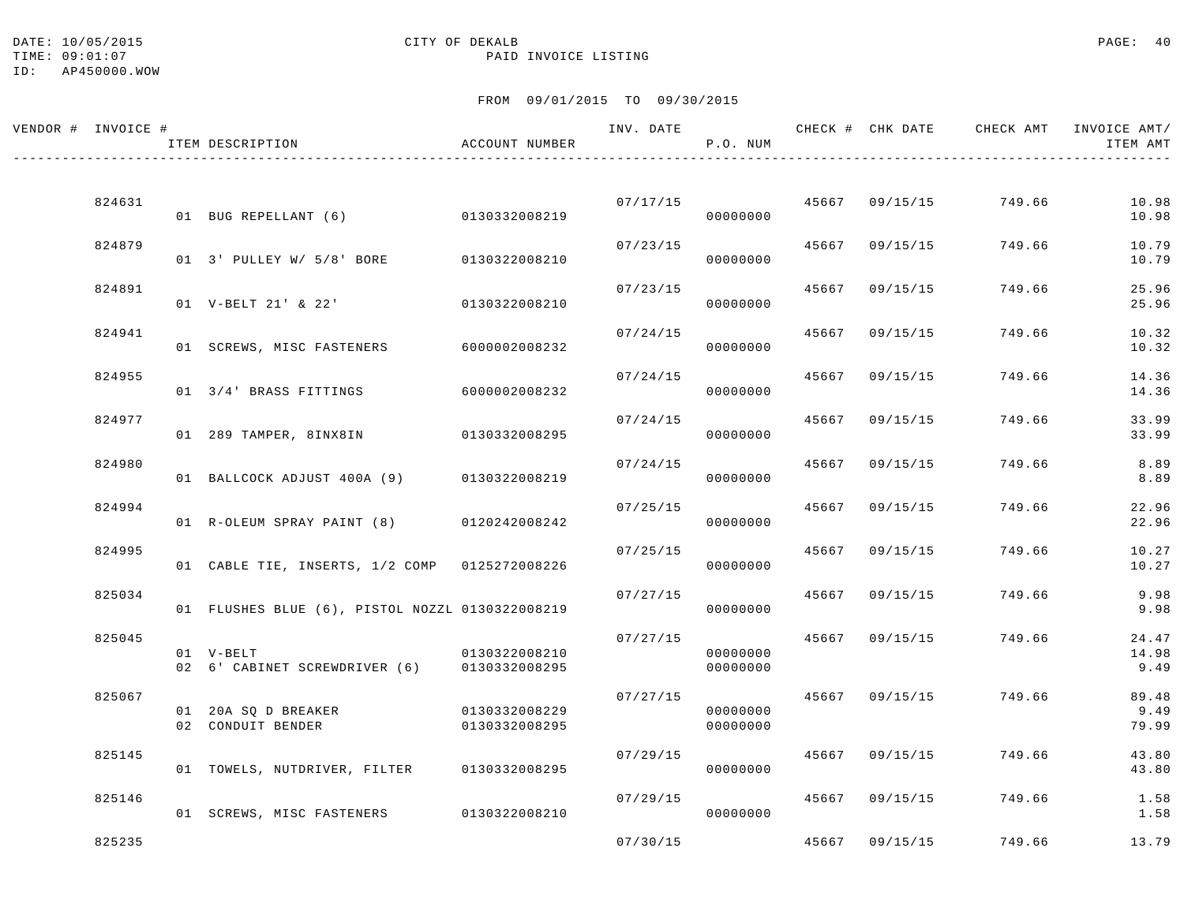DATE: 10/05/2015 CITY OF DEKALB
TIME: 09:01:07 PAID INVOICE LISTING
ID: AP450000.WOW

FROM 09/01/2015 TO 09/30/2015

| VENDOR # | INVOICE # | ITEM DESCRIPTION | ACCOUNT NUMBER | INV. DATE | P.O. NUM | CHECK # | CHK DATE | CHECK AMT | INVOICE AMT/ ITEM AMT |
|---|---|---|---|---|---|---|---|---|---|
| | 824631 | | | 07/17/15 | | 45667 | 09/15/15 | 749.66 | 10.98 |
| | | 01 BUG REPELLANT (6) | 0130332008219 | | 00000000 | | | | 10.98 |
| | 824879 | | | 07/23/15 | | 45667 | 09/15/15 | 749.66 | 10.79 |
| | | 01 3' PULLEY W/ 5/8' BORE | 0130322008210 | | 00000000 | | | | 10.79 |
| | 824891 | | | 07/23/15 | | 45667 | 09/15/15 | 749.66 | 25.96 |
| | | 01 V-BELT 21' & 22' | 0130322008210 | | 00000000 | | | | 25.96 |
| | 824941 | | | 07/24/15 | | 45667 | 09/15/15 | 749.66 | 10.32 |
| | | 01 SCREWS, MISC FASTENERS | 6000002008232 | | 00000000 | | | | 10.32 |
| | 824955 | | | 07/24/15 | | 45667 | 09/15/15 | 749.66 | 14.36 |
| | | 01 3/4' BRASS FITTINGS | 6000002008232 | | 00000000 | | | | 14.36 |
| | 824977 | | | 07/24/15 | | 45667 | 09/15/15 | 749.66 | 33.99 |
| | | 01 289 TAMPER, 8INX8IN | 0130332008295 | | 00000000 | | | | 33.99 |
| | 824980 | | | 07/24/15 | | 45667 | 09/15/15 | 749.66 | 8.89 |
| | | 01 BALLCOCK ADJUST 400A (9) | 0130322008219 | | 00000000 | | | | 8.89 |
| | 824994 | | | 07/25/15 | | 45667 | 09/15/15 | 749.66 | 22.96 |
| | | 01 R-OLEUM SPRAY PAINT (8) | 0120242008242 | | 00000000 | | | | 22.96 |
| | 824995 | | | 07/25/15 | | 45667 | 09/15/15 | 749.66 | 10.27 |
| | | 01 CABLE TIE, INSERTS, 1/2 COMP | 0125272008226 | | 00000000 | | | | 10.27 |
| | 825034 | | | 07/27/15 | | 45667 | 09/15/15 | 749.66 | 9.98 |
| | | 01 FLUSHES BLUE (6), PISTOL NOZZL | 0130322008219 | | 00000000 | | | | 9.98 |
| | 825045 | | | 07/27/15 | | 45667 | 09/15/15 | 749.66 | 24.47 |
| | | 01 V-BELT | 0130322008210 | | 00000000 | | | | 14.98 |
| | | 02 6' CABINET SCREWDRIVER (6) | 0130332008295 | | 00000000 | | | | 9.49 |
| | 825067 | | | 07/27/15 | | 45667 | 09/15/15 | 749.66 | 89.48 |
| | | 01 20A SQ D BREAKER | 0130332008229 | | 00000000 | | | | 9.49 |
| | | 02 CONDUIT BENDER | 0130332008295 | | 00000000 | | | | 79.99 |
| | 825145 | | | 07/29/15 | | 45667 | 09/15/15 | 749.66 | 43.80 |
| | | 01 TOWELS, NUTDRIVER, FILTER | 0130332008295 | | 00000000 | | | | 43.80 |
| | 825146 | | | 07/29/15 | | 45667 | 09/15/15 | 749.66 | 1.58 |
| | | 01 SCREWS, MISC FASTENERS | 0130322008210 | | 00000000 | | | | 1.58 |
| | 825235 | | | 07/30/15 | | 45667 | 09/15/15 | 749.66 | 13.79 |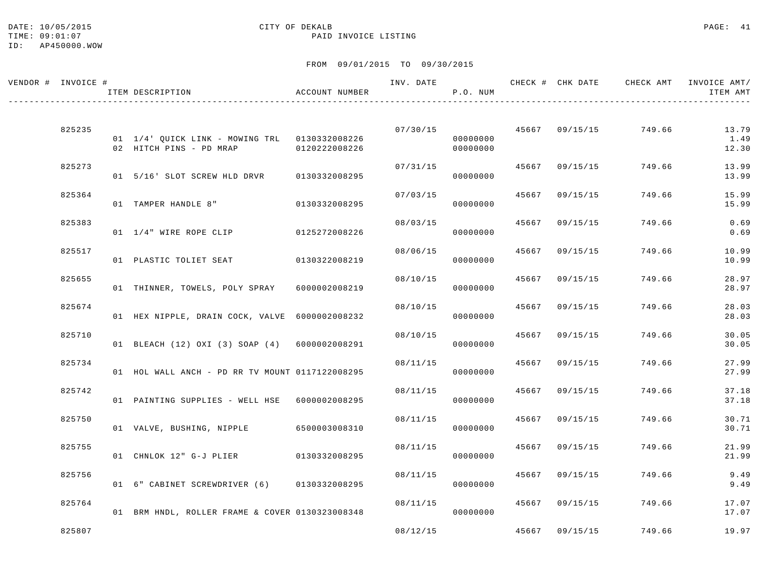DATE: 10/05/2015 CITY OF DEKALB
TIME: 09:01:07 PAID INVOICE LISTING
ID: AP450000.WOW

FROM 09/01/2015 TO 09/30/2015

| VENDOR # | INVOICE # | ITEM DESCRIPTION | ACCOUNT NUMBER | INV. DATE | P.O. NUM | CHECK # | CHK DATE | CHECK AMT | INVOICE AMT/ ITEM AMT |
|---|---|---|---|---|---|---|---|---|---|
| | 825235 | | | 07/30/15 | | 45667 | 09/15/15 | 749.66 | 13.79 |
| | | 01 1/4' QUICK LINK - MOWING TRL | 0130332008226 | | 00000000 | | | | 1.49 |
| | | 02 HITCH PINS - PD MRAP | 0120222008226 | | 00000000 | | | | 12.30 |
| | 825273 | | | 07/31/15 | | 45667 | 09/15/15 | 749.66 | 13.99 |
| | | 01 5/16' SLOT SCREW HLD DRVR | 0130332008295 | | 00000000 | | | | 13.99 |
| | 825364 | | | 07/03/15 | | 45667 | 09/15/15 | 749.66 | 15.99 |
| | | 01 TAMPER HANDLE 8" | 0130332008295 | | 00000000 | | | | 15.99 |
| | 825383 | | | 08/03/15 | | 45667 | 09/15/15 | 749.66 | 0.69 |
| | | 01 1/4" WIRE ROPE CLIP | 0125272008226 | | 00000000 | | | | 0.69 |
| | 825517 | | | 08/06/15 | | 45667 | 09/15/15 | 749.66 | 10.99 |
| | | 01 PLASTIC TOLIET SEAT | 0130322008219 | | 00000000 | | | | 10.99 |
| | 825655 | | | 08/10/15 | | 45667 | 09/15/15 | 749.66 | 28.97 |
| | | 01 THINNER, TOWELS, POLY SPRAY | 6000002008219 | | 00000000 | | | | 28.97 |
| | 825674 | | | 08/10/15 | | 45667 | 09/15/15 | 749.66 | 28.03 |
| | | 01 HEX NIPPLE, DRAIN COCK, VALVE | 6000002008232 | | 00000000 | | | | 28.03 |
| | 825710 | | | 08/10/15 | | 45667 | 09/15/15 | 749.66 | 30.05 |
| | | 01 BLEACH (12) OXI (3) SOAP (4) | 6000002008291 | | 00000000 | | | | 30.05 |
| | 825734 | | | 08/11/15 | | 45667 | 09/15/15 | 749.66 | 27.99 |
| | | 01 HOL WALL ANCH - PD RR TV MOUNT | 0117122008295 | | 00000000 | | | | 27.99 |
| | 825742 | | | 08/11/15 | | 45667 | 09/15/15 | 749.66 | 37.18 |
| | | 01 PAINTING SUPPLIES - WELL HSE | 6000002008295 | | 00000000 | | | | 37.18 |
| | 825750 | | | 08/11/15 | | 45667 | 09/15/15 | 749.66 | 30.71 |
| | | 01 VALVE, BUSHING, NIPPLE | 6500003008310 | | 00000000 | | | | 30.71 |
| | 825755 | | | 08/11/15 | | 45667 | 09/15/15 | 749.66 | 21.99 |
| | | 01 CHNLOK 12" G-J PLIER | 0130332008295 | | 00000000 | | | | 21.99 |
| | 825756 | | | 08/11/15 | | 45667 | 09/15/15 | 749.66 | 9.49 |
| | | 01 6" CABINET SCREWDRIVER (6) | 0130332008295 | | 00000000 | | | | 9.49 |
| | 825764 | | | 08/11/15 | | 45667 | 09/15/15 | 749.66 | 17.07 |
| | | 01 BRM HNDL, ROLLER FRAME & COVER | 0130323008348 | | 00000000 | | | | 17.07 |
| | 825807 | | | 08/12/15 | | 45667 | 09/15/15 | 749.66 | 19.97 |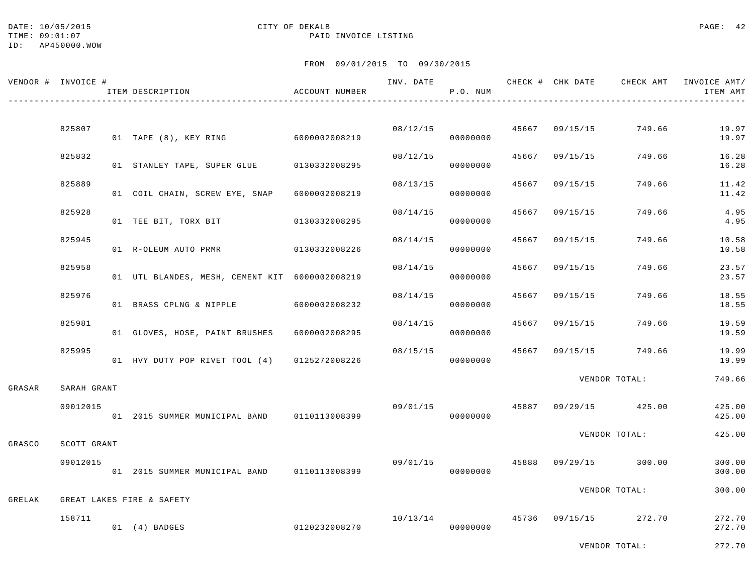DATE: 10/05/2015 CITY OF DEKALB
TIME: 09:01:07 PAID INVOICE LISTING
ID: AP450000.WOW

FROM 09/01/2015 TO 09/30/2015

| VENDOR # | INVOICE # | ITEM DESCRIPTION | ACCOUNT NUMBER | INV. DATE | P.O. NUM | CHECK # | CHK DATE | CHECK AMT | INVOICE AMT/ ITEM AMT |
|---|---|---|---|---|---|---|---|---|---|
| | 825807 | | | 08/12/15 | | 45667 | 09/15/15 | 749.66 | 19.97 |
| | | 01 TAPE (8), KEY RING | 6000002008219 | | 00000000 | | | | 19.97 |
| | 825832 | | | 08/12/15 | | 45667 | 09/15/15 | 749.66 | 16.28 |
| | | 01 STANLEY TAPE, SUPER GLUE | 0130332008295 | | 00000000 | | | | 16.28 |
| | 825889 | | | 08/13/15 | | 45667 | 09/15/15 | 749.66 | 11.42 |
| | | 01 COIL CHAIN, SCREW EYE, SNAP | 6000002008219 | | 00000000 | | | | 11.42 |
| | 825928 | | | 08/14/15 | | 45667 | 09/15/15 | 749.66 | 4.95 |
| | | 01 TEE BIT, TORX BIT | 0130332008295 | | 00000000 | | | | 4.95 |
| | 825945 | | | 08/14/15 | | 45667 | 09/15/15 | 749.66 | 10.58 |
| | | 01 R-OLEUM AUTO PRMR | 0130332008226 | | 00000000 | | | | 10.58 |
| | 825958 | | | 08/14/15 | | 45667 | 09/15/15 | 749.66 | 23.57 |
| | | 01 UTL BLANDES, MESH, CEMENT KIT | 6000002008219 | | 00000000 | | | | 23.57 |
| | 825976 | | | 08/14/15 | | 45667 | 09/15/15 | 749.66 | 18.55 |
| | | 01 BRASS CPLNG & NIPPLE | 6000002008232 | | 00000000 | | | | 18.55 |
| | 825981 | | | 08/14/15 | | 45667 | 09/15/15 | 749.66 | 19.59 |
| | | 01 GLOVES, HOSE, PAINT BRUSHES | 6000002008295 | | 00000000 | | | | 19.59 |
| | 825995 | | | 08/15/15 | | 45667 | 09/15/15 | 749.66 | 19.99 |
| | | 01 HVY DUTY POP RIVET TOOL (4) | 0125272008226 | | 00000000 | | | | 19.99 |
| | | | | | | | VENDOR TOTAL: | | 749.66 |
| GRASAR | SARAH GRANT | | | | | | | | |
| | 09012015 | | | 09/01/15 | | 45887 | 09/29/15 | 425.00 | 425.00 |
| | | 01 2015 SUMMER MUNICIPAL BAND | 0110113008399 | | 00000000 | | | | 425.00 |
| | | | | | | | VENDOR TOTAL: | | 425.00 |
| GRASCO | SCOTT GRANT | | | | | | | | |
| | 09012015 | | | 09/01/15 | | 45888 | 09/29/15 | 300.00 | 300.00 |
| | | 01 2015 SUMMER MUNICIPAL BAND | 0110113008399 | | 00000000 | | | | 300.00 |
| | | | | | | | VENDOR TOTAL: | | 300.00 |
| GRELAK | GREAT LAKES FIRE & SAFETY | | | | | | | | |
| | 158711 | | | 10/13/14 | | 45736 | 09/15/15 | 272.70 | 272.70 |
| | | 01 (4) BADGES | 0120232008270 | | 00000000 | | | | 272.70 |
| | | | | | | | VENDOR TOTAL: | | 272.70 |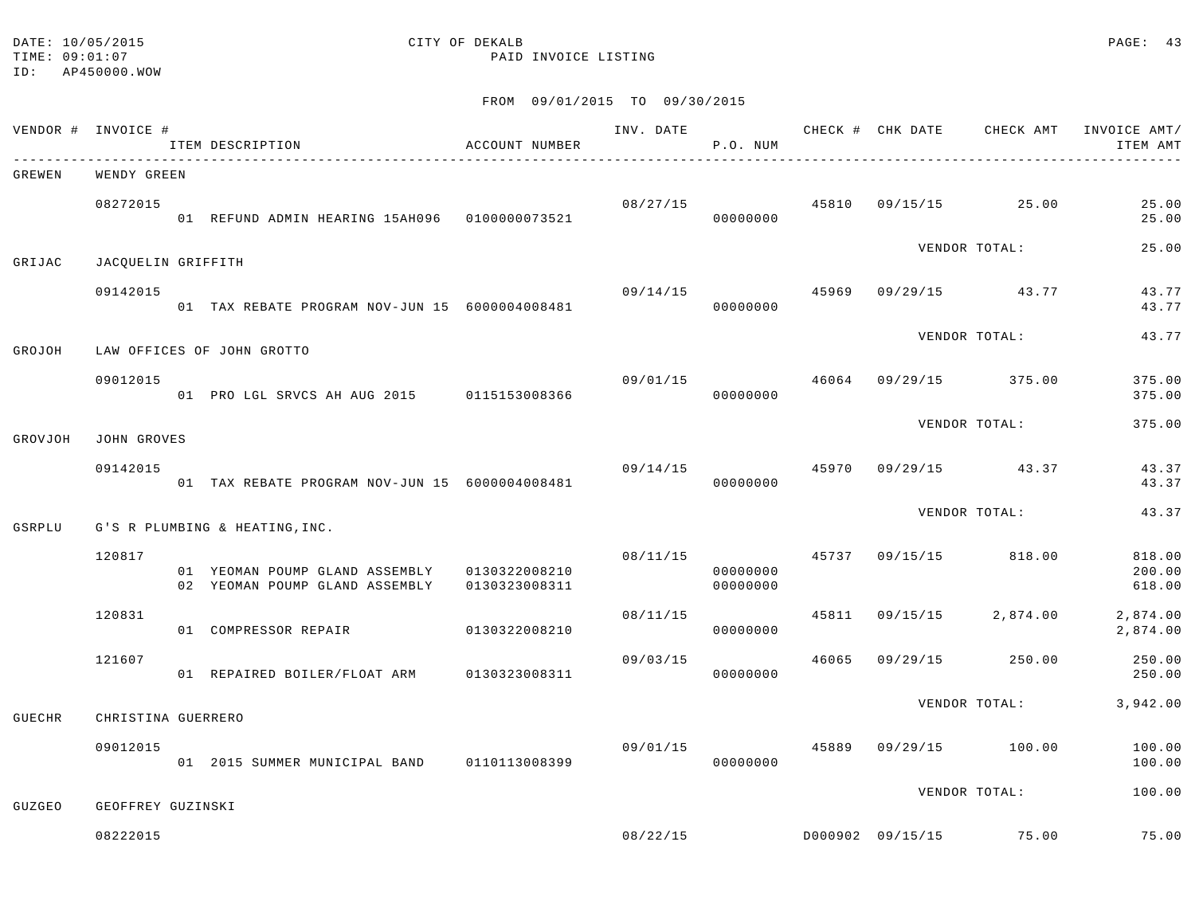DATE: 10/05/2015 CITY OF DEKALB
TIME: 09:01:07 PAID INVOICE LISTING
ID: AP450000.WOW

FROM 09/01/2015 TO 09/30/2015

| VENDOR # | INVOICE # / ITEM DESCRIPTION | ACCOUNT NUMBER | INV. DATE | P.O. NUM | CHECK # | CHK DATE | CHECK AMT | INVOICE AMT/ ITEM AMT |
|---|---|---|---|---|---|---|---|---|
| GREWEN | WENDY GREEN | | | | | | | |
| | 08272015 | | 08/27/15 | | 45810 | 09/15/15 | 25.00 | 25.00 |
| | 01 REFUND ADMIN HEARING 15AH096 | 0100000073521 | | 00000000 | | | | 25.00 |
| | | | | | | VENDOR TOTAL: | | 25.00 |
| GRIJAC | JACQUELIN GRIFFITH | | | | | | | |
| | 09142015 | | 09/14/15 | | 45969 | 09/29/15 | 43.77 | 43.77 |
| | 01 TAX REBATE PROGRAM NOV-JUN 15 | 6000004008481 | | 00000000 | | | | 43.77 |
| | | | | | | VENDOR TOTAL: | | 43.77 |
| GROJOH | LAW OFFICES OF JOHN GROTTO | | | | | | | |
| | 09012015 | | 09/01/15 | | 46064 | 09/29/15 | 375.00 | 375.00 |
| | 01 PRO LGL SRVCS AH AUG 2015 | 0115153008366 | | 00000000 | | | | 375.00 |
| | | | | | | VENDOR TOTAL: | | 375.00 |
| GROVJOH | JOHN GROVES | | | | | | | |
| | 09142015 | | 09/14/15 | | 45970 | 09/29/15 | 43.37 | 43.37 |
| | 01 TAX REBATE PROGRAM NOV-JUN 15 | 6000004008481 | | 00000000 | | | | 43.37 |
| | | | | | | VENDOR TOTAL: | | 43.37 |
| GSRPLU | G'S R PLUMBING & HEATING,INC. | | | | | | | |
| | 120817 | | 08/11/15 | | 45737 | 09/15/15 | 818.00 | 818.00 |
| | 01 YEOMAN POUMP GLAND ASSEMBLY | 0130322008210 | | 00000000 | | | | 200.00 |
| | 02 YEOMAN POUMP GLAND ASSEMBLY | 0130323008311 | | 00000000 | | | | 618.00 |
| | 120831 | | 08/11/15 | | 45811 | 09/15/15 | 2,874.00 | 2,874.00 |
| | 01 COMPRESSOR REPAIR | 0130322008210 | | 00000000 | | | | 2,874.00 |
| | 121607 | | 09/03/15 | | 46065 | 09/29/15 | 250.00 | 250.00 |
| | 01 REPAIRED BOILER/FLOAT ARM | 0130323008311 | | 00000000 | | | | 250.00 |
| | | | | | | VENDOR TOTAL: | | 3,942.00 |
| GUECHR | CHRISTINA GUERRERO | | | | | | | |
| | 09012015 | | 09/01/15 | | 45889 | 09/29/15 | 100.00 | 100.00 |
| | 01 2015 SUMMER MUNICIPAL BAND | 0110113008399 | | 00000000 | | | | 100.00 |
| | | | | | | VENDOR TOTAL: | | 100.00 |
| GUZGEO | GEOFFREY GUZINSKI | | | | | | | |
| | 08222015 | | 08/22/15 | | D000902 | 09/15/15 | 75.00 | 75.00 |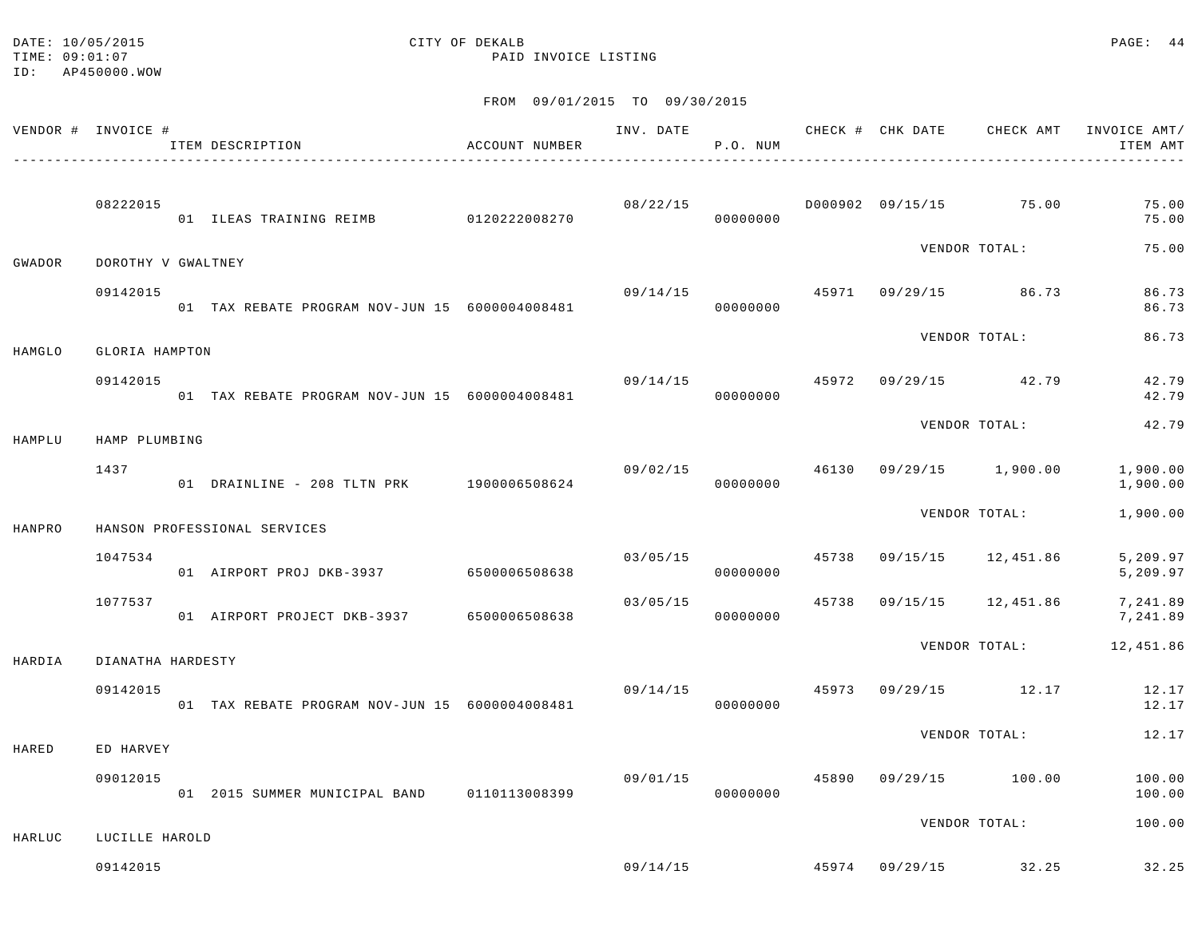DATE: 10/05/2015
TIME: 09:01:07
ID: AP450000.WOW

CITY OF DEKALB
PAID INVOICE LISTING

FROM 09/01/2015 TO 09/30/2015

| VENDOR # | INVOICE # / ITEM DESCRIPTION | ACCOUNT NUMBER | INV. DATE | P.O. NUM | CHECK # | CHK DATE | CHECK AMT | INVOICE AMT/ ITEM AMT |
|---|---|---|---|---|---|---|---|---|
| | 08222015 | | 08/22/15 | | D000902 | 09/15/15 | 75.00 | 75.00 |
| | 01 ILEAS TRAINING REIMB | 0120222008270 | | 00000000 | | | | 75.00 |
| | | | | | | VENDOR TOTAL: | | 75.00 |
| GWADOR | DOROTHY V GWALTNEY | | | | | | | |
| | 09142015 | | 09/14/15 | | 45971 | 09/29/15 | 86.73 | 86.73 |
| | 01 TAX REBATE PROGRAM NOV-JUN 15 | 6000004008481 | | 00000000 | | | | 86.73 |
| | | | | | | VENDOR TOTAL: | | 86.73 |
| HAMGLO | GLORIA HAMPTON | | | | | | | |
| | 09142015 | | 09/14/15 | | 45972 | 09/29/15 | 42.79 | 42.79 |
| | 01 TAX REBATE PROGRAM NOV-JUN 15 | 6000004008481 | | 00000000 | | | | 42.79 |
| | | | | | | VENDOR TOTAL: | | 42.79 |
| HAMPLU | HAMP PLUMBING | | | | | | | |
| | 1437 | | 09/02/15 | | 46130 | 09/29/15 | 1,900.00 | 1,900.00 |
| | 01 DRAINLINE - 208 TLTN PRK | 1900006508624 | | 00000000 | | | | 1,900.00 |
| | | | | | | VENDOR TOTAL: | | 1,900.00 |
| HANPRO | HANSON PROFESSIONAL SERVICES | | | | | | | |
| | 1047534 | | 03/05/15 | | 45738 | 09/15/15 | 12,451.86 | 5,209.97 |
| | 01 AIRPORT PROJ DKB-3937 | 6500006508638 | | 00000000 | | | | 5,209.97 |
| | 1077537 | | 03/05/15 | | 45738 | 09/15/15 | 12,451.86 | 7,241.89 |
| | 01 AIRPORT PROJECT DKB-3937 | 6500006508638 | | 00000000 | | | | 7,241.89 |
| | | | | | | VENDOR TOTAL: | | 12,451.86 |
| HARDIA | DIANATHA HARDESTY | | | | | | | |
| | 09142015 | | 09/14/15 | | 45973 | 09/29/15 | 12.17 | 12.17 |
| | 01 TAX REBATE PROGRAM NOV-JUN 15 | 6000004008481 | | 00000000 | | | | 12.17 |
| | | | | | | VENDOR TOTAL: | | 12.17 |
| HARED | ED HARVEY | | | | | | | |
| | 09012015 | | 09/01/15 | | 45890 | 09/29/15 | 100.00 | 100.00 |
| | 01 2015 SUMMER MUNICIPAL BAND | 0110113008399 | | 00000000 | | | | 100.00 |
| | | | | | | VENDOR TOTAL: | | 100.00 |
| HARLUC | LUCILLE HAROLD | | | | | | | |
| | 09142015 | | 09/14/15 | | 45974 | 09/29/15 | 32.25 | 32.25 |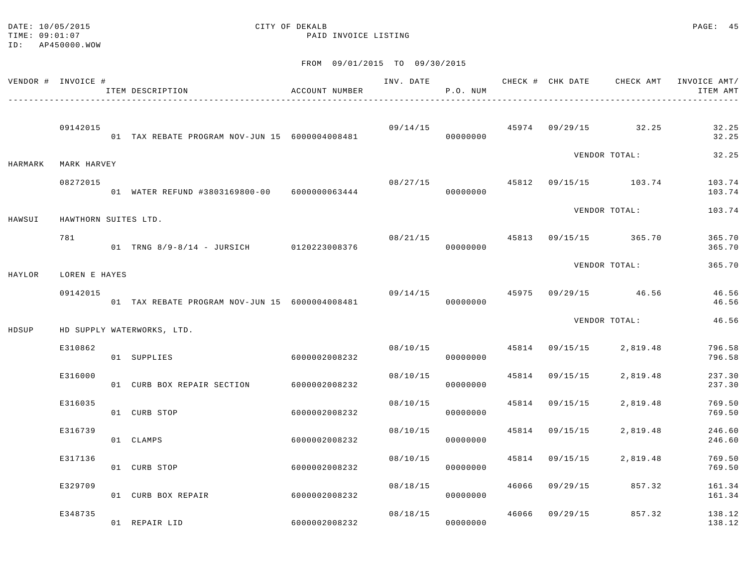DATE: 10/05/2015
TIME: 09:01:07
ID: AP450000.WOW

CITY OF DEKALB
PAID INVOICE LISTING

FROM 09/01/2015 TO 09/30/2015

| VENDOR # | INVOICE # / ITEM DESCRIPTION | ACCOUNT NUMBER | INV. DATE | P.O. NUM | CHECK # | CHK DATE | CHECK AMT | INVOICE AMT/ ITEM AMT |
|---|---|---|---|---|---|---|---|---|
| | 09142015 | | 09/14/15 | | 45974 | 09/29/15 | 32.25 | 32.25 |
| | 01 TAX REBATE PROGRAM NOV-JUN 15 | 6000004008481 | | 00000000 | | | | 32.25 |
| | | | | | | VENDOR TOTAL: | | 32.25 |
| HARMARK | MARK HARVEY | | | | | | | |
| | 08272015 | | 08/27/15 | | 45812 | 09/15/15 | 103.74 | 103.74 |
| | 01 WATER REFUND #3803169800-00 | 6000000063444 | | 00000000 | | | | 103.74 |
| | | | | | | VENDOR TOTAL: | | 103.74 |
| HAWSUI | HAWTHORN SUITES LTD. | | | | | | | |
| | 781 | | 08/21/15 | | 45813 | 09/15/15 | 365.70 | 365.70 |
| | 01 TRNG 8/9-8/14 - JURSICH | 0120223008376 | | 00000000 | | | | 365.70 |
| | | | | | | VENDOR TOTAL: | | 365.70 |
| HAYLOR | LOREN E HAYES | | | | | | | |
| | 09142015 | | 09/14/15 | | 45975 | 09/29/15 | 46.56 | 46.56 |
| | 01 TAX REBATE PROGRAM NOV-JUN 15 | 6000004008481 | | 00000000 | | | | 46.56 |
| | | | | | | VENDOR TOTAL: | | 46.56 |
| HDSUP | HD SUPPLY WATERWORKS, LTD. | | | | | | | |
| | E310862 | | 08/10/15 | | 45814 | 09/15/15 | 2,819.48 | 796.58 |
| | 01 SUPPLIES | 6000002008232 | | 00000000 | | | | 796.58 |
| | E316000 | | 08/10/15 | | 45814 | 09/15/15 | 2,819.48 | 237.30 |
| | 01 CURB BOX REPAIR SECTION | 6000002008232 | | 00000000 | | | | 237.30 |
| | E316035 | | 08/10/15 | | 45814 | 09/15/15 | 2,819.48 | 769.50 |
| | 01 CURB STOP | 6000002008232 | | 00000000 | | | | 769.50 |
| | E316739 | | 08/10/15 | | 45814 | 09/15/15 | 2,819.48 | 246.60 |
| | 01 CLAMPS | 6000002008232 | | 00000000 | | | | 246.60 |
| | E317136 | | 08/10/15 | | 45814 | 09/15/15 | 2,819.48 | 769.50 |
| | 01 CURB STOP | 6000002008232 | | 00000000 | | | | 769.50 |
| | E329709 | | 08/18/15 | | 46066 | 09/29/15 | 857.32 | 161.34 |
| | 01 CURB BOX REPAIR | 6000002008232 | | 00000000 | | | | 161.34 |
| | E348735 | | 08/18/15 | | 46066 | 09/29/15 | 857.32 | 138.12 |
| | 01 REPAIR LID | 6000002008232 | | 00000000 | | | | 138.12 |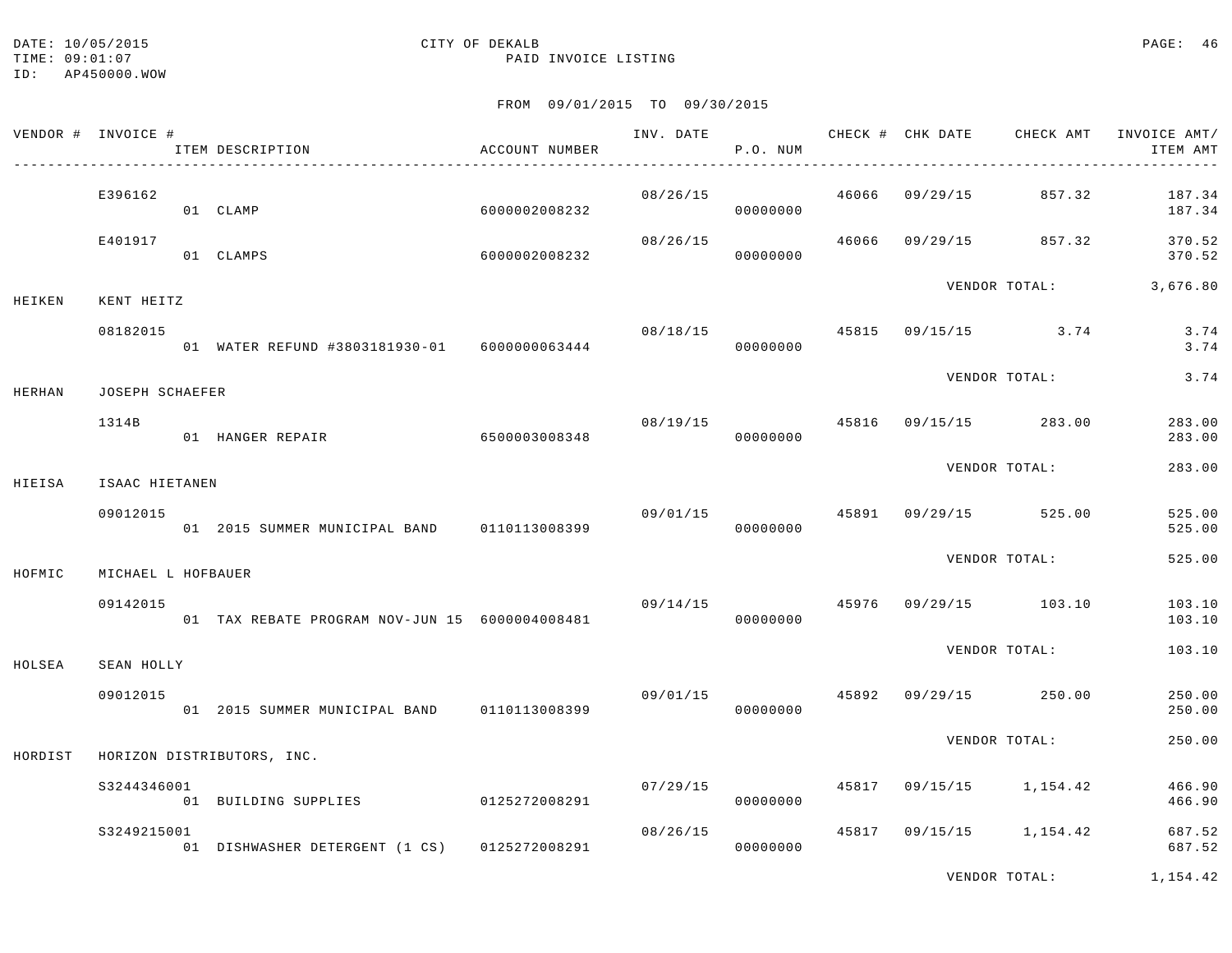DATE: 10/05/2015
TIME: 09:01:07
ID: AP450000.WOW

CITY OF DEKALB
PAID INVOICE LISTING

FROM 09/01/2015 TO 09/30/2015

| VENDOR # | INVOICE # / ITEM DESCRIPTION | ACCOUNT NUMBER | INV. DATE | P.O. NUM | CHECK # | CHK DATE | CHECK AMT | INVOICE AMT/ ITEM AMT |
|---|---|---|---|---|---|---|---|---|
| | E396162 | | 08/26/15 | | 46066 | 09/29/15 | 857.32 | 187.34 |
| | 01 CLAMP | 6000002008232 | | 00000000 | | | | 187.34 |
| | E401917 | | 08/26/15 | | 46066 | 09/29/15 | 857.32 | 370.52 |
| | 01 CLAMPS | 6000002008232 | | 00000000 | | | | 370.52 |
| | | | | | | VENDOR TOTAL: | | 3,676.80 |
| HEIKEN | KENT HEITZ | | | | | | | |
| | 08182015 | | 08/18/15 | | 45815 | 09/15/15 | 3.74 | 3.74 |
| | 01 WATER REFUND #3803181930-01 | 6000000063444 | | 00000000 | | | | 3.74 |
| | | | | | | VENDOR TOTAL: | | 3.74 |
| HERHAN | JOSEPH SCHAEFER | | | | | | | |
| | 1314B | | 08/19/15 | | 45816 | 09/15/15 | 283.00 | 283.00 |
| | 01 HANGER REPAIR | 6500003008348 | | 00000000 | | | | 283.00 |
| | | | | | | VENDOR TOTAL: | | 283.00 |
| HIEISA | ISAAC HIETANEN | | | | | | | |
| | 09012015 | | 09/01/15 | | 45891 | 09/29/15 | 525.00 | 525.00 |
| | 01 2015 SUMMER MUNICIPAL BAND | 0110113008399 | | 00000000 | | | | 525.00 |
| | | | | | | VENDOR TOTAL: | | 525.00 |
| HOFMIC | MICHAEL L HOFBAUER | | | | | | | |
| | 09142015 | | 09/14/15 | | 45976 | 09/29/15 | 103.10 | 103.10 |
| | 01 TAX REBATE PROGRAM NOV-JUN 15 | 6000004008481 | | 00000000 | | | | 103.10 |
| | | | | | | VENDOR TOTAL: | | 103.10 |
| HOLSEA | SEAN HOLLY | | | | | | | |
| | 09012015 | | 09/01/15 | | 45892 | 09/29/15 | 250.00 | 250.00 |
| | 01 2015 SUMMER MUNICIPAL BAND | 0110113008399 | | 00000000 | | | | 250.00 |
| | | | | | | VENDOR TOTAL: | | 250.00 |
| HORDIST | HORIZON DISTRIBUTORS, INC. | | | | | | | |
| | S3244346001 | | 07/29/15 | | 45817 | 09/15/15 | 1,154.42 | 466.90 |
| | 01 BUILDING SUPPLIES | 0125272008291 | | 00000000 | | | | 466.90 |
| | S3249215001 | | 08/26/15 | | 45817 | 09/15/15 | 1,154.42 | 687.52 |
| | 01 DISHWASHER DETERGENT (1 CS) | 0125272008291 | | 00000000 | | | | 687.52 |
| | | | | | | VENDOR TOTAL: | | 1,154.42 |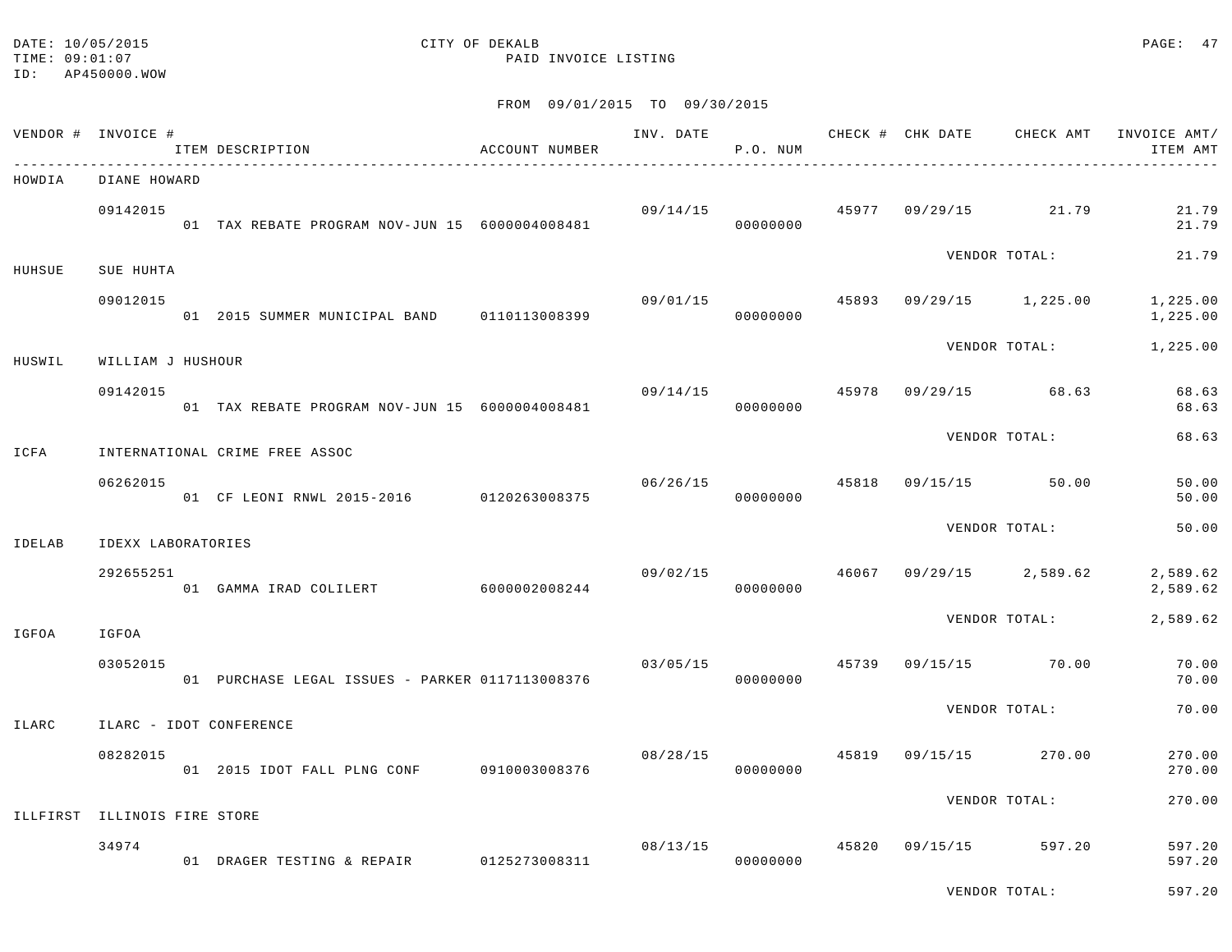DATE: 10/05/2015 CITY OF DEKALB
TIME: 09:01:07 PAID INVOICE LISTING
ID: AP450000.WOW

FROM 09/01/2015 TO 09/30/2015

| VENDOR # | INVOICE # / ITEM DESCRIPTION | ACCOUNT NUMBER | INV. DATE | P.O. NUM | CHECK # | CHK DATE | CHECK AMT | INVOICE AMT/ ITEM AMT |
|---|---|---|---|---|---|---|---|---|
| HOWDIA | DIANE HOWARD | | | | | | | |
| | 09142015 | | 09/14/15 | | 45977 | 09/29/15 | 21.79 | 21.79 |
| | 01 TAX REBATE PROGRAM NOV-JUN 15 | 6000004008481 | | 00000000 | | | | 21.79 |
| | | | | | | VENDOR TOTAL: | | 21.79 |
| HUHSUE | SUE HUHTA | | | | | | | |
| | 09012015 | | 09/01/15 | | 45893 | 09/29/15 | 1,225.00 | 1,225.00 |
| | 01 2015 SUMMER MUNICIPAL BAND | 0110113008399 | | 00000000 | | | | 1,225.00 |
| | | | | | | VENDOR TOTAL: | | 1,225.00 |
| HUSWIL | WILLIAM J HUSHOUR | | | | | | | |
| | 09142015 | | 09/14/15 | | 45978 | 09/29/15 | 68.63 | 68.63 |
| | 01 TAX REBATE PROGRAM NOV-JUN 15 | 6000004008481 | | 00000000 | | | | 68.63 |
| | | | | | | VENDOR TOTAL: | | 68.63 |
| ICFA | INTERNATIONAL CRIME FREE ASSOC | | | | | | | |
| | 06262015 | | 06/26/15 | | 45818 | 09/15/15 | 50.00 | 50.00 |
| | 01 CF LEONI RNWL 2015-2016 | 0120263008375 | | 00000000 | | | | 50.00 |
| | | | | | | VENDOR TOTAL: | | 50.00 |
| IDELAB | IDEXX LABORATORIES | | | | | | | |
| | 292655251 | | 09/02/15 | | 46067 | 09/29/15 | 2,589.62 | 2,589.62 |
| | 01 GAMMA IRAD COLILERT | 6000002008244 | | 00000000 | | | | 2,589.62 |
| | | | | | | VENDOR TOTAL: | | 2,589.62 |
| IGFOA | IGFOA | | | | | | | |
| | 03052015 | | 03/05/15 | | 45739 | 09/15/15 | 70.00 | 70.00 |
| | 01 PURCHASE LEGAL ISSUES - PARKER | 0117113008376 | | 00000000 | | | | 70.00 |
| | | | | | | VENDOR TOTAL: | | 70.00 |
| ILARC | ILARC - IDOT CONFERENCE | | | | | | | |
| | 08282015 | | 08/28/15 | | 45819 | 09/15/15 | 270.00 | 270.00 |
| | 01 2015 IDOT FALL PLNG CONF | 0910003008376 | | 00000000 | | | | 270.00 |
| | | | | | | VENDOR TOTAL: | | 270.00 |
| ILLFIRST | ILLINOIS FIRE STORE | | | | | | | |
| | 34974 | | 08/13/15 | | 45820 | 09/15/15 | 597.20 | 597.20 |
| | 01 DRAGER TESTING & REPAIR | 0125273008311 | | 00000000 | | | | 597.20 |
| | | | | | | VENDOR TOTAL: | | 597.20 |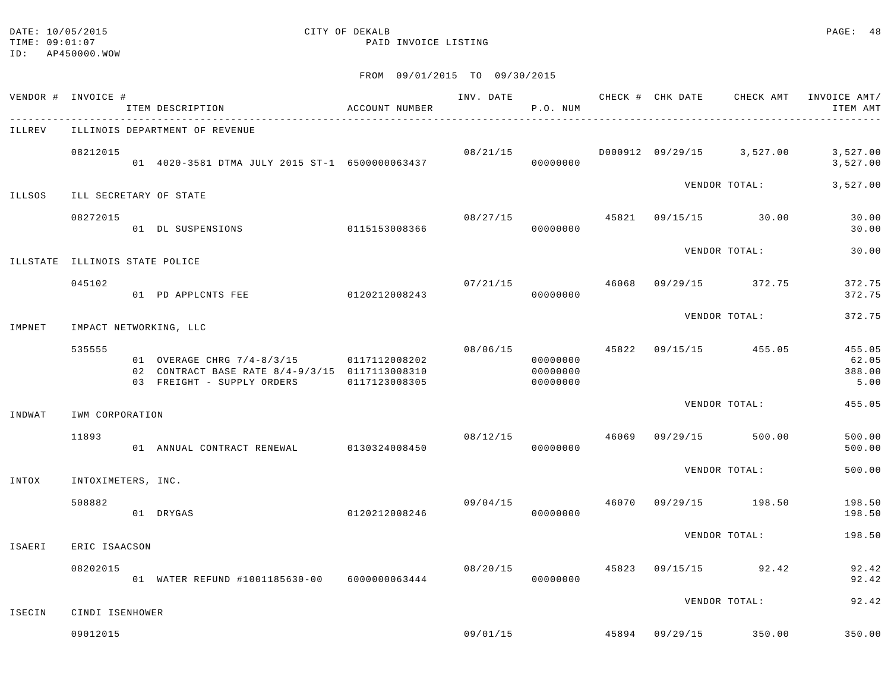DATE: 10/05/2015
TIME: 09:01:07
ID: AP450000.WOW

CITY OF DEKALB
PAID INVOICE LISTING

FROM 09/01/2015 TO 09/30/2015

| VENDOR # | INVOICE # / ITEM DESCRIPTION | ACCOUNT NUMBER | INV. DATE | P.O. NUM | CHECK # | CHK DATE | CHECK AMT | INVOICE AMT/ ITEM AMT |
|---|---|---|---|---|---|---|---|---|
| ILLREV | ILLINOIS DEPARTMENT OF REVENUE | | | | | | | |
| | 08212015 | | 08/21/15 | | D000912 | 09/29/15 | 3,527.00 | 3,527.00 |
| | 01 4020-3581 DTMA JULY 2015 ST-1 | 6500000063437 | | 00000000 | | | | 3,527.00 |
| | | | | | | VENDOR TOTAL: | | 3,527.00 |
| ILLSOS | ILL SECRETARY OF STATE | | | | | | | |
| | 08272015 | | 08/27/15 | | 45821 | 09/15/15 | 30.00 | 30.00 |
| | 01 DL SUSPENSIONS | 0115153008366 | | 00000000 | | | | 30.00 |
| | | | | | | VENDOR TOTAL: | | 30.00 |
| ILLSTATE | ILLINOIS STATE POLICE | | | | | | | |
| | 045102 | | 07/21/15 | | 46068 | 09/29/15 | 372.75 | 372.75 |
| | 01 PD APPLCNTS FEE | 0120212008243 | | 00000000 | | | | 372.75 |
| | | | | | | VENDOR TOTAL: | | 372.75 |
| IMPNET | IMPACT NETWORKING, LLC | | | | | | | |
| | 535555 | | 08/06/15 | | 45822 | 09/15/15 | 455.05 | 455.05 |
| | 01 OVERAGE CHRG 7/4-8/3/15 | 0117112008202 | | 00000000 | | | | 62.05 |
| | 02 CONTRACT BASE RATE 8/4-9/3/15 | 0117113008310 | | 00000000 | | | | 388.00 |
| | 03 FREIGHT - SUPPLY ORDERS | 0117123008305 | | 00000000 | | | | 5.00 |
| | | | | | | VENDOR TOTAL: | | 455.05 |
| INDWAT | IWM CORPORATION | | | | | | | |
| | 11893 | | 08/12/15 | | 46069 | 09/29/15 | 500.00 | 500.00 |
| | 01 ANNUAL CONTRACT RENEWAL | 0130324008450 | | 00000000 | | | | 500.00 |
| | | | | | | VENDOR TOTAL: | | 500.00 |
| INTOX | INTOXIMETERS, INC. | | | | | | | |
| | 508882 | | 09/04/15 | | 46070 | 09/29/15 | 198.50 | 198.50 |
| | 01 DRYGAS | 0120212008246 | | 00000000 | | | | 198.50 |
| | | | | | | VENDOR TOTAL: | | 198.50 |
| ISAERI | ERIC ISAACSON | | | | | | | |
| | 08202015 | | 08/20/15 | | 45823 | 09/15/15 | 92.42 | 92.42 |
| | 01 WATER REFUND #1001185630-00 | 6000000063444 | | 00000000 | | | | 92.42 |
| | | | | | | VENDOR TOTAL: | | 92.42 |
| ISECIN | CINDI ISENHOWER | | | | | | | |
| | 09012015 | | 09/01/15 | | 45894 | 09/29/15 | 350.00 | 350.00 |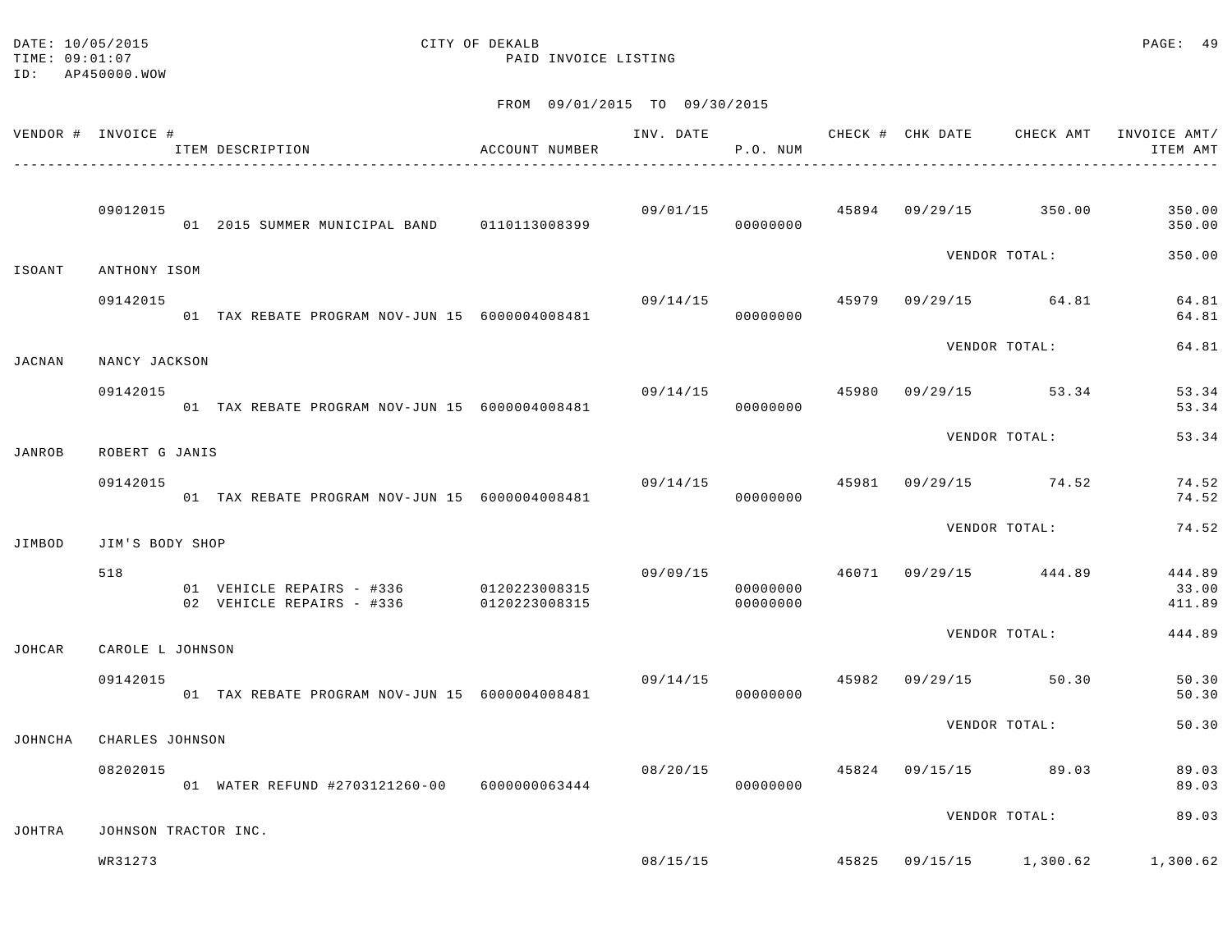DATE: 10/05/2015 CITY OF DEKALB
TIME: 09:01:07 PAID INVOICE LISTING
ID: AP450000.WOW

FROM 09/01/2015 TO 09/30/2015

| VENDOR # | INVOICE # / ITEM DESCRIPTION | ACCOUNT NUMBER | INV. DATE | P.O. NUM | CHECK # | CHK DATE | CHECK AMT | INVOICE AMT/ ITEM AMT |
|---|---|---|---|---|---|---|---|---|
| | 09012015 | | 09/01/15 | | 45894 | 09/29/15 | 350.00 | 350.00 |
| | 01 2015 SUMMER MUNICIPAL BAND | 0110113008399 | | 00000000 | | | | 350.00 |
| | | | | | | VENDOR TOTAL: | | 350.00 |
| ISOANT | ANTHONY ISOM | | | | | | | |
| | 09142015 | | 09/14/15 | | 45979 | 09/29/15 | 64.81 | 64.81 |
| | 01 TAX REBATE PROGRAM NOV-JUN 15 | 6000004008481 | | 00000000 | | | | 64.81 |
| | | | | | | VENDOR TOTAL: | | 64.81 |
| JACNAN | NANCY JACKSON | | | | | | | |
| | 09142015 | | 09/14/15 | | 45980 | 09/29/15 | 53.34 | 53.34 |
| | 01 TAX REBATE PROGRAM NOV-JUN 15 | 6000004008481 | | 00000000 | | | | 53.34 |
| | | | | | | VENDOR TOTAL: | | 53.34 |
| JANROB | ROBERT G JANIS | | | | | | | |
| | 09142015 | | 09/14/15 | | 45981 | 09/29/15 | 74.52 | 74.52 |
| | 01 TAX REBATE PROGRAM NOV-JUN 15 | 6000004008481 | | 00000000 | | | | 74.52 |
| | | | | | | VENDOR TOTAL: | | 74.52 |
| JIMBOD | JIM'S BODY SHOP | | | | | | | |
| | 518 | | 09/09/15 | | 46071 | 09/29/15 | 444.89 | 444.89 |
| | 01 VEHICLE REPAIRS - #336 | 0120223008315 | | 00000000 | | | | 33.00 |
| | 02 VEHICLE REPAIRS - #336 | 0120223008315 | | 00000000 | | | | 411.89 |
| | | | | | | VENDOR TOTAL: | | 444.89 |
| JOHCAR | CAROLE L JOHNSON | | | | | | | |
| | 09142015 | | 09/14/15 | | 45982 | 09/29/15 | 50.30 | 50.30 |
| | 01 TAX REBATE PROGRAM NOV-JUN 15 | 6000004008481 | | 00000000 | | | | 50.30 |
| | | | | | | VENDOR TOTAL: | | 50.30 |
| JOHNCHA | CHARLES JOHNSON | | | | | | | |
| | 08202015 | | 08/20/15 | | 45824 | 09/15/15 | 89.03 | 89.03 |
| | 01 WATER REFUND #2703121260-00 | 6000000063444 | | 00000000 | | | | 89.03 |
| | | | | | | VENDOR TOTAL: | | 89.03 |
| JOHTRA | JOHNSON TRACTOR INC. | | | | | | | |
| | WR31273 | | 08/15/15 | | 45825 | 09/15/15 | 1,300.62 | 1,300.62 |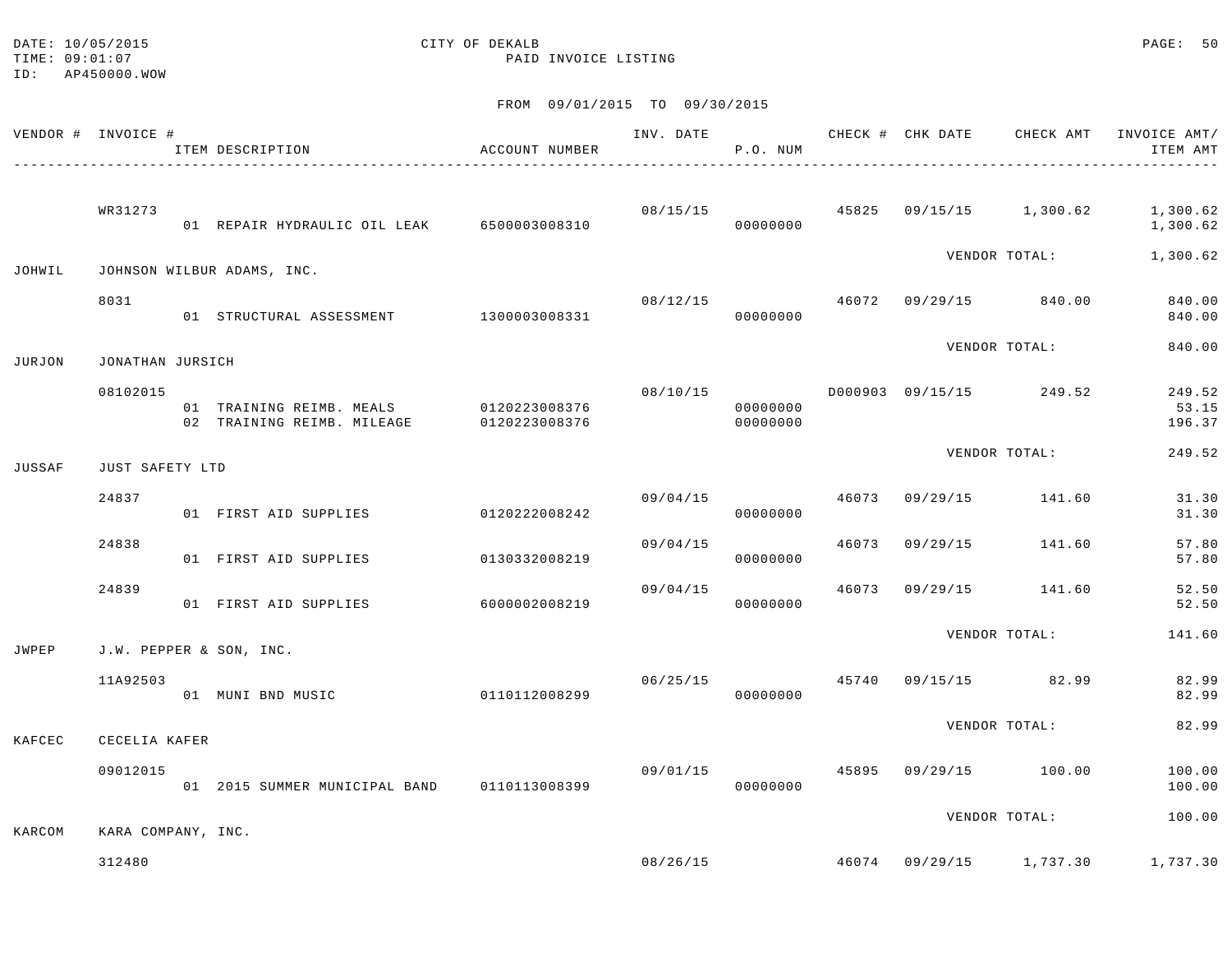DATE: 10/05/2015 CITY OF DEKALB
TIME: 09:01:07 PAID INVOICE LISTING
ID: AP450000.WOW

FROM 09/01/2015 TO 09/30/2015

| VENDOR # | INVOICE # / ITEM DESCRIPTION | ACCOUNT NUMBER | INV. DATE | P.O. NUM | CHECK # | CHK DATE | CHECK AMT | INVOICE AMT/ ITEM AMT |
|---|---|---|---|---|---|---|---|---|
| | WR31273 | | 08/15/15 | | 45825 | 09/15/15 | 1,300.62 | 1,300.62 |
| | 01 REPAIR HYDRAULIC OIL LEAK | 6500003008310 | | 00000000 | | | | 1,300.62 |
| | | | | | | VENDOR TOTAL: | | 1,300.62 |
| JOHWIL | JOHNSON WILBUR ADAMS, INC. | | | | | | | |
| | 8031 | | 08/12/15 | | 46072 | 09/29/15 | 840.00 | 840.00 |
| | 01 STRUCTURAL ASSESSMENT | 1300003008331 | | 00000000 | | | | 840.00 |
| | | | | | | VENDOR TOTAL: | | 840.00 |
| JURJON | JONATHAN JURSICH | | | | | | | |
| | 08102015 | | 08/10/15 | | D000903 | 09/15/15 | 249.52 | 249.52 |
| | 01 TRAINING REIMB. MEALS | 0120223008376 | | 00000000 | | | | 53.15 |
| | 02 TRAINING REIMB. MILEAGE | 0120223008376 | | 00000000 | | | | 196.37 |
| | | | | | | VENDOR TOTAL: | | 249.52 |
| JUSSAF | JUST SAFETY LTD | | | | | | | |
| | 24837 | | 09/04/15 | | 46073 | 09/29/15 | 141.60 | 31.30 |
| | 01 FIRST AID SUPPLIES | 0120222008242 | | 00000000 | | | | 31.30 |
| | 24838 | | 09/04/15 | | 46073 | 09/29/15 | 141.60 | 57.80 |
| | 01 FIRST AID SUPPLIES | 0130332008219 | | 00000000 | | | | 57.80 |
| | 24839 | | 09/04/15 | | 46073 | 09/29/15 | 141.60 | 52.50 |
| | 01 FIRST AID SUPPLIES | 6000002008219 | | 00000000 | | | | 52.50 |
| | | | | | | VENDOR TOTAL: | | 141.60 |
| JWPEP | J.W. PEPPER & SON, INC. | | | | | | | |
| | 11A92503 | | 06/25/15 | | 45740 | 09/15/15 | 82.99 | 82.99 |
| | 01 MUNI BND MUSIC | 0110112008299 | | 00000000 | | | | 82.99 |
| | | | | | | VENDOR TOTAL: | | 82.99 |
| KAFCEC | CECELIA KAFER | | | | | | | |
| | 09012015 | | 09/01/15 | | 45895 | 09/29/15 | 100.00 | 100.00 |
| | 01 2015 SUMMER MUNICIPAL BAND | 0110113008399 | | 00000000 | | | | 100.00 |
| | | | | | | VENDOR TOTAL: | | 100.00 |
| KARCOM | KARA COMPANY, INC. | | | | | | | |
| | 312480 | | 08/26/15 | | 46074 | 09/29/15 | 1,737.30 | 1,737.30 |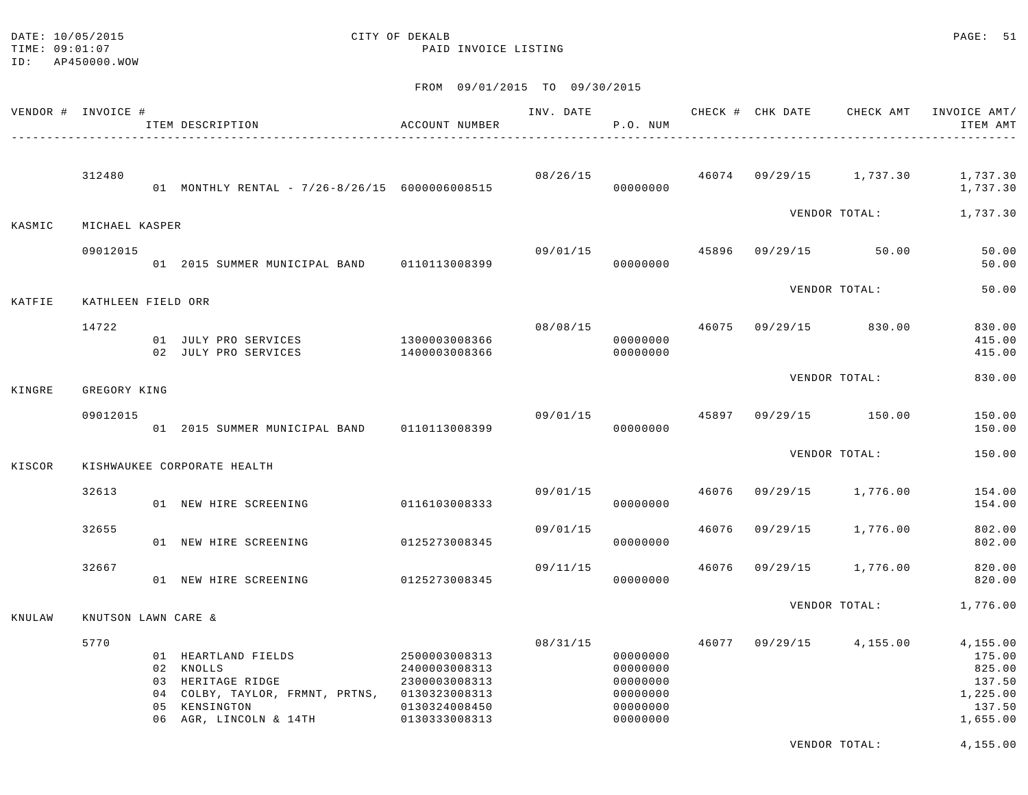DATE: 10/05/2015 CITY OF DEKALB
TIME: 09:01:07 PAID INVOICE LISTING
ID: AP450000.WOW

FROM 09/01/2015 TO 09/30/2015

| VENDOR # | INVOICE # / ITEM DESCRIPTION | ACCOUNT NUMBER | INV. DATE | P.O. NUM | CHECK # | CHK DATE | CHECK AMT | INVOICE AMT/ ITEM AMT |
|---|---|---|---|---|---|---|---|---|
| | 312480 | | 08/26/15 | | 46074 | 09/29/15 | 1,737.30 | 1,737.30 |
| | 01 MONTHLY RENTAL - 7/26-8/26/15 | 6000006008515 | | 00000000 | | | | 1,737.30 |
| | | | | | | VENDOR TOTAL: | | 1,737.30 |
| KASMIC | MICHAEL KASPER | | | | | | | |
| | 09012015 | | 09/01/15 | | 45896 | 09/29/15 | 50.00 | 50.00 |
| | 01 2015 SUMMER MUNICIPAL BAND | 0110113008399 | | 00000000 | | | | 50.00 |
| | | | | | | VENDOR TOTAL: | | 50.00 |
| KATFIE | KATHLEEN FIELD ORR | | | | | | | |
| | 14722 | | 08/08/15 | | 46075 | 09/29/15 | 830.00 | 830.00 |
| | 01 JULY PRO SERVICES | 1300003008366 | | 00000000 | | | | 415.00 |
| | 02 JULY PRO SERVICES | 1400003008366 | | 00000000 | | | | 415.00 |
| | | | | | | VENDOR TOTAL: | | 830.00 |
| KINGRE | GREGORY KING | | | | | | | |
| | 09012015 | | 09/01/15 | | 45897 | 09/29/15 | 150.00 | 150.00 |
| | 01 2015 SUMMER MUNICIPAL BAND | 0110113008399 | | 00000000 | | | | 150.00 |
| | | | | | | VENDOR TOTAL: | | 150.00 |
| KISCOR | KISHWAUKEE CORPORATE HEALTH | | | | | | | |
| | 32613 | | 09/01/15 | | 46076 | 09/29/15 | 1,776.00 | 154.00 |
| | 01 NEW HIRE SCREENING | 0116103008333 | | 00000000 | | | | 154.00 |
| | 32655 | | 09/01/15 | | 46076 | 09/29/15 | 1,776.00 | 802.00 |
| | 01 NEW HIRE SCREENING | 0125273008345 | | 00000000 | | | | 802.00 |
| | 32667 | | 09/11/15 | | 46076 | 09/29/15 | 1,776.00 | 820.00 |
| | 01 NEW HIRE SCREENING | 0125273008345 | | 00000000 | | | | 820.00 |
| | | | | | | VENDOR TOTAL: | | 1,776.00 |
| KNULAW | KNUTSON LAWN CARE & | | | | | | | |
| | 5770 | | 08/31/15 | | 46077 | 09/29/15 | 4,155.00 | 4,155.00 |
| | 01 HEARTLAND FIELDS | 2500003008313 | | 00000000 | | | | 175.00 |
| | 02 KNOLLS | 2400003008313 | | 00000000 | | | | 825.00 |
| | 03 HERITAGE RIDGE | 2300003008313 | | 00000000 | | | | 137.50 |
| | 04 COLBY, TAYLOR, FRMNT, PRTNS, | 0130323008313 | | 00000000 | | | | 1,225.00 |
| | 05 KENSINGTON | 0130324008450 | | 00000000 | | | | 137.50 |
| | 06 AGR, LINCOLN & 14TH | 0130333008313 | | 00000000 | | | | 1,655.00 |
| | | | | | | VENDOR TOTAL: | | 4,155.00 |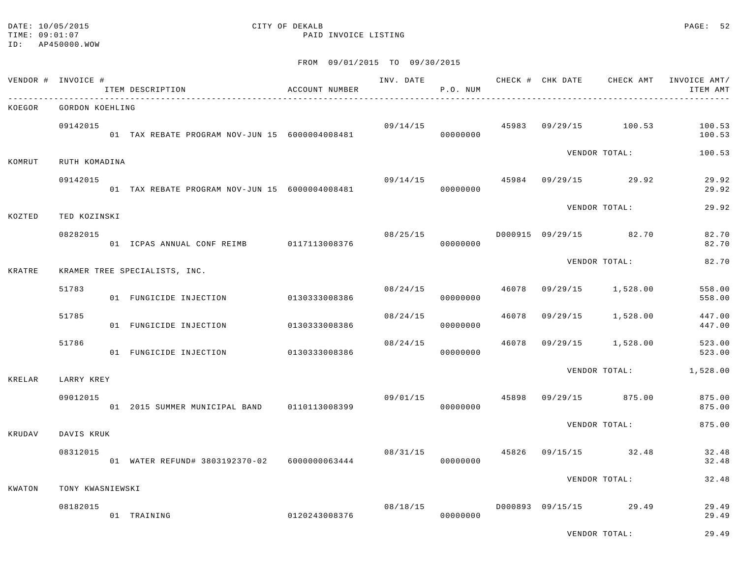DATE: 10/05/2015
TIME: 09:01:07
ID: AP450000.WOW

CITY OF DEKALB
PAID INVOICE LISTING

FROM 09/01/2015 TO 09/30/2015

| VENDOR # | INVOICE # / ITEM DESCRIPTION | ACCOUNT NUMBER | INV. DATE | P.O. NUM | CHECK # | CHK DATE | CHECK AMT | INVOICE AMT/ ITEM AMT |
|---|---|---|---|---|---|---|---|---|
| KOEGOR | GORDON KOEHLING | | | | | | | |
| | 09142015 | | 09/14/15 | | 45983 | 09/29/15 | 100.53 | 100.53 |
| | 01 TAX REBATE PROGRAM NOV-JUN 15 | 6000004008481 | | 00000000 | | | | 100.53 |
| | | | | | | VENDOR TOTAL: | | 100.53 |
| KOMRUT | RUTH KOMADINA | | | | | | | |
| | 09142015 | | 09/14/15 | | 45984 | 09/29/15 | 29.92 | 29.92 |
| | 01 TAX REBATE PROGRAM NOV-JUN 15 | 6000004008481 | | 00000000 | | | | 29.92 |
| | | | | | | VENDOR TOTAL: | | 29.92 |
| KOZTED | TED KOZINSKI | | | | | | | |
| | 08282015 | | 08/25/15 | | D000915 | 09/29/15 | 82.70 | 82.70 |
| | 01 ICPAS ANNUAL CONF REIMB | 0117113008376 | | 00000000 | | | | 82.70 |
| | | | | | | VENDOR TOTAL: | | 82.70 |
| KRATRE | KRAMER TREE SPECIALISTS, INC. | | | | | | | |
| | 51783 | | 08/24/15 | | 46078 | 09/29/15 | 1,528.00 | 558.00 |
| | 01 FUNGICIDE INJECTION | 0130333008386 | | 00000000 | | | | 558.00 |
| | 51785 | | 08/24/15 | | 46078 | 09/29/15 | 1,528.00 | 447.00 |
| | 01 FUNGICIDE INJECTION | 0130333008386 | | 00000000 | | | | 447.00 |
| | 51786 | | 08/24/15 | | 46078 | 09/29/15 | 1,528.00 | 523.00 |
| | 01 FUNGICIDE INJECTION | 0130333008386 | | 00000000 | | | | 523.00 |
| | | | | | | VENDOR TOTAL: | | 1,528.00 |
| KRELAR | LARRY KREY | | | | | | | |
| | 09012015 | | 09/01/15 | | 45898 | 09/29/15 | 875.00 | 875.00 |
| | 01 2015 SUMMER MUNICIPAL BAND | 0110113008399 | | 00000000 | | | | 875.00 |
| | | | | | | VENDOR TOTAL: | | 875.00 |
| KRUDAV | DAVIS KRUK | | | | | | | |
| | 08312015 | | 08/31/15 | | 45826 | 09/15/15 | 32.48 | 32.48 |
| | 01 WATER REFUND# 3803192370-02 | 6000000063444 | | 00000000 | | | | 32.48 |
| | | | | | | VENDOR TOTAL: | | 32.48 |
| KWATON | TONY KWASNIEWSKI | | | | | | | |
| | 08182015 | | 08/18/15 | | D000893 | 09/15/15 | 29.49 | 29.49 |
| | 01 TRAINING | 0120243008376 | | 00000000 | | | | 29.49 |
| | | | | | | VENDOR TOTAL: | | 29.49 |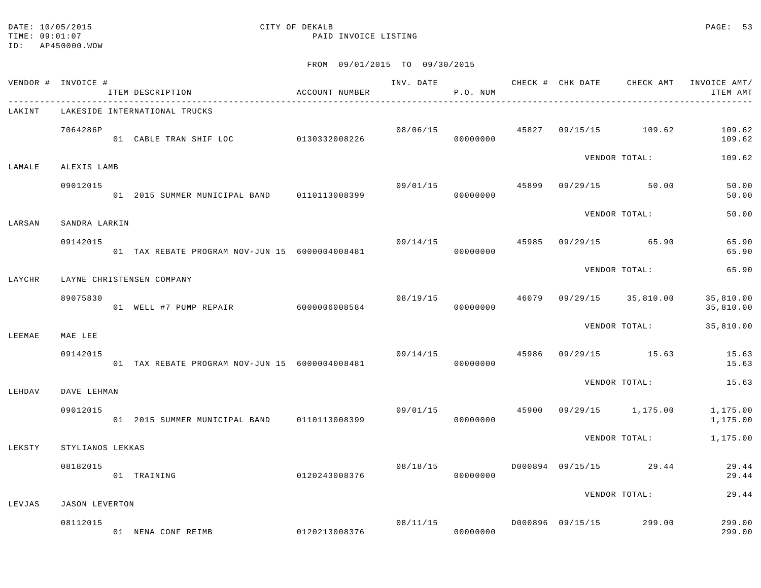DATE: 10/05/2015
TIME: 09:01:07
ID: AP450000.WOW

CITY OF DEKALB
PAID INVOICE LISTING

FROM 09/01/2015 TO 09/30/2015

| VENDOR # | INVOICE # / ITEM DESCRIPTION | ACCOUNT NUMBER | INV. DATE | P.O. NUM | CHECK # | CHK DATE | CHECK AMT | INVOICE AMT/ ITEM AMT |
|---|---|---|---|---|---|---|---|---|
| LAKINT | LAKESIDE INTERNATIONAL TRUCKS | | | | | | | |
| | 7064286P | | 08/06/15 | | 45827 | 09/15/15 | 109.62 | 109.62 |
| | 01 CABLE TRAN SHIF LOC | 0130332008226 | | 00000000 | | | | 109.62 |
| | | | | | | VENDOR TOTAL: | | 109.62 |
| LAMALE | ALEXIS LAMB | | | | | | | |
| | 09012015 | | 09/01/15 | | 45899 | 09/29/15 | 50.00 | 50.00 |
| | 01 2015 SUMMER MUNICIPAL BAND | 0110113008399 | | 00000000 | | | | 50.00 |
| | | | | | | VENDOR TOTAL: | | 50.00 |
| LARSAN | SANDRA LARKIN | | | | | | | |
| | 09142015 | | 09/14/15 | | 45985 | 09/29/15 | 65.90 | 65.90 |
| | 01 TAX REBATE PROGRAM NOV-JUN 15 | 6000004008481 | | 00000000 | | | | 65.90 |
| | | | | | | VENDOR TOTAL: | | 65.90 |
| LAYCHR | LAYNE CHRISTENSEN COMPANY | | | | | | | |
| | 89075830 | | 08/19/15 | | 46079 | 09/29/15 | 35,810.00 | 35,810.00 |
| | 01 WELL #7 PUMP REPAIR | 6000006008584 | | 00000000 | | | | 35,810.00 |
| | | | | | | VENDOR TOTAL: | | 35,810.00 |
| LEEMAE | MAE LEE | | | | | | | |
| | 09142015 | | 09/14/15 | | 45986 | 09/29/15 | 15.63 | 15.63 |
| | 01 TAX REBATE PROGRAM NOV-JUN 15 | 6000004008481 | | 00000000 | | | | 15.63 |
| | | | | | | VENDOR TOTAL: | | 15.63 |
| LEHDAV | DAVE LEHMAN | | | | | | | |
| | 09012015 | | 09/01/15 | | 45900 | 09/29/15 | 1,175.00 | 1,175.00 |
| | 01 2015 SUMMER MUNICIPAL BAND | 0110113008399 | | 00000000 | | | | 1,175.00 |
| | | | | | | VENDOR TOTAL: | | 1,175.00 |
| LEKSTY | STYLIANOS LEKKAS | | | | | | | |
| | 08182015 | | 08/18/15 | | D000894 | 09/15/15 | 29.44 | 29.44 |
| | 01 TRAINING | 0120243008376 | | 00000000 | | | | 29.44 |
| | | | | | | VENDOR TOTAL: | | 29.44 |
| LEVJAS | JASON LEVERTON | | | | | | | |
| | 08112015 | | 08/11/15 | | D000896 | 09/15/15 | 299.00 | 299.00 |
| | 01 NENA CONF REIMB | 0120213008376 | | 00000000 | | | | 299.00 |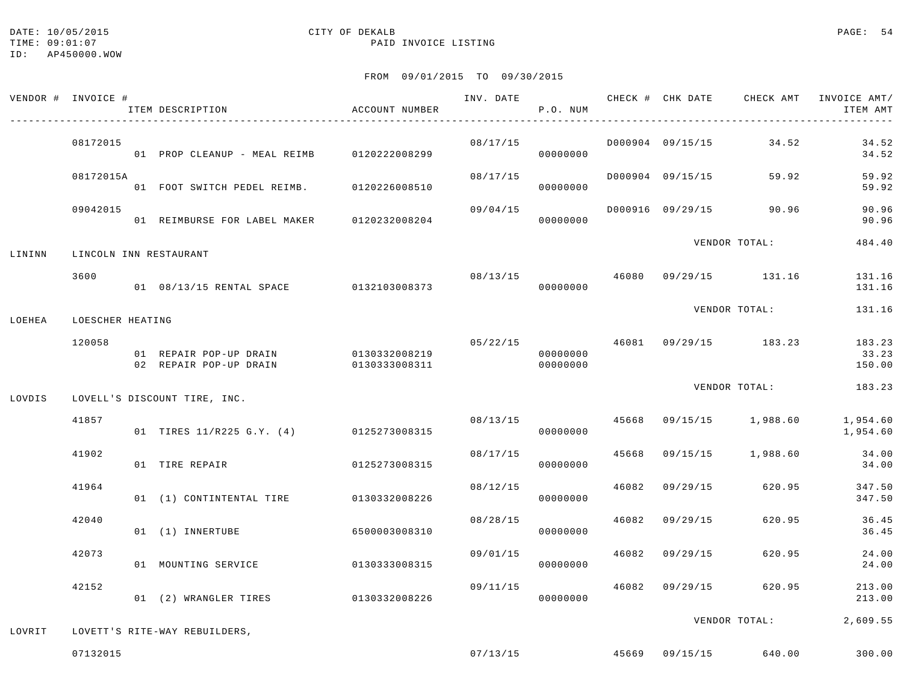DATE: 10/05/2015 CITY OF DEKALB
TIME: 09:01:07 PAID INVOICE LISTING
ID: AP450000.WOW

FROM 09/01/2015 TO 09/30/2015

| VENDOR # | INVOICE # / ITEM DESCRIPTION | ACCOUNT NUMBER | INV. DATE | P.O. NUM | CHECK # | CHK DATE | CHECK AMT | INVOICE AMT/ ITEM AMT |
|---|---|---|---|---|---|---|---|---|
| | 08172015 | | 08/17/15 | | D000904 | 09/15/15 | 34.52 | 34.52 |
| | 01 PROP CLEANUP - MEAL REIMB | 0120222008299 | | 00000000 | | | | 34.52 |
| | 08172015A | | 08/17/15 | | D000904 | 09/15/15 | 59.92 | 59.92 |
| | 01 FOOT SWITCH PEDEL REIMB. | 0120226008510 | | 00000000 | | | | 59.92 |
| | 09042015 | | 09/04/15 | | D000916 | 09/29/15 | 90.96 | 90.96 |
| | 01 REIMBURSE FOR LABEL MAKER | 0120232008204 | | 00000000 | | | | 90.96 |
| | | | | | | VENDOR TOTAL: | | 484.40 |
| LININN | LINCOLN INN RESTAURANT | | | | | | | |
| | 3600 | | 08/13/15 | | 46080 | 09/29/15 | 131.16 | 131.16 |
| | 01 08/13/15 RENTAL SPACE | 0132103008373 | | 00000000 | | | | 131.16 |
| | | | | | | VENDOR TOTAL: | | 131.16 |
| LOEHEA | LOESCHER HEATING | | | | | | | |
| | 120058 | | 05/22/15 | | 46081 | 09/29/15 | 183.23 | 183.23 |
| | 01 REPAIR POP-UP DRAIN | 0130332008219 | | 00000000 | | | | 33.23 |
| | 02 REPAIR POP-UP DRAIN | 0130333008311 | | 00000000 | | | | 150.00 |
| | | | | | | VENDOR TOTAL: | | 183.23 |
| LOVDIS | LOVELL'S DISCOUNT TIRE, INC. | | | | | | | |
| | 41857 | | 08/13/15 | | 45668 | 09/15/15 | 1,988.60 | 1,954.60 |
| | 01 TIRES 11/R225 G.Y. (4) | 0125273008315 | | 00000000 | | | | 1,954.60 |
| | 41902 | | 08/17/15 | | 45668 | 09/15/15 | 1,988.60 | 34.00 |
| | 01 TIRE REPAIR | 0125273008315 | | 00000000 | | | | 34.00 |
| | 41964 | | 08/12/15 | | 46082 | 09/29/15 | 620.95 | 347.50 |
| | 01 (1) CONTINTENTAL TIRE | 0130332008226 | | 00000000 | | | | 347.50 |
| | 42040 | | 08/28/15 | | 46082 | 09/29/15 | 620.95 | 36.45 |
| | 01 (1) INNERTUBE | 6500003008310 | | 00000000 | | | | 36.45 |
| | 42073 | | 09/01/15 | | 46082 | 09/29/15 | 620.95 | 24.00 |
| | 01 MOUNTING SERVICE | 0130333008315 | | 00000000 | | | | 24.00 |
| | 42152 | | 09/11/15 | | 46082 | 09/29/15 | 620.95 | 213.00 |
| | 01 (2) WRANGLER TIRES | 0130332008226 | | 00000000 | | | | 213.00 |
| | | | | | | VENDOR TOTAL: | | 2,609.55 |
| LOVRIT | LOVETT'S RITE-WAY REBUILDERS, | | | | | | | |
| | 07132015 | | 07/13/15 | | 45669 | 09/15/15 | 640.00 | 300.00 |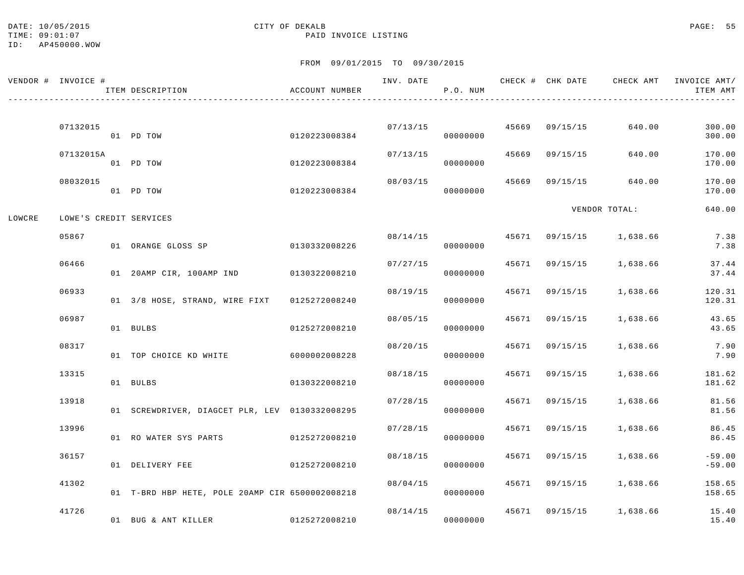DATE: 10/05/2015 CITY OF DEKALB
TIME: 09:01:07 PAID INVOICE LISTING
ID: AP450000.WOW

FROM 09/01/2015 TO 09/30/2015

| VENDOR # | INVOICE # / ITEM DESCRIPTION | ACCOUNT NUMBER | INV. DATE | P.O. NUM | CHECK # | CHK DATE | CHECK AMT | INVOICE AMT/ ITEM AMT |
|---|---|---|---|---|---|---|---|---|
| | 07132015 | | 07/13/15 | | 45669 | 09/15/15 | 640.00 | 300.00 |
| | 01 PD TOW | 0120223008384 | | 00000000 | | | | 300.00 |
| | 07132015A | | 07/13/15 | | 45669 | 09/15/15 | 640.00 | 170.00 |
| | 01 PD TOW | 0120223008384 | | 00000000 | | | | 170.00 |
| | 08032015 | | 08/03/15 | | 45669 | 09/15/15 | 640.00 | 170.00 |
| | 01 PD TOW | 0120223008384 | | 00000000 | | | | 170.00 |
| | | | | | | VENDOR TOTAL: | | 640.00 |
| LOWCRE | LOWE'S CREDIT SERVICES | | | | | | | |
| | 05867 | | 08/14/15 | | 45671 | 09/15/15 | 1,638.66 | 7.38 |
| | 01 ORANGE GLOSS SP | 0130332008226 | | 00000000 | | | | 7.38 |
| | 06466 | | 07/27/15 | | 45671 | 09/15/15 | 1,638.66 | 37.44 |
| | 01 20AMP CIR, 100AMP IND | 0130322008210 | | 00000000 | | | | 37.44 |
| | 06933 | | 08/19/15 | | 45671 | 09/15/15 | 1,638.66 | 120.31 |
| | 01 3/8 HOSE, STRAND, WIRE FIXT | 0125272008240 | | 00000000 | | | | 120.31 |
| | 06987 | | 08/05/15 | | 45671 | 09/15/15 | 1,638.66 | 43.65 |
| | 01 BULBS | 0125272008210 | | 00000000 | | | | 43.65 |
| | 08317 | | 08/20/15 | | 45671 | 09/15/15 | 1,638.66 | 7.90 |
| | 01 TOP CHOICE KD WHITE | 6000002008228 | | 00000000 | | | | 7.90 |
| | 13315 | | 08/18/15 | | 45671 | 09/15/15 | 1,638.66 | 181.62 |
| | 01 BULBS | 0130322008210 | | 00000000 | | | | 181.62 |
| | 13918 | | 07/28/15 | | 45671 | 09/15/15 | 1,638.66 | 81.56 |
| | 01 SCREWDRIVER, DIAGCET PLR, LEV | 0130332008295 | | 00000000 | | | | 81.56 |
| | 13996 | | 07/28/15 | | 45671 | 09/15/15 | 1,638.66 | 86.45 |
| | 01 RO WATER SYS PARTS | 0125272008210 | | 00000000 | | | | 86.45 |
| | 36157 | | 08/18/15 | | 45671 | 09/15/15 | 1,638.66 | -59.00 |
| | 01 DELIVERY FEE | 0125272008210 | | 00000000 | | | | -59.00 |
| | 41302 | | 08/04/15 | | 45671 | 09/15/15 | 1,638.66 | 158.65 |
| | 01 T-BRD HBP HETE, POLE 20AMP CIR | 6500002008218 | | 00000000 | | | | 158.65 |
| | 41726 | | 08/14/15 | | 45671 | 09/15/15 | 1,638.66 | 15.40 |
| | 01 BUG & ANT KILLER | 0125272008210 | | 00000000 | | | | 15.40 |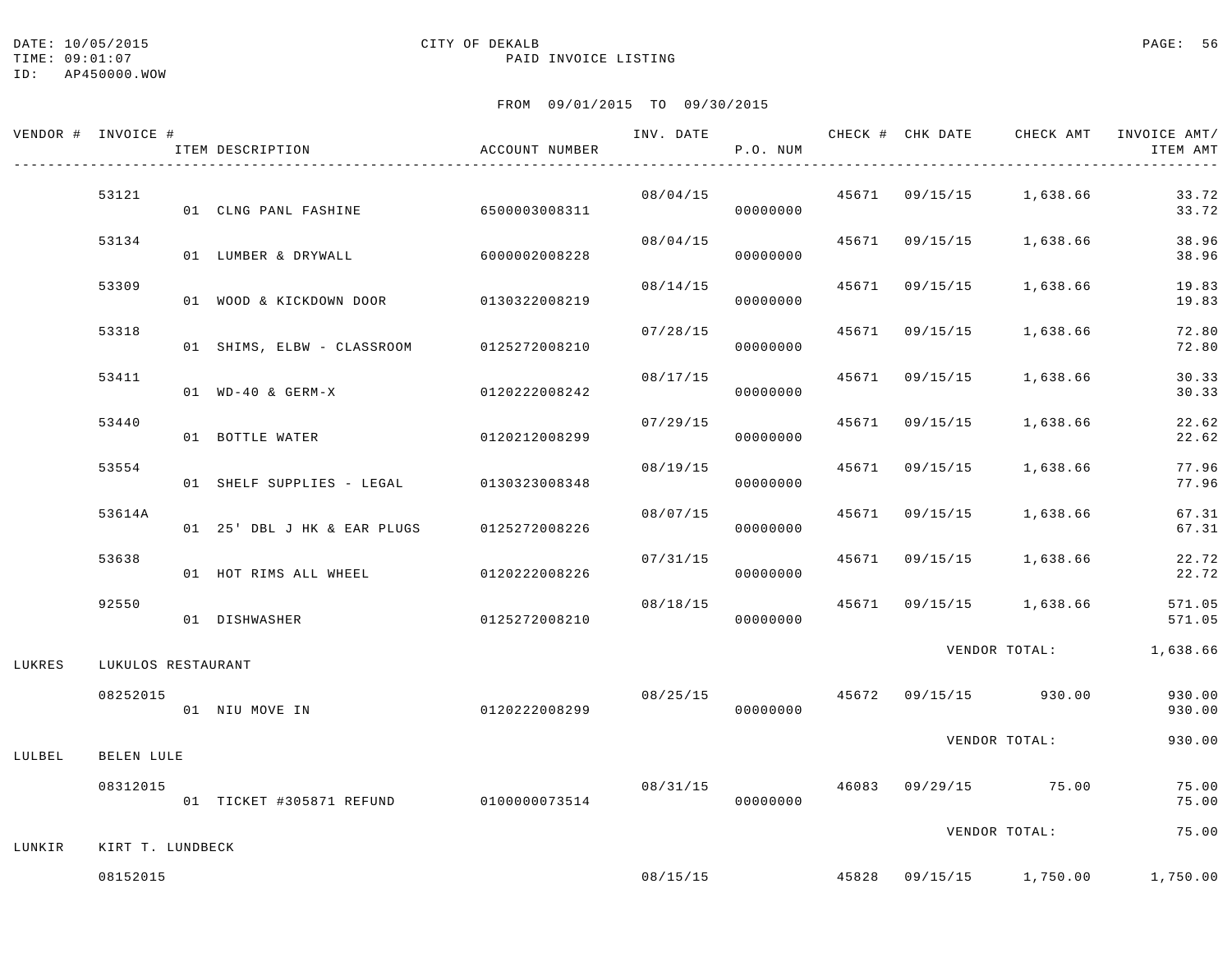DATE: 10/05/2015 CITY OF DEKALB
TIME: 09:01:07 PAID INVOICE LISTING
ID: AP450000.WOW

FROM 09/01/2015 TO 09/30/2015

| VENDOR # | INVOICE # / ITEM DESCRIPTION | ACCOUNT NUMBER | INV. DATE | P.O. NUM | CHECK # | CHK DATE | CHECK AMT | INVOICE AMT/ ITEM AMT |
|---|---|---|---|---|---|---|---|---|
| | 53121 | | 08/04/15 | | 45671 | 09/15/15 | 1,638.66 | 33.72 |
| | 01 CLNG PANL FASHINE | 6500003008311 | | 00000000 | | | | 33.72 |
| | 53134 | | 08/04/15 | | 45671 | 09/15/15 | 1,638.66 | 38.96 |
| | 01 LUMBER & DRYWALL | 6000002008228 | | 00000000 | | | | 38.96 |
| | 53309 | | 08/14/15 | | 45671 | 09/15/15 | 1,638.66 | 19.83 |
| | 01 WOOD & KICKDOWN DOOR | 0130322008219 | | 00000000 | | | | 19.83 |
| | 53318 | | 07/28/15 | | 45671 | 09/15/15 | 1,638.66 | 72.80 |
| | 01 SHIMS, ELBW - CLASSROOM | 0125272008210 | | 00000000 | | | | 72.80 |
| | 53411 | | 08/17/15 | | 45671 | 09/15/15 | 1,638.66 | 30.33 |
| | 01 WD-40 & GERM-X | 0120222008242 | | 00000000 | | | | 30.33 |
| | 53440 | | 07/29/15 | | 45671 | 09/15/15 | 1,638.66 | 22.62 |
| | 01 BOTTLE WATER | 0120212008299 | | 00000000 | | | | 22.62 |
| | 53554 | | 08/19/15 | | 45671 | 09/15/15 | 1,638.66 | 77.96 |
| | 01 SHELF SUPPLIES - LEGAL | 0130323008348 | | 00000000 | | | | 77.96 |
| | 53614A | | 08/07/15 | | 45671 | 09/15/15 | 1,638.66 | 67.31 |
| | 01 25' DBL J HK & EAR PLUGS | 0125272008226 | | 00000000 | | | | 67.31 |
| | 53638 | | 07/31/15 | | 45671 | 09/15/15 | 1,638.66 | 22.72 |
| | 01 HOT RIMS ALL WHEEL | 0120222008226 | | 00000000 | | | | 22.72 |
| | 92550 | | 08/18/15 | | 45671 | 09/15/15 | 1,638.66 | 571.05 |
| | 01 DISHWASHER | 0125272008210 | | 00000000 | | | | 571.05 |
| | | | | | | | VENDOR TOTAL: | 1,638.66 |
| LUKRES | LUKULOS RESTAURANT | | | | | | | |
| | 08252015 | | 08/25/15 | | 45672 | 09/15/15 | 930.00 | 930.00 |
| | 01 NIU MOVE IN | 0120222008299 | | 00000000 | | | | 930.00 |
| | | | | | | | VENDOR TOTAL: | 930.00 |
| LULBEL | BELEN LULE | | | | | | | |
| | 08312015 | | 08/31/15 | | 46083 | 09/29/15 | 75.00 | 75.00 |
| | 01 TICKET #305871 REFUND | 0100000073514 | | 00000000 | | | | 75.00 |
| | | | | | | | VENDOR TOTAL: | 75.00 |
| LUNKIR | KIRT T. LUNDBECK | | | | | | | |
| | 08152015 | | 08/15/15 | | 45828 | 09/15/15 | 1,750.00 | 1,750.00 |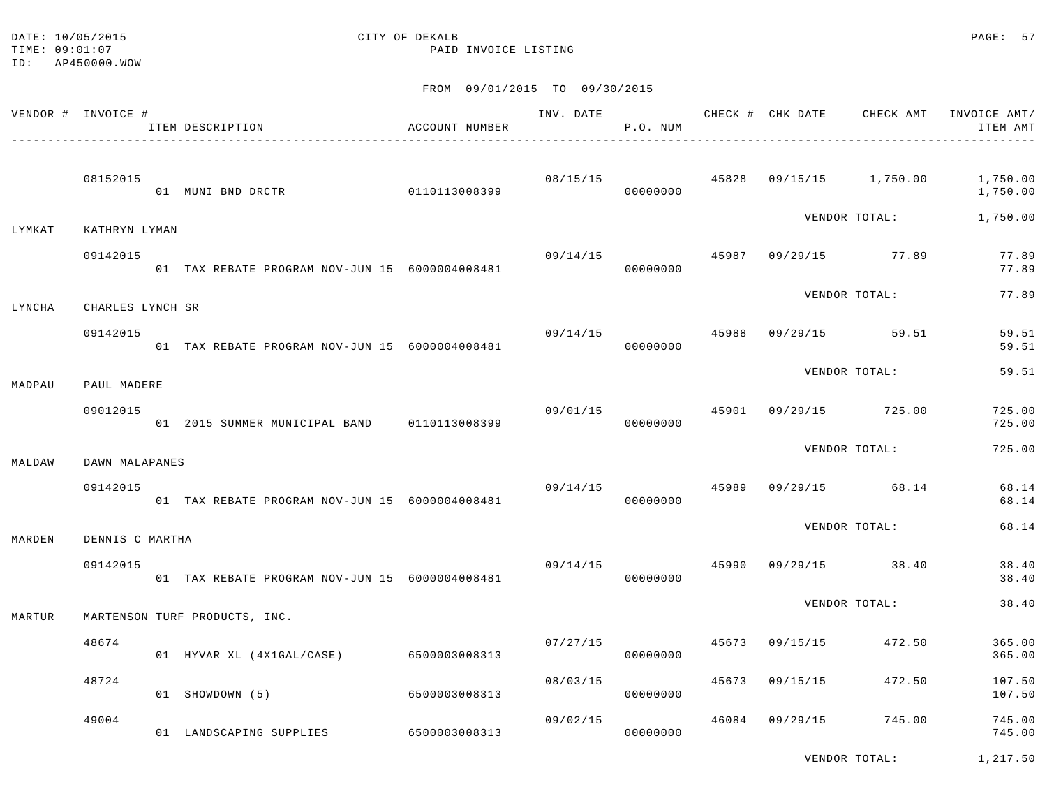DATE: 10/05/2015
TIME: 09:01:07
ID: AP450000.WOW

CITY OF DEKALB
PAID INVOICE LISTING

FROM 09/01/2015 TO 09/30/2015

| VENDOR # | INVOICE # / ITEM DESCRIPTION | ACCOUNT NUMBER | INV. DATE | P.O. NUM | CHECK # | CHK DATE | CHECK AMT | INVOICE AMT/ ITEM AMT |
|---|---|---|---|---|---|---|---|---|
| | 08152015 | | 08/15/15 | | 45828 | 09/15/15 | 1,750.00 | 1,750.00 |
| | 01 MUNI BND DRCTR | 0110113008399 | | 00000000 | | | | 1,750.00 |
| | | | | | | VENDOR TOTAL: | | 1,750.00 |
| LYMKAT | KATHRYN LYMAN | | | | | | | |
| | 09142015 | | 09/14/15 | | 45987 | 09/29/15 | 77.89 | 77.89 |
| | 01 TAX REBATE PROGRAM NOV-JUN 15 | 6000004008481 | | 00000000 | | | | 77.89 |
| | | | | | | VENDOR TOTAL: | | 77.89 |
| LYNCHA | CHARLES LYNCH SR | | | | | | | |
| | 09142015 | | 09/14/15 | | 45988 | 09/29/15 | 59.51 | 59.51 |
| | 01 TAX REBATE PROGRAM NOV-JUN 15 | 6000004008481 | | 00000000 | | | | 59.51 |
| | | | | | | VENDOR TOTAL: | | 59.51 |
| MADPAU | PAUL MADERE | | | | | | | |
| | 09012015 | | 09/01/15 | | 45901 | 09/29/15 | 725.00 | 725.00 |
| | 01 2015 SUMMER MUNICIPAL BAND | 0110113008399 | | 00000000 | | | | 725.00 |
| | | | | | | VENDOR TOTAL: | | 725.00 |
| MALDAW | DAWN MALAPANES | | | | | | | |
| | 09142015 | | 09/14/15 | | 45989 | 09/29/15 | 68.14 | 68.14 |
| | 01 TAX REBATE PROGRAM NOV-JUN 15 | 6000004008481 | | 00000000 | | | | 68.14 |
| | | | | | | VENDOR TOTAL: | | 68.14 |
| MARDEN | DENNIS C MARTHA | | | | | | | |
| | 09142015 | | 09/14/15 | | 45990 | 09/29/15 | 38.40 | 38.40 |
| | 01 TAX REBATE PROGRAM NOV-JUN 15 | 6000004008481 | | 00000000 | | | | 38.40 |
| | | | | | | VENDOR TOTAL: | | 38.40 |
| MARTUR | MARTENSON TURF PRODUCTS, INC. | | | | | | | |
| | 48674 | | 07/27/15 | | 45673 | 09/15/15 | 472.50 | 365.00 |
| | 01 HYVAR XL (4X1GAL/CASE) | 6500003008313 | | 00000000 | | | | 365.00 |
| | 48724 | | 08/03/15 | | 45673 | 09/15/15 | 472.50 | 107.50 |
| | 01 SHOWDOWN (5) | 6500003008313 | | 00000000 | | | | 107.50 |
| | 49004 | | 09/02/15 | | 46084 | 09/29/15 | 745.00 | 745.00 |
| | 01 LANDSCAPING SUPPLIES | 6500003008313 | | 00000000 | | | | 745.00 |
| | | | | | | VENDOR TOTAL: | | 1,217.50 |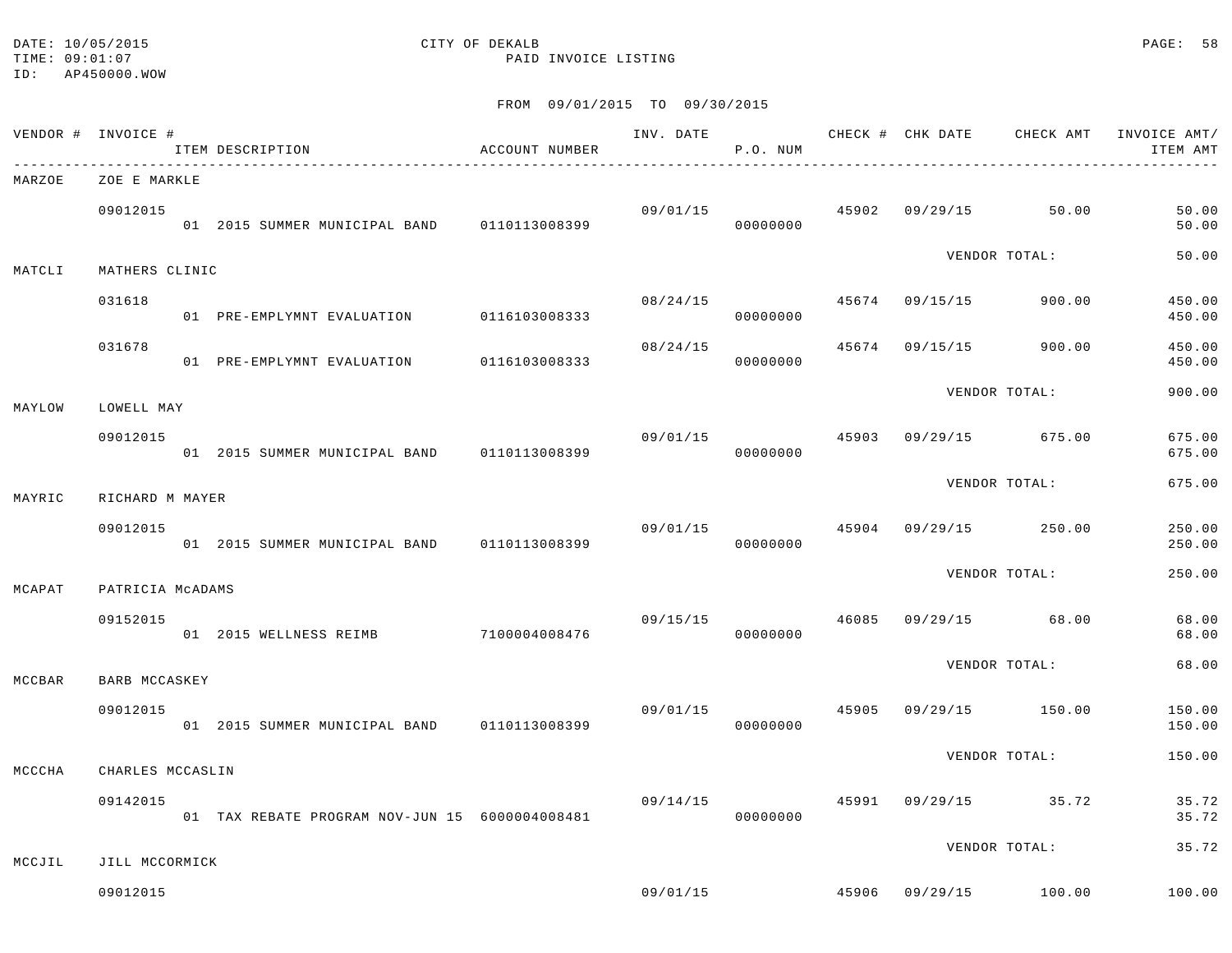DATE: 10/05/2015
TIME: 09:01:07
ID: AP450000.WOW

CITY OF DEKALB
PAID INVOICE LISTING

FROM 09/01/2015 TO 09/30/2015

| VENDOR # | INVOICE # / ITEM DESCRIPTION | ACCOUNT NUMBER | INV. DATE | P.O. NUM | CHECK # | CHK DATE | CHECK AMT | INVOICE AMT/ ITEM AMT |
|---|---|---|---|---|---|---|---|---|
| MARZOE | ZOE E MARKLE | | | | | | | |
| | 09012015 | | 09/01/15 | | 45902 | 09/29/15 | 50.00 | 50.00 |
| | 01 2015 SUMMER MUNICIPAL BAND | 0110113008399 | | 00000000 | | | | 50.00 |
| | | | | | | VENDOR TOTAL: | | 50.00 |
| MATCLI | MATHERS CLINIC | | | | | | | |
| | 031618 | | 08/24/15 | | 45674 | 09/15/15 | 900.00 | 450.00 |
| | 01 PRE-EMPLYMNT EVALUATION | 0116103008333 | | 00000000 | | | | 450.00 |
| | 031678 | | 08/24/15 | | 45674 | 09/15/15 | 900.00 | 450.00 |
| | 01 PRE-EMPLYMNT EVALUATION | 0116103008333 | | 00000000 | | | | 450.00 |
| | | | | | | VENDOR TOTAL: | | 900.00 |
| MAYLOW | LOWELL MAY | | | | | | | |
| | 09012015 | | 09/01/15 | | 45903 | 09/29/15 | 675.00 | 675.00 |
| | 01 2015 SUMMER MUNICIPAL BAND | 0110113008399 | | 00000000 | | | | 675.00 |
| | | | | | | VENDOR TOTAL: | | 675.00 |
| MAYRIC | RICHARD M MAYER | | | | | | | |
| | 09012015 | | 09/01/15 | | 45904 | 09/29/15 | 250.00 | 250.00 |
| | 01 2015 SUMMER MUNICIPAL BAND | 0110113008399 | | 00000000 | | | | 250.00 |
| | | | | | | VENDOR TOTAL: | | 250.00 |
| MCAPAT | PATRICIA McADAMS | | | | | | | |
| | 09152015 | | 09/15/15 | | 46085 | 09/29/15 | 68.00 | 68.00 |
| | 01 2015 WELLNESS REIMB | 7100004008476 | | 00000000 | | | | 68.00 |
| | | | | | | VENDOR TOTAL: | | 68.00 |
| MCCBAR | BARB MCCASKEY | | | | | | | |
| | 09012015 | | 09/01/15 | | 45905 | 09/29/15 | 150.00 | 150.00 |
| | 01 2015 SUMMER MUNICIPAL BAND | 0110113008399 | | 00000000 | | | | 150.00 |
| | | | | | | VENDOR TOTAL: | | 150.00 |
| MCCCHA | CHARLES MCCASLIN | | | | | | | |
| | 09142015 | | 09/14/15 | | 45991 | 09/29/15 | 35.72 | 35.72 |
| | 01 TAX REBATE PROGRAM NOV-JUN 15 | 6000004008481 | | 00000000 | | | | 35.72 |
| | | | | | | VENDOR TOTAL: | | 35.72 |
| MCCJIL | JILL MCCORMICK | | | | | | | |
| | 09012015 | | 09/01/15 | | 45906 | 09/29/15 | 100.00 | 100.00 |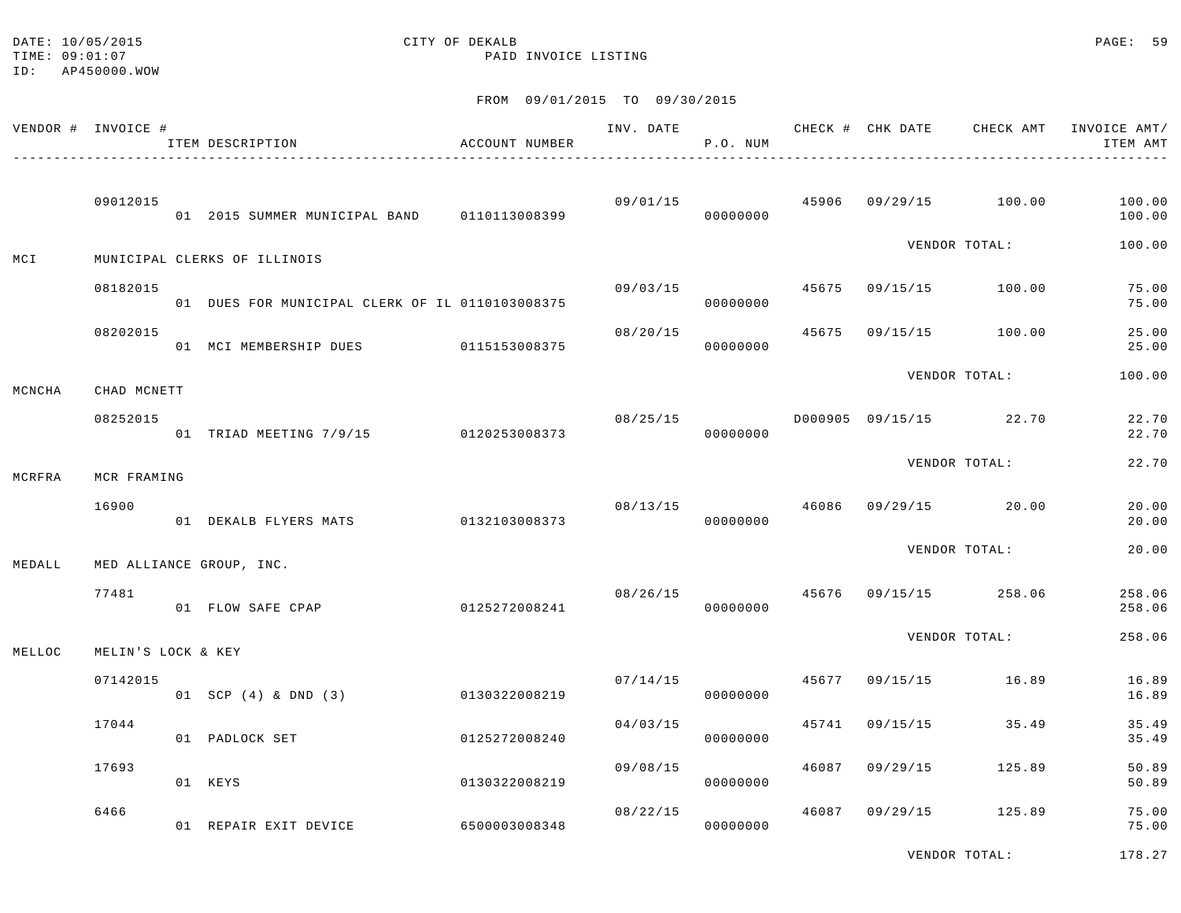DATE: 10/05/2015 CITY OF DEKALB
TIME: 09:01:07 PAID INVOICE LISTING
ID: AP450000.WOW

FROM 09/01/2015 TO 09/30/2015

| VENDOR # | INVOICE # / ITEM DESCRIPTION | ACCOUNT NUMBER | INV. DATE | P.O. NUM | CHECK # | CHK DATE | CHECK AMT | INVOICE AMT/ ITEM AMT |
|---|---|---|---|---|---|---|---|---|
| | 09012015 | | 09/01/15 | | 45906 | 09/29/15 | 100.00 | 100.00 |
| | 01 2015 SUMMER MUNICIPAL BAND | 0110113008399 | | 00000000 | | | | 100.00 |
| | | | | | | VENDOR TOTAL: | | 100.00 |
| MCI | MUNICIPAL CLERKS OF ILLINOIS | | | | | | | |
| | 08182015 | | 09/03/15 | | 45675 | 09/15/15 | 100.00 | 75.00 |
| | 01 DUES FOR MUNICIPAL CLERK OF IL | 0110103008375 | | 00000000 | | | | 75.00 |
| | 08202015 | | 08/20/15 | | 45675 | 09/15/15 | 100.00 | 25.00 |
| | 01 MCI MEMBERSHIP DUES | 0115153008375 | | 00000000 | | | | 25.00 |
| | | | | | | VENDOR TOTAL: | | 100.00 |
| MCNCHA | CHAD MCNETT | | | | | | | |
| | 08252015 | | 08/25/15 | | D000905 | 09/15/15 | 22.70 | 22.70 |
| | 01 TRIAD MEETING 7/9/15 | 0120253008373 | | 00000000 | | | | 22.70 |
| | | | | | | VENDOR TOTAL: | | 22.70 |
| MCRFRA | MCR FRAMING | | | | | | | |
| | 16900 | | 08/13/15 | | 46086 | 09/29/15 | 20.00 | 20.00 |
| | 01 DEKALB FLYERS MATS | 0132103008373 | | 00000000 | | | | 20.00 |
| | | | | | | VENDOR TOTAL: | | 20.00 |
| MEDALL | MED ALLIANCE GROUP, INC. | | | | | | | |
| | 77481 | | 08/26/15 | | 45676 | 09/15/15 | 258.06 | 258.06 |
| | 01 FLOW SAFE CPAP | 0125272008241 | | 00000000 | | | | 258.06 |
| | | | | | | VENDOR TOTAL: | | 258.06 |
| MELLOC | MELIN'S LOCK & KEY | | | | | | | |
| | 07142015 | | 07/14/15 | | 45677 | 09/15/15 | 16.89 | 16.89 |
| | 01 SCP (4) & DND (3) | 0130322008219 | | 00000000 | | | | 16.89 |
| | 17044 | | 04/03/15 | | 45741 | 09/15/15 | 35.49 | 35.49 |
| | 01 PADLOCK SET | 0125272008240 | | 00000000 | | | | 35.49 |
| | 17693 | | 09/08/15 | | 46087 | 09/29/15 | 125.89 | 50.89 |
| | 01 KEYS | 0130322008219 | | 00000000 | | | | 50.89 |
| | 6466 | | 08/22/15 | | 46087 | 09/29/15 | 125.89 | 75.00 |
| | 01 REPAIR EXIT DEVICE | 6500003008348 | | 00000000 | | | | 75.00 |
| | | | | | | VENDOR TOTAL: | | 178.27 |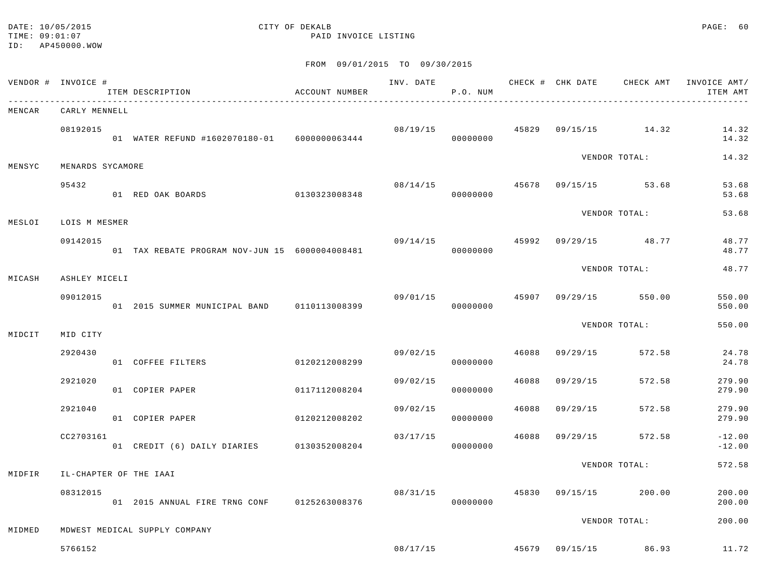DATE: 10/05/2015
TIME: 09:01:07
ID: AP450000.WOW

CITY OF DEKALB
PAID INVOICE LISTING

FROM 09/01/2015 TO 09/30/2015

| VENDOR # | INVOICE # / ITEM DESCRIPTION | ACCOUNT NUMBER | INV. DATE | P.O. NUM | CHECK # | CHK DATE | CHECK AMT | INVOICE AMT/ ITEM AMT |
|---|---|---|---|---|---|---|---|---|
| MENCAR | CARLY MENNELL | | | | | | | |
| | 08192015 | | 08/19/15 | | 45829 | 09/15/15 | 14.32 | 14.32 |
| | 01 WATER REFUND #1602070180-01 | 6000000063444 | | 00000000 | | | | 14.32 |
| | | | | | | VENDOR TOTAL: | | 14.32 |
| MENSYC | MENARDS SYCAMORE | | | | | | | |
| | 95432 | | 08/14/15 | | 45678 | 09/15/15 | 53.68 | 53.68 |
| | 01 RED OAK BOARDS | 0130323008348 | | 00000000 | | | | 53.68 |
| | | | | | | VENDOR TOTAL: | | 53.68 |
| MESLOI | LOIS M MESMER | | | | | | | |
| | 09142015 | | 09/14/15 | | 45992 | 09/29/15 | 48.77 | 48.77 |
| | 01 TAX REBATE PROGRAM NOV-JUN 15 | 6000004008481 | | 00000000 | | | | 48.77 |
| | | | | | | VENDOR TOTAL: | | 48.77 |
| MICASH | ASHLEY MICELI | | | | | | | |
| | 09012015 | | 09/01/15 | | 45907 | 09/29/15 | 550.00 | 550.00 |
| | 01 2015 SUMMER MUNICIPAL BAND | 0110113008399 | | 00000000 | | | | 550.00 |
| | | | | | | VENDOR TOTAL: | | 550.00 |
| MIDCIT | MID CITY | | | | | | | |
| | 2920430 | | 09/02/15 | | 46088 | 09/29/15 | 572.58 | 24.78 |
| | 01 COFFEE FILTERS | 0120212008299 | | 00000000 | | | | 24.78 |
| | 2921020 | | 09/02/15 | | 46088 | 09/29/15 | 572.58 | 279.90 |
| | 01 COPIER PAPER | 0117112008204 | | 00000000 | | | | 279.90 |
| | 2921040 | | 09/02/15 | | 46088 | 09/29/15 | 572.58 | 279.90 |
| | 01 COPIER PAPER | 0120212008202 | | 00000000 | | | | 279.90 |
| | CC2703161 | | 03/17/15 | | 46088 | 09/29/15 | 572.58 | -12.00 |
| | 01 CREDIT (6) DAILY DIARIES | 0130352008204 | | 00000000 | | | | -12.00 |
| | | | | | | VENDOR TOTAL: | | 572.58 |
| MIDFIR | IL-CHAPTER OF THE IAAI | | | | | | | |
| | 08312015 | | 08/31/15 | | 45830 | 09/15/15 | 200.00 | 200.00 |
| | 01 2015 ANNUAL FIRE TRNG CONF | 0125263008376 | | 00000000 | | | | 200.00 |
| | | | | | | VENDOR TOTAL: | | 200.00 |
| MIDMED | MDWEST MEDICAL SUPPLY COMPANY | | | | | | | |
| | 5766152 | | 08/17/15 | | 45679 | 09/15/15 | 86.93 | 11.72 |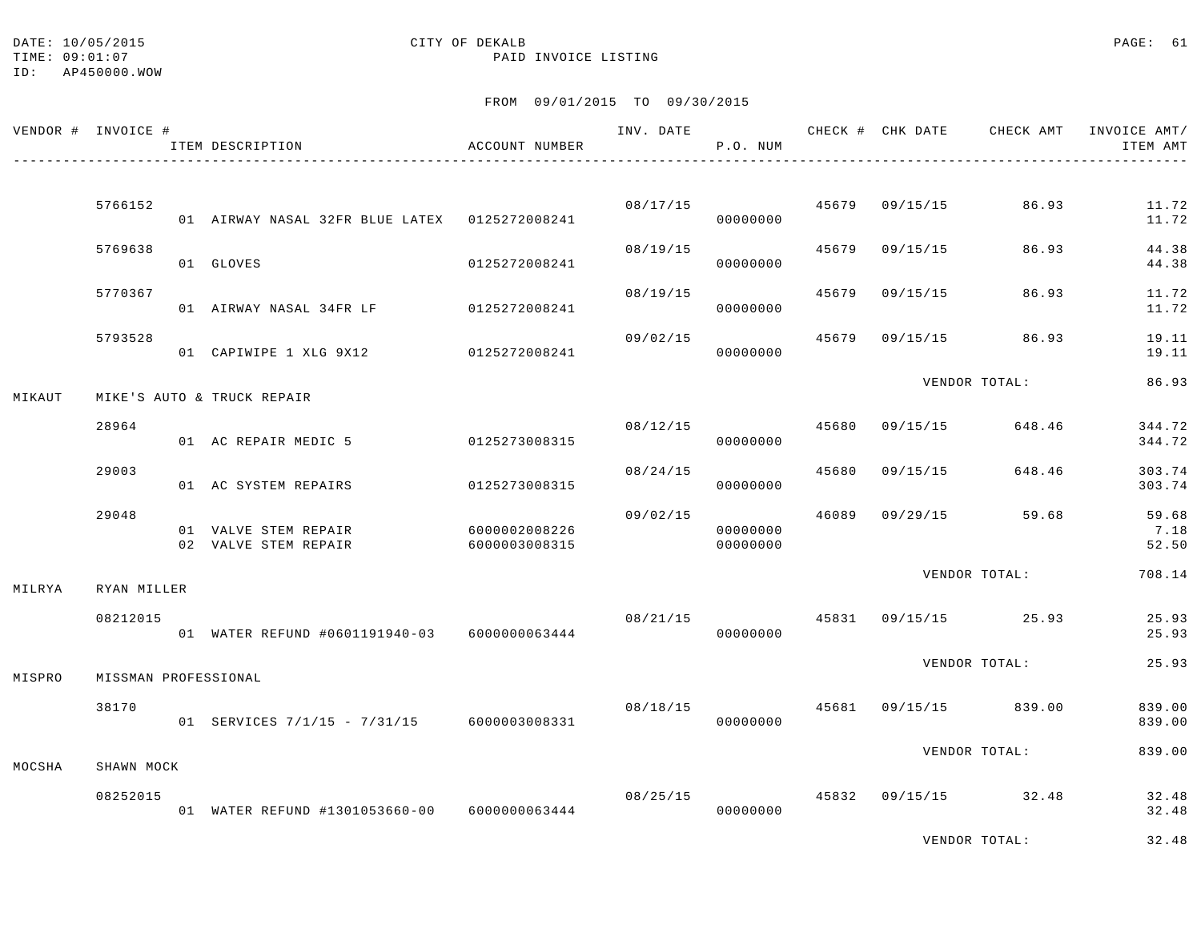CITY OF DEKALB

PAID INVOICE LISTING

DATE: 10/05/2015
TIME: 09:01:07
ID: AP450000.WOW

FROM 09/01/2015 TO 09/30/2015

| VENDOR # | INVOICE # / ITEM DESCRIPTION | ACCOUNT NUMBER | INV. DATE | P.O. NUM | CHECK # | CHK DATE | CHECK AMT | INVOICE AMT/ ITEM AMT |
|---|---|---|---|---|---|---|---|---|
| | 5766152 | | 08/17/15 | | 45679 | 09/15/15 | 86.93 | 11.72 |
| | 01 AIRWAY NASAL 32FR BLUE LATEX | 0125272008241 | | 00000000 | | | | 11.72 |
| | 5769638 | | 08/19/15 | | 45679 | 09/15/15 | 86.93 | 44.38 |
| | 01 GLOVES | 0125272008241 | | 00000000 | | | | 44.38 |
| | 5770367 | | 08/19/15 | | 45679 | 09/15/15 | 86.93 | 11.72 |
| | 01 AIRWAY NASAL 34FR LF | 0125272008241 | | 00000000 | | | | 11.72 |
| | 5793528 | | 09/02/15 | | 45679 | 09/15/15 | 86.93 | 19.11 |
| | 01 CAPIWIPE 1 XLG 9X12 | 0125272008241 | | 00000000 | | | | 19.11 |
| | | | | | | VENDOR TOTAL: | | 86.93 |
| MIKAUT | MIKE'S AUTO & TRUCK REPAIR | | | | | | | |
| | 28964 | | 08/12/15 | | 45680 | 09/15/15 | 648.46 | 344.72 |
| | 01 AC REPAIR MEDIC 5 | 0125273008315 | | 00000000 | | | | 344.72 |
| | 29003 | | 08/24/15 | | 45680 | 09/15/15 | 648.46 | 303.74 |
| | 01 AC SYSTEM REPAIRS | 0125273008315 | | 00000000 | | | | 303.74 |
| | 29048 | | 09/02/15 | | 46089 | 09/29/15 | 59.68 | 59.68 |
| | 01 VALVE STEM REPAIR | 6000002008226 | | 00000000 | | | | 7.18 |
| | 02 VALVE STEM REPAIR | 6000003008315 | | 00000000 | | | | 52.50 |
| | | | | | | VENDOR TOTAL: | | 708.14 |
| MILRYA | RYAN MILLER | | | | | | | |
| | 08212015 | | 08/21/15 | | 45831 | 09/15/15 | 25.93 | 25.93 |
| | 01 WATER REFUND #0601191940-03 | 6000000063444 | | 00000000 | | | | 25.93 |
| | | | | | | VENDOR TOTAL: | | 25.93 |
| MISPRO | MISSMAN PROFESSIONAL | | | | | | | |
| | 38170 | | 08/18/15 | | 45681 | 09/15/15 | 839.00 | 839.00 |
| | 01 SERVICES 7/1/15 - 7/31/15 | 6000003008331 | | 00000000 | | | | 839.00 |
| | | | | | | VENDOR TOTAL: | | 839.00 |
| MOCSHA | SHAWN MOCK | | | | | | | |
| | 08252015 | | 08/25/15 | | 45832 | 09/15/15 | 32.48 | 32.48 |
| | 01 WATER REFUND #1301053660-00 | 6000000063444 | | 00000000 | | | | 32.48 |
| | | | | | | VENDOR TOTAL: | | 32.48 |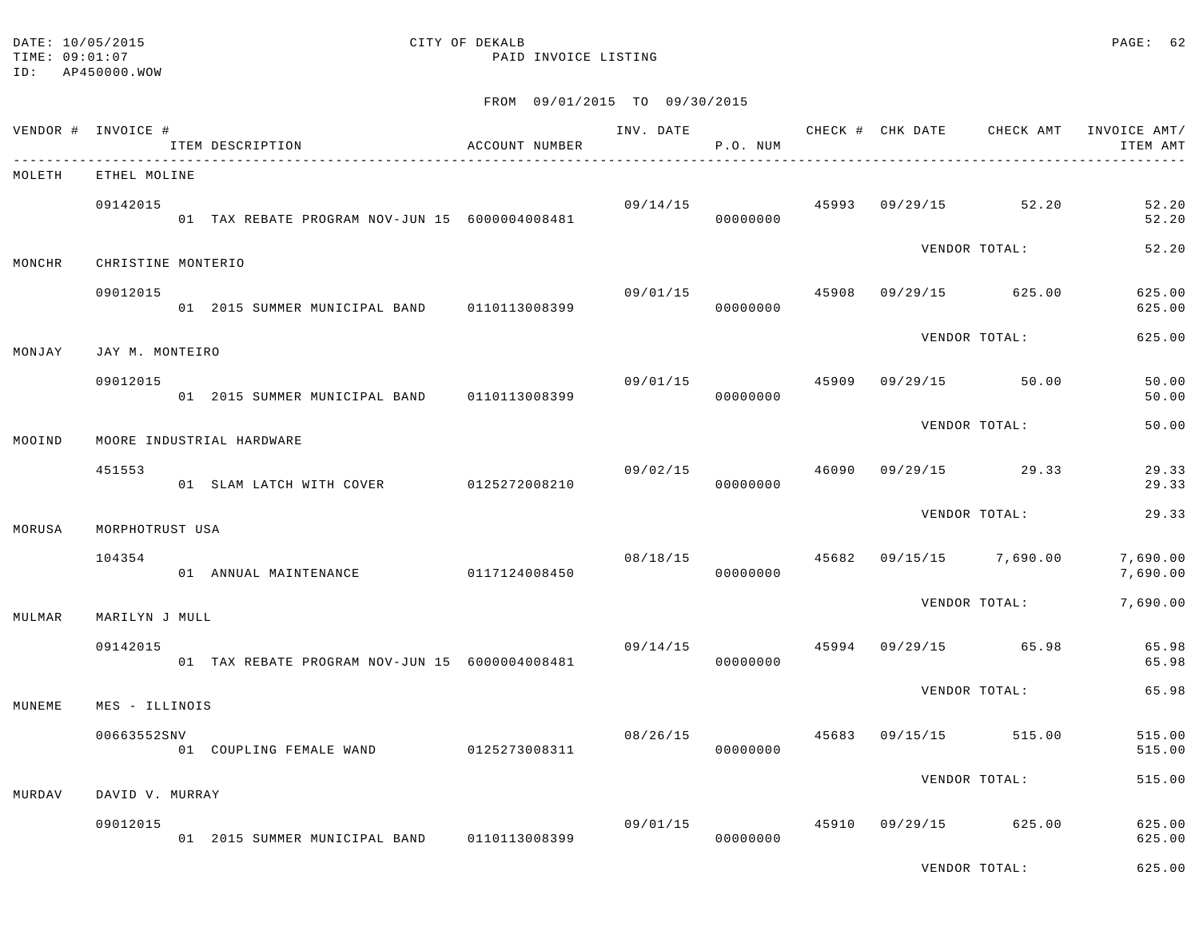DATE: 10/05/2015
TIME: 09:01:07
ID: AP450000.WOW

CITY OF DEKALB
PAID INVOICE LISTING

FROM 09/01/2015 TO 09/30/2015

| VENDOR # | INVOICE # / ITEM DESCRIPTION | ACCOUNT NUMBER | INV. DATE | P.O. NUM | CHECK # | CHK DATE | CHECK AMT | INVOICE AMT/ ITEM AMT |
|---|---|---|---|---|---|---|---|---|
| MOLETH | ETHEL MOLINE | | | | | | | |
| | 09142015 | | 09/14/15 | | 45993 | 09/29/15 | 52.20 | 52.20 |
| | 01 TAX REBATE PROGRAM NOV-JUN 15 | 6000004008481 | | 00000000 | | | | 52.20 |
| | | | | | | VENDOR TOTAL: | | 52.20 |
| MONCHR | CHRISTINE MONTERIO | | | | | | | |
| | 09012015 | | 09/01/15 | | 45908 | 09/29/15 | 625.00 | 625.00 |
| | 01 2015 SUMMER MUNICIPAL BAND | 0110113008399 | | 00000000 | | | | 625.00 |
| | | | | | | VENDOR TOTAL: | | 625.00 |
| MONJAY | JAY M. MONTEIRO | | | | | | | |
| | 09012015 | | 09/01/15 | | 45909 | 09/29/15 | 50.00 | 50.00 |
| | 01 2015 SUMMER MUNICIPAL BAND | 0110113008399 | | 00000000 | | | | 50.00 |
| | | | | | | VENDOR TOTAL: | | 50.00 |
| MOOIND | MOORE INDUSTRIAL HARDWARE | | | | | | | |
| | 451553 | | 09/02/15 | | 46090 | 09/29/15 | 29.33 | 29.33 |
| | 01 SLAM LATCH WITH COVER | 0125272008210 | | 00000000 | | | | 29.33 |
| | | | | | | VENDOR TOTAL: | | 29.33 |
| MORUSA | MORPHOTRUST USA | | | | | | | |
| | 104354 | | 08/18/15 | | 45682 | 09/15/15 | 7,690.00 | 7,690.00 |
| | 01 ANNUAL MAINTENANCE | 0117124008450 | | 00000000 | | | | 7,690.00 |
| | | | | | | VENDOR TOTAL: | | 7,690.00 |
| MULMAR | MARILYN J MULL | | | | | | | |
| | 09142015 | | 09/14/15 | | 45994 | 09/29/15 | 65.98 | 65.98 |
| | 01 TAX REBATE PROGRAM NOV-JUN 15 | 6000004008481 | | 00000000 | | | | 65.98 |
| | | | | | | VENDOR TOTAL: | | 65.98 |
| MUNEME | MES - ILLINOIS | | | | | | | |
| | 00663552SNV | | 08/26/15 | | 45683 | 09/15/15 | 515.00 | 515.00 |
| | 01 COUPLING FEMALE WAND | 0125273008311 | | 00000000 | | | | 515.00 |
| | | | | | | VENDOR TOTAL: | | 515.00 |
| MURDAV | DAVID V. MURRAY | | | | | | | |
| | 09012015 | | 09/01/15 | | 45910 | 09/29/15 | 625.00 | 625.00 |
| | 01 2015 SUMMER MUNICIPAL BAND | 0110113008399 | | 00000000 | | | | 625.00 |
| | | | | | | VENDOR TOTAL: | | 625.00 |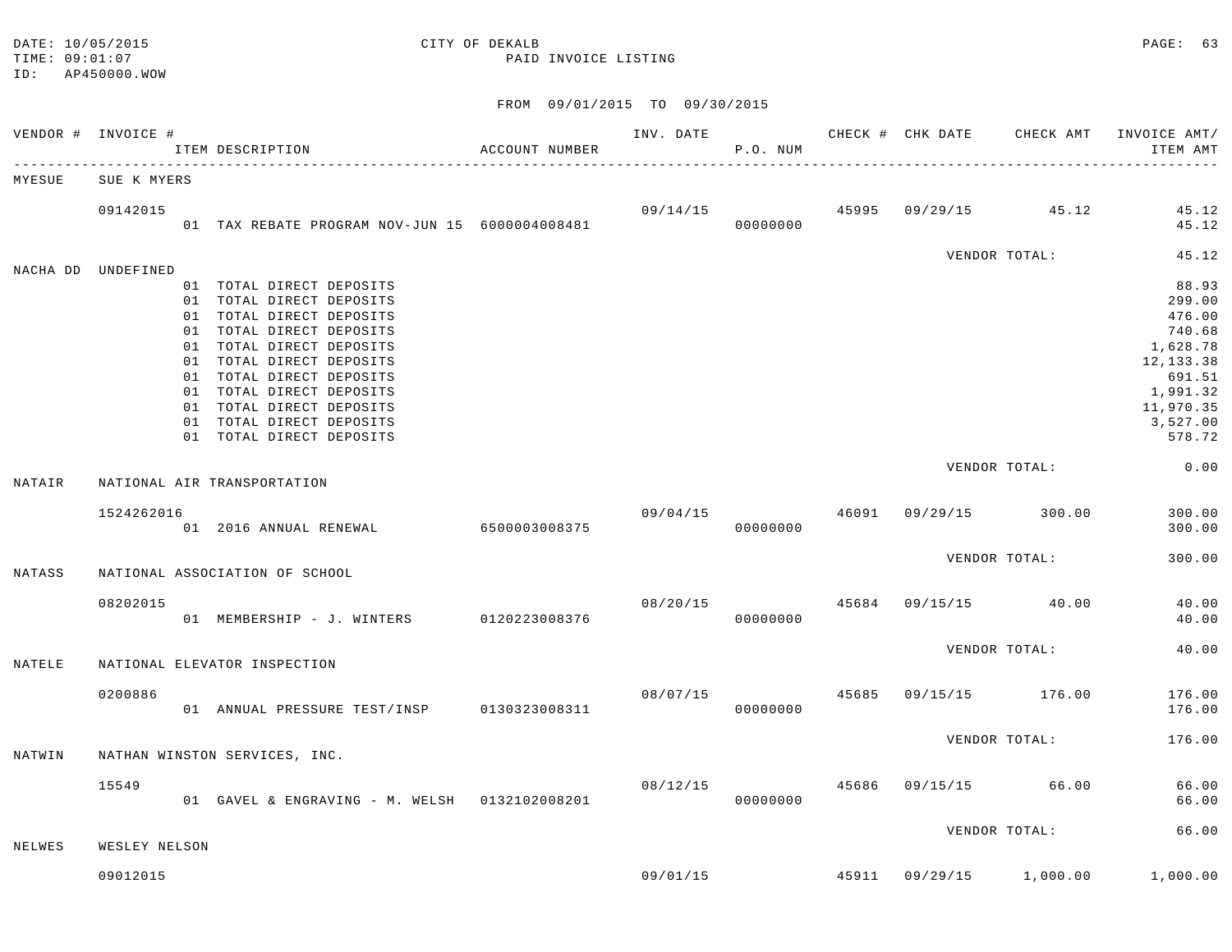CITY OF DEKALB
PAID INVOICE LISTING

DATE: 10/05/2015
TIME: 09:01:07
ID: AP450000.WOW

FROM 09/01/2015 TO 09/30/2015

| VENDOR # | INVOICE # | ITEM DESCRIPTION | ACCOUNT NUMBER | INV. DATE | P.O. NUM | CHECK # | CHK DATE | CHECK AMT | INVOICE AMT/ ITEM AMT |
|---|---|---|---|---|---|---|---|---|---|
| MYESUE | SUE K MYERS | | | | | | | | |
| | 09142015 | | | 09/14/15 | | 45995 | 09/29/15 | 45.12 | 45.12 |
| | | 01 TAX REBATE PROGRAM NOV-JUN 15 | 6000004008481 | | 00000000 | | | | 45.12 |
| | | | | | | | VENDOR TOTAL: | | 45.12 |
| NACHA DD | UNDEFINED | | | | | | | | |
| | | 01 TOTAL DIRECT DEPOSITS | | | | | | | 88.93 |
| | | 01 TOTAL DIRECT DEPOSITS | | | | | | | 299.00 |
| | | 01 TOTAL DIRECT DEPOSITS | | | | | | | 476.00 |
| | | 01 TOTAL DIRECT DEPOSITS | | | | | | | 740.68 |
| | | 01 TOTAL DIRECT DEPOSITS | | | | | | | 1,628.78 |
| | | 01 TOTAL DIRECT DEPOSITS | | | | | | | 12,133.38 |
| | | 01 TOTAL DIRECT DEPOSITS | | | | | | | 691.51 |
| | | 01 TOTAL DIRECT DEPOSITS | | | | | | | 1,991.32 |
| | | 01 TOTAL DIRECT DEPOSITS | | | | | | | 11,970.35 |
| | | 01 TOTAL DIRECT DEPOSITS | | | | | | | 3,527.00 |
| | | 01 TOTAL DIRECT DEPOSITS | | | | | | | 578.72 |
| | | | | | | | VENDOR TOTAL: | | 0.00 |
| NATAIR | NATIONAL AIR TRANSPORTATION | | | | | | | | |
| | 1524262016 | | | 09/04/15 | | 46091 | 09/29/15 | 300.00 | 300.00 |
| | | 01 2016 ANNUAL RENEWAL | 6500003008375 | | 00000000 | | | | 300.00 |
| | | | | | | | VENDOR TOTAL: | | 300.00 |
| NATASS | NATIONAL ASSOCIATION OF SCHOOL | | | | | | | | |
| | 08202015 | | | 08/20/15 | | 45684 | 09/15/15 | 40.00 | 40.00 |
| | | 01 MEMBERSHIP - J. WINTERS | 0120223008376 | | 00000000 | | | | 40.00 |
| | | | | | | | VENDOR TOTAL: | | 40.00 |
| NATELE | NATIONAL ELEVATOR INSPECTION | | | | | | | | |
| | 0200886 | | | 08/07/15 | | 45685 | 09/15/15 | 176.00 | 176.00 |
| | | 01 ANNUAL PRESSURE TEST/INSP | 0130323008311 | | 00000000 | | | | 176.00 |
| | | | | | | | VENDOR TOTAL: | | 176.00 |
| NATWIN | NATHAN WINSTON SERVICES, INC. | | | | | | | | |
| | 15549 | | | 08/12/15 | | 45686 | 09/15/15 | 66.00 | 66.00 |
| | | 01 GAVEL & ENGRAVING - M. WELSH | 0132102008201 | | 00000000 | | | | 66.00 |
| | | | | | | | VENDOR TOTAL: | | 66.00 |
| NELWES | WESLEY NELSON | | | | | | | | |
| | 09012015 | | | 09/01/15 | | 45911 | 09/29/15 | 1,000.00 | 1,000.00 |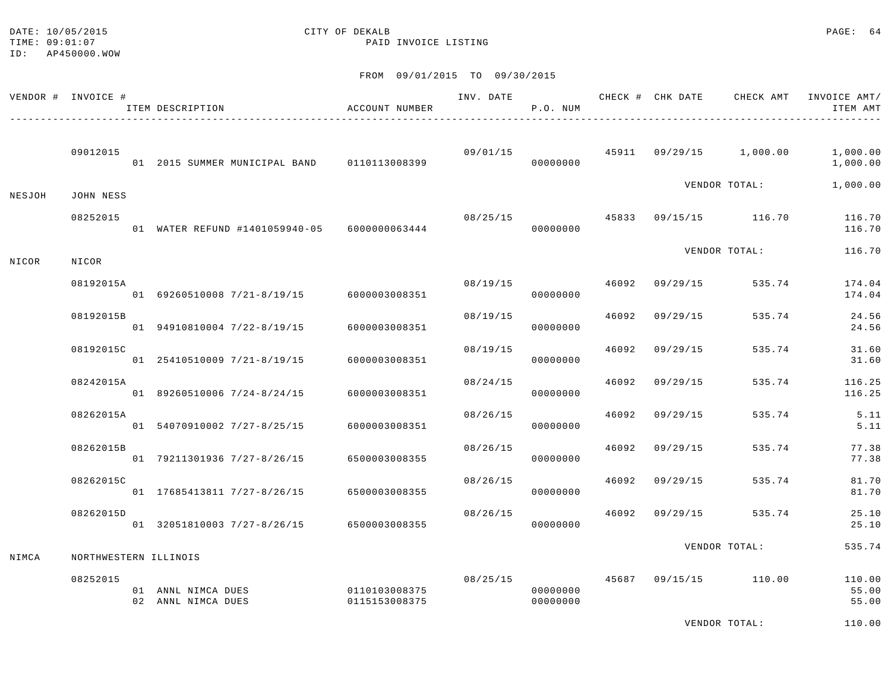DATE: 10/05/2015
TIME: 09:01:07
ID: AP450000.WOW

CITY OF DEKALB
PAID INVOICE LISTING

FROM 09/01/2015 TO 09/30/2015

| VENDOR # | INVOICE # / ITEM DESCRIPTION | ACCOUNT NUMBER | INV. DATE | P.O. NUM | CHECK # | CHK DATE | CHECK AMT | INVOICE AMT/ ITEM AMT |
|---|---|---|---|---|---|---|---|---|
| | 09012015 | | 09/01/15 | | 45911 | 09/29/15 | 1,000.00 | 1,000.00 |
| | 01 2015 SUMMER MUNICIPAL BAND | 0110113008399 | | 00000000 | | | | 1,000.00 |
| | | | | | | VENDOR TOTAL: | | 1,000.00 |
| NESJOH | JOHN NESS | | | | | | | |
| | 08252015 | | 08/25/15 | | 45833 | 09/15/15 | 116.70 | 116.70 |
| | 01 WATER REFUND #1401059940-05 | 6000000063444 | | 00000000 | | | | 116.70 |
| | | | | | | VENDOR TOTAL: | | 116.70 |
| NICOR | NICOR | | | | | | | |
| | 08192015A | | 08/19/15 | | 46092 | 09/29/15 | 535.74 | 174.04 |
| | 01 69260510008 7/21-8/19/15 | 6000003008351 | | 00000000 | | | | 174.04 |
| | 08192015B | | 08/19/15 | | 46092 | 09/29/15 | 535.74 | 24.56 |
| | 01 94910810004 7/22-8/19/15 | 6000003008351 | | 00000000 | | | | 24.56 |
| | 08192015C | | 08/19/15 | | 46092 | 09/29/15 | 535.74 | 31.60 |
| | 01 25410510009 7/21-8/19/15 | 6000003008351 | | 00000000 | | | | 31.60 |
| | 08242015A | | 08/24/15 | | 46092 | 09/29/15 | 535.74 | 116.25 |
| | 01 89260510006 7/24-8/24/15 | 6000003008351 | | 00000000 | | | | 116.25 |
| | 08262015A | | 08/26/15 | | 46092 | 09/29/15 | 535.74 | 5.11 |
| | 01 54070910002 7/27-8/25/15 | 6000003008351 | | 00000000 | | | | 5.11 |
| | 08262015B | | 08/26/15 | | 46092 | 09/29/15 | 535.74 | 77.38 |
| | 01 79211301936 7/27-8/26/15 | 6500003008355 | | 00000000 | | | | 77.38 |
| | 08262015C | | 08/26/15 | | 46092 | 09/29/15 | 535.74 | 81.70 |
| | 01 17685413811 7/27-8/26/15 | 6500003008355 | | 00000000 | | | | 81.70 |
| | 08262015D | | 08/26/15 | | 46092 | 09/29/15 | 535.74 | 25.10 |
| | 01 32051810003 7/27-8/26/15 | 6500003008355 | | 00000000 | | | | 25.10 |
| | | | | | | VENDOR TOTAL: | | 535.74 |
| NIMCA | NORTHWESTERN ILLINOIS | | | | | | | |
| | 08252015 | | 08/25/15 | | 45687 | 09/15/15 | 110.00 | 110.00 |
| | 01 ANNL NIMCA DUES | 0110103008375 | | 00000000 | | | | 55.00 |
| | 02 ANNL NIMCA DUES | 0115153008375 | | 00000000 | | | | 55.00 |
| | | | | | | VENDOR TOTAL: | | 110.00 |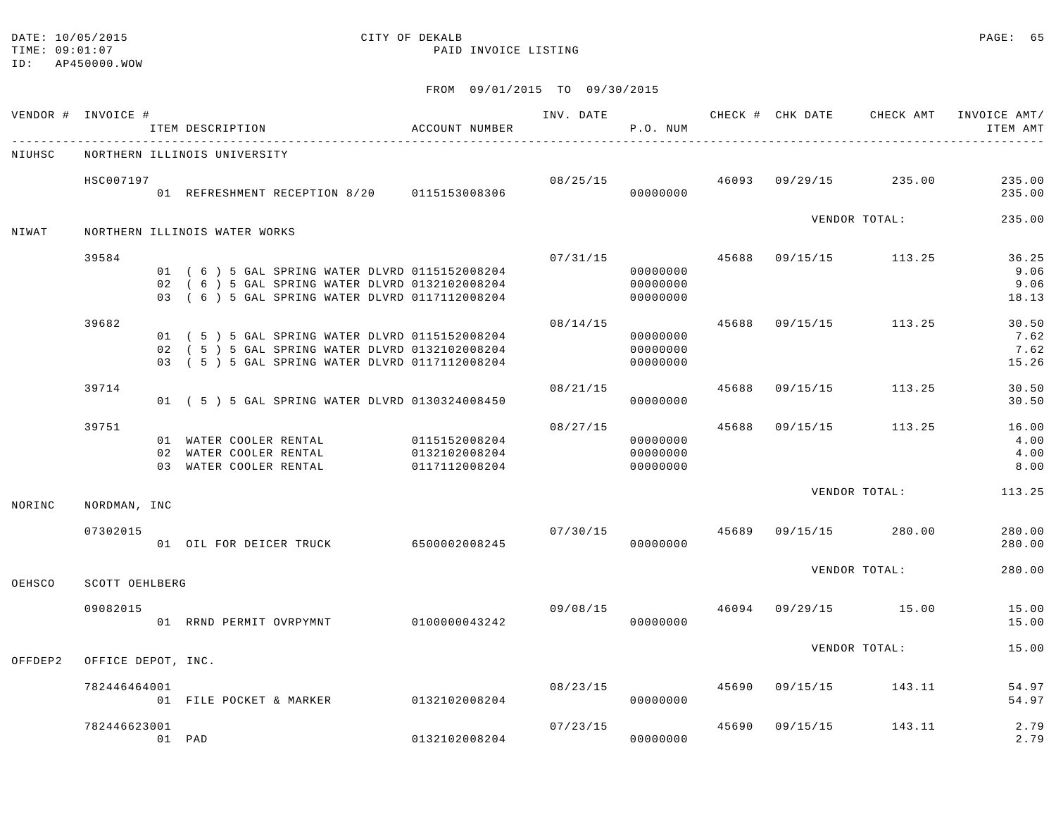DATE: 10/05/2015 CITY OF DEKALB
TIME: 09:01:07 PAID INVOICE LISTING
ID: AP450000.WOW

FROM 09/01/2015 TO 09/30/2015

| VENDOR # | INVOICE # / ITEM DESCRIPTION | ACCOUNT NUMBER | INV. DATE | P.O. NUM | CHECK # | CHK DATE | CHECK AMT | INVOICE AMT/ ITEM AMT |
|---|---|---|---|---|---|---|---|---|
| NIUHSC | NORTHERN ILLINOIS UNIVERSITY | | | | | | | |
| | HSC007197 | | 08/25/15 | | 46093 | 09/29/15 | 235.00 | 235.00 |
| | 01 REFRESHMENT RECEPTION 8/20 | 0115153008306 | | 00000000 | | | | 235.00 |
| | | | | | | VENDOR TOTAL: | | 235.00 |
| NIWAT | NORTHERN ILLINOIS WATER WORKS | | | | | | | |
| | 39584 | | 07/31/15 | | 45688 | 09/15/15 | 113.25 | 36.25 |
| | 01 ( 6 ) 5 GAL SPRING WATER DLVRD | 0115152008204 | | 00000000 | | | | 9.06 |
| | 02 ( 6 ) 5 GAL SPRING WATER DLVRD | 0132102008204 | | 00000000 | | | | 9.06 |
| | 03 ( 6 ) 5 GAL SPRING WATER DLVRD | 0117112008204 | | 00000000 | | | | 18.13 |
| | 39682 | | 08/14/15 | | 45688 | 09/15/15 | 113.25 | 30.50 |
| | 01 ( 5 ) 5 GAL SPRING WATER DLVRD | 0115152008204 | | 00000000 | | | | 7.62 |
| | 02 ( 5 ) 5 GAL SPRING WATER DLVRD | 0132102008204 | | 00000000 | | | | 7.62 |
| | 03 ( 5 ) 5 GAL SPRING WATER DLVRD | 0117112008204 | | 00000000 | | | | 15.26 |
| | 39714 | | 08/21/15 | | 45688 | 09/15/15 | 113.25 | 30.50 |
| | 01 ( 5 ) 5 GAL SPRING WATER DLVRD | 0130324008450 | | 00000000 | | | | 30.50 |
| | 39751 | | 08/27/15 | | 45688 | 09/15/15 | 113.25 | 16.00 |
| | 01 WATER COOLER RENTAL | 0115152008204 | | 00000000 | | | | 4.00 |
| | 02 WATER COOLER RENTAL | 0132102008204 | | 00000000 | | | | 4.00 |
| | 03 WATER COOLER RENTAL | 0117112008204 | | 00000000 | | | | 8.00 |
| | | | | | | VENDOR TOTAL: | | 113.25 |
| NORINC | NORDMAN, INC | | | | | | | |
| | 07302015 | | 07/30/15 | | 45689 | 09/15/15 | 280.00 | 280.00 |
| | 01 OIL FOR DEICER TRUCK | 6500002008245 | | 00000000 | | | | 280.00 |
| | | | | | | VENDOR TOTAL: | | 280.00 |
| OEHSCO | SCOTT OEHLBERG | | | | | | | |
| | 09082015 | | 09/08/15 | | 46094 | 09/29/15 | 15.00 | 15.00 |
| | 01 RRND PERMIT OVRPYMNT | 0100000043242 | | 00000000 | | | | 15.00 |
| | | | | | | VENDOR TOTAL: | | 15.00 |
| OFFDEP2 | OFFICE DEPOT, INC. | | | | | | | |
| | 782446464001 | | 08/23/15 | | 45690 | 09/15/15 | 143.11 | 54.97 |
| | 01 FILE POCKET & MARKER | 0132102008204 | | 00000000 | | | | 54.97 |
| | 782446623001 | | 07/23/15 | | 45690 | 09/15/15 | 143.11 | 2.79 |
| | 01 PAD | 0132102008204 | | 00000000 | | | | 2.79 |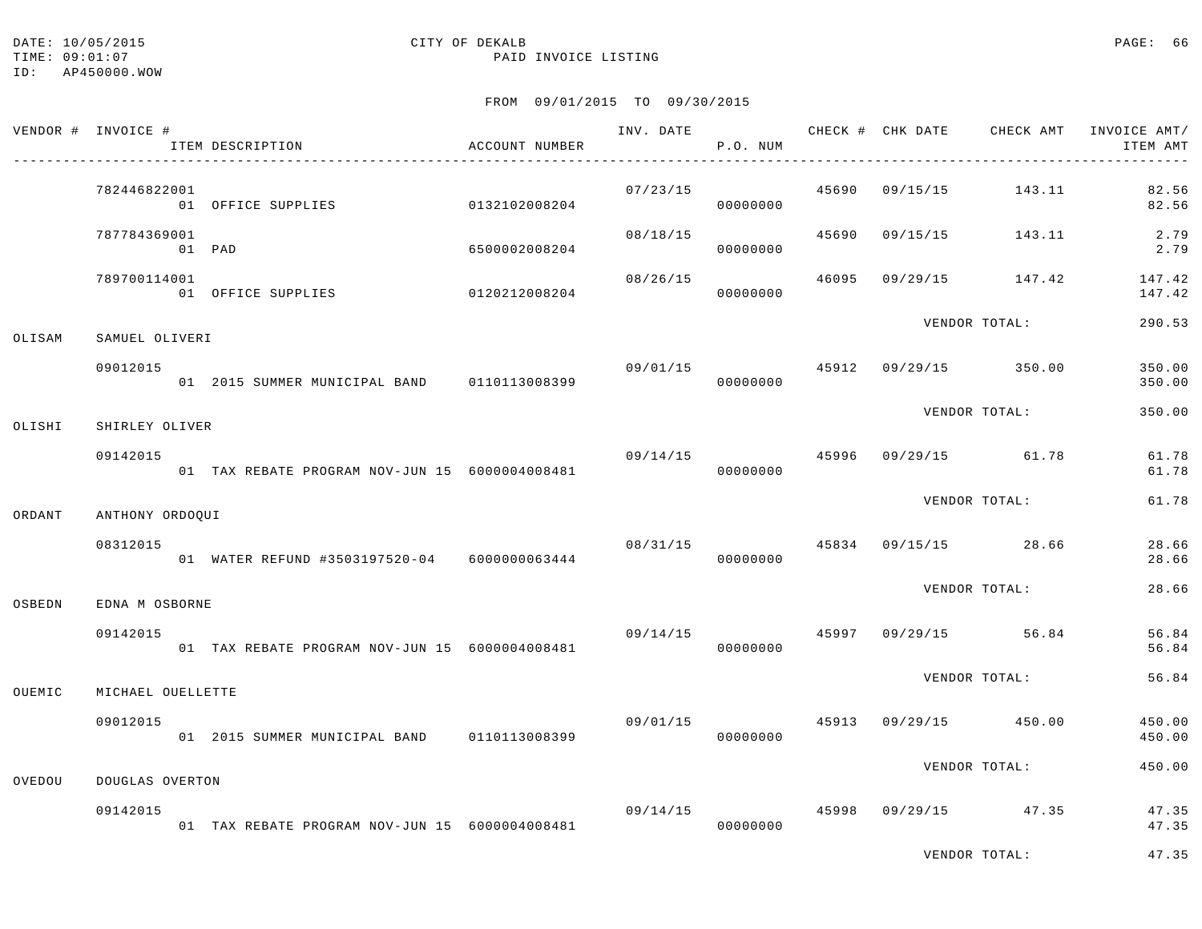DATE: 10/05/2015 CITY OF DEKALB
TIME: 09:01:07 PAID INVOICE LISTING
ID: AP450000.WOW

FROM 09/01/2015 TO 09/30/2015

| VENDOR # | INVOICE # / ITEM DESCRIPTION | ACCOUNT NUMBER | INV. DATE | P.O. NUM | CHECK # | CHK DATE | CHECK AMT | INVOICE AMT/ ITEM AMT |
|---|---|---|---|---|---|---|---|---|
| | 782446822001 | | 07/23/15 | | 45690 | 09/15/15 | 143.11 | 82.56 |
| | 01 OFFICE SUPPLIES | 0132102008204 | | 00000000 | | | | 82.56 |
| | 787784369001 | | 08/18/15 | | 45690 | 09/15/15 | 143.11 | 2.79 |
| | 01 PAD | 6500002008204 | | 00000000 | | | | 2.79 |
| | 789700114001 | | 08/26/15 | | 46095 | 09/29/15 | 147.42 | 147.42 |
| | 01 OFFICE SUPPLIES | 0120212008204 | | 00000000 | | | | 147.42 |
| | | | | | | VENDOR TOTAL: | | 290.53 |
| OLISAM | SAMUEL OLIVERI | | | | | | | |
| | 09012015 | | 09/01/15 | | 45912 | 09/29/15 | 350.00 | 350.00 |
| | 01 2015 SUMMER MUNICIPAL BAND | 0110113008399 | | 00000000 | | | | 350.00 |
| | | | | | | VENDOR TOTAL: | | 350.00 |
| OLISHI | SHIRLEY OLIVER | | | | | | | |
| | 09142015 | | 09/14/15 | | 45996 | 09/29/15 | 61.78 | 61.78 |
| | 01 TAX REBATE PROGRAM NOV-JUN 15 | 6000004008481 | | 00000000 | | | | 61.78 |
| | | | | | | VENDOR TOTAL: | | 61.78 |
| ORDANT | ANTHONY ORDOQUI | | | | | | | |
| | 08312015 | | 08/31/15 | | 45834 | 09/15/15 | 28.66 | 28.66 |
| | 01 WATER REFUND #3503197520-04 | 6000000063444 | | 00000000 | | | | 28.66 |
| | | | | | | VENDOR TOTAL: | | 28.66 |
| OSBEDN | EDNA M OSBORNE | | | | | | | |
| | 09142015 | | 09/14/15 | | 45997 | 09/29/15 | 56.84 | 56.84 |
| | 01 TAX REBATE PROGRAM NOV-JUN 15 | 6000004008481 | | 00000000 | | | | 56.84 |
| | | | | | | VENDOR TOTAL: | | 56.84 |
| OUEMIC | MICHAEL OUELLETTE | | | | | | | |
| | 09012015 | | 09/01/15 | | 45913 | 09/29/15 | 450.00 | 450.00 |
| | 01 2015 SUMMER MUNICIPAL BAND | 0110113008399 | | 00000000 | | | | 450.00 |
| | | | | | | VENDOR TOTAL: | | 450.00 |
| OVEDOU | DOUGLAS OVERTON | | | | | | | |
| | 09142015 | | 09/14/15 | | 45998 | 09/29/15 | 47.35 | 47.35 |
| | 01 TAX REBATE PROGRAM NOV-JUN 15 | 6000004008481 | | 00000000 | | | | 47.35 |
| | | | | | | VENDOR TOTAL: | | 47.35 |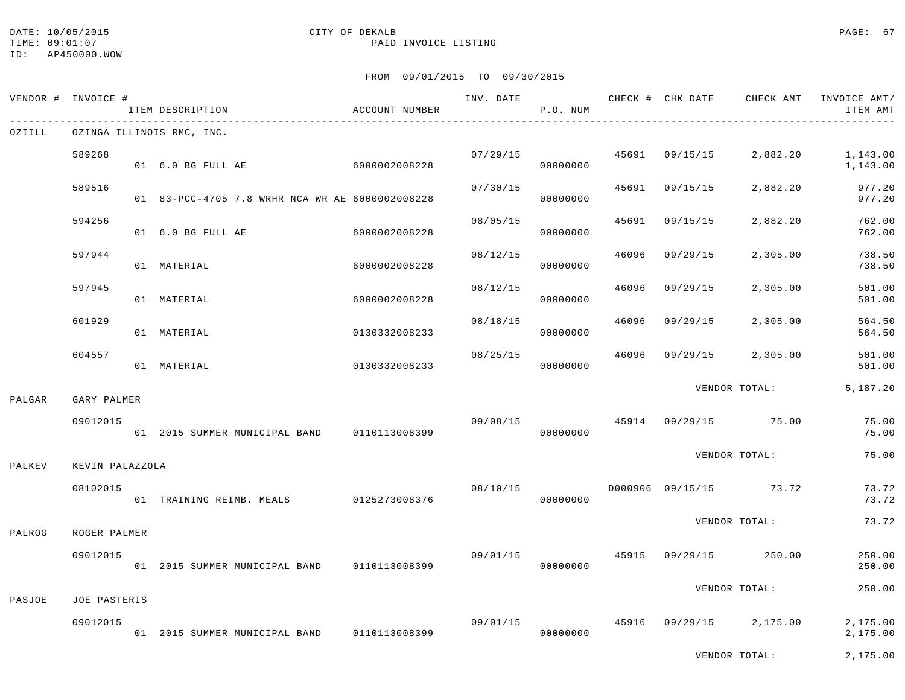DATE: 10/05/2015 CITY OF DEKALB
TIME: 09:01:07 PAID INVOICE LISTING
ID: AP450000.WOW

FROM 09/01/2015 TO 09/30/2015

| VENDOR # | INVOICE # / ITEM DESCRIPTION | ACCOUNT NUMBER | INV. DATE | P.O. NUM | CHECK # | CHK DATE | CHECK AMT | INVOICE AMT/ ITEM AMT |
|---|---|---|---|---|---|---|---|---|
| OZIILL | OZINGA ILLINOIS RMC, INC. | | | | | | | |
| | 589268 | | 07/29/15 | | 45691 | 09/15/15 | 2,882.20 | 1,143.00 |
| | 01 6.0 BG FULL AE | 6000002008228 | | 00000000 | | | | 1,143.00 |
| | 589516 | | 07/30/15 | | 45691 | 09/15/15 | 2,882.20 | 977.20 |
| | 01 83-PCC-4705 7.8 WRHR NCA WR AE | 6000002008228 | | 00000000 | | | | 977.20 |
| | 594256 | | 08/05/15 | | 45691 | 09/15/15 | 2,882.20 | 762.00 |
| | 01 6.0 BG FULL AE | 6000002008228 | | 00000000 | | | | 762.00 |
| | 597944 | | 08/12/15 | | 46096 | 09/29/15 | 2,305.00 | 738.50 |
| | 01 MATERIAL | 6000002008228 | | 00000000 | | | | 738.50 |
| | 597945 | | 08/12/15 | | 46096 | 09/29/15 | 2,305.00 | 501.00 |
| | 01 MATERIAL | 6000002008228 | | 00000000 | | | | 501.00 |
| | 601929 | | 08/18/15 | | 46096 | 09/29/15 | 2,305.00 | 564.50 |
| | 01 MATERIAL | 0130332008233 | | 00000000 | | | | 564.50 |
| | 604557 | | 08/25/15 | | 46096 | 09/29/15 | 2,305.00 | 501.00 |
| | 01 MATERIAL | 0130332008233 | | 00000000 | | | | 501.00 |
| | | | | | | VENDOR TOTAL: | | 5,187.20 |
| PALGAR | GARY PALMER | | | | | | | |
| | 09012015 | | 09/08/15 | | 45914 | 09/29/15 | 75.00 | 75.00 |
| | 01 2015 SUMMER MUNICIPAL BAND | 0110113008399 | | 00000000 | | | | 75.00 |
| | | | | | | VENDOR TOTAL: | | 75.00 |
| PALKEV | KEVIN PALAZZOLA | | | | | | | |
| | 08102015 | | 08/10/15 | | D000906 | 09/15/15 | 73.72 | 73.72 |
| | 01 TRAINING REIMB. MEALS | 0125273008376 | | 00000000 | | | | 73.72 |
| | | | | | | VENDOR TOTAL: | | 73.72 |
| PALROG | ROGER PALMER | | | | | | | |
| | 09012015 | | 09/01/15 | | 45915 | 09/29/15 | 250.00 | 250.00 |
| | 01 2015 SUMMER MUNICIPAL BAND | 0110113008399 | | 00000000 | | | | 250.00 |
| | | | | | | VENDOR TOTAL: | | 250.00 |
| PASJOE | JOE PASTERIS | | | | | | | |
| | 09012015 | | 09/01/15 | | 45916 | 09/29/15 | 2,175.00 | 2,175.00 |
| | 01 2015 SUMMER MUNICIPAL BAND | 0110113008399 | | 00000000 | | | | 2,175.00 |
| | | | | | | VENDOR TOTAL: | | 2,175.00 |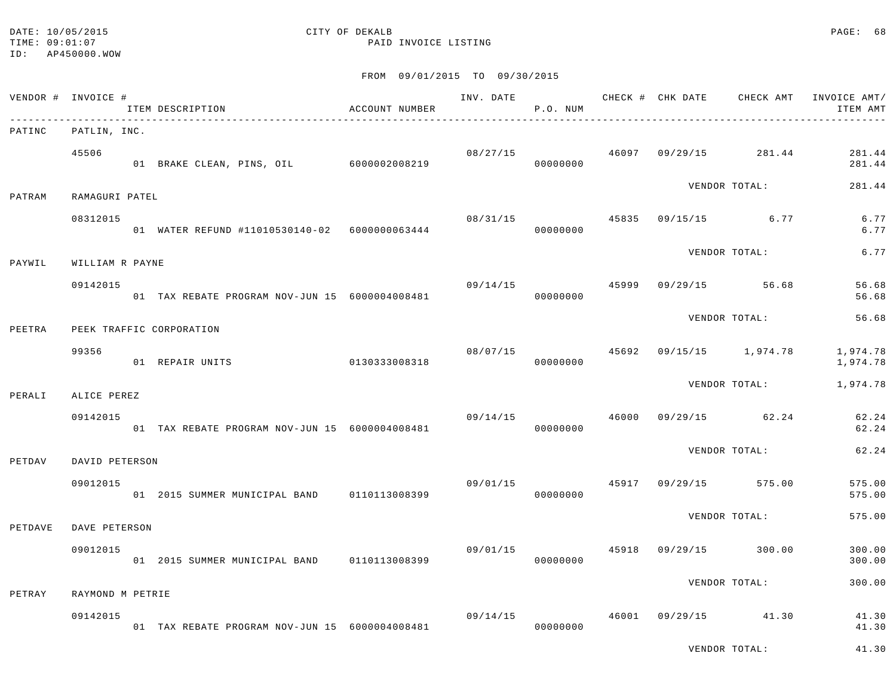DATE: 10/05/2015
TIME: 09:01:07
ID: AP450000.WOW

CITY OF DEKALB
PAID INVOICE LISTING

FROM 09/01/2015 TO 09/30/2015

| VENDOR # | INVOICE # / ITEM DESCRIPTION | ACCOUNT NUMBER | INV. DATE | P.O. NUM | CHECK # | CHK DATE | CHECK AMT | INVOICE AMT/ ITEM AMT |
|---|---|---|---|---|---|---|---|---|
| PATINC | PATLIN, INC. | | | | | | | |
| | 45506 | | 08/27/15 | | 46097 | 09/29/15 | 281.44 | 281.44 |
| | 01 BRAKE CLEAN, PINS, OIL | 6000002008219 | | 00000000 | | | | 281.44 |
| | | | | | | VENDOR TOTAL: | | 281.44 |
| PATRAM | RAMAGURI PATEL | | | | | | | |
| | 08312015 | | 08/31/15 | | 45835 | 09/15/15 | 6.77 | 6.77 |
| | 01 WATER REFUND #11010530140-02 | 6000000063444 | | 00000000 | | | | 6.77 |
| | | | | | | VENDOR TOTAL: | | 6.77 |
| PAYWIL | WILLIAM R PAYNE | | | | | | | |
| | 09142015 | | 09/14/15 | | 45999 | 09/29/15 | 56.68 | 56.68 |
| | 01 TAX REBATE PROGRAM NOV-JUN 15 | 6000004008481 | | 00000000 | | | | 56.68 |
| | | | | | | VENDOR TOTAL: | | 56.68 |
| PEETRA | PEEK TRAFFIC CORPORATION | | | | | | | |
| | 99356 | | 08/07/15 | | 45692 | 09/15/15 | 1,974.78 | 1,974.78 |
| | 01 REPAIR UNITS | 0130333008318 | | 00000000 | | | | 1,974.78 |
| | | | | | | VENDOR TOTAL: | | 1,974.78 |
| PERALI | ALICE PEREZ | | | | | | | |
| | 09142015 | | 09/14/15 | | 46000 | 09/29/15 | 62.24 | 62.24 |
| | 01 TAX REBATE PROGRAM NOV-JUN 15 | 6000004008481 | | 00000000 | | | | 62.24 |
| | | | | | | VENDOR TOTAL: | | 62.24 |
| PETDAV | DAVID PETERSON | | | | | | | |
| | 09012015 | | 09/01/15 | | 45917 | 09/29/15 | 575.00 | 575.00 |
| | 01 2015 SUMMER MUNICIPAL BAND | 0110113008399 | | 00000000 | | | | 575.00 |
| | | | | | | VENDOR TOTAL: | | 575.00 |
| PETDAVE | DAVE PETERSON | | | | | | | |
| | 09012015 | | 09/01/15 | | 45918 | 09/29/15 | 300.00 | 300.00 |
| | 01 2015 SUMMER MUNICIPAL BAND | 0110113008399 | | 00000000 | | | | 300.00 |
| | | | | | | VENDOR TOTAL: | | 300.00 |
| PETRAY | RAYMOND M PETRIE | | | | | | | |
| | 09142015 | | 09/14/15 | | 46001 | 09/29/15 | 41.30 | 41.30 |
| | 01 TAX REBATE PROGRAM NOV-JUN 15 | 6000004008481 | | 00000000 | | | | 41.30 |
| | | | | | | VENDOR TOTAL: | | 41.30 |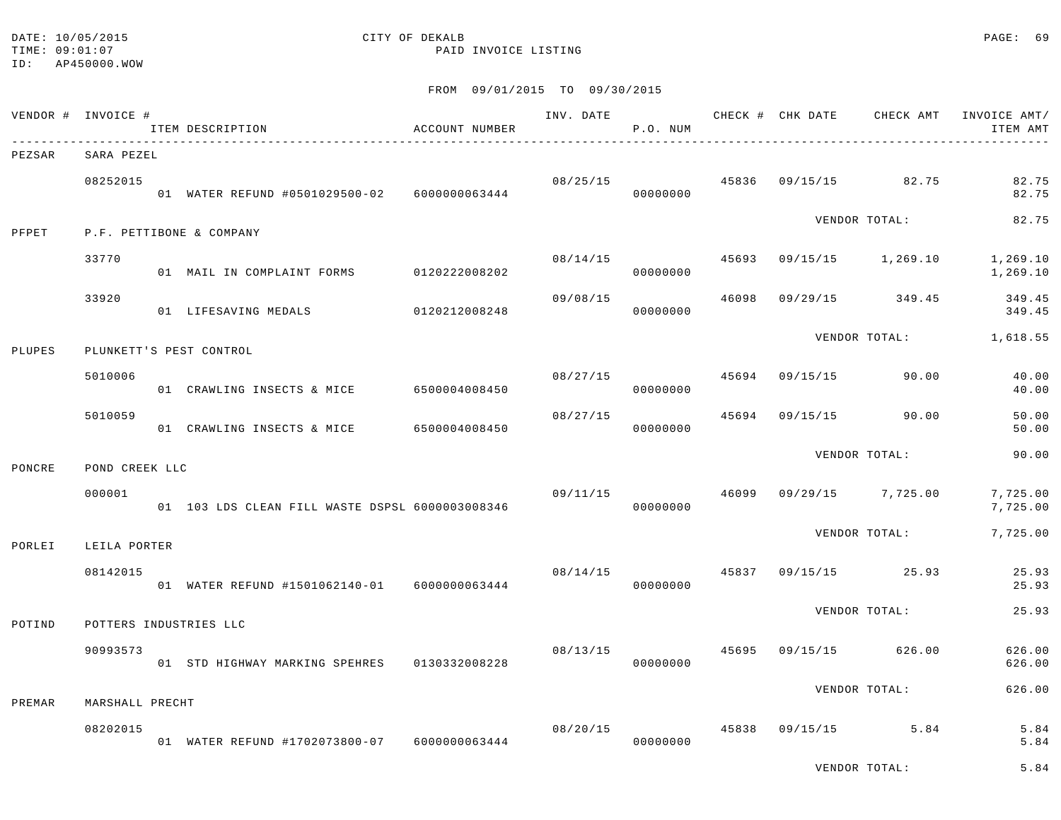DATE: 10/05/2015　　　　CITY OF DEKALB
TIME: 09:01:07　　　　PAID INVOICE LISTING
ID: AP450000.WOW

FROM 09/01/2015 TO 09/30/2015

| VENDOR # | INVOICE # / ITEM DESCRIPTION | ACCOUNT NUMBER | INV. DATE | P.O. NUM | CHECK # | CHK DATE | CHECK AMT | INVOICE AMT/ ITEM AMT |
|---|---|---|---|---|---|---|---|---|
| PEZSAR | SARA PEZEL | | | | | | | |
| | 08252015 | | 08/25/15 | | 45836 | 09/15/15 | 82.75 | 82.75 |
| | 01 WATER REFUND #0501029500-02 | 6000000063444 | | 00000000 | | | | 82.75 |
| | | | | | | VENDOR TOTAL: | | 82.75 |
| PFPET | P.F. PETTIBONE & COMPANY | | | | | | | |
| | 33770 | | 08/14/15 | | 45693 | 09/15/15 | 1,269.10 | 1,269.10 |
| | 01 MAIL IN COMPLAINT FORMS | 0120222008202 | | 00000000 | | | | 1,269.10 |
| | 33920 | | 09/08/15 | | 46098 | 09/29/15 | 349.45 | 349.45 |
| | 01 LIFESAVING MEDALS | 0120212008248 | | 00000000 | | | | 349.45 |
| | | | | | | VENDOR TOTAL: | | 1,618.55 |
| PLUPES | PLUNKETT'S PEST CONTROL | | | | | | | |
| | 5010006 | | 08/27/15 | | 45694 | 09/15/15 | 90.00 | 40.00 |
| | 01 CRAWLING INSECTS & MICE | 6500004008450 | | 00000000 | | | | 40.00 |
| | 5010059 | | 08/27/15 | | 45694 | 09/15/15 | 90.00 | 50.00 |
| | 01 CRAWLING INSECTS & MICE | 6500004008450 | | 00000000 | | | | 50.00 |
| | | | | | | VENDOR TOTAL: | | 90.00 |
| PONCRE | POND CREEK LLC | | | | | | | |
| | 000001 | | 09/11/15 | | 46099 | 09/29/15 | 7,725.00 | 7,725.00 |
| | 01 103 LDS CLEAN FILL WASTE DSPSL | 6000003008346 | | 00000000 | | | | 7,725.00 |
| | | | | | | VENDOR TOTAL: | | 7,725.00 |
| PORLEI | LEILA PORTER | | | | | | | |
| | 08142015 | | 08/14/15 | | 45837 | 09/15/15 | 25.93 | 25.93 |
| | 01 WATER REFUND #1501062140-01 | 6000000063444 | | 00000000 | | | | 25.93 |
| | | | | | | VENDOR TOTAL: | | 25.93 |
| POTIND | POTTERS INDUSTRIES LLC | | | | | | | |
| | 90993573 | | 08/13/15 | | 45695 | 09/15/15 | 626.00 | 626.00 |
| | 01 STD HIGHWAY MARKING SPEHRES | 0130332008228 | | 00000000 | | | | 626.00 |
| | | | | | | VENDOR TOTAL: | | 626.00 |
| PREMAR | MARSHALL PRECHT | | | | | | | |
| | 08202015 | | 08/20/15 | | 45838 | 09/15/15 | 5.84 | 5.84 |
| | 01 WATER REFUND #1702073800-07 | 6000000063444 | | 00000000 | | | | 5.84 |
| | | | | | | VENDOR TOTAL: | | 5.84 |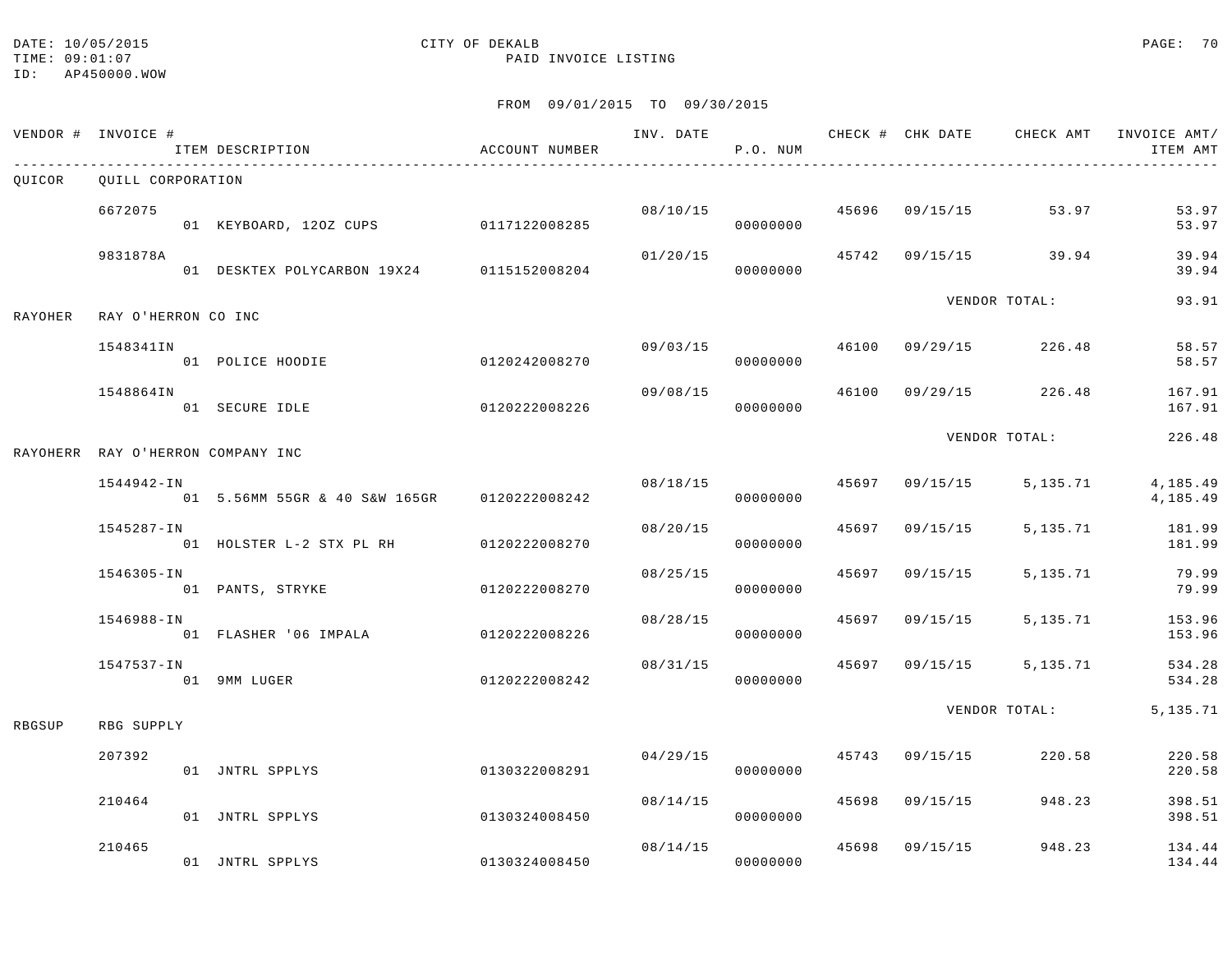DATE: 10/05/2015
TIME: 09:01:07
ID: AP450000.WOW

CITY OF DEKALB
PAID INVOICE LISTING

FROM 09/01/2015 TO 09/30/2015

| VENDOR # | INVOICE # / ITEM DESCRIPTION | ACCOUNT NUMBER | INV. DATE | P.O. NUM | CHECK # | CHK DATE | CHECK AMT | INVOICE AMT/ ITEM AMT |
|---|---|---|---|---|---|---|---|---|
| QUICOR | QUILL CORPORATION | | | | | | | |
| | 6672075 | | 08/10/15 | | 45696 | 09/15/15 | 53.97 | 53.97 |
| | 01 KEYBOARD, 12OZ CUPS | 0117122008285 | | 00000000 | | | | 53.97 |
| | 9831878A | | 01/20/15 | | 45742 | 09/15/15 | 39.94 | 39.94 |
| | 01 DESKTEX POLYCARBON 19X24 | 0115152008204 | | 00000000 | | | | 39.94 |
| | | | | | | VENDOR TOTAL: | | 93.91 |
| RAYOHER | RAY O'HERRON CO INC | | | | | | | |
| | 1548341IN | | 09/03/15 | | 46100 | 09/29/15 | 226.48 | 58.57 |
| | 01 POLICE HOODIE | 0120242008270 | | 00000000 | | | | 58.57 |
| | 1548864IN | | 09/08/15 | | 46100 | 09/29/15 | 226.48 | 167.91 |
| | 01 SECURE IDLE | 0120222008226 | | 00000000 | | | | 167.91 |
| | | | | | | VENDOR TOTAL: | | 226.48 |
| RAYOHERR | RAY O'HERRON COMPANY INC | | | | | | | |
| | 1544942-IN | | 08/18/15 | | 45697 | 09/15/15 | 5,135.71 | 4,185.49 |
| | 01 5.56MM 55GR & 40 S&W 165GR | 0120222008242 | | 00000000 | | | | 4,185.49 |
| | 1545287-IN | | 08/20/15 | | 45697 | 09/15/15 | 5,135.71 | 181.99 |
| | 01 HOLSTER L-2 STX PL RH | 0120222008270 | | 00000000 | | | | 181.99 |
| | 1546305-IN | | 08/25/15 | | 45697 | 09/15/15 | 5,135.71 | 79.99 |
| | 01 PANTS, STRYKE | 0120222008270 | | 00000000 | | | | 79.99 |
| | 1546988-IN | | 08/28/15 | | 45697 | 09/15/15 | 5,135.71 | 153.96 |
| | 01 FLASHER '06 IMPALA | 0120222008226 | | 00000000 | | | | 153.96 |
| | 1547537-IN | | 08/31/15 | | 45697 | 09/15/15 | 5,135.71 | 534.28 |
| | 01 9MM LUGER | 0120222008242 | | 00000000 | | | | 534.28 |
| | | | | | | VENDOR TOTAL: | | 5,135.71 |
| RBGSUP | RBG SUPPLY | | | | | | | |
| | 207392 | | 04/29/15 | | 45743 | 09/15/15 | 220.58 | 220.58 |
| | 01 JNTRL SPPLYS | 0130322008291 | | 00000000 | | | | 220.58 |
| | 210464 | | 08/14/15 | | 45698 | 09/15/15 | 948.23 | 398.51 |
| | 01 JNTRL SPPLYS | 0130324008450 | | 00000000 | | | | 398.51 |
| | 210465 | | 08/14/15 | | 45698 | 09/15/15 | 948.23 | 134.44 |
| | 01 JNTRL SPPLYS | 0130324008450 | | 00000000 | | | | 134.44 |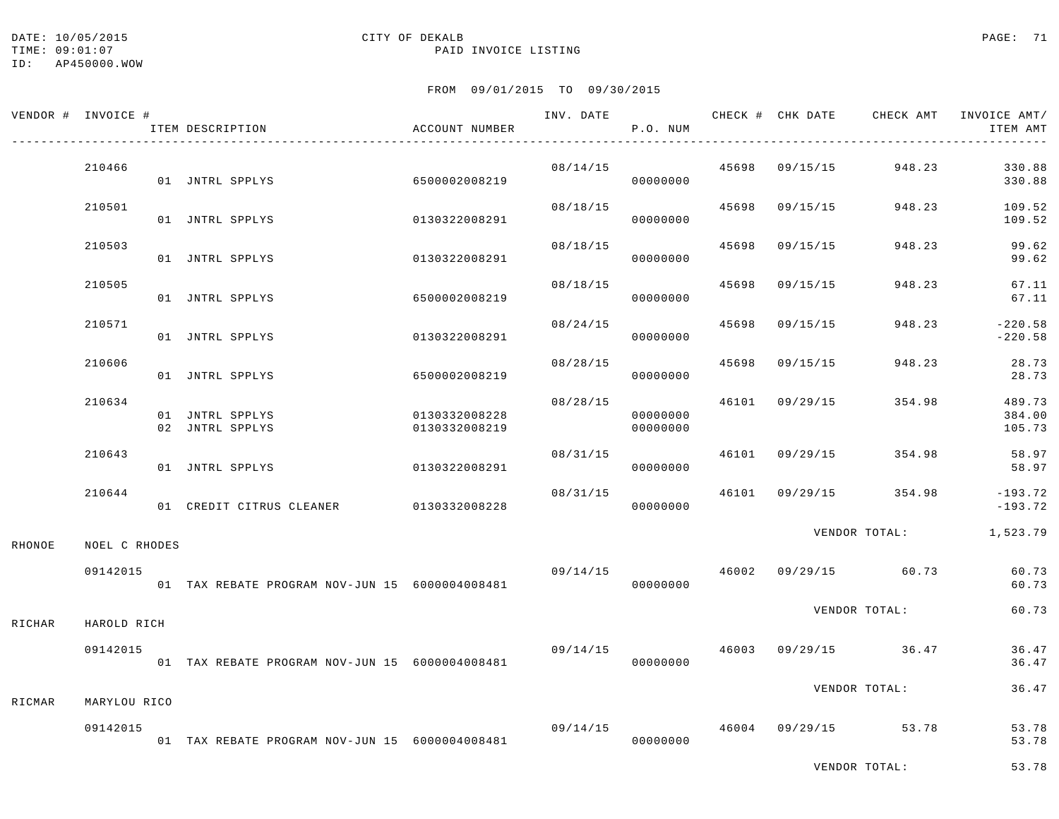DATE: 10/05/2015
TIME: 09:01:07
ID: AP450000.WOW

CITY OF DEKALB
PAID INVOICE LISTING

FROM 09/01/2015 TO 09/30/2015

| VENDOR # | INVOICE # | ITEM DESCRIPTION | ACCOUNT NUMBER | INV. DATE | P.O. NUM | CHECK # | CHK DATE | CHECK AMT | INVOICE AMT/ ITEM AMT |
|---|---|---|---|---|---|---|---|---|---|
| | 210466 | | | 08/14/15 | | 45698 | 09/15/15 | 948.23 | 330.88 |
| | | 01 JNTRL SPPLYS | 6500002008219 | | 00000000 | | | | 330.88 |
| | 210501 | | | 08/18/15 | | 45698 | 09/15/15 | 948.23 | 109.52 |
| | | 01 JNTRL SPPLYS | 0130322008291 | | 00000000 | | | | 109.52 |
| | 210503 | | | 08/18/15 | | 45698 | 09/15/15 | 948.23 | 99.62 |
| | | 01 JNTRL SPPLYS | 0130322008291 | | 00000000 | | | | 99.62 |
| | 210505 | | | 08/18/15 | | 45698 | 09/15/15 | 948.23 | 67.11 |
| | | 01 JNTRL SPPLYS | 6500002008219 | | 00000000 | | | | 67.11 |
| | 210571 | | | 08/24/15 | | 45698 | 09/15/15 | 948.23 | -220.58 |
| | | 01 JNTRL SPPLYS | 0130322008291 | | 00000000 | | | | -220.58 |
| | 210606 | | | 08/28/15 | | 45698 | 09/15/15 | 948.23 | 28.73 |
| | | 01 JNTRL SPPLYS | 6500002008219 | | 00000000 | | | | 28.73 |
| | 210634 | | | 08/28/15 | | 46101 | 09/29/15 | 354.98 | 489.73 |
| | | 01 JNTRL SPPLYS | 0130332008228 | | 00000000 | | | | 384.00 |
| | | 02 JNTRL SPPLYS | 0130332008219 | | 00000000 | | | | 105.73 |
| | 210643 | | | 08/31/15 | | 46101 | 09/29/15 | 354.98 | 58.97 |
| | | 01 JNTRL SPPLYS | 0130322008291 | | 00000000 | | | | 58.97 |
| | 210644 | | | 08/31/15 | | 46101 | 09/29/15 | 354.98 | -193.72 |
| | | 01 CREDIT CITRUS CLEANER | 0130332008228 | | 00000000 | | | | -193.72 |
| | | | | | | | VENDOR TOTAL: | | 1,523.79 |
| RHONOE | NOEL C RHODES | | | | | | | | |
| | 09142015 | | | 09/14/15 | | 46002 | 09/29/15 | 60.73 | 60.73 |
| | | 01 TAX REBATE PROGRAM NOV-JUN 15 | 6000004008481 | | 00000000 | | | | 60.73 |
| | | | | | | | VENDOR TOTAL: | | 60.73 |
| RICHAR | HAROLD RICH | | | | | | | | |
| | 09142015 | | | 09/14/15 | | 46003 | 09/29/15 | 36.47 | 36.47 |
| | | 01 TAX REBATE PROGRAM NOV-JUN 15 | 6000004008481 | | 00000000 | | | | 36.47 |
| | | | | | | | VENDOR TOTAL: | | 36.47 |
| RICMAR | MARYLOU RICO | | | | | | | | |
| | 09142015 | | | 09/14/15 | | 46004 | 09/29/15 | 53.78 | 53.78 |
| | | 01 TAX REBATE PROGRAM NOV-JUN 15 | 6000004008481 | | 00000000 | | | | 53.78 |
| | | | | | | | VENDOR TOTAL: | | 53.78 |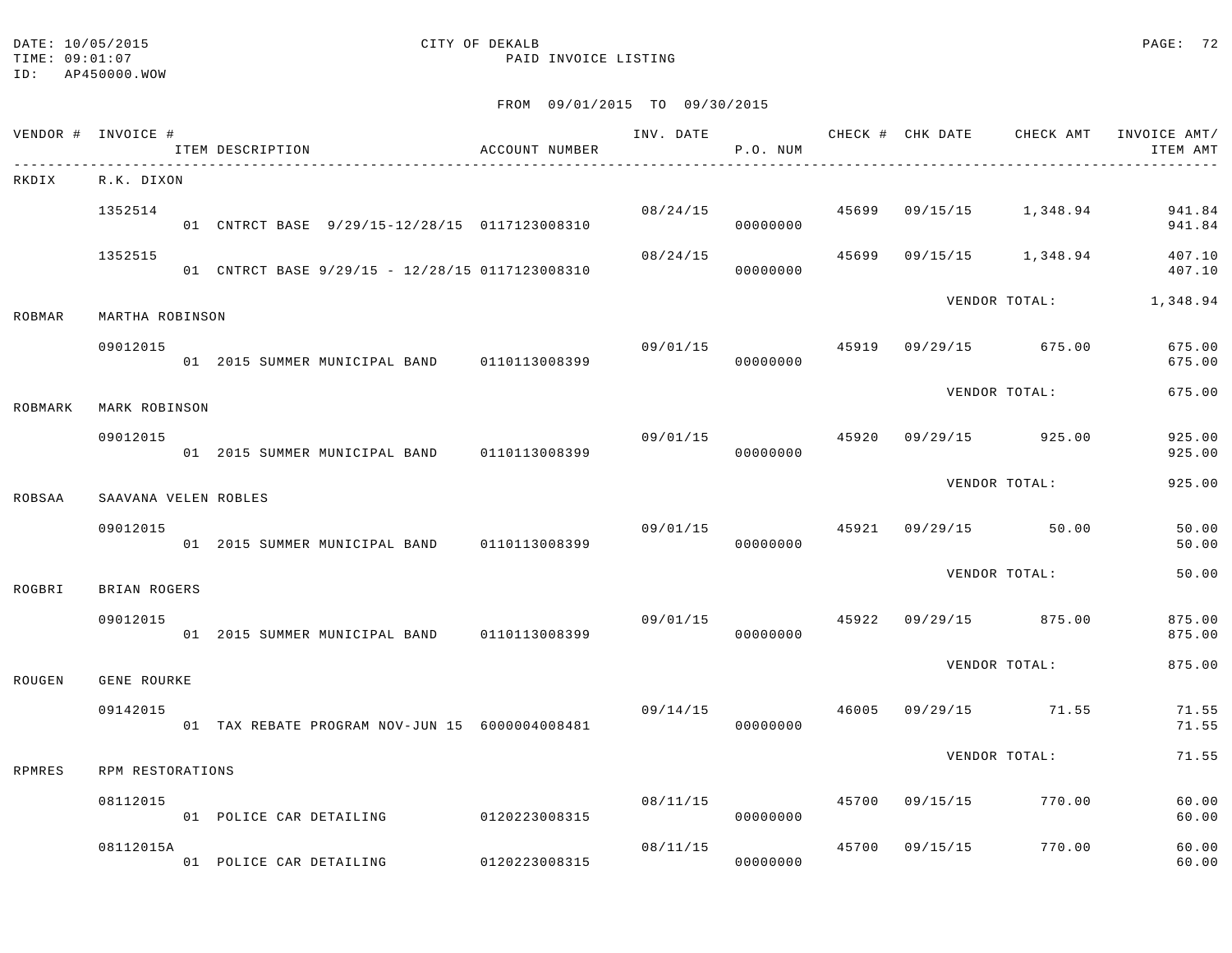DATE: 10/05/2015
TIME: 09:01:07
ID: AP450000.WOW

CITY OF DEKALB
PAID INVOICE LISTING

FROM 09/01/2015 TO 09/30/2015

| VENDOR # | INVOICE # / ITEM DESCRIPTION | ACCOUNT NUMBER | INV. DATE | P.O. NUM | CHECK # | CHK DATE | CHECK AMT | INVOICE AMT/ ITEM AMT |
|---|---|---|---|---|---|---|---|---|
| RKDIX | R.K. DIXON | | | | | | | |
| | 1352514 | | 08/24/15 | | 45699 | 09/15/15 | 1,348.94 | 941.84 |
| | 01 CNTRCT BASE 9/29/15-12/28/15 | 0117123008310 | | 00000000 | | | | 941.84 |
| | 1352515 | | 08/24/15 | | 45699 | 09/15/15 | 1,348.94 | 407.10 |
| | 01 CNTRCT BASE 9/29/15 - 12/28/15 | 0117123008310 | | 00000000 | | | | 407.10 |
| | | | | | | VENDOR TOTAL: | | 1,348.94 |
| ROBMAR | MARTHA ROBINSON | | | | | | | |
| | 09012015 | | 09/01/15 | | 45919 | 09/29/15 | 675.00 | 675.00 |
| | 01 2015 SUMMER MUNICIPAL BAND | 0110113008399 | | 00000000 | | | | 675.00 |
| | | | | | | VENDOR TOTAL: | | 675.00 |
| ROBMARK | MARK ROBINSON | | | | | | | |
| | 09012015 | | 09/01/15 | | 45920 | 09/29/15 | 925.00 | 925.00 |
| | 01 2015 SUMMER MUNICIPAL BAND | 0110113008399 | | 00000000 | | | | 925.00 |
| | | | | | | VENDOR TOTAL: | | 925.00 |
| ROBSAA | SAAVANA VELEN ROBLES | | | | | | | |
| | 09012015 | | 09/01/15 | | 45921 | 09/29/15 | 50.00 | 50.00 |
| | 01 2015 SUMMER MUNICIPAL BAND | 0110113008399 | | 00000000 | | | | 50.00 |
| | | | | | | VENDOR TOTAL: | | 50.00 |
| ROGBRI | BRIAN ROGERS | | | | | | | |
| | 09012015 | | 09/01/15 | | 45922 | 09/29/15 | 875.00 | 875.00 |
| | 01 2015 SUMMER MUNICIPAL BAND | 0110113008399 | | 00000000 | | | | 875.00 |
| | | | | | | VENDOR TOTAL: | | 875.00 |
| ROUGEN | GENE ROURKE | | | | | | | |
| | 09142015 | | 09/14/15 | | 46005 | 09/29/15 | 71.55 | 71.55 |
| | 01 TAX REBATE PROGRAM NOV-JUN 15 | 6000004008481 | | 00000000 | | | | 71.55 |
| | | | | | | VENDOR TOTAL: | | 71.55 |
| RPMRES | RPM RESTORATIONS | | | | | | | |
| | 08112015 | | 08/11/15 | | 45700 | 09/15/15 | 770.00 | 60.00 |
| | 01 POLICE CAR DETAILING | 0120223008315 | | 00000000 | | | | 60.00 |
| | 08112015A | | 08/11/15 | | 45700 | 09/15/15 | 770.00 | 60.00 |
| | 01 POLICE CAR DETAILING | 0120223008315 | | 00000000 | | | | 60.00 |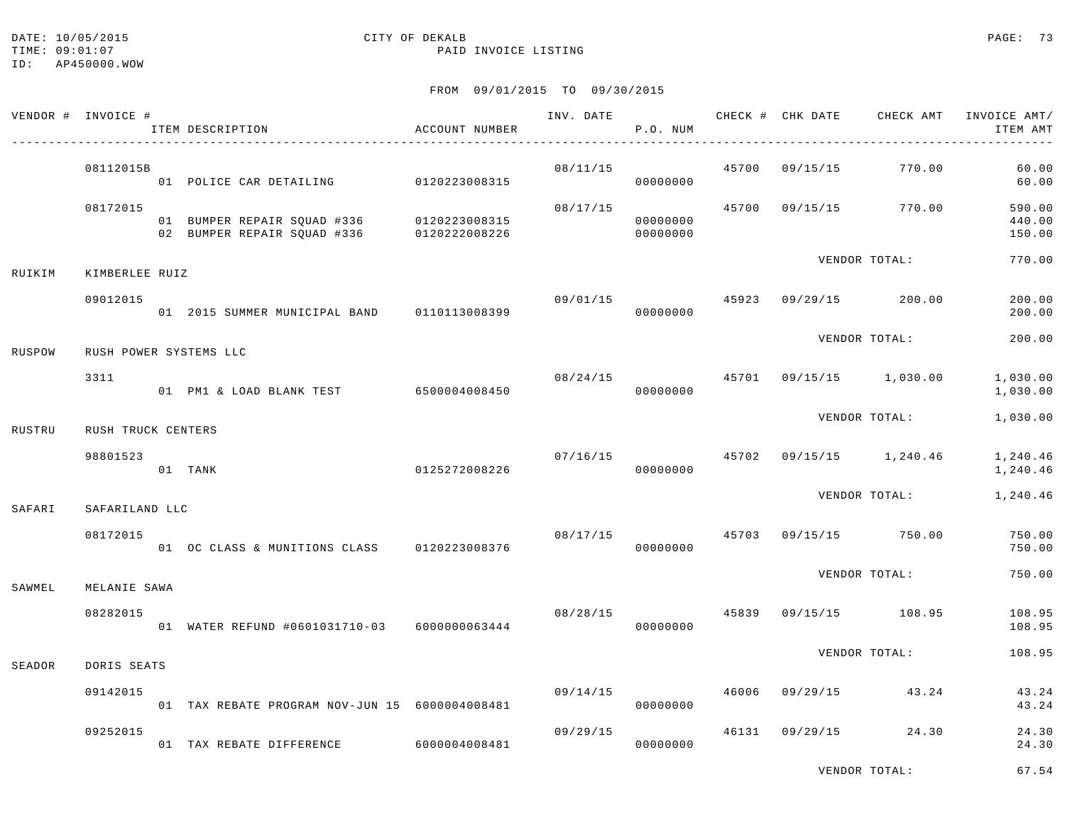DATE: 10/05/2015
TIME: 09:01:07
ID: AP450000.WOW

CITY OF DEKALB
PAID INVOICE LISTING

FROM 09/01/2015 TO 09/30/2015

| VENDOR # | INVOICE # / ITEM DESCRIPTION | ACCOUNT NUMBER | INV. DATE | P.O. NUM | CHECK # | CHK DATE | CHECK AMT | INVOICE AMT/ ITEM AMT |
|---|---|---|---|---|---|---|---|---|
| | 08112015B | | 08/11/15 | | 45700 | 09/15/15 | 770.00 | 60.00 |
| | 01 POLICE CAR DETAILING | 0120223008315 | | 00000000 | | | | 60.00 |
| | 08172015 | | 08/17/15 | | 45700 | 09/15/15 | 770.00 | 590.00 |
| | 01 BUMPER REPAIR SQUAD #336 | 0120223008315 | | 00000000 | | | | 440.00 |
| | 02 BUMPER REPAIR SQUAD #336 | 0120222008226 | | 00000000 | | | | 150.00 |
| | | | | | | VENDOR TOTAL: | | 770.00 |
| RUIKIM | KIMBERLEE RUIZ | | | | | | | |
| | 09012015 | | 09/01/15 | | 45923 | 09/29/15 | 200.00 | 200.00 |
| | 01 2015 SUMMER MUNICIPAL BAND | 0110113008399 | | 00000000 | | | | 200.00 |
| | | | | | | VENDOR TOTAL: | | 200.00 |
| RUSPOW | RUSH POWER SYSTEMS LLC | | | | | | | |
| | 3311 | | 08/24/15 | | 45701 | 09/15/15 | 1,030.00 | 1,030.00 |
| | 01 PM1 & LOAD BLANK TEST | 6500004008450 | | 00000000 | | | | 1,030.00 |
| | | | | | | VENDOR TOTAL: | | 1,030.00 |
| RUSTRU | RUSH TRUCK CENTERS | | | | | | | |
| | 98801523 | | 07/16/15 | | 45702 | 09/15/15 | 1,240.46 | 1,240.46 |
| | 01 TANK | 0125272008226 | | 00000000 | | | | 1,240.46 |
| | | | | | | VENDOR TOTAL: | | 1,240.46 |
| SAFARI | SAFARILAND LLC | | | | | | | |
| | 08172015 | | 08/17/15 | | 45703 | 09/15/15 | 750.00 | 750.00 |
| | 01 OC CLASS & MUNITIONS CLASS | 0120223008376 | | 00000000 | | | | 750.00 |
| | | | | | | VENDOR TOTAL: | | 750.00 |
| SAWMEL | MELANIE SAWA | | | | | | | |
| | 08282015 | | 08/28/15 | | 45839 | 09/15/15 | 108.95 | 108.95 |
| | 01 WATER REFUND #0601031710-03 | 6000000063444 | | 00000000 | | | | 108.95 |
| | | | | | | VENDOR TOTAL: | | 108.95 |
| SEADOR | DORIS SEATS | | | | | | | |
| | 09142015 | | 09/14/15 | | 46006 | 09/29/15 | 43.24 | 43.24 |
| | 01 TAX REBATE PROGRAM NOV-JUN 15 | 6000004008481 | | 00000000 | | | | 43.24 |
| | 09252015 | | 09/29/15 | | 46131 | 09/29/15 | 24.30 | 24.30 |
| | 01 TAX REBATE DIFFERENCE | 6000004008481 | | 00000000 | | | | 24.30 |
| | | | | | | VENDOR TOTAL: | | 67.54 |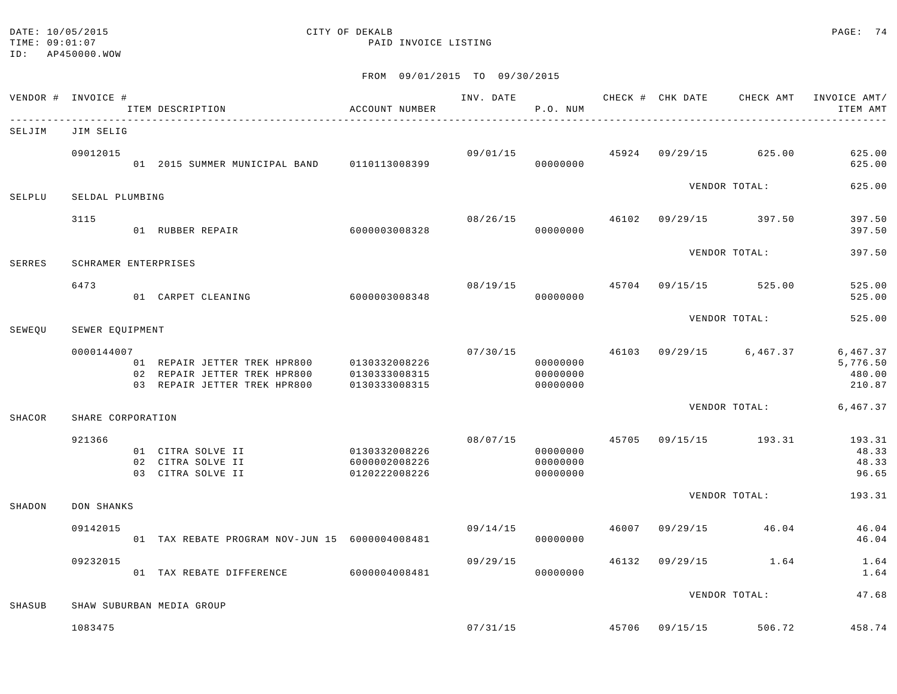DATE: 10/05/2015
TIME: 09:01:07
ID: AP450000.WOW

CITY OF DEKALB
PAID INVOICE LISTING

FROM 09/01/2015 TO 09/30/2015

| VENDOR # | INVOICE # | ITEM DESCRIPTION | ACCOUNT NUMBER | INV. DATE | P.O. NUM | CHECK # | CHK DATE | CHECK AMT | INVOICE AMT/ ITEM AMT |
|---|---|---|---|---|---|---|---|---|---|
| SELJIM | JIM SELIG | | | | | | | | |
| | 09012015 | | | 09/01/15 | | 45924 | 09/29/15 | 625.00 | 625.00 |
| | | 01 2015 SUMMER MUNICIPAL BAND | 0110113008399 | | 00000000 | | | | 625.00 |
| | | | | | | | VENDOR TOTAL: | | 625.00 |
| SELPLU | SELDAL PLUMBING | | | | | | | | |
| | 3115 | | | 08/26/15 | | 46102 | 09/29/15 | 397.50 | 397.50 |
| | | 01 RUBBER REPAIR | 6000003008328 | | 00000000 | | | | 397.50 |
| | | | | | | | VENDOR TOTAL: | | 397.50 |
| SERRES | SCHRAMER ENTERPRISES | | | | | | | | |
| | 6473 | | | 08/19/15 | | 45704 | 09/15/15 | 525.00 | 525.00 |
| | | 01 CARPET CLEANING | 6000003008348 | | 00000000 | | | | 525.00 |
| | | | | | | | VENDOR TOTAL: | | 525.00 |
| SEWEQU | SEWER EQUIPMENT | | | | | | | | |
| | 0000144007 | | | 07/30/15 | | 46103 | 09/29/15 | 6,467.37 | 6,467.37 |
| | | 01 REPAIR JETTER TREK HPR800 | 0130332008226 | | 00000000 | | | | 5,776.50 |
| | | 02 REPAIR JETTER TREK HPR800 | 0130333008315 | | 00000000 | | | | 480.00 |
| | | 03 REPAIR JETTER TREK HPR800 | 0130333008315 | | 00000000 | | | | 210.87 |
| | | | | | | | VENDOR TOTAL: | | 6,467.37 |
| SHACOR | SHARE CORPORATION | | | | | | | | |
| | 921366 | | | 08/07/15 | | 45705 | 09/15/15 | 193.31 | 193.31 |
| | | 01 CITRA SOLVE II | 0130332008226 | | 00000000 | | | | 48.33 |
| | | 02 CITRA SOLVE II | 6000002008226 | | 00000000 | | | | 48.33 |
| | | 03 CITRA SOLVE II | 0120222008226 | | 00000000 | | | | 96.65 |
| | | | | | | | VENDOR TOTAL: | | 193.31 |
| SHADON | DON SHANKS | | | | | | | | |
| | 09142015 | | | 09/14/15 | | 46007 | 09/29/15 | 46.04 | 46.04 |
| | | 01 TAX REBATE PROGRAM NOV-JUN 15 | 6000004008481 | | 00000000 | | | | 46.04 |
| | 09232015 | | | 09/29/15 | | 46132 | 09/29/15 | 1.64 | 1.64 |
| | | 01 TAX REBATE DIFFERENCE | 6000004008481 | | 00000000 | | | | 1.64 |
| | | | | | | | VENDOR TOTAL: | | 47.68 |
| SHASUB | SHAW SUBURBAN MEDIA GROUP | | | | | | | | |
| | 1083475 | | | 07/31/15 | | 45706 | 09/15/15 | 506.72 | 458.74 |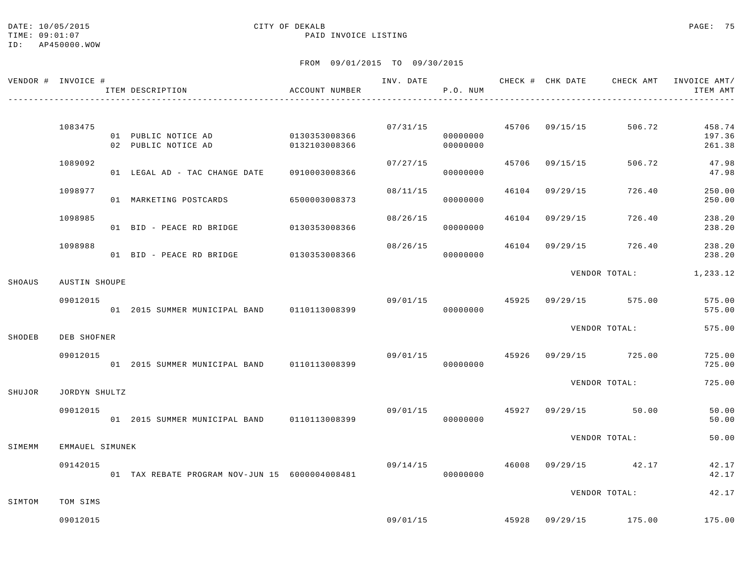DATE: 10/05/2015 CITY OF DEKALB
TIME: 09:01:07 PAID INVOICE LISTING
ID: AP450000.WOW

FROM 09/01/2015 TO 09/30/2015

| VENDOR # | INVOICE # | ITEM DESCRIPTION | ACCOUNT NUMBER | INV. DATE | P.O. NUM | CHECK # | CHK DATE | CHECK AMT | INVOICE AMT/ ITEM AMT |
|---|---|---|---|---|---|---|---|---|---|
| | 1083475 | | | 07/31/15 | | 45706 | 09/15/15 | 506.72 | 458.74 |
| | | 01 PUBLIC NOTICE AD | 0130353008366 | | 00000000 | | | | 197.36 |
| | | 02 PUBLIC NOTICE AD | 0132103008366 | | 00000000 | | | | 261.38 |
| | 1089092 | | | 07/27/15 | | 45706 | 09/15/15 | 506.72 | 47.98 |
| | | 01 LEGAL AD - TAC CHANGE DATE | 0910003008366 | | 00000000 | | | | 47.98 |
| | 1098977 | | | 08/11/15 | | 46104 | 09/29/15 | 726.40 | 250.00 |
| | | 01 MARKETING POSTCARDS | 6500003008373 | | 00000000 | | | | 250.00 |
| | 1098985 | | | 08/26/15 | | 46104 | 09/29/15 | 726.40 | 238.20 |
| | | 01 BID - PEACE RD BRIDGE | 0130353008366 | | 00000000 | | | | 238.20 |
| | 1098988 | | | 08/26/15 | | 46104 | 09/29/15 | 726.40 | 238.20 |
| | | 01 BID - PEACE RD BRIDGE | 0130353008366 | | 00000000 | | | | 238.20 |
| | | | | | | | VENDOR TOTAL: | | 1,233.12 |
| SHOAUS | AUSTIN SHOUPE | | | | | | | | |
| | 09012015 | | | 09/01/15 | | 45925 | 09/29/15 | 575.00 | 575.00 |
| | | 01 2015 SUMMER MUNICIPAL BAND | 0110113008399 | | 00000000 | | | | 575.00 |
| | | | | | | | VENDOR TOTAL: | | 575.00 |
| SHODEB | DEB SHOFNER | | | | | | | | |
| | 09012015 | | | 09/01/15 | | 45926 | 09/29/15 | 725.00 | 725.00 |
| | | 01 2015 SUMMER MUNICIPAL BAND | 0110113008399 | | 00000000 | | | | 725.00 |
| | | | | | | | VENDOR TOTAL: | | 725.00 |
| SHUJOR | JORDYN SHULTZ | | | | | | | | |
| | 09012015 | | | 09/01/15 | | 45927 | 09/29/15 | 50.00 | 50.00 |
| | | 01 2015 SUMMER MUNICIPAL BAND | 0110113008399 | | 00000000 | | | | 50.00 |
| | | | | | | | VENDOR TOTAL: | | 50.00 |
| SIMEMM | EMMAUEL SIMUNEK | | | | | | | | |
| | 09142015 | | | 09/14/15 | | 46008 | 09/29/15 | 42.17 | 42.17 |
| | | 01 TAX REBATE PROGRAM NOV-JUN 15 | 6000004008481 | | 00000000 | | | | 42.17 |
| | | | | | | | VENDOR TOTAL: | | 42.17 |
| SIMTOM | TOM SIMS | | | | | | | | |
| | 09012015 | | | 09/01/15 | | 45928 | 09/29/15 | 175.00 | 175.00 |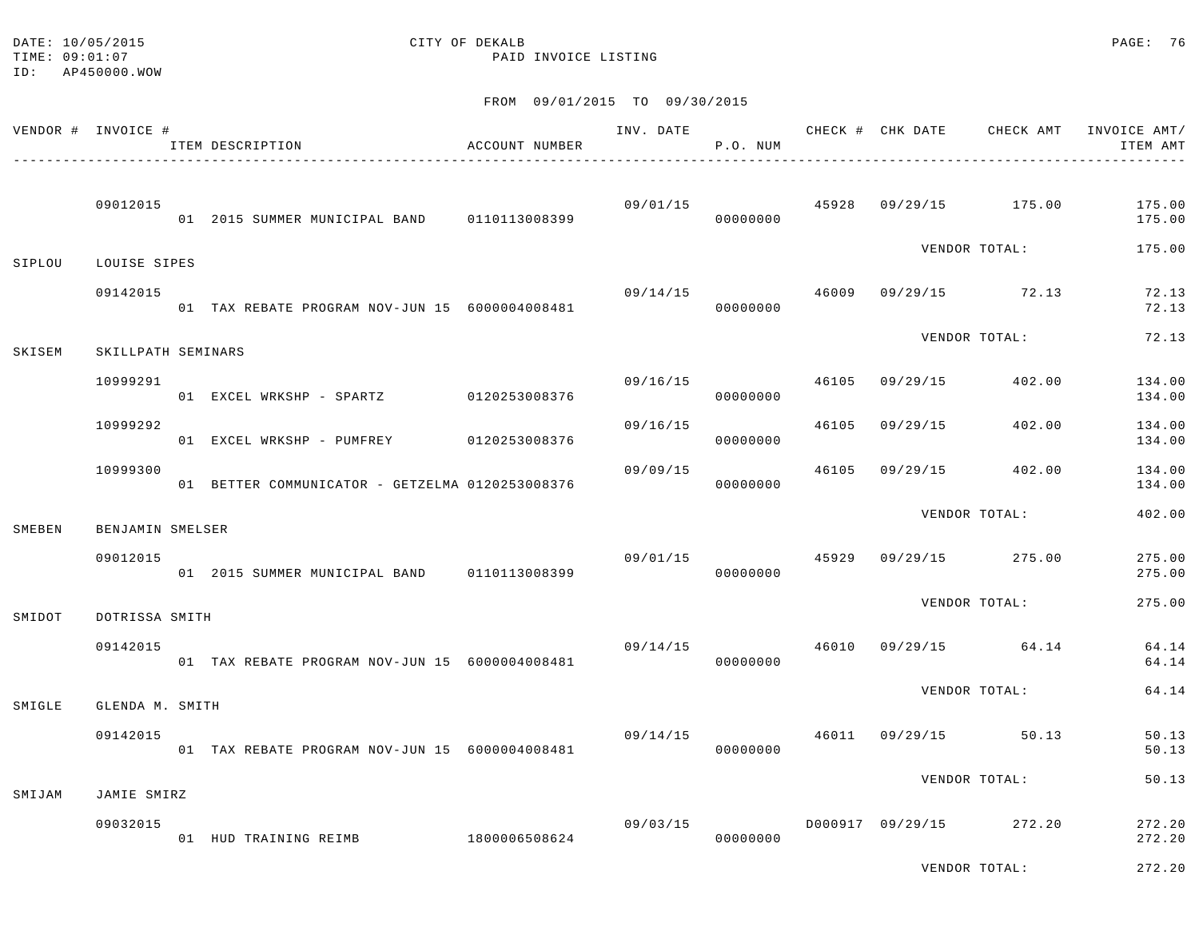DATE: 10/05/2015 CITY OF DEKALB
TIME: 09:01:07 PAID INVOICE LISTING
ID: AP450000.WOW

FROM 09/01/2015 TO 09/30/2015

| VENDOR # | INVOICE # / ITEM DESCRIPTION | ACCOUNT NUMBER | INV. DATE | P.O. NUM | CHECK # | CHK DATE | CHECK AMT | INVOICE AMT/ ITEM AMT |
|---|---|---|---|---|---|---|---|---|
| | 09012015 | | 09/01/15 | | 45928 | 09/29/15 | 175.00 | 175.00 |
| | 01 2015 SUMMER MUNICIPAL BAND | 0110113008399 | | 00000000 | | | | 175.00 |
| | | | | | | VENDOR TOTAL: | | 175.00 |
| SIPLOU | LOUISE SIPES | | | | | | | |
| | 09142015 | | 09/14/15 | | 46009 | 09/29/15 | 72.13 | 72.13 |
| | 01 TAX REBATE PROGRAM NOV-JUN 15 | 6000004008481 | | 00000000 | | | | 72.13 |
| | | | | | | VENDOR TOTAL: | | 72.13 |
| SKISEM | SKILLPATH SEMINARS | | | | | | | |
| | 10999291 | | 09/16/15 | | 46105 | 09/29/15 | 402.00 | 134.00 |
| | 01 EXCEL WRKSHP - SPARTZ | 0120253008376 | | 00000000 | | | | 134.00 |
| | 10999292 | | 09/16/15 | | 46105 | 09/29/15 | 402.00 | 134.00 |
| | 01 EXCEL WRKSHP - PUMFREY | 0120253008376 | | 00000000 | | | | 134.00 |
| | 10999300 | | 09/09/15 | | 46105 | 09/29/15 | 402.00 | 134.00 |
| | 01 BETTER COMMUNICATOR - GETZELMA | 0120253008376 | | 00000000 | | | | 134.00 |
| | | | | | | VENDOR TOTAL: | | 402.00 |
| SMEBEN | BENJAMIN SMELSER | | | | | | | |
| | 09012015 | | 09/01/15 | | 45929 | 09/29/15 | 275.00 | 275.00 |
| | 01 2015 SUMMER MUNICIPAL BAND | 0110113008399 | | 00000000 | | | | 275.00 |
| | | | | | | VENDOR TOTAL: | | 275.00 |
| SMIDOT | DOTRISSA SMITH | | | | | | | |
| | 09142015 | | 09/14/15 | | 46010 | 09/29/15 | 64.14 | 64.14 |
| | 01 TAX REBATE PROGRAM NOV-JUN 15 | 6000004008481 | | 00000000 | | | | 64.14 |
| | | | | | | VENDOR TOTAL: | | 64.14 |
| SMIGLE | GLENDA M. SMITH | | | | | | | |
| | 09142015 | | 09/14/15 | | 46011 | 09/29/15 | 50.13 | 50.13 |
| | 01 TAX REBATE PROGRAM NOV-JUN 15 | 6000004008481 | | 00000000 | | | | 50.13 |
| | | | | | | VENDOR TOTAL: | | 50.13 |
| SMIJAM | JAMIE SMIRZ | | | | | | | |
| | 09032015 | | 09/03/15 | | D000917 | 09/29/15 | 272.20 | 272.20 |
| | 01 HUD TRAINING REIMB | 1800006508624 | | 00000000 | | | | 272.20 |
| | | | | | | VENDOR TOTAL: | | 272.20 |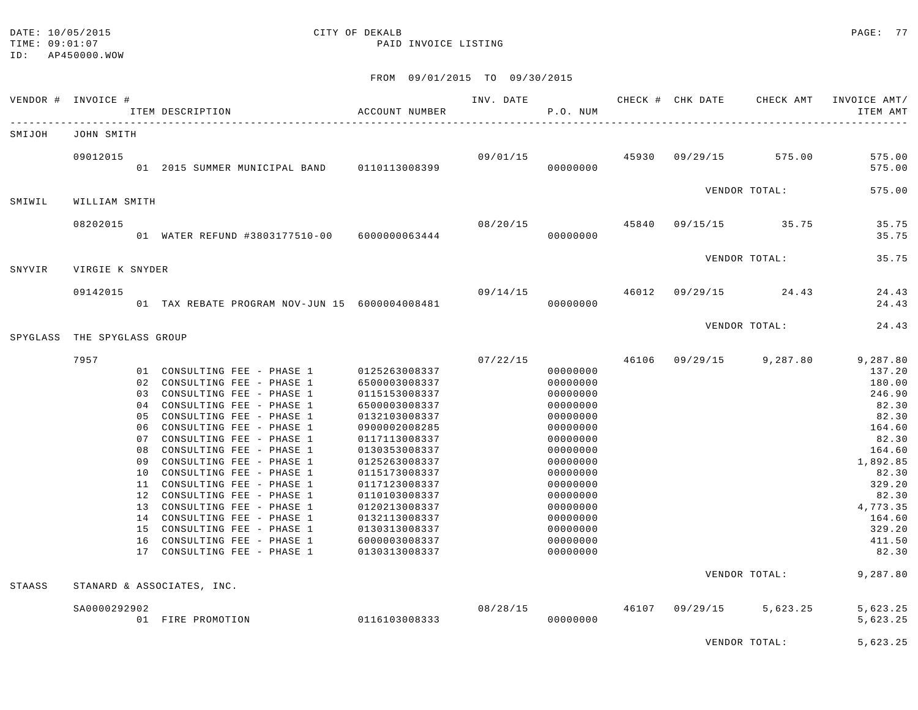DATE: 10/05/2015 CITY OF DEKALB
TIME: 09:01:07 PAID INVOICE LISTING
ID: AP450000.WOW

FROM 09/01/2015 TO 09/30/2015

| VENDOR # | INVOICE # | ITEM DESCRIPTION | ACCOUNT NUMBER | INV. DATE | P.O. NUM | CHECK # | CHK DATE | CHECK AMT | INVOICE AMT/ ITEM AMT |
|---|---|---|---|---|---|---|---|---|---|
| SMIJOH | JOHN SMITH | | | | | | | | |
| | 09012015 | | | 09/01/15 | | 45930 | 09/29/15 | 575.00 | 575.00 |
| | | 01 2015 SUMMER MUNICIPAL BAND | 0110113008399 | | 00000000 | | | | 575.00 |
| | | | | | | | | VENDOR TOTAL: | 575.00 |
| SMIWIL | WILLIAM SMITH | | | | | | | | |
| | 08202015 | | | 08/20/15 | | 45840 | 09/15/15 | 35.75 | 35.75 |
| | | 01 WATER REFUND #3803177510-00 | 6000000063444 | | 00000000 | | | | 35.75 |
| | | | | | | | | VENDOR TOTAL: | 35.75 |
| SNYVIR | VIRGIE K SNYDER | | | | | | | | |
| | 09142015 | | | 09/14/15 | | 46012 | 09/29/15 | 24.43 | 24.43 |
| | | 01 TAX REBATE PROGRAM NOV-JUN 15 | 6000004008481 | | 00000000 | | | | 24.43 |
| | | | | | | | | VENDOR TOTAL: | 24.43 |
| SPYGLASS | THE SPYGLASS GROUP | | | | | | | | |
| | 7957 | | | 07/22/15 | | 46106 | 09/29/15 | 9,287.80 | 9,287.80 |
| | | 01 CONSULTING FEE - PHASE 1 | 0125263008337 | | 00000000 | | | | 137.20 |
| | | 02 CONSULTING FEE - PHASE 1 | 6500003008337 | | 00000000 | | | | 180.00 |
| | | 03 CONSULTING FEE - PHASE 1 | 0115153008337 | | 00000000 | | | | 246.90 |
| | | 04 CONSULTING FEE - PHASE 1 | 6500003008337 | | 00000000 | | | | 82.30 |
| | | 05 CONSULTING FEE - PHASE 1 | 0132103008337 | | 00000000 | | | | 82.30 |
| | | 06 CONSULTING FEE - PHASE 1 | 0900002008285 | | 00000000 | | | | 164.60 |
| | | 07 CONSULTING FEE - PHASE 1 | 0117113008337 | | 00000000 | | | | 82.30 |
| | | 08 CONSULTING FEE - PHASE 1 | 0130353008337 | | 00000000 | | | | 164.60 |
| | | 09 CONSULTING FEE - PHASE 1 | 0125263008337 | | 00000000 | | | | 1,892.85 |
| | | 10 CONSULTING FEE - PHASE 1 | 0115173008337 | | 00000000 | | | | 82.30 |
| | | 11 CONSULTING FEE - PHASE 1 | 0117123008337 | | 00000000 | | | | 329.20 |
| | | 12 CONSULTING FEE - PHASE 1 | 0110103008337 | | 00000000 | | | | 82.30 |
| | | 13 CONSULTING FEE - PHASE 1 | 0120213008337 | | 00000000 | | | | 4,773.35 |
| | | 14 CONSULTING FEE - PHASE 1 | 0132113008337 | | 00000000 | | | | 164.60 |
| | | 15 CONSULTING FEE - PHASE 1 | 0130313008337 | | 00000000 | | | | 329.20 |
| | | 16 CONSULTING FEE - PHASE 1 | 6000003008337 | | 00000000 | | | | 411.50 |
| | | 17 CONSULTING FEE - PHASE 1 | 0130313008337 | | 00000000 | | | | 82.30 |
| | | | | | | | | VENDOR TOTAL: | 9,287.80 |
| STAASS | STANARD & ASSOCIATES, INC. | | | | | | | | |
| | SA0000292902 | | | 08/28/15 | | 46107 | 09/29/15 | 5,623.25 | 5,623.25 |
| | | 01 FIRE PROMOTION | 0116103008333 | | 00000000 | | | | 5,623.25 |
| | | | | | | | | VENDOR TOTAL: | 5,623.25 |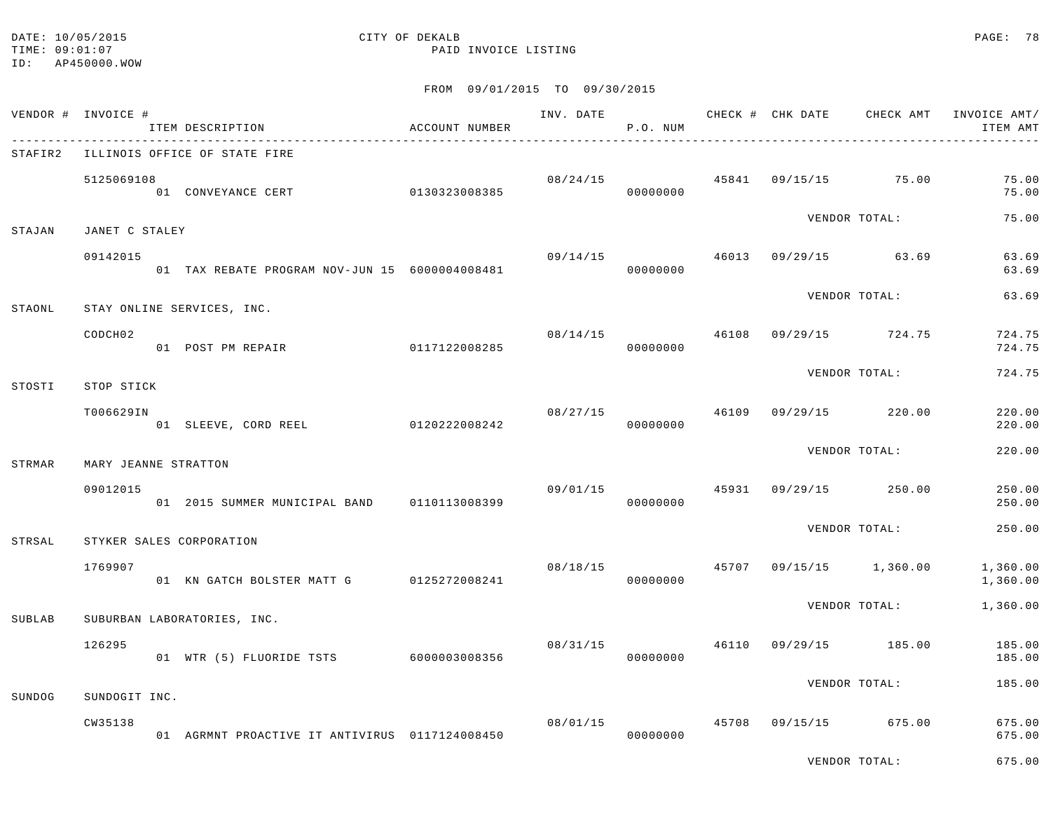DATE: 10/05/2015 CITY OF DEKALB
TIME: 09:01:07 PAID INVOICE LISTING
ID: AP450000.WOW

FROM 09/01/2015 TO 09/30/2015

| VENDOR # | INVOICE # / ITEM DESCRIPTION | ACCOUNT NUMBER | INV. DATE | P.O. NUM | CHECK # | CHK DATE | CHECK AMT | INVOICE AMT/ ITEM AMT |
|---|---|---|---|---|---|---|---|---|
| STAFIR2 | ILLINOIS OFFICE OF STATE FIRE | | | | | | | |
| | 5125069108 | | 08/24/15 | | 45841 | 09/15/15 | 75.00 | 75.00 |
| | 01 CONVEYANCE CERT | 0130323008385 | | 00000000 | | | | 75.00 |
| | | | | | | VENDOR TOTAL: | | 75.00 |
| STAJAN | JANET C STALEY | | | | | | | |
| | 09142015 | | 09/14/15 | | 46013 | 09/29/15 | 63.69 | 63.69 |
| | 01 TAX REBATE PROGRAM NOV-JUN 15 | 6000004008481 | | 00000000 | | | | 63.69 |
| | | | | | | VENDOR TOTAL: | | 63.69 |
| STAONL | STAY ONLINE SERVICES, INC. | | | | | | | |
| | CODCH02 | | 08/14/15 | | 46108 | 09/29/15 | 724.75 | 724.75 |
| | 01 POST PM REPAIR | 0117122008285 | | 00000000 | | | | 724.75 |
| | | | | | | VENDOR TOTAL: | | 724.75 |
| STOSTI | STOP STICK | | | | | | | |
| | T006629IN | | 08/27/15 | | 46109 | 09/29/15 | 220.00 | 220.00 |
| | 01 SLEEVE, CORD REEL | 0120222008242 | | 00000000 | | | | 220.00 |
| | | | | | | VENDOR TOTAL: | | 220.00 |
| STRMAR | MARY JEANNE STRATTON | | | | | | | |
| | 09012015 | | 09/01/15 | | 45931 | 09/29/15 | 250.00 | 250.00 |
| | 01 2015 SUMMER MUNICIPAL BAND | 0110113008399 | | 00000000 | | | | 250.00 |
| | | | | | | VENDOR TOTAL: | | 250.00 |
| STRSAL | STYKER SALES CORPORATION | | | | | | | |
| | 1769907 | | 08/18/15 | | 45707 | 09/15/15 | 1,360.00 | 1,360.00 |
| | 01 KN GATCH BOLSTER MATT G | 0125272008241 | | 00000000 | | | | 1,360.00 |
| | | | | | | VENDOR TOTAL: | | 1,360.00 |
| SUBLAB | SUBURBAN LABORATORIES, INC. | | | | | | | |
| | 126295 | | 08/31/15 | | 46110 | 09/29/15 | 185.00 | 185.00 |
| | 01 WTR (5) FLUORIDE TSTS | 6000003008356 | | 00000000 | | | | 185.00 |
| | | | | | | VENDOR TOTAL: | | 185.00 |
| SUNDOG | SUNDOGIT INC. | | | | | | | |
| | CW35138 | | 08/01/15 | | 45708 | 09/15/15 | 675.00 | 675.00 |
| | 01 AGRMNT PROACTIVE IT ANTIVIRUS | 0117124008450 | | 00000000 | | | | 675.00 |
| | | | | | | VENDOR TOTAL: | | 675.00 |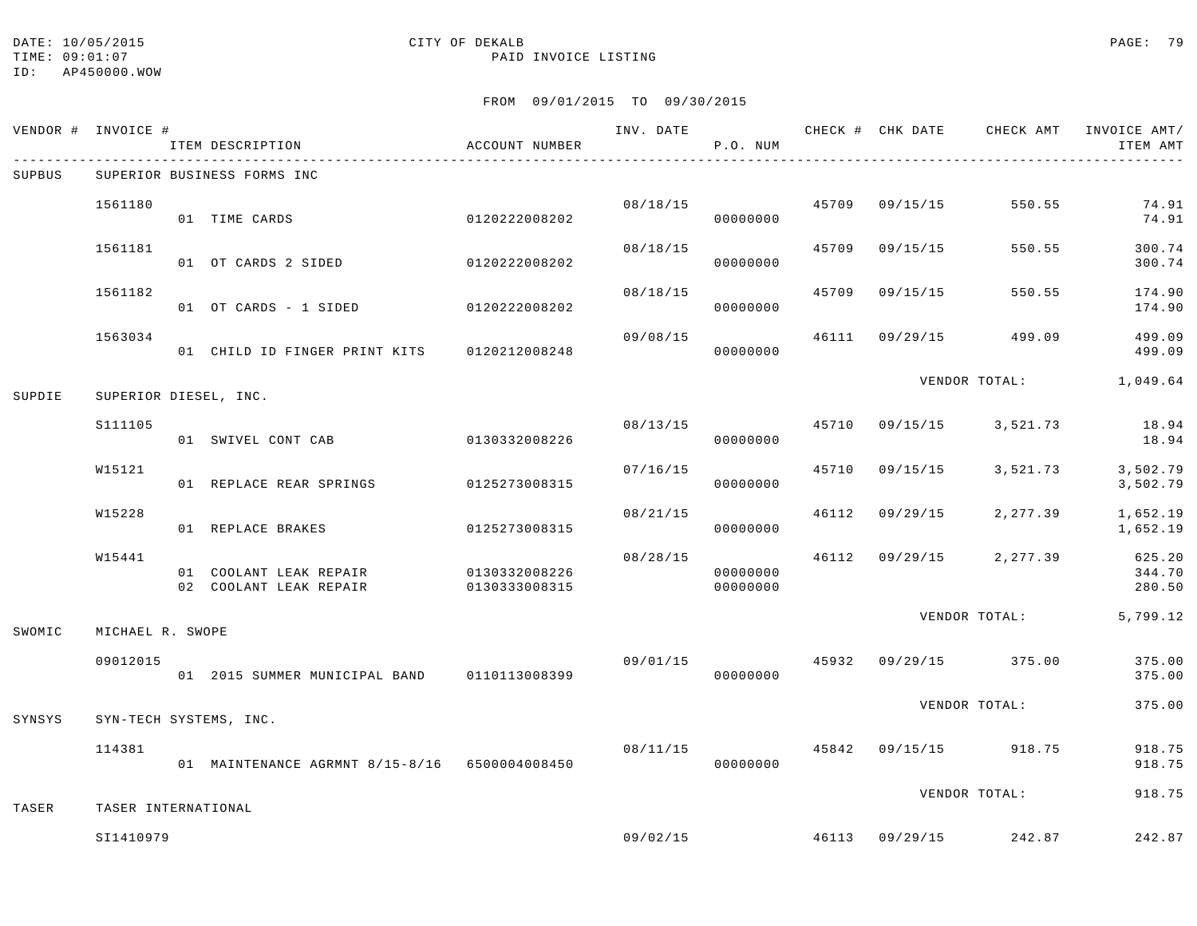DATE: 10/05/2015 CITY OF DEKALB
TIME: 09:01:07 PAID INVOICE LISTING
ID: AP450000.WOW

FROM 09/01/2015 TO 09/30/2015

| VENDOR # | INVOICE # | ITEM DESCRIPTION | ACCOUNT NUMBER | INV. DATE | P.O. NUM | CHECK # | CHK DATE | CHECK AMT | INVOICE AMT/ ITEM AMT |
|---|---|---|---|---|---|---|---|---|---|
| SUPBUS | SUPERIOR BUSINESS FORMS INC | | | | | | | | |
| | 1561180 | | | 08/18/15 | | 45709 | 09/15/15 | 550.55 | 74.91 |
| | | 01 TIME CARDS | 0120222008202 | | 00000000 | | | | 74.91 |
| | 1561181 | | | 08/18/15 | | 45709 | 09/15/15 | 550.55 | 300.74 |
| | | 01 OT CARDS 2 SIDED | 0120222008202 | | 00000000 | | | | 300.74 |
| | 1561182 | | | 08/18/15 | | 45709 | 09/15/15 | 550.55 | 174.90 |
| | | 01 OT CARDS - 1 SIDED | 0120222008202 | | 00000000 | | | | 174.90 |
| | 1563034 | | | 09/08/15 | | 46111 | 09/29/15 | 499.09 | 499.09 |
| | | 01 CHILD ID FINGER PRINT KITS | 0120212008248 | | 00000000 | | | | 499.09 |
| | | | | | | | VENDOR TOTAL: | | 1,049.64 |
| SUPDIE | SUPERIOR DIESEL, INC. | | | | | | | | |
| | S111105 | | | 08/13/15 | | 45710 | 09/15/15 | 3,521.73 | 18.94 |
| | | 01 SWIVEL CONT CAB | 0130332008226 | | 00000000 | | | | 18.94 |
| | W15121 | | | 07/16/15 | | 45710 | 09/15/15 | 3,521.73 | 3,502.79 |
| | | 01 REPLACE REAR SPRINGS | 0125273008315 | | 00000000 | | | | 3,502.79 |
| | W15228 | | | 08/21/15 | | 46112 | 09/29/15 | 2,277.39 | 1,652.19 |
| | | 01 REPLACE BRAKES | 0125273008315 | | 00000000 | | | | 1,652.19 |
| | W15441 | | | 08/28/15 | | 46112 | 09/29/15 | 2,277.39 | 625.20 |
| | | 01 COOLANT LEAK REPAIR | 0130332008226 | | 00000000 | | | | 344.70 |
| | | 02 COOLANT LEAK REPAIR | 0130333008315 | | 00000000 | | | | 280.50 |
| | | | | | | | VENDOR TOTAL: | | 5,799.12 |
| SWOMIC | MICHAEL R. SWOPE | | | | | | | | |
| | 09012015 | | | 09/01/15 | | 45932 | 09/29/15 | 375.00 | 375.00 |
| | | 01 2015 SUMMER MUNICIPAL BAND | 0110113008399 | | 00000000 | | | | 375.00 |
| | | | | | | | VENDOR TOTAL: | | 375.00 |
| SYNSYS | SYN-TECH SYSTEMS, INC. | | | | | | | | |
| | 114381 | | | 08/11/15 | | 45842 | 09/15/15 | 918.75 | 918.75 |
| | | 01 MAINTENANCE AGRMNT 8/15-8/16 | 6500004008450 | | 00000000 | | | | 918.75 |
| | | | | | | | VENDOR TOTAL: | | 918.75 |
| TASER | TASER INTERNATIONAL | | | | | | | | |
| | SI1410979 | | | 09/02/15 | | 46113 | 09/29/15 | 242.87 | 242.87 |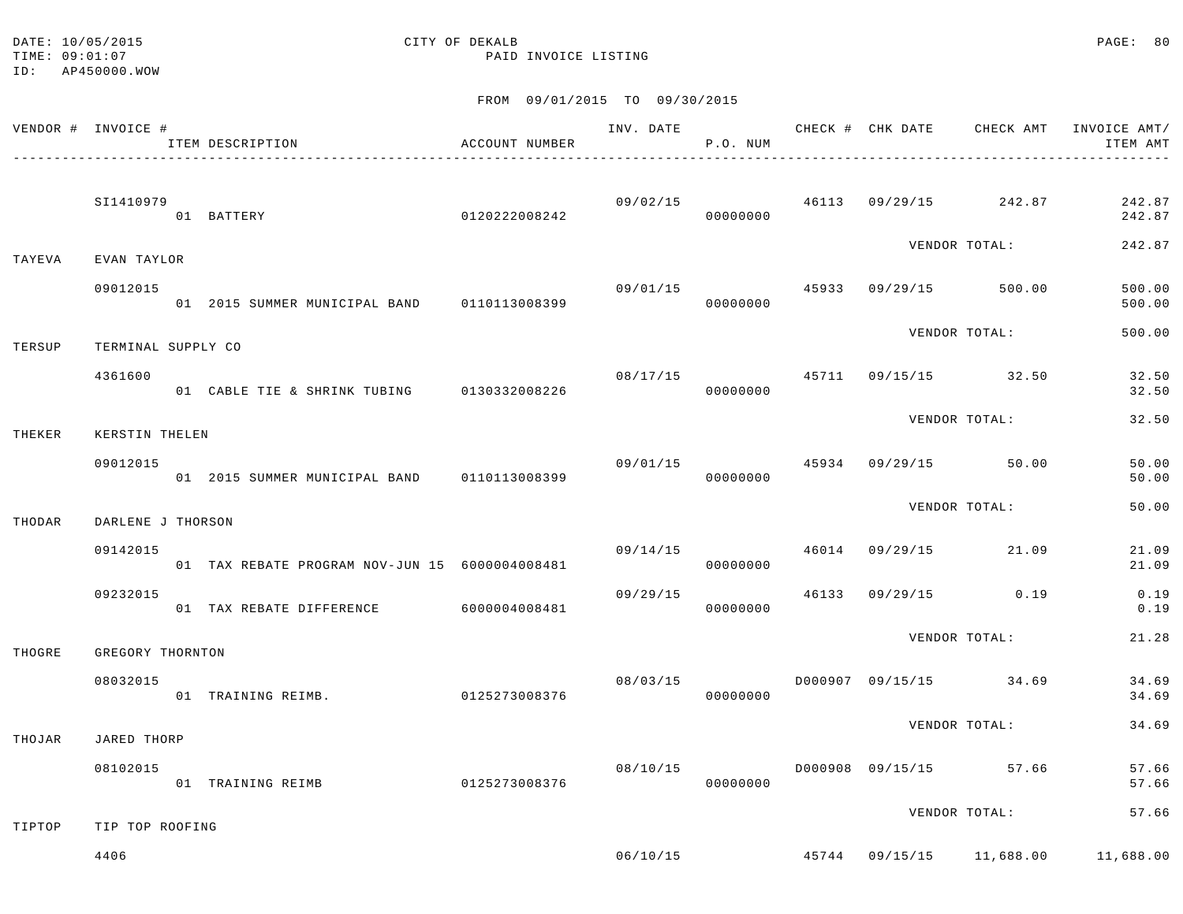DATE: 10/05/2015　　　　CITY OF DEKALB
TIME: 09:01:07　　　　PAID INVOICE LISTING
ID: AP450000.WOW

FROM 09/01/2015 TO 09/30/2015

| VENDOR # | INVOICE # / ITEM DESCRIPTION | ACCOUNT NUMBER | INV. DATE | P.O. NUM | CHECK # | CHK DATE | CHECK AMT | INVOICE AMT/ ITEM AMT |
|---|---|---|---|---|---|---|---|---|
| | SI1410979 | | 09/02/15 | | 46113 | 09/29/15 | 242.87 | 242.87 |
| | 01 BATTERY | 0120222008242 | | 00000000 | | | | 242.87 |
| | | | | | | VENDOR TOTAL: | | 242.87 |
| TAYEVA | EVAN TAYLOR | | | | | | | |
| | 09012015 | | 09/01/15 | | 45933 | 09/29/15 | 500.00 | 500.00 |
| | 01 2015 SUMMER MUNICIPAL BAND | 0110113008399 | | 00000000 | | | | 500.00 |
| | | | | | | VENDOR TOTAL: | | 500.00 |
| TERSUP | TERMINAL SUPPLY CO | | | | | | | |
| | 4361600 | | 08/17/15 | | 45711 | 09/15/15 | 32.50 | 32.50 |
| | 01 CABLE TIE & SHRINK TUBING | 0130332008226 | | 00000000 | | | | 32.50 |
| | | | | | | VENDOR TOTAL: | | 32.50 |
| THEKER | KERSTIN THELEN | | | | | | | |
| | 09012015 | | 09/01/15 | | 45934 | 09/29/15 | 50.00 | 50.00 |
| | 01 2015 SUMMER MUNICIPAL BAND | 0110113008399 | | 00000000 | | | | 50.00 |
| | | | | | | VENDOR TOTAL: | | 50.00 |
| THODAR | DARLENE J THORSON | | | | | | | |
| | 09142015 | | 09/14/15 | | 46014 | 09/29/15 | 21.09 | 21.09 |
| | 01 TAX REBATE PROGRAM NOV-JUN 15 | 6000004008481 | | 00000000 | | | | 21.09 |
| | 09232015 | | 09/29/15 | | 46133 | 09/29/15 | 0.19 | 0.19 |
| | 01 TAX REBATE DIFFERENCE | 6000004008481 | | 00000000 | | | | 0.19 |
| | | | | | | VENDOR TOTAL: | | 21.28 |
| THOGRE | GREGORY THORNTON | | | | | | | |
| | 08032015 | | 08/03/15 | | D000907 | 09/15/15 | 34.69 | 34.69 |
| | 01 TRAINING REIMB. | 0125273008376 | | 00000000 | | | | 34.69 |
| | | | | | | VENDOR TOTAL: | | 34.69 |
| THOJAR | JARED THORP | | | | | | | |
| | 08102015 | | 08/10/15 | | D000908 | 09/15/15 | 57.66 | 57.66 |
| | 01 TRAINING REIMB | 0125273008376 | | 00000000 | | | | 57.66 |
| | | | | | | VENDOR TOTAL: | | 57.66 |
| TIPTOP | TIP TOP ROOFING | | | | | | | |
| | 4406 | | 06/10/15 | | 45744 | 09/15/15 | 11,688.00 | 11,688.00 |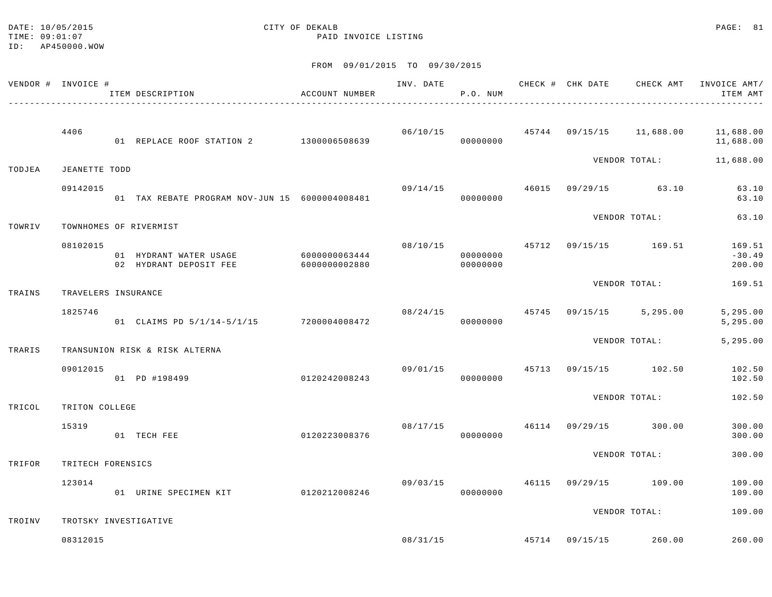DATE: 10/05/2015
TIME: 09:01:07
ID: AP450000.WOW

CITY OF DEKALB
PAID INVOICE LISTING

FROM 09/01/2015 TO 09/30/2015

| VENDOR # | INVOICE # / ITEM DESCRIPTION | ACCOUNT NUMBER | INV. DATE | P.O. NUM | CHECK # | CHK DATE | CHECK AMT | INVOICE AMT/ ITEM AMT |
|---|---|---|---|---|---|---|---|---|
| | 4406 | | 06/10/15 | | 45744 | 09/15/15 | 11,688.00 | 11,688.00 |
| | 01 REPLACE ROOF STATION 2 | 1300006508639 | | 00000000 | | | | 11,688.00 |
| | | | | | | VENDOR TOTAL: | | 11,688.00 |
| TODJEA | JEANETTE TODD | | | | | | | |
| | 09142015 | | 09/14/15 | | 46015 | 09/29/15 | 63.10 | 63.10 |
| | 01 TAX REBATE PROGRAM NOV-JUN 15 | 6000004008481 | | 00000000 | | | | 63.10 |
| | | | | | | VENDOR TOTAL: | | 63.10 |
| TOWRIV | TOWNHOMES OF RIVERMIST | | | | | | | |
| | 08102015 | | 08/10/15 | | 45712 | 09/15/15 | 169.51 | 169.51 |
| | 01 HYDRANT WATER USAGE | 6000000063444 | | 00000000 | | | | -30.49 |
| | 02 HYDRANT DEPOSIT FEE | 6000000002880 | | 00000000 | | | | 200.00 |
| | | | | | | VENDOR TOTAL: | | 169.51 |
| TRAINS | TRAVELERS INSURANCE | | | | | | | |
| | 1825746 | | 08/24/15 | | 45745 | 09/15/15 | 5,295.00 | 5,295.00 |
| | 01 CLAIMS PD 5/1/14-5/1/15 | 7200004008472 | | 00000000 | | | | 5,295.00 |
| | | | | | | VENDOR TOTAL: | | 5,295.00 |
| TRARIS | TRANSUNION RISK & RISK ALTERNA | | | | | | | |
| | 09012015 | | 09/01/15 | | 45713 | 09/15/15 | 102.50 | 102.50 |
| | 01 PD #198499 | 0120242008243 | | 00000000 | | | | 102.50 |
| | | | | | | VENDOR TOTAL: | | 102.50 |
| TRICOL | TRITON COLLEGE | | | | | | | |
| | 15319 | | 08/17/15 | | 46114 | 09/29/15 | 300.00 | 300.00 |
| | 01 TECH FEE | 0120223008376 | | 00000000 | | | | 300.00 |
| | | | | | | VENDOR TOTAL: | | 300.00 |
| TRIFOR | TRITECH FORENSICS | | | | | | | |
| | 123014 | | 09/03/15 | | 46115 | 09/29/15 | 109.00 | 109.00 |
| | 01 URINE SPECIMEN KIT | 0120212008246 | | 00000000 | | | | 109.00 |
| | | | | | | VENDOR TOTAL: | | 109.00 |
| TROINV | TROTSKY INVESTIGATIVE | | | | | | | |
| | 08312015 | | 08/31/15 | | 45714 | 09/15/15 | 260.00 | 260.00 |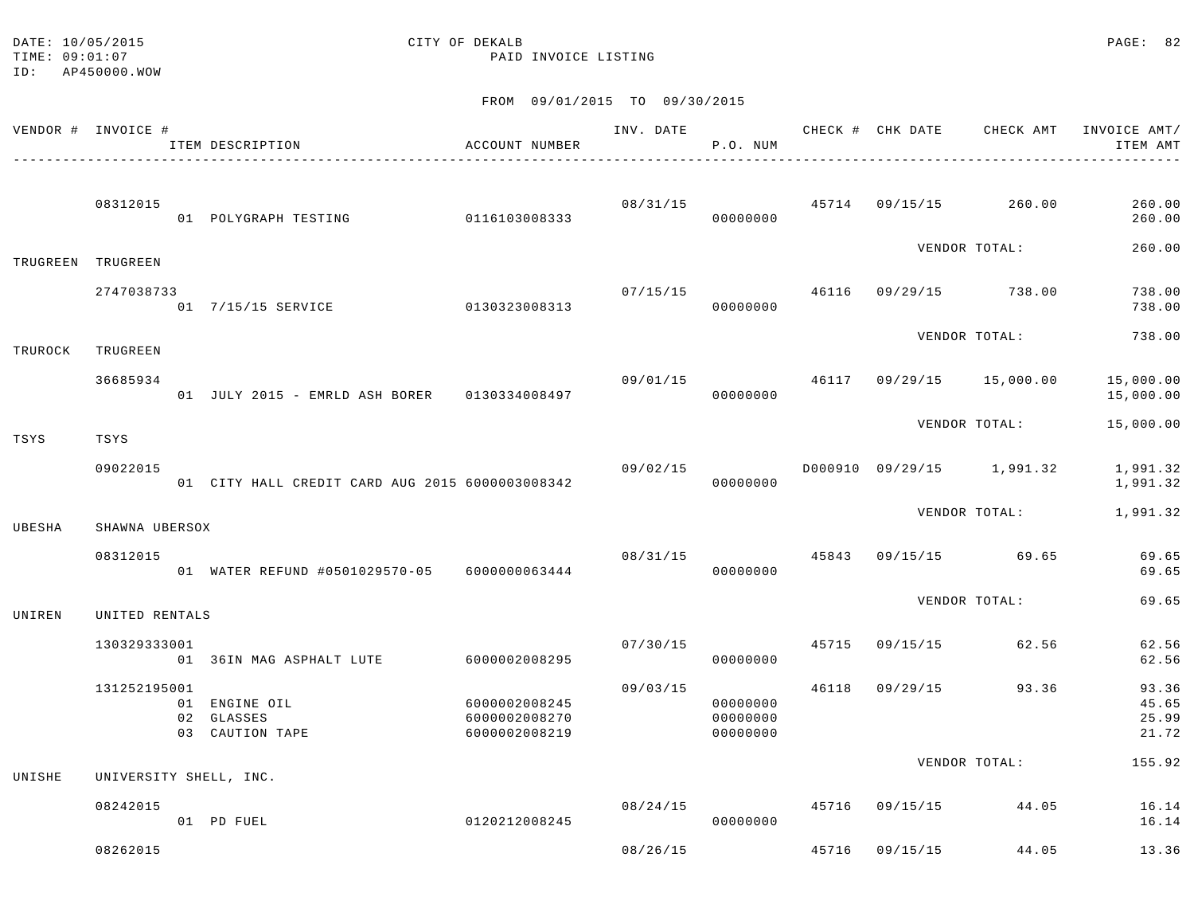DATE: 10/05/2015
TIME: 09:01:07
ID: AP450000.WOW

CITY OF DEKALB
PAID INVOICE LISTING

FROM 09/01/2015 TO 09/30/2015

| VENDOR # | INVOICE # / ITEM DESCRIPTION | ACCOUNT NUMBER | INV. DATE | P.O. NUM | CHECK # | CHK DATE | CHECK AMT | INVOICE AMT/ ITEM AMT |
|---|---|---|---|---|---|---|---|---|
| | 08312015 | | 08/31/15 | | 45714 | 09/15/15 | 260.00 | 260.00 |
| | 01 POLYGRAPH TESTING | 0116103008333 | | 00000000 | | | | 260.00 |
| | | | | | | VENDOR TOTAL: | | 260.00 |
| TRUGREEN | TRUGREEN | | | | | | | |
| | 2747038733 | | 07/15/15 | | 46116 | 09/29/15 | 738.00 | 738.00 |
| | 01 7/15/15 SERVICE | 0130323008313 | | 00000000 | | | | 738.00 |
| | | | | | | VENDOR TOTAL: | | 738.00 |
| TRUROCK | TRUGREEN | | | | | | | |
| | 36685934 | | 09/01/15 | | 46117 | 09/29/15 | 15,000.00 | 15,000.00 |
| | 01 JULY 2015 - EMRLD ASH BORER | 0130334008497 | | 00000000 | | | | 15,000.00 |
| | | | | | | VENDOR TOTAL: | | 15,000.00 |
| TSYS | TSYS | | | | | | | |
| | 09022015 | | 09/02/15 | | D000910 | 09/29/15 | 1,991.32 | 1,991.32 |
| | 01 CITY HALL CREDIT CARD AUG 2015 | 6000003008342 | | 00000000 | | | | 1,991.32 |
| | | | | | | VENDOR TOTAL: | | 1,991.32 |
| UBESHA | SHAWNA UBERSOX | | | | | | | |
| | 08312015 | | 08/31/15 | | 45843 | 09/15/15 | 69.65 | 69.65 |
| | 01 WATER REFUND #0501029570-05 | 6000000063444 | | 00000000 | | | | 69.65 |
| | | | | | | VENDOR TOTAL: | | 69.65 |
| UNIREN | UNITED RENTALS | | | | | | | |
| | 130329333001 | | 07/30/15 | | 45715 | 09/15/15 | 62.56 | 62.56 |
| | 01 36IN MAG ASPHALT LUTE | 6000002008295 | | 00000000 | | | | 62.56 |
| | 131252195001 | | 09/03/15 | | 46118 | 09/29/15 | 93.36 | 93.36 |
| | 01 ENGINE OIL | 6000002008245 | | 00000000 | | | | 45.65 |
| | 02 GLASSES | 6000002008270 | | 00000000 | | | | 25.99 |
| | 03 CAUTION TAPE | 6000002008219 | | 00000000 | | | | 21.72 |
| | | | | | | VENDOR TOTAL: | | 155.92 |
| UNISHE | UNIVERSITY SHELL, INC. | | | | | | | |
| | 08242015 | | 08/24/15 | | 45716 | 09/15/15 | 44.05 | 16.14 |
| | 01 PD FUEL | 0120212008245 | | 00000000 | | | | 16.14 |
| | 08262015 | | 08/26/15 | | 45716 | 09/15/15 | 44.05 | 13.36 |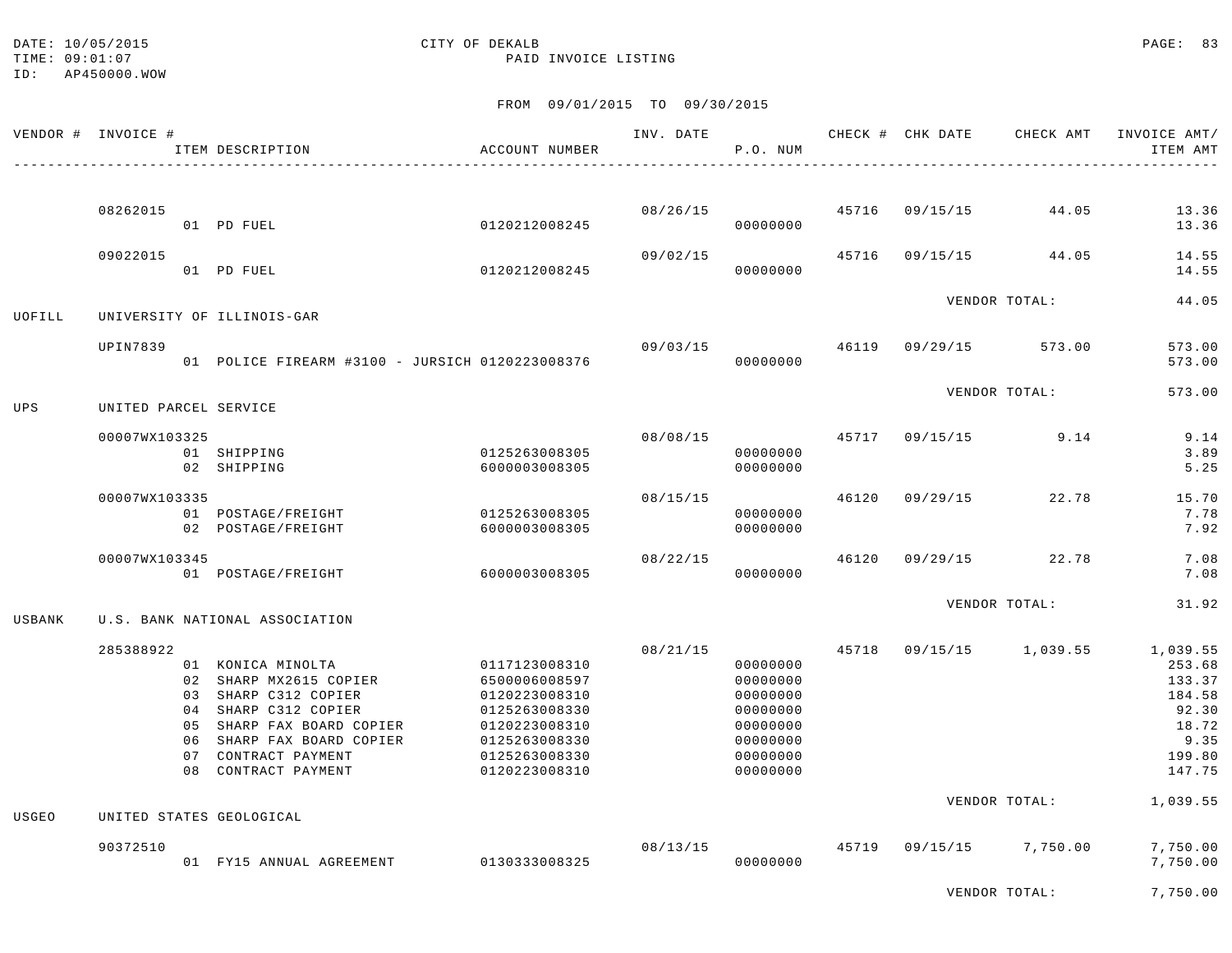DATE: 10/05/2015
TIME: 09:01:07
ID: AP450000.WOW

CITY OF DEKALB
PAID INVOICE LISTING

FROM 09/01/2015 TO 09/30/2015

| VENDOR # | INVOICE # / ITEM DESCRIPTION | ACCOUNT NUMBER | INV. DATE | P.O. NUM | CHECK # | CHK DATE | CHECK AMT | INVOICE AMT/ ITEM AMT |
|---|---|---|---|---|---|---|---|---|
| | 08262015 | | 08/26/15 | | 45716 | 09/15/15 | 44.05 | 13.36 |
| | 01 PD FUEL | 0120212008245 | | 00000000 | | | | 13.36 |
| | 09022015 | | 09/02/15 | | 45716 | 09/15/15 | 44.05 | 14.55 |
| | 01 PD FUEL | 0120212008245 | | 00000000 | | | | 14.55 |
| | | | | | | VENDOR TOTAL: | | 44.05 |
| UOFILL | UNIVERSITY OF ILLINOIS-GAR | | | | | | | |
| | UPIN7839 | | 09/03/15 | | 46119 | 09/29/15 | 573.00 | 573.00 |
| | 01 POLICE FIREARM #3100 - JURSICH | 0120223008376 | | 00000000 | | | | 573.00 |
| | | | | | | VENDOR TOTAL: | | 573.00 |
| UPS | UNITED PARCEL SERVICE | | | | | | | |
| | 00007WX103325 | | 08/08/15 | | 45717 | 09/15/15 | 9.14 | 9.14 |
| | 01 SHIPPING | 0125263008305 | | 00000000 | | | | 3.89 |
| | 02 SHIPPING | 6000003008305 | | 00000000 | | | | 5.25 |
| | 00007WX103335 | | 08/15/15 | | 46120 | 09/29/15 | 22.78 | 15.70 |
| | 01 POSTAGE/FREIGHT | 0125263008305 | | 00000000 | | | | 7.78 |
| | 02 POSTAGE/FREIGHT | 6000003008305 | | 00000000 | | | | 7.92 |
| | 00007WX103345 | | 08/22/15 | | 46120 | 09/29/15 | 22.78 | 7.08 |
| | 01 POSTAGE/FREIGHT | 6000003008305 | | 00000000 | | | | 7.08 |
| | | | | | | VENDOR TOTAL: | | 31.92 |
| USBANK | U.S. BANK NATIONAL ASSOCIATION | | | | | | | |
| | 285388922 | | 08/21/15 | | 45718 | 09/15/15 | 1,039.55 | 1,039.55 |
| | 01 KONICA MINOLTA | 0117123008310 | | 00000000 | | | | 253.68 |
| | 02 SHARP MX2615 COPIER | 6500006008597 | | 00000000 | | | | 133.37 |
| | 03 SHARP C312 COPIER | 0120223008310 | | 00000000 | | | | 184.58 |
| | 04 SHARP C312 COPIER | 0125263008330 | | 00000000 | | | | 92.30 |
| | 05 SHARP FAX BOARD COPIER | 0120223008310 | | 00000000 | | | | 18.72 |
| | 06 SHARP FAX BOARD COPIER | 0125263008330 | | 00000000 | | | | 9.35 |
| | 07 CONTRACT PAYMENT | 0125263008330 | | 00000000 | | | | 199.80 |
| | 08 CONTRACT PAYMENT | 0120223008310 | | 00000000 | | | | 147.75 |
| | | | | | | VENDOR TOTAL: | | 1,039.55 |
| USGEO | UNITED STATES GEOLOGICAL | | | | | | | |
| | 90372510 | | 08/13/15 | | 45719 | 09/15/15 | 7,750.00 | 7,750.00 |
| | 01 FY15 ANNUAL AGREEMENT | 0130333008325 | | 00000000 | | | | 7,750.00 |
| | | | | | | VENDOR TOTAL: | | 7,750.00 |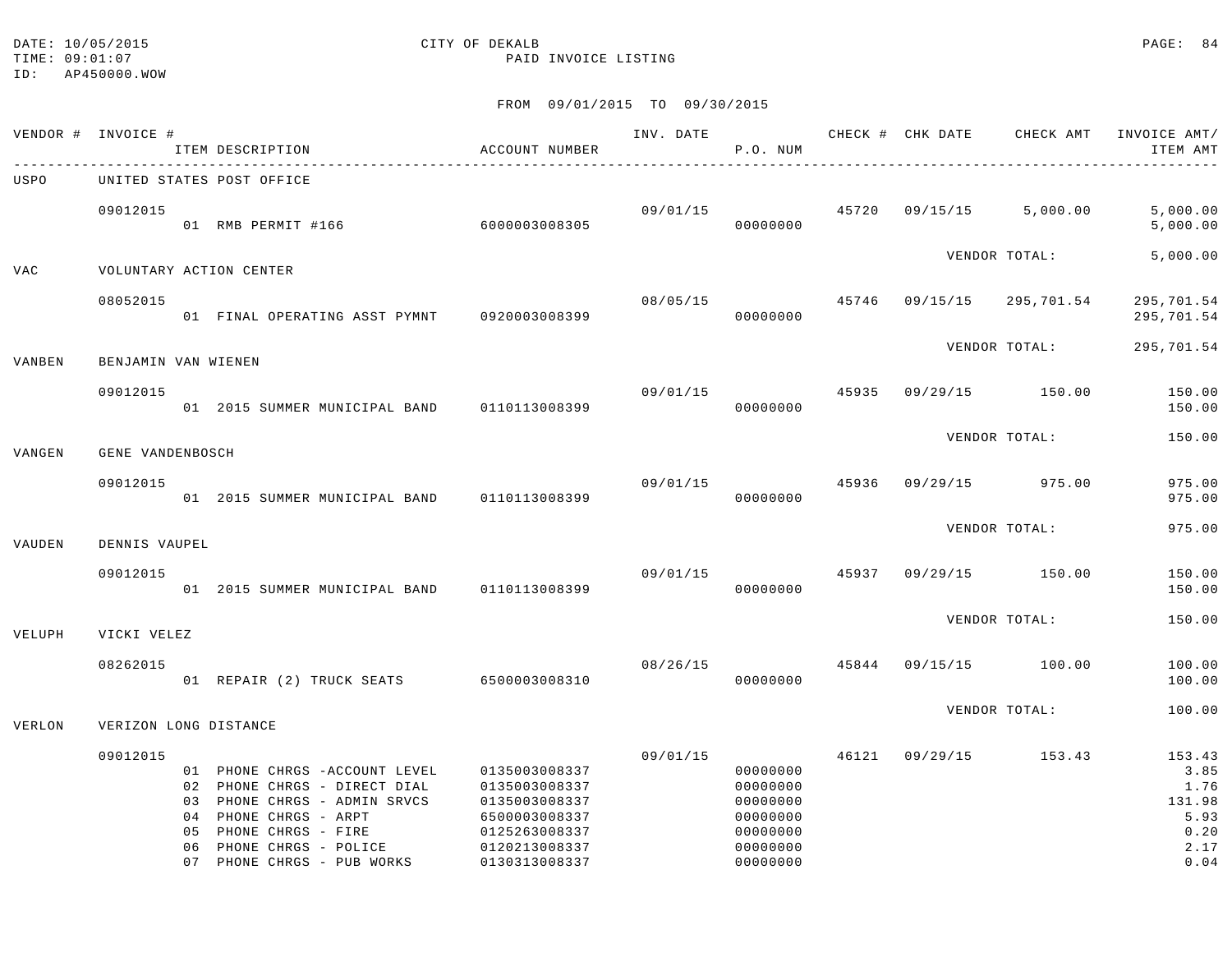DATE: 10/05/2015  
TIME: 09:01:07  
ID: AP450000.WOW

CITY OF DEKALB  
PAID INVOICE LISTING

FROM 09/01/2015 TO 09/30/2015

| VENDOR # | INVOICE # / ITEM DESCRIPTION | ACCOUNT NUMBER | INV. DATE | P.O. NUM | CHECK # | CHK DATE | CHECK AMT | INVOICE AMT/ ITEM AMT |
|---|---|---|---|---|---|---|---|---|
| USPO | UNITED STATES POST OFFICE | | | | | | | |
| | 09012015 | | 09/01/15 | | 45720 | 09/15/15 | 5,000.00 | 5,000.00 |
| | 01 RMB PERMIT #166 | 6000003008305 | | 00000000 | | | | 5,000.00 |
| | | | | | | VENDOR TOTAL: | | 5,000.00 |
| VAC | VOLUNTARY ACTION CENTER | | | | | | | |
| | 08052015 | | 08/05/15 | | 45746 | 09/15/15 | 295,701.54 | 295,701.54 |
| | 01 FINAL OPERATING ASST PYMNT | 0920003008399 | | 00000000 | | | | 295,701.54 |
| | | | | | | VENDOR TOTAL: | | 295,701.54 |
| VANBEN | BENJAMIN VAN WIENEN | | | | | | | |
| | 09012015 | | 09/01/15 | | 45935 | 09/29/15 | 150.00 | 150.00 |
| | 01 2015 SUMMER MUNICIPAL BAND | 0110113008399 | | 00000000 | | | | 150.00 |
| | | | | | | VENDOR TOTAL: | | 150.00 |
| VANGEN | GENE VANDENBOSCH | | | | | | | |
| | 09012015 | | 09/01/15 | | 45936 | 09/29/15 | 975.00 | 975.00 |
| | 01 2015 SUMMER MUNICIPAL BAND | 0110113008399 | | 00000000 | | | | 975.00 |
| | | | | | | VENDOR TOTAL: | | 975.00 |
| VAUDEN | DENNIS VAUPEL | | | | | | | |
| | 09012015 | | 09/01/15 | | 45937 | 09/29/15 | 150.00 | 150.00 |
| | 01 2015 SUMMER MUNICIPAL BAND | 0110113008399 | | 00000000 | | | | 150.00 |
| | | | | | | VENDOR TOTAL: | | 150.00 |
| VELUPH | VICKI VELEZ | | | | | | | |
| | 08262015 | | 08/26/15 | | 45844 | 09/15/15 | 100.00 | 100.00 |
| | 01 REPAIR (2) TRUCK SEATS | 6500003008310 | | 00000000 | | | | 100.00 |
| | | | | | | VENDOR TOTAL: | | 100.00 |
| VERLON | VERIZON LONG DISTANCE | | | | | | | |
| | 09012015 | | 09/01/15 | | 46121 | 09/29/15 | 153.43 | 153.43 |
| | 01 PHONE CHRGS -ACCOUNT LEVEL | 0135003008337 | | 00000000 | | | | 3.85 |
| | 02 PHONE CHRGS - DIRECT DIAL | 0135003008337 | | 00000000 | | | | 1.76 |
| | 03 PHONE CHRGS - ADMIN SRVCS | 0135003008337 | | 00000000 | | | | 131.98 |
| | 04 PHONE CHRGS - ARPT | 6500003008337 | | 00000000 | | | | 5.93 |
| | 05 PHONE CHRGS - FIRE | 0125263008337 | | 00000000 | | | | 0.20 |
| | 06 PHONE CHRGS - POLICE | 0120213008337 | | 00000000 | | | | 2.17 |
| | 07 PHONE CHRGS - PUB WORKS | 0130313008337 | | 00000000 | | | | 0.04 |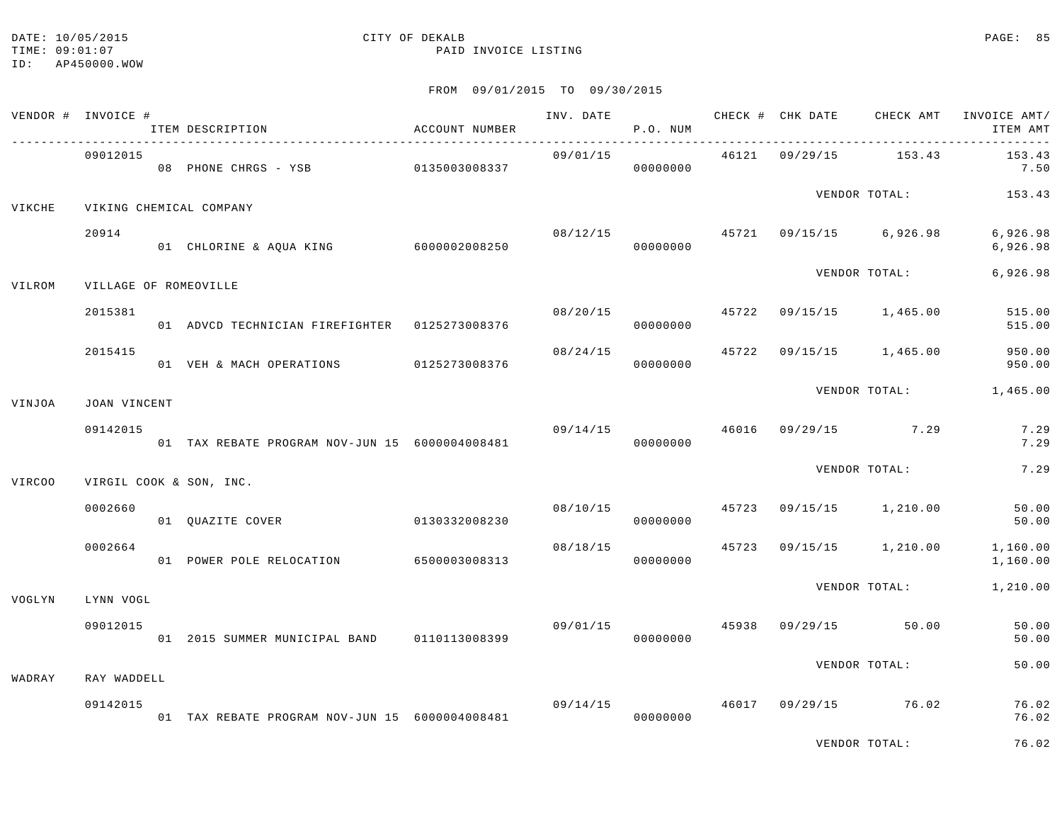DATE: 10/05/2015
TIME: 09:01:07
ID: AP450000.WOW

CITY OF DEKALB
PAID INVOICE LISTING

FROM 09/01/2015 TO 09/30/2015

| VENDOR # | INVOICE # / ITEM DESCRIPTION | ACCOUNT NUMBER | INV. DATE | P.O. NUM | CHECK # | CHK DATE | CHECK AMT | INVOICE AMT/ ITEM AMT |
|---|---|---|---|---|---|---|---|---|
| | 09012015 | | 09/01/15 | | 46121 | 09/29/15 | 153.43 | 153.43 |
| | 08 PHONE CHRGS - YSB | 0135003008337 | | 00000000 | | | | 7.50 |
| | | | | | | VENDOR TOTAL: | | 153.43 |
| VIKCHE | VIKING CHEMICAL COMPANY | | | | | | | |
| | 20914 | | 08/12/15 | | 45721 | 09/15/15 | 6,926.98 | 6,926.98 |
| | 01 CHLORINE & AQUA KING | 6000002008250 | | 00000000 | | | | 6,926.98 |
| | | | | | | VENDOR TOTAL: | | 6,926.98 |
| VILROM | VILLAGE OF ROMEOVILLE | | | | | | | |
| | 2015381 | | 08/20/15 | | 45722 | 09/15/15 | 1,465.00 | 515.00 |
| | 01 ADVCD TECHNICIAN FIREFIGHTER | 0125273008376 | | 00000000 | | | | 515.00 |
| | 2015415 | | 08/24/15 | | 45722 | 09/15/15 | 1,465.00 | 950.00 |
| | 01 VEH & MACH OPERATIONS | 0125273008376 | | 00000000 | | | | 950.00 |
| | | | | | | VENDOR TOTAL: | | 1,465.00 |
| VINJOA | JOAN VINCENT | | | | | | | |
| | 09142015 | | 09/14/15 | | 46016 | 09/29/15 | 7.29 | 7.29 |
| | 01 TAX REBATE PROGRAM NOV-JUN 15 | 6000004008481 | | 00000000 | | | | 7.29 |
| | | | | | | VENDOR TOTAL: | | 7.29 |
| VIRCOO | VIRGIL COOK & SON, INC. | | | | | | | |
| | 0002660 | | 08/10/15 | | 45723 | 09/15/15 | 1,210.00 | 50.00 |
| | 01 QUAZITE COVER | 0130332008230 | | 00000000 | | | | 50.00 |
| | 0002664 | | 08/18/15 | | 45723 | 09/15/15 | 1,210.00 | 1,160.00 |
| | 01 POWER POLE RELOCATION | 6500003008313 | | 00000000 | | | | 1,160.00 |
| | | | | | | VENDOR TOTAL: | | 1,210.00 |
| VOGLYN | LYNN VOGL | | | | | | | |
| | 09012015 | | 09/01/15 | | 45938 | 09/29/15 | 50.00 | 50.00 |
| | 01 2015 SUMMER MUNICIPAL BAND | 0110113008399 | | 00000000 | | | | 50.00 |
| | | | | | | VENDOR TOTAL: | | 50.00 |
| WADRAY | RAY WADDELL | | | | | | | |
| | 09142015 | | 09/14/15 | | 46017 | 09/29/15 | 76.02 | 76.02 |
| | 01 TAX REBATE PROGRAM NOV-JUN 15 | 6000004008481 | | 00000000 | | | | 76.02 |
| | | | | | | VENDOR TOTAL: | | 76.02 |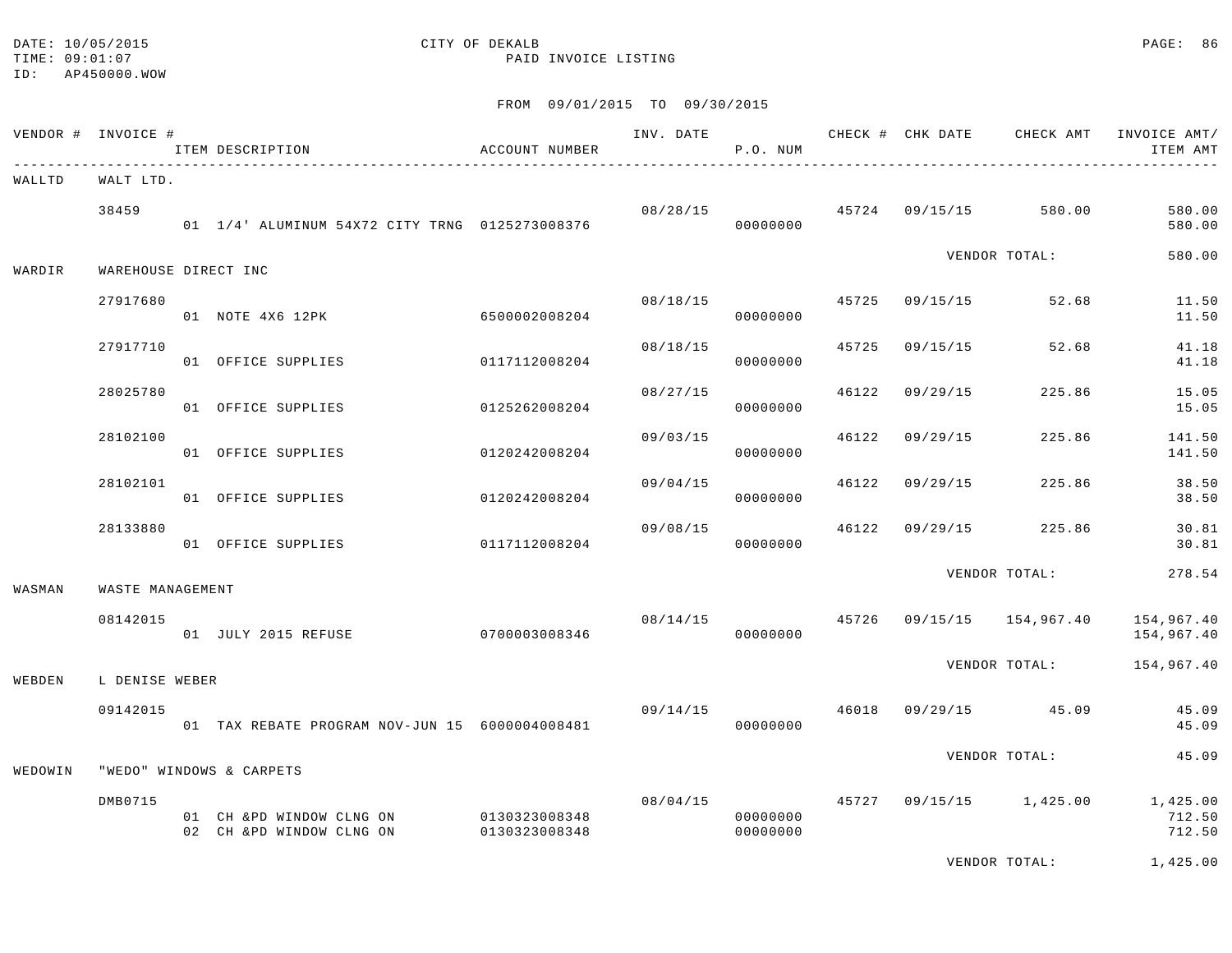DATE: 10/05/2015
TIME: 09:01:07
ID: AP450000.WOW

CITY OF DEKALB
PAID INVOICE LISTING

FROM 09/01/2015 TO 09/30/2015

| VENDOR # | INVOICE # / ITEM DESCRIPTION | ACCOUNT NUMBER | INV. DATE | P.O. NUM | CHECK # | CHK DATE | CHECK AMT | INVOICE AMT/ ITEM AMT |
|---|---|---|---|---|---|---|---|---|
| WALLTD | WALT LTD. | | | | | | | |
| | 38459 | | 08/28/15 | | 45724 | 09/15/15 | 580.00 | 580.00 |
| | 01 1/4' ALUMINUM 54X72 CITY TRNG | 0125273008376 | | 00000000 | | | | 580.00 |
| | | | | | | VENDOR TOTAL: | | 580.00 |
| WARDIR | WAREHOUSE DIRECT INC | | | | | | | |
| | 27917680 | | 08/18/15 | | 45725 | 09/15/15 | 52.68 | 11.50 |
| | 01 NOTE 4X6 12PK | 6500002008204 | | 00000000 | | | | 11.50 |
| | 27917710 | | 08/18/15 | | 45725 | 09/15/15 | 52.68 | 41.18 |
| | 01 OFFICE SUPPLIES | 0117112008204 | | 00000000 | | | | 41.18 |
| | 28025780 | | 08/27/15 | | 46122 | 09/29/15 | 225.86 | 15.05 |
| | 01 OFFICE SUPPLIES | 0125262008204 | | 00000000 | | | | 15.05 |
| | 28102100 | | 09/03/15 | | 46122 | 09/29/15 | 225.86 | 141.50 |
| | 01 OFFICE SUPPLIES | 0120242008204 | | 00000000 | | | | 141.50 |
| | 28102101 | | 09/04/15 | | 46122 | 09/29/15 | 225.86 | 38.50 |
| | 01 OFFICE SUPPLIES | 0120242008204 | | 00000000 | | | | 38.50 |
| | 28133880 | | 09/08/15 | | 46122 | 09/29/15 | 225.86 | 30.81 |
| | 01 OFFICE SUPPLIES | 0117112008204 | | 00000000 | | | | 30.81 |
| | | | | | | VENDOR TOTAL: | | 278.54 |
| WASMAN | WASTE MANAGEMENT | | | | | | | |
| | 08142015 | | 08/14/15 | | 45726 | 09/15/15 | 154,967.40 | 154,967.40 |
| | 01 JULY 2015 REFUSE | 0700003008346 | | 00000000 | | | | 154,967.40 |
| | | | | | | VENDOR TOTAL: | | 154,967.40 |
| WEBDEN | L DENISE WEBER | | | | | | | |
| | 09142015 | | 09/14/15 | | 46018 | 09/29/15 | 45.09 | 45.09 |
| | 01 TAX REBATE PROGRAM NOV-JUN 15 | 6000004008481 | | 00000000 | | | | 45.09 |
| | | | | | | VENDOR TOTAL: | | 45.09 |
| WEDOWIN | "WEDO" WINDOWS & CARPETS | | | | | | | |
| | DMB0715 | | 08/04/15 | | 45727 | 09/15/15 | 1,425.00 | 1,425.00 |
| | 01 CH &PD WINDOW CLNG ON | 0130323008348 | | 00000000 | | | | 712.50 |
| | 02 CH &PD WINDOW CLNG ON | 0130323008348 | | 00000000 | | | | 712.50 |
| | | | | | | VENDOR TOTAL: | | 1,425.00 |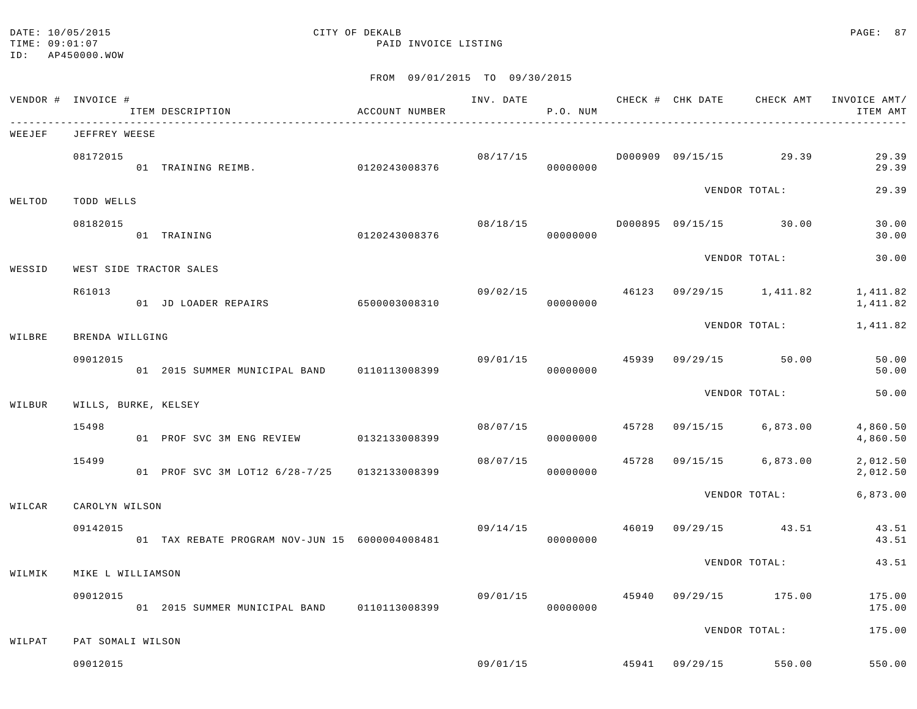DATE: 10/05/2015
TIME: 09:01:07
ID: AP450000.WOW

CITY OF DEKALB
PAID INVOICE LISTING

FROM 09/01/2015 TO 09/30/2015

| VENDOR # | INVOICE # / ITEM DESCRIPTION | ACCOUNT NUMBER | INV. DATE | P.O. NUM | CHECK # | CHK DATE | CHECK AMT | INVOICE AMT/ ITEM AMT |
|---|---|---|---|---|---|---|---|---|
| WEEJEF | JEFFREY WEESE | | | | | | | |
| | 08172015 | | 08/17/15 | | D000909 | 09/15/15 | 29.39 | 29.39 |
| | 01 TRAINING REIMB. | 0120243008376 | | 00000000 | | | | 29.39 |
| | | | | | | VENDOR TOTAL: | | 29.39 |
| WELTOD | TODD WELLS | | | | | | | |
| | 08182015 | | 08/18/15 | | D000895 | 09/15/15 | 30.00 | 30.00 |
| | 01 TRAINING | 0120243008376 | | 00000000 | | | | 30.00 |
| | | | | | | VENDOR TOTAL: | | 30.00 |
| WESSID | WEST SIDE TRACTOR SALES | | | | | | | |
| | R61013 | | 09/02/15 | | 46123 | 09/29/15 | 1,411.82 | 1,411.82 |
| | 01 JD LOADER REPAIRS | 6500003008310 | | 00000000 | | | | 1,411.82 |
| | | | | | | VENDOR TOTAL: | | 1,411.82 |
| WILBRE | BRENDA WILLGING | | | | | | | |
| | 09012015 | | 09/01/15 | | 45939 | 09/29/15 | 50.00 | 50.00 |
| | 01 2015 SUMMER MUNICIPAL BAND | 0110113008399 | | 00000000 | | | | 50.00 |
| | | | | | | VENDOR TOTAL: | | 50.00 |
| WILBUR | WILLS, BURKE, KELSEY | | | | | | | |
| | 15498 | | 08/07/15 | | 45728 | 09/15/15 | 6,873.00 | 4,860.50 |
| | 01 PROF SVC 3M ENG REVIEW | 0132133008399 | | 00000000 | | | | 4,860.50 |
| | 15499 | | 08/07/15 | | 45728 | 09/15/15 | 6,873.00 | 2,012.50 |
| | 01 PROF SVC 3M LOT12 6/28-7/25 | 0132133008399 | | 00000000 | | | | 2,012.50 |
| | | | | | | VENDOR TOTAL: | | 6,873.00 |
| WILCAR | CAROLYN WILSON | | | | | | | |
| | 09142015 | | 09/14/15 | | 46019 | 09/29/15 | 43.51 | 43.51 |
| | 01 TAX REBATE PROGRAM NOV-JUN 15 | 6000004008481 | | 00000000 | | | | 43.51 |
| | | | | | | VENDOR TOTAL: | | 43.51 |
| WILMIK | MIKE L WILLIAMSON | | | | | | | |
| | 09012015 | | 09/01/15 | | 45940 | 09/29/15 | 175.00 | 175.00 |
| | 01 2015 SUMMER MUNICIPAL BAND | 0110113008399 | | 00000000 | | | | 175.00 |
| | | | | | | VENDOR TOTAL: | | 175.00 |
| WILPAT | PAT SOMALI WILSON | | | | | | | |
| | 09012015 | | 09/01/15 | | 45941 | 09/29/15 | 550.00 | 550.00 |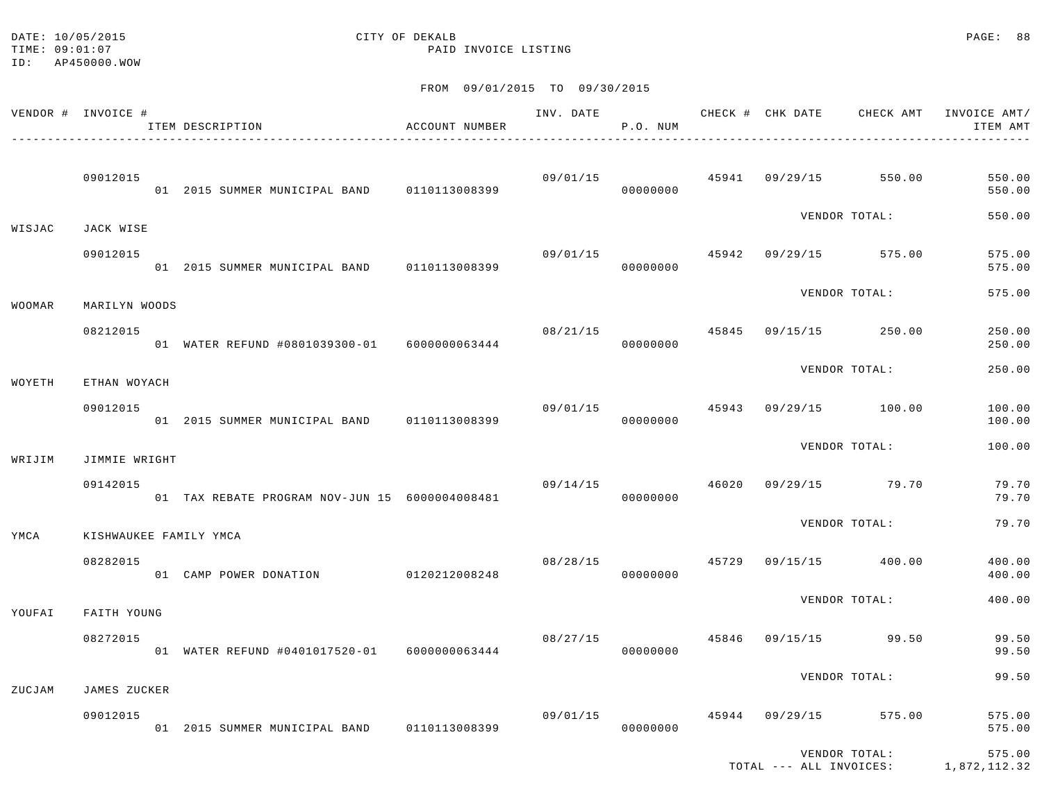DATE: 10/05/2015
TIME: 09:01:07
ID: AP450000.WOW

CITY OF DEKALB
PAID INVOICE LISTING

FROM 09/01/2015 TO 09/30/2015

| VENDOR # | INVOICE # / ITEM DESCRIPTION | ACCOUNT NUMBER | INV. DATE | P.O. NUM | CHECK # | CHK DATE | CHECK AMT | INVOICE AMT/ ITEM AMT |
|---|---|---|---|---|---|---|---|---|
| | 09012015 | | 09/01/15 | | 45941 | 09/29/15 | 550.00 | 550.00 |
| | 01 2015 SUMMER MUNICIPAL BAND | 0110113008399 | | 00000000 | | | | 550.00 |
| | | | | | | VENDOR TOTAL: | | 550.00 |
| WISJAC | JACK WISE | | | | | | | |
| | 09012015 | | 09/01/15 | | 45942 | 09/29/15 | 575.00 | 575.00 |
| | 01 2015 SUMMER MUNICIPAL BAND | 0110113008399 | | 00000000 | | | | 575.00 |
| | | | | | | VENDOR TOTAL: | | 575.00 |
| WOOMAR | MARILYN WOODS | | | | | | | |
| | 08212015 | | 08/21/15 | | 45845 | 09/15/15 | 250.00 | 250.00 |
| | 01 WATER REFUND #0801039300-01 | 6000000063444 | | 00000000 | | | | 250.00 |
| | | | | | | VENDOR TOTAL: | | 250.00 |
| WOYETH | ETHAN WOYACH | | | | | | | |
| | 09012015 | | 09/01/15 | | 45943 | 09/29/15 | 100.00 | 100.00 |
| | 01 2015 SUMMER MUNICIPAL BAND | 0110113008399 | | 00000000 | | | | 100.00 |
| | | | | | | VENDOR TOTAL: | | 100.00 |
| WRIJIM | JIMMIE WRIGHT | | | | | | | |
| | 09142015 | | 09/14/15 | | 46020 | 09/29/15 | 79.70 | 79.70 |
| | 01 TAX REBATE PROGRAM NOV-JUN 15 | 6000004008481 | | 00000000 | | | | 79.70 |
| | | | | | | VENDOR TOTAL: | | 79.70 |
| YMCA | KISHWAUKEE FAMILY YMCA | | | | | | | |
| | 08282015 | | 08/28/15 | | 45729 | 09/15/15 | 400.00 | 400.00 |
| | 01 CAMP POWER DONATION | 0120212008248 | | 00000000 | | | | 400.00 |
| | | | | | | VENDOR TOTAL: | | 400.00 |
| YOUFAI | FAITH YOUNG | | | | | | | |
| | 08272015 | | 08/27/15 | | 45846 | 09/15/15 | 99.50 | 99.50 |
| | 01 WATER REFUND #0401017520-01 | 6000000063444 | | 00000000 | | | | 99.50 |
| | | | | | | VENDOR TOTAL: | | 99.50 |
| ZUCJAM | JAMES ZUCKER | | | | | | | |
| | 09012015 | | 09/01/15 | | 45944 | 09/29/15 | 575.00 | 575.00 |
| | 01 2015 SUMMER MUNICIPAL BAND | 0110113008399 | | 00000000 | | | | 575.00 |
| | | | | | | VENDOR TOTAL: | | 575.00 |
| | | | | | | TOTAL --- ALL INVOICES: | | 1,872,112.32 |